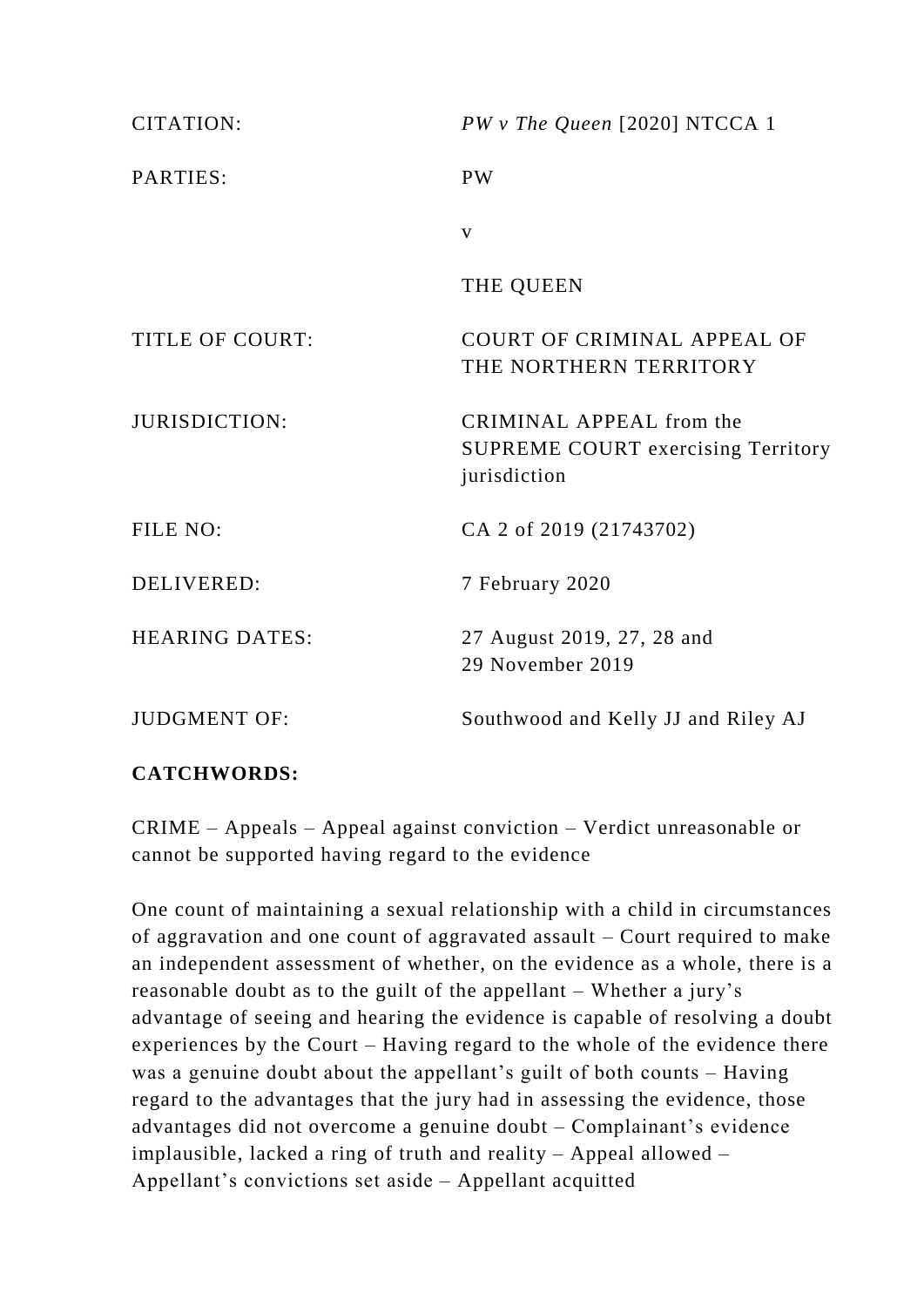| | |
|---|---|
| CITATION: | *PW v The Queen* [2020] NTCCA 1 |
| PARTIES: | PW<br><br>v<br><br>THE QUEEN |
| TITLE OF COURT: | COURT OF CRIMINAL APPEAL OF THE NORTHERN TERRITORY |
| JURISDICTION: | CRIMINAL APPEAL from the SUPREME COURT exercising Territory jurisdiction |
| FILE NO: | CA 2 of 2019 (21743702) |
| DELIVERED: | 7 February 2020 |
| HEARING DATES: | 27 August 2019, 27, 28 and 29 November 2019 |
| JUDGMENT OF: | Southwood and Kelly JJ and Riley AJ |

**CATCHWORDS:**

CRIME – Appeals – Appeal against conviction – Verdict unreasonable or cannot be supported having regard to the evidence

One count of maintaining a sexual relationship with a child in circumstances of aggravation and one count of aggravated assault – Court required to make an independent assessment of whether, on the evidence as a whole, there is a reasonable doubt as to the guilt of the appellant – Whether a jury's advantage of seeing and hearing the evidence is capable of resolving a doubt experiences by the Court – Having regard to the whole of the evidence there was a genuine doubt about the appellant's guilt of both counts – Having regard to the advantages that the jury had in assessing the evidence, those advantages did not overcome a genuine doubt – Complainant's evidence implausible, lacked a ring of truth and reality – Appeal allowed – Appellant's convictions set aside – Appellant acquitted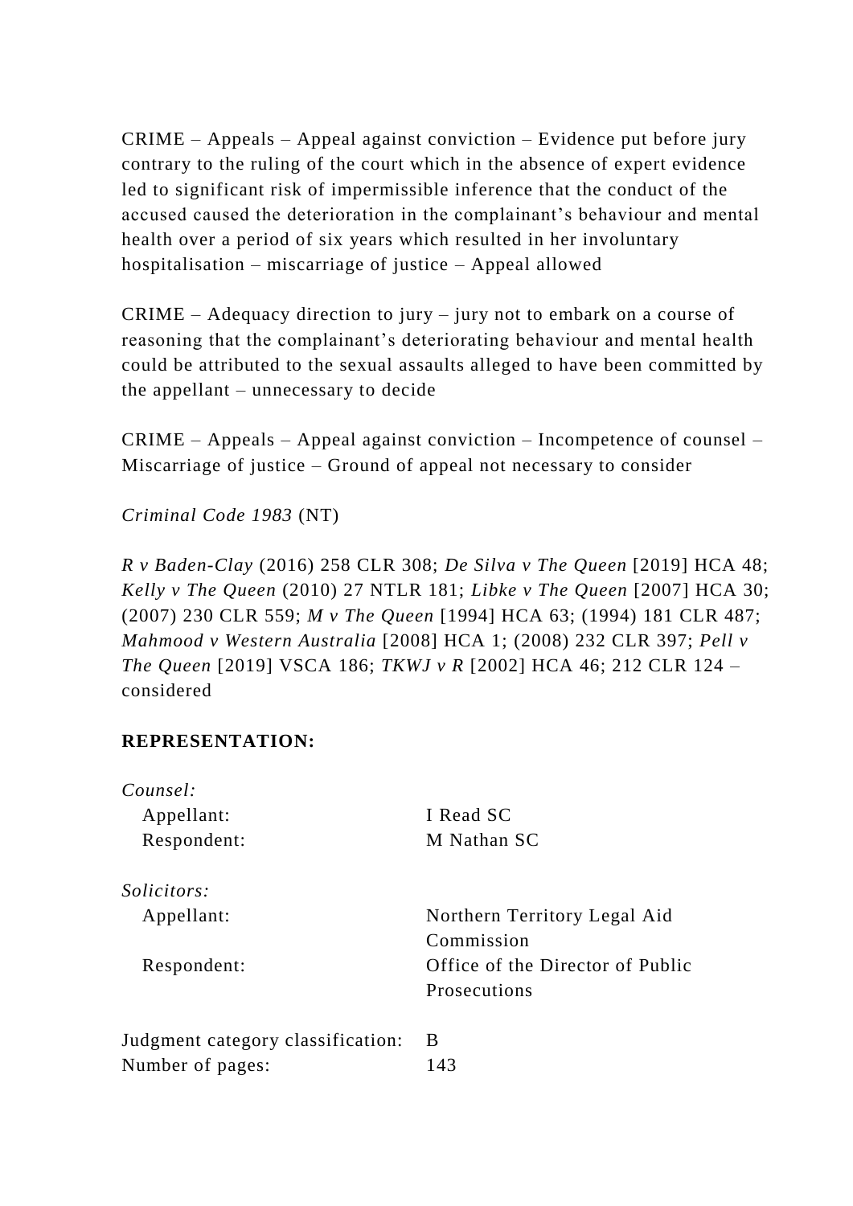CRIME – Appeals – Appeal against conviction – Evidence put before jury contrary to the ruling of the court which in the absence of expert evidence led to significant risk of impermissible inference that the conduct of the accused caused the deterioration in the complainant's behaviour and mental health over a period of six years which resulted in her involuntary hospitalisation – miscarriage of justice – Appeal allowed

CRIME – Adequacy direction to jury – jury not to embark on a course of reasoning that the complainant's deteriorating behaviour and mental health could be attributed to the sexual assaults alleged to have been committed by the appellant – unnecessary to decide

CRIME – Appeals – Appeal against conviction – Incompetence of counsel – Miscarriage of justice – Ground of appeal not necessary to consider

*Criminal Code 1983* (NT)

*R v Baden-Clay* (2016) 258 CLR 308; *De Silva v The Queen* [2019] HCA 48; *Kelly v The Queen* (2010) 27 NTLR 181; *Libke v The Queen* [2007] HCA 30; (2007) 230 CLR 559; *M v The Queen* [1994] HCA 63; (1994) 181 CLR 487; *Mahmood v Western Australia* [2008] HCA 1; (2008) 232 CLR 397; *Pell v The Queen* [2019] VSCA 186; *TKWJ v R* [2002] HCA 46; 212 CLR 124 – considered

**REPRESENTATION:**

*Counsel:*

| | |
|---|---|
| Appellant: | I Read SC |
| Respondent: | M Nathan SC |

*Solicitors:*

| | |
|---|---|
| Appellant: | Northern Territory Legal Aid Commission |
| Respondent: | Office of the Director of Public Prosecutions |

| | |
|---|---|
| Judgment category classification: | B |
| Number of pages: | 143 |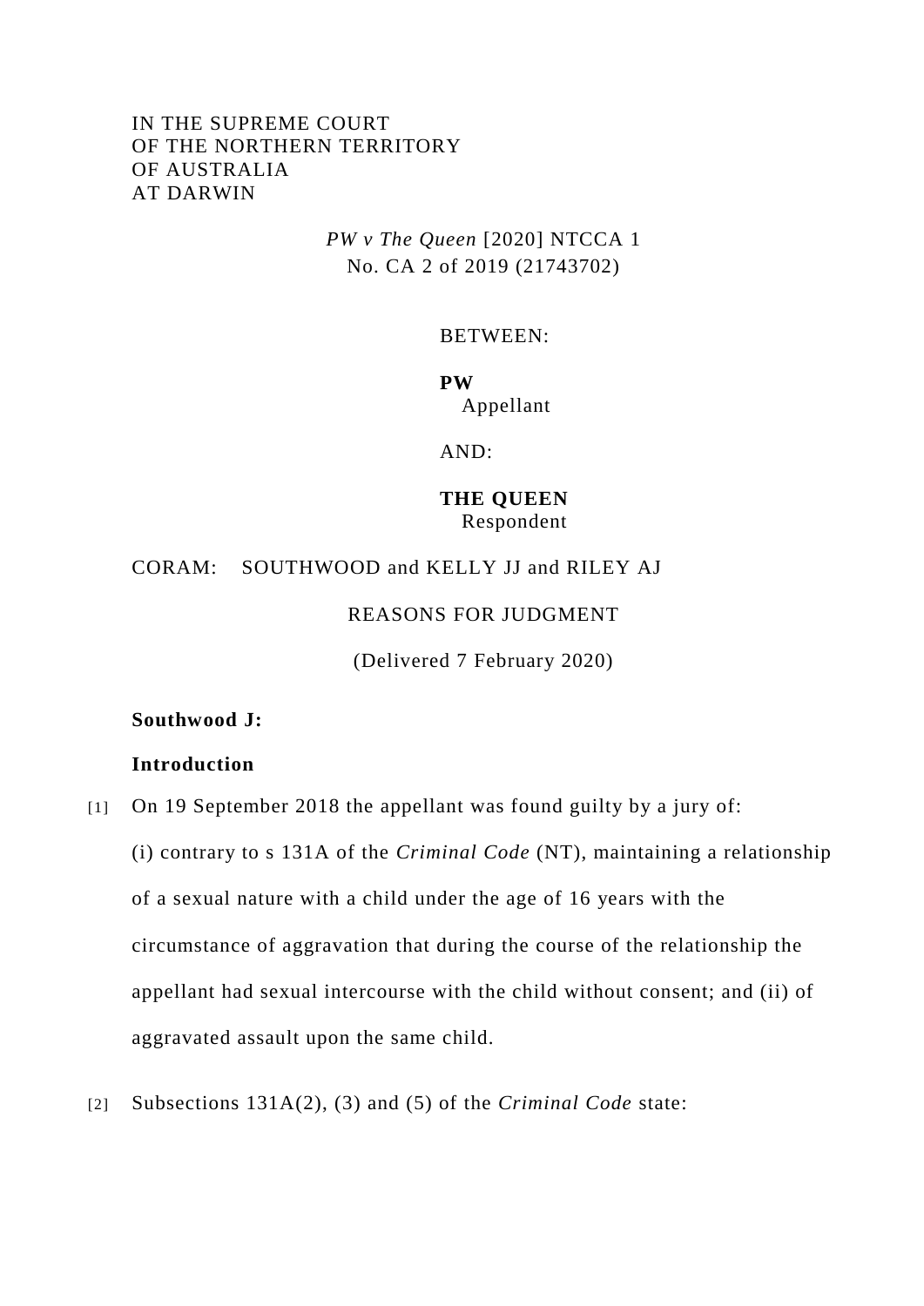IN THE SUPREME COURT
OF THE NORTHERN TERRITORY
OF AUSTRALIA
AT DARWIN

*PW v The Queen* [2020] NTCCA 1
No. CA 2 of 2019 (21743702)

BETWEEN:

**PW**
Appellant

AND:

**THE QUEEN**
Respondent

CORAM: SOUTHWOOD and KELLY JJ and RILEY AJ

REASONS FOR JUDGMENT

(Delivered 7 February 2020)

**Southwood J:**

**Introduction**

[1] On 19 September 2018 the appellant was found guilty by a jury of:

(i) contrary to s 131A of the *Criminal Code* (NT), maintaining a relationship of a sexual nature with a child under the age of 16 years with the circumstance of aggravation that during the course of the relationship the appellant had sexual intercourse with the child without consent; and (ii) of aggravated assault upon the same child.

[2] Subsections 131A(2), (3) and (5) of the *Criminal Code* state: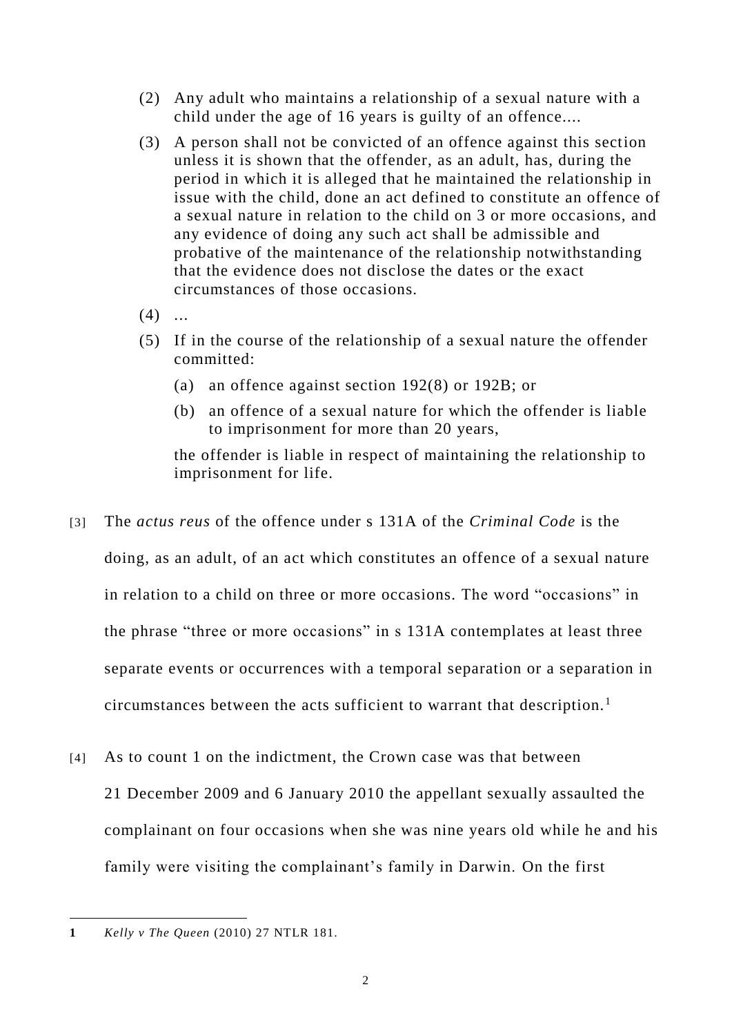> (2) Any adult who maintains a relationship of a sexual nature with a child under the age of 16 years is guilty of an offence....
>
> (3) A person shall not be convicted of an offence against this section unless it is shown that the offender, as an adult, has, during the period in which it is alleged that he maintained the relationship in issue with the child, done an act defined to constitute an offence of a sexual nature in relation to the child on 3 or more occasions, and any evidence of doing any such act shall be admissible and probative of the maintenance of the relationship notwithstanding that the evidence does not disclose the dates or the exact circumstances of those occasions.
>
> (4) ...
>
> (5) If in the course of the relationship of a sexual nature the offender committed:
>
> (a) an offence against section 192(8) or 192B; or
>
> (b) an offence of a sexual nature for which the offender is liable to imprisonment for more than 20 years,
>
> the offender is liable in respect of maintaining the relationship to imprisonment for life.

[3] The *actus reus* of the offence under s 131A of the *Criminal Code* is the doing, as an adult, of an act which constitutes an offence of a sexual nature in relation to a child on three or more occasions. The word "occasions" in the phrase "three or more occasions" in s 131A contemplates at least three separate events or occurrences with a temporal separation or a separation in circumstances between the acts sufficient to warrant that description.[1]

[4] As to count 1 on the indictment, the Crown case was that between 21 December 2009 and 6 January 2010 the appellant sexually assaulted the complainant on four occasions when she was nine years old while he and his family were visiting the complainant's family in Darwin. On the first

---

**1** *Kelly v The Queen* (2010) 27 NTLR 181.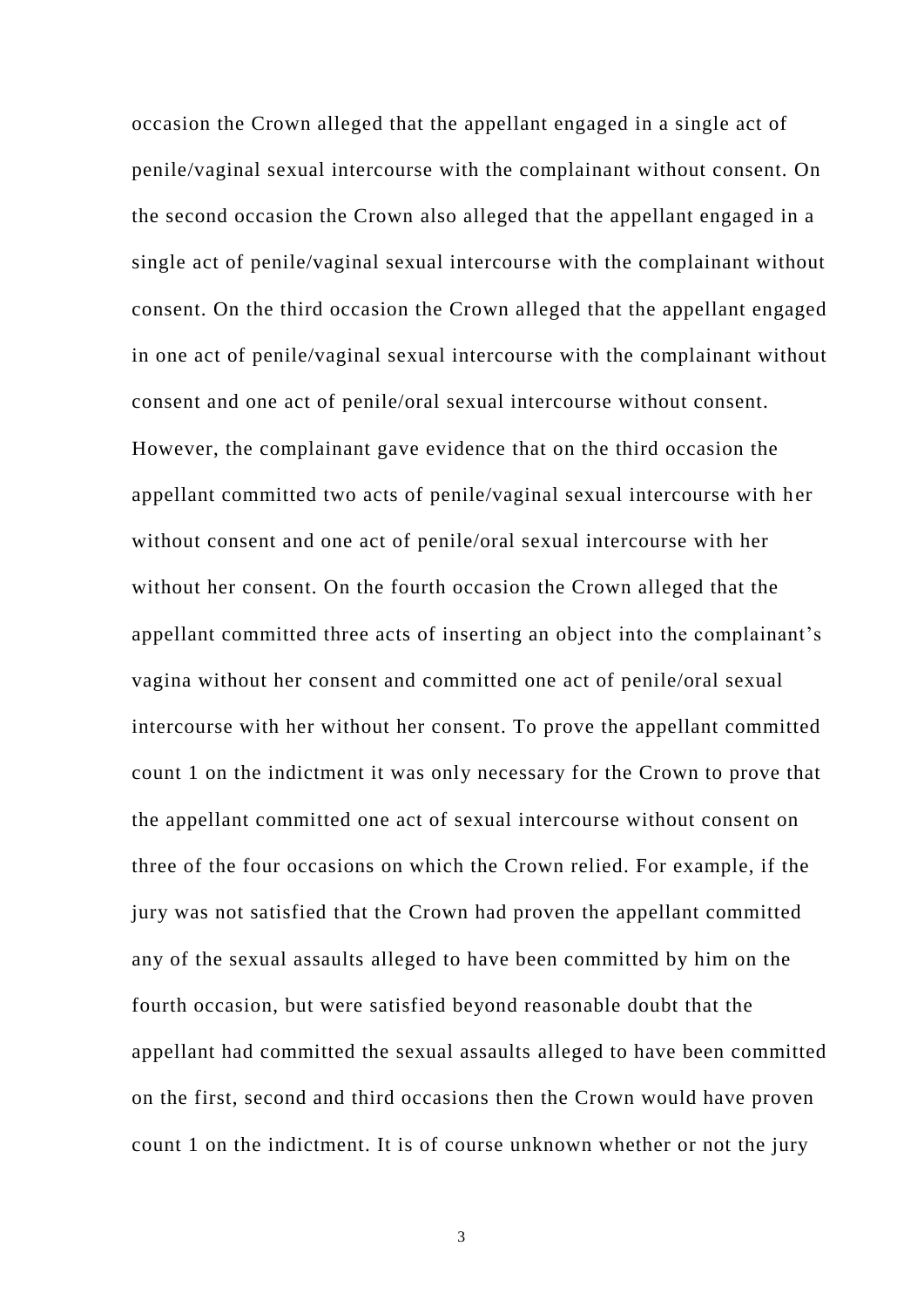occasion the Crown alleged that the appellant engaged in a single act of penile/vaginal sexual intercourse with the complainant without consent. On the second occasion the Crown also alleged that the appellant engaged in a single act of penile/vaginal sexual intercourse with the complainant without consent. On the third occasion the Crown alleged that the appellant engaged in one act of penile/vaginal sexual intercourse with the complainant without consent and one act of penile/oral sexual intercourse without consent. However, the complainant gave evidence that on the third occasion the appellant committed two acts of penile/vaginal sexual intercourse with her without consent and one act of penile/oral sexual intercourse with her without her consent. On the fourth occasion the Crown alleged that the appellant committed three acts of inserting an object into the complainant's vagina without her consent and committed one act of penile/oral sexual intercourse with her without her consent. To prove the appellant committed count 1 on the indictment it was only necessary for the Crown to prove that the appellant committed one act of sexual intercourse without consent on three of the four occasions on which the Crown relied. For example, if the jury was not satisfied that the Crown had proven the appellant committed any of the sexual assaults alleged to have been committed by him on the fourth occasion, but were satisfied beyond reasonable doubt that the appellant had committed the sexual assaults alleged to have been committed on the first, second and third occasions then the Crown would have proven count 1 on the indictment. It is of course unknown whether or not the jury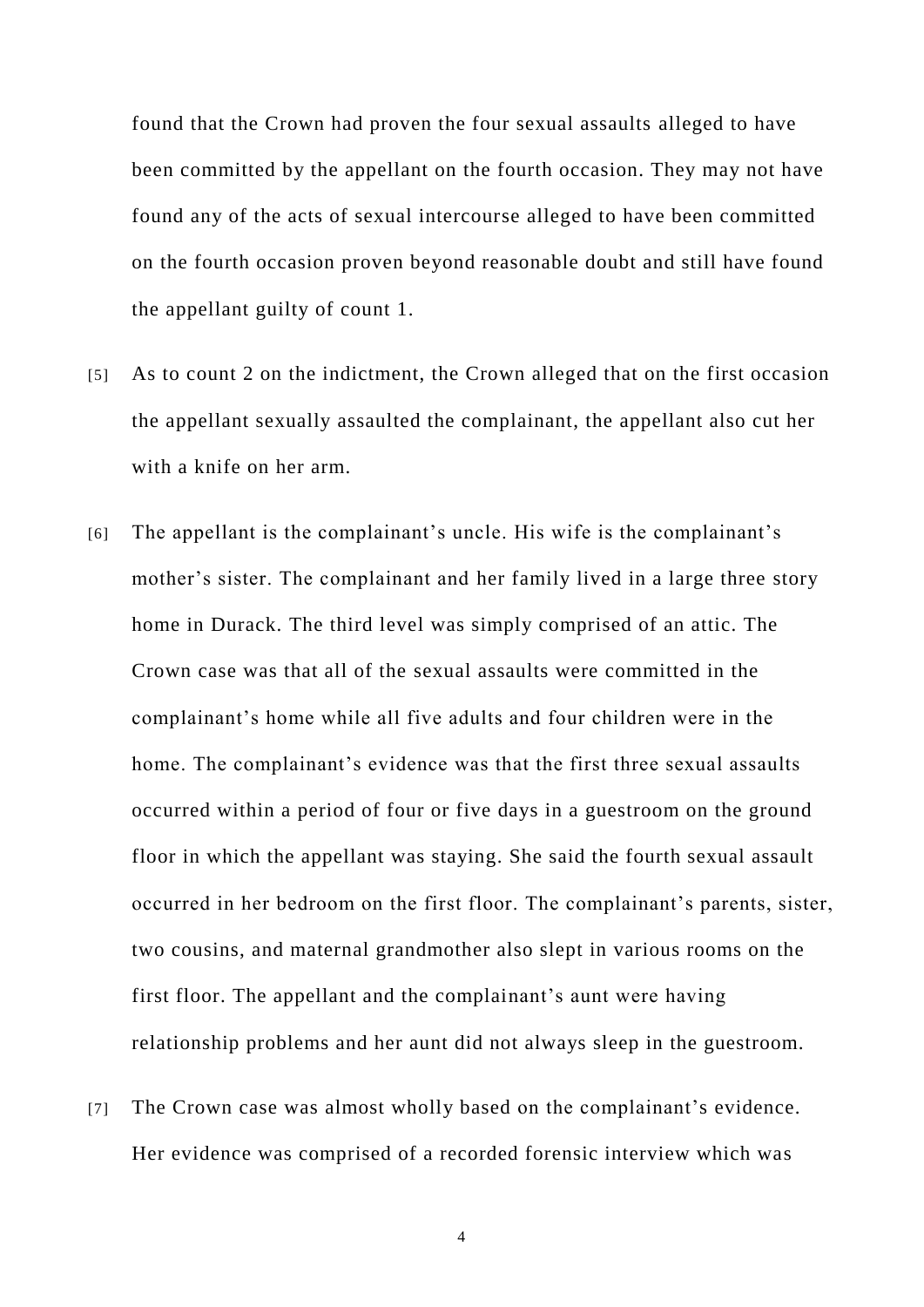found that the Crown had proven the four sexual assaults alleged to have been committed by the appellant on the fourth occasion. They may not have found any of the acts of sexual intercourse alleged to have been committed on the fourth occasion proven beyond reasonable doubt and still have found the appellant guilty of count 1.

[5] As to count 2 on the indictment, the Crown alleged that on the first occasion the appellant sexually assaulted the complainant, the appellant also cut her with a knife on her arm.

[6] The appellant is the complainant's uncle. His wife is the complainant's mother's sister. The complainant and her family lived in a large three story home in Durack. The third level was simply comprised of an attic. The Crown case was that all of the sexual assaults were committed in the complainant's home while all five adults and four children were in the home. The complainant's evidence was that the first three sexual assaults occurred within a period of four or five days in a guestroom on the ground floor in which the appellant was staying. She said the fourth sexual assault occurred in her bedroom on the first floor. The complainant's parents, sister, two cousins, and maternal grandmother also slept in various rooms on the first floor. The appellant and the complainant's aunt were having relationship problems and her aunt did not always sleep in the guestroom.

[7] The Crown case was almost wholly based on the complainant's evidence. Her evidence was comprised of a recorded forensic interview which was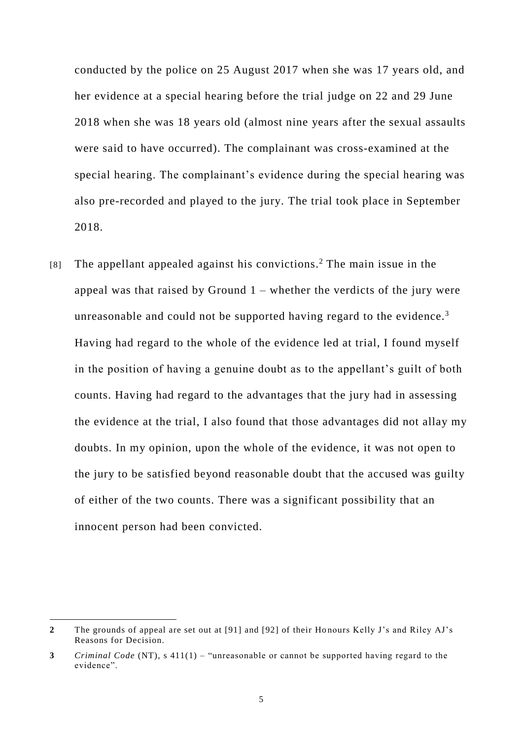conducted by the police on 25 August 2017 when she was 17 years old, and her evidence at a special hearing before the trial judge on 22 and 29 June 2018 when she was 18 years old (almost nine years after the sexual assaults were said to have occurred). The complainant was cross-examined at the special hearing. The complainant's evidence during the special hearing was also pre-recorded and played to the jury. The trial took place in September 2018.

[8] The appellant appealed against his convictions.[2] The main issue in the appeal was that raised by Ground 1 – whether the verdicts of the jury were unreasonable and could not be supported having regard to the evidence.[3] Having had regard to the whole of the evidence led at trial, I found myself in the position of having a genuine doubt as to the appellant's guilt of both counts. Having had regard to the advantages that the jury had in assessing the evidence at the trial, I also found that those advantages did not allay my doubts. In my opinion, upon the whole of the evidence, it was not open to the jury to be satisfied beyond reasonable doubt that the accused was guilty of either of the two counts. There was a significant possibility that an innocent person had been convicted.

---

**2** The grounds of appeal are set out at [91] and [92] of their Honours Kelly J's and Riley AJ's Reasons for Decision.

**3** *Criminal Code* (NT), s 411(1) – "unreasonable or cannot be supported having regard to the evidence".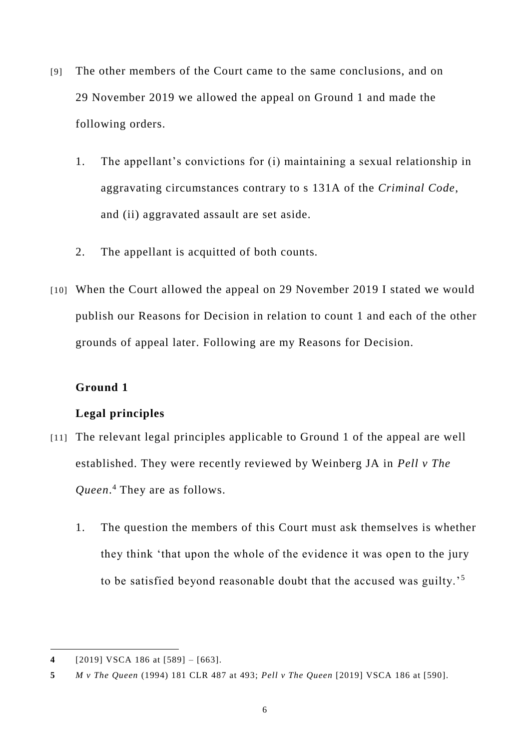[9] The other members of the Court came to the same conclusions, and on 29 November 2019 we allowed the appeal on Ground 1 and made the following orders.

1. The appellant's convictions for (i) maintaining a sexual relationship in aggravating circumstances contrary to s 131A of the *Criminal Code*, and (ii) aggravated assault are set aside.

2. The appellant is acquitted of both counts.

[10] When the Court allowed the appeal on 29 November 2019 I stated we would publish our Reasons for Decision in relation to count 1 and each of the other grounds of appeal later. Following are my Reasons for Decision.

**Ground 1**

**Legal principles**

[11] The relevant legal principles applicable to Ground 1 of the appeal are well established. They were recently reviewed by Weinberg JA in *Pell v The Queen*.[4] They are as follows.

1. The question the members of this Court must ask themselves is whether they think 'that upon the whole of the evidence it was open to the jury to be satisfied beyond reasonable doubt that the accused was guilty.'[5]

---

**4** [2019] VSCA 186 at [589] – [663].

**5** *M v The Queen* (1994) 181 CLR 487 at 493; *Pell v The Queen* [2019] VSCA 186 at [590].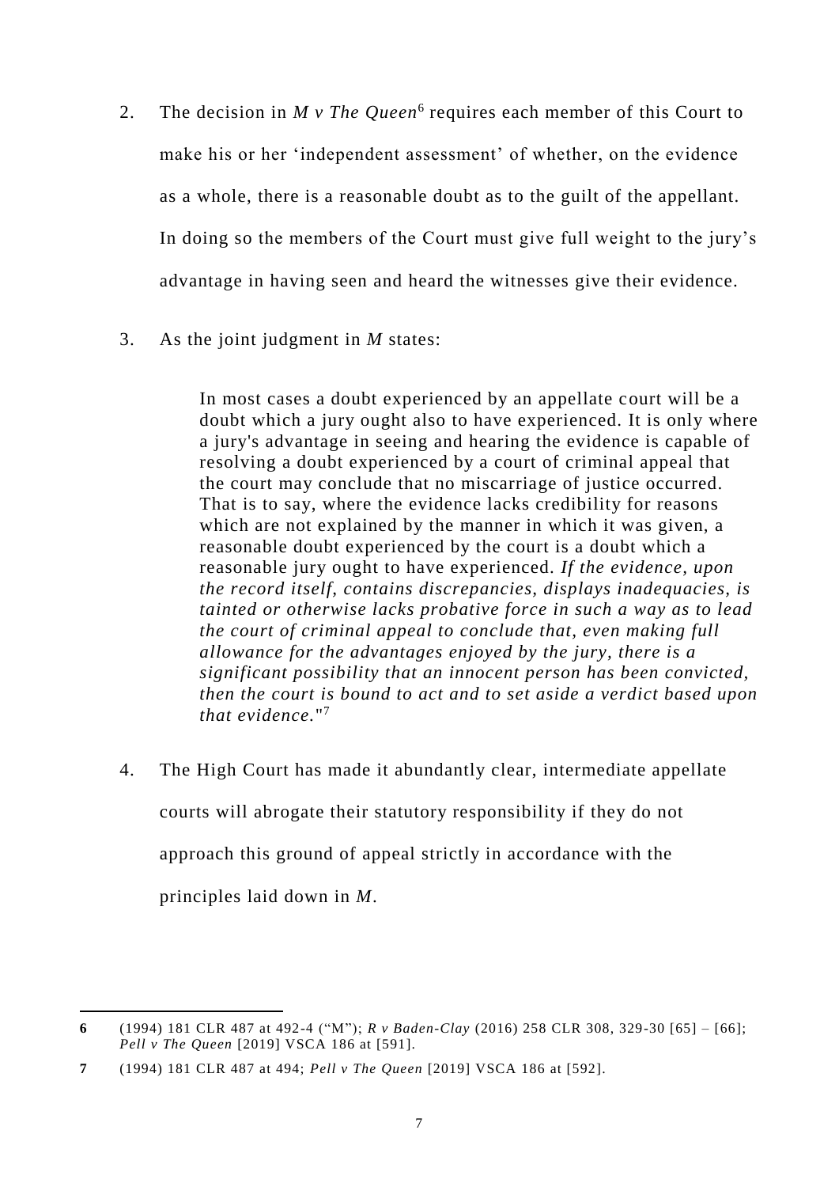2. The decision in *M v The Queen*[6] requires each member of this Court to make his or her 'independent assessment' of whether, on the evidence as a whole, there is a reasonable doubt as to the guilt of the appellant. In doing so the members of the Court must give full weight to the jury's advantage in having seen and heard the witnesses give their evidence.

3. As the joint judgment in *M* states:

> In most cases a doubt experienced by an appellate court will be a doubt which a jury ought also to have experienced. It is only where a jury's advantage in seeing and hearing the evidence is capable of resolving a doubt experienced by a court of criminal appeal that the court may conclude that no miscarriage of justice occurred. That is to say, where the evidence lacks credibility for reasons which are not explained by the manner in which it was given, a reasonable doubt experienced by the court is a doubt which a reasonable jury ought to have experienced. *If the evidence, upon the record itself, contains discrepancies, displays inadequacies, is tainted or otherwise lacks probative force in such a way as to lead the court of criminal appeal to conclude that, even making full allowance for the advantages enjoyed by the jury, there is a significant possibility that an innocent person has been convicted, then the court is bound to act and to set aside a verdict based upon that evidence.*"[7]

4. The High Court has made it abundantly clear, intermediate appellate courts will abrogate their statutory responsibility if they do not approach this ground of appeal strictly in accordance with the principles laid down in *M*.

---

**6** (1994) 181 CLR 487 at 492-4 ("M"); *R v Baden-Clay* (2016) 258 CLR 308, 329-30 [65] – [66]; *Pell v The Queen* [2019] VSCA 186 at [591].

**7** (1994) 181 CLR 487 at 494; *Pell v The Queen* [2019] VSCA 186 at [592].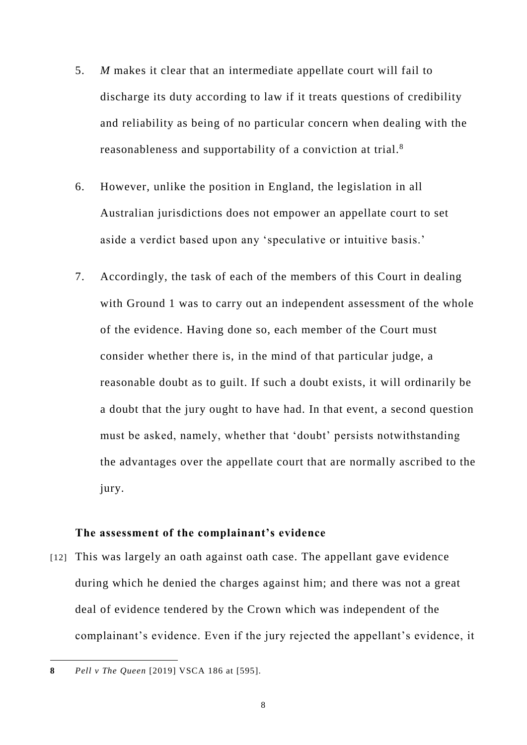5. *M* makes it clear that an intermediate appellate court will fail to discharge its duty according to law if it treats questions of credibility and reliability as being of no particular concern when dealing with the reasonableness and supportability of a conviction at trial.[8]

6. However, unlike the position in England, the legislation in all Australian jurisdictions does not empower an appellate court to set aside a verdict based upon any 'speculative or intuitive basis.'

7. Accordingly, the task of each of the members of this Court in dealing with Ground 1 was to carry out an independent assessment of the whole of the evidence. Having done so, each member of the Court must consider whether there is, in the mind of that particular judge, a reasonable doubt as to guilt. If such a doubt exists, it will ordinarily be a doubt that the jury ought to have had. In that event, a second question must be asked, namely, whether that 'doubt' persists notwithstanding the advantages over the appellate court that are normally ascribed to the jury.

**The assessment of the complainant's evidence**

[12] This was largely an oath against oath case. The appellant gave evidence during which he denied the charges against him; and there was not a great deal of evidence tendered by the Crown which was independent of the complainant's evidence. Even if the jury rejected the appellant's evidence, it

---

**8** *Pell v The Queen* [2019] VSCA 186 at [595].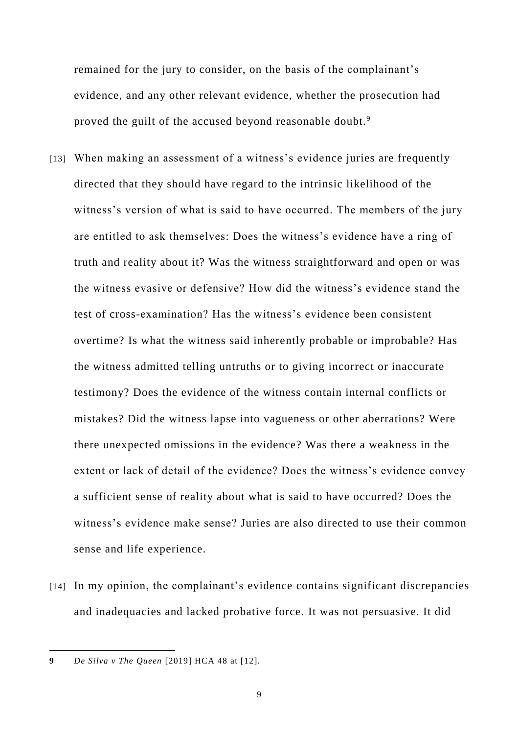remained for the jury to consider, on the basis of the complainant's evidence, and any other relevant evidence, whether the prosecution had proved the guilt of the accused beyond reasonable doubt.[9]

[13] When making an assessment of a witness's evidence juries are frequently directed that they should have regard to the intrinsic likelihood of the witness's version of what is said to have occurred. The members of the jury are entitled to ask themselves: Does the witness's evidence have a ring of truth and reality about it? Was the witness straightforward and open or was the witness evasive or defensive? How did the witness's evidence stand the test of cross-examination? Has the witness's evidence been consistent overtime? Is what the witness said inherently probable or improbable? Has the witness admitted telling untruths or to giving incorrect or inaccurate testimony? Does the evidence of the witness contain internal conflicts or mistakes? Did the witness lapse into vagueness or other aberrations? Were there unexpected omissions in the evidence? Was there a weakness in the extent or lack of detail of the evidence? Does the witness's evidence convey a sufficient sense of reality about what is said to have occurred? Does the witness's evidence make sense? Juries are also directed to use their common sense and life experience.

[14] In my opinion, the complainant's evidence contains significant discrepancies and inadequacies and lacked probative force. It was not persuasive. It did

---

**9** *De Silva v The Queen* [2019] HCA 48 at [12].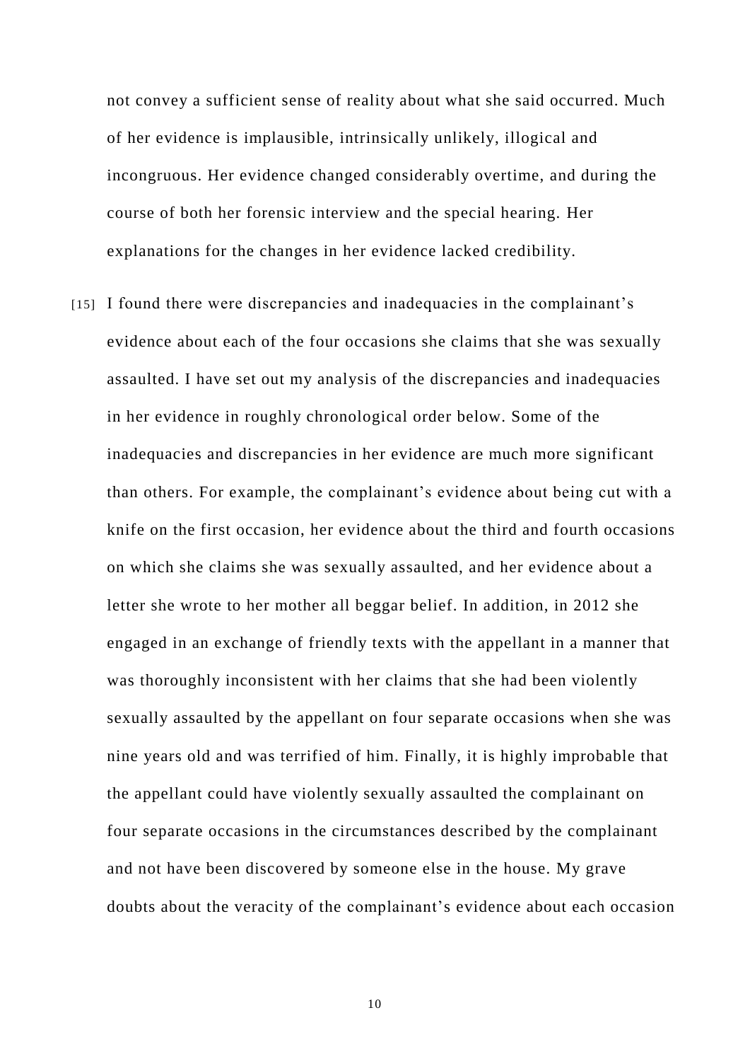not convey a sufficient sense of reality about what she said occurred. Much of her evidence is implausible, intrinsically unlikely, illogical and incongruous. Her evidence changed considerably overtime, and during the course of both her forensic interview and the special hearing. Her explanations for the changes in her evidence lacked credibility.

[15] I found there were discrepancies and inadequacies in the complainant's evidence about each of the four occasions she claims that she was sexually assaulted. I have set out my analysis of the discrepancies and inadequacies in her evidence in roughly chronological order below. Some of the inadequacies and discrepancies in her evidence are much more significant than others. For example, the complainant's evidence about being cut with a knife on the first occasion, her evidence about the third and fourth occasions on which she claims she was sexually assaulted, and her evidence about a letter she wrote to her mother all beggar belief. In addition, in 2012 she engaged in an exchange of friendly texts with the appellant in a manner that was thoroughly inconsistent with her claims that she had been violently sexually assaulted by the appellant on four separate occasions when she was nine years old and was terrified of him. Finally, it is highly improbable that the appellant could have violently sexually assaulted the complainant on four separate occasions in the circumstances described by the complainant and not have been discovered by someone else in the house. My grave doubts about the veracity of the complainant's evidence about each occasion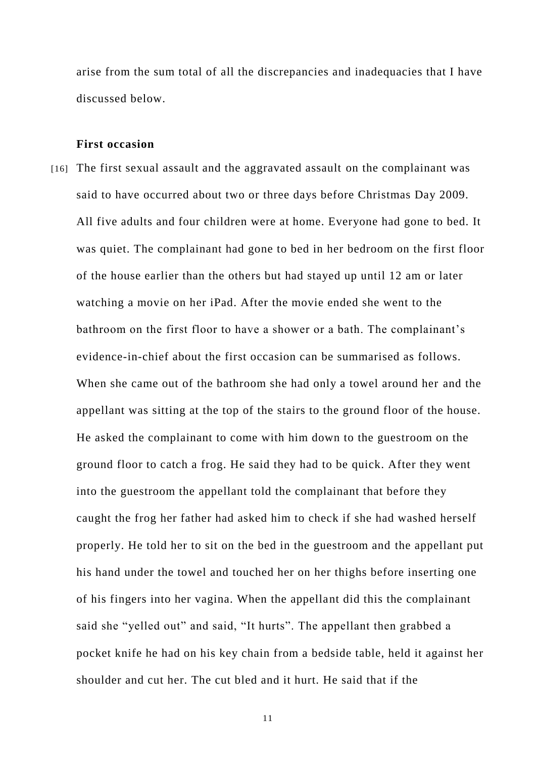arise from the sum total of all the discrepancies and inadequacies that I have discussed below.

**First occasion**

[16] The first sexual assault and the aggravated assault on the complainant was said to have occurred about two or three days before Christmas Day 2009. All five adults and four children were at home. Everyone had gone to bed. It was quiet. The complainant had gone to bed in her bedroom on the first floor of the house earlier than the others but had stayed up until 12 am or later watching a movie on her iPad. After the movie ended she went to the bathroom on the first floor to have a shower or a bath. The complainant's evidence-in-chief about the first occasion can be summarised as follows. When she came out of the bathroom she had only a towel around her and the appellant was sitting at the top of the stairs to the ground floor of the house. He asked the complainant to come with him down to the guestroom on the ground floor to catch a frog. He said they had to be quick. After they went into the guestroom the appellant told the complainant that before they caught the frog her father had asked him to check if she had washed herself properly. He told her to sit on the bed in the guestroom and the appellant put his hand under the towel and touched her on her thighs before inserting one of his fingers into her vagina. When the appellant did this the complainant said she "yelled out" and said, "It hurts". The appellant then grabbed a pocket knife he had on his key chain from a bedside table, held it against her shoulder and cut her. The cut bled and it hurt. He said that if the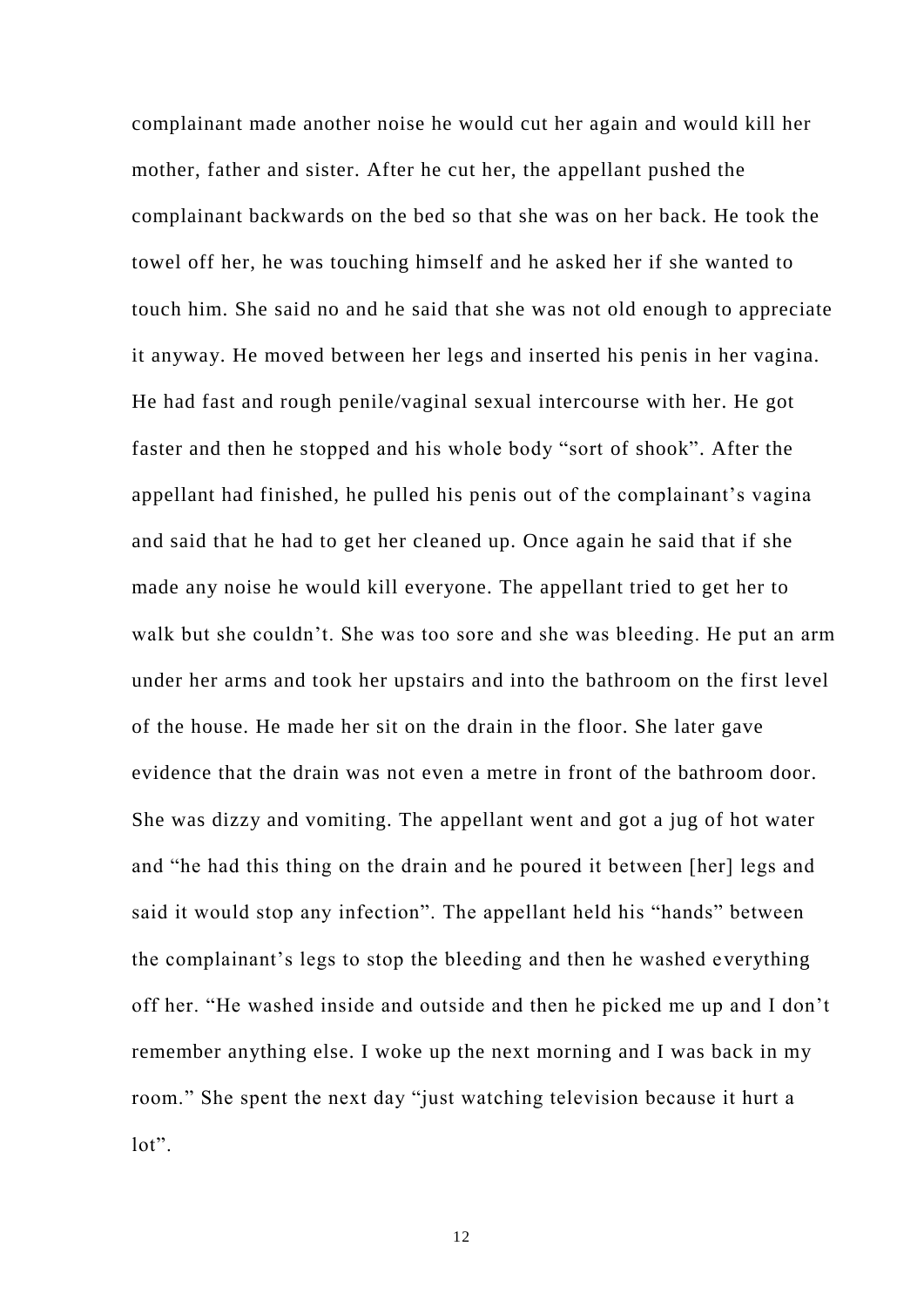complainant made another noise he would cut her again and would kill her mother, father and sister. After he cut her, the appellant pushed the complainant backwards on the bed so that she was on her back. He took the towel off her, he was touching himself and he asked her if she wanted to touch him. She said no and he said that she was not old enough to appreciate it anyway. He moved between her legs and inserted his penis in her vagina. He had fast and rough penile/vaginal sexual intercourse with her. He got faster and then he stopped and his whole body "sort of shook". After the appellant had finished, he pulled his penis out of the complainant's vagina and said that he had to get her cleaned up. Once again he said that if she made any noise he would kill everyone. The appellant tried to get her to walk but she couldn't. She was too sore and she was bleeding. He put an arm under her arms and took her upstairs and into the bathroom on the first level of the house. He made her sit on the drain in the floor. She later gave evidence that the drain was not even a metre in front of the bathroom door. She was dizzy and vomiting. The appellant went and got a jug of hot water and "he had this thing on the drain and he poured it between [her] legs and said it would stop any infection". The appellant held his "hands" between the complainant's legs to stop the bleeding and then he washed everything off her. "He washed inside and outside and then he picked me up and I don't remember anything else. I woke up the next morning and I was back in my room." She spent the next day "just watching television because it hurt a lot".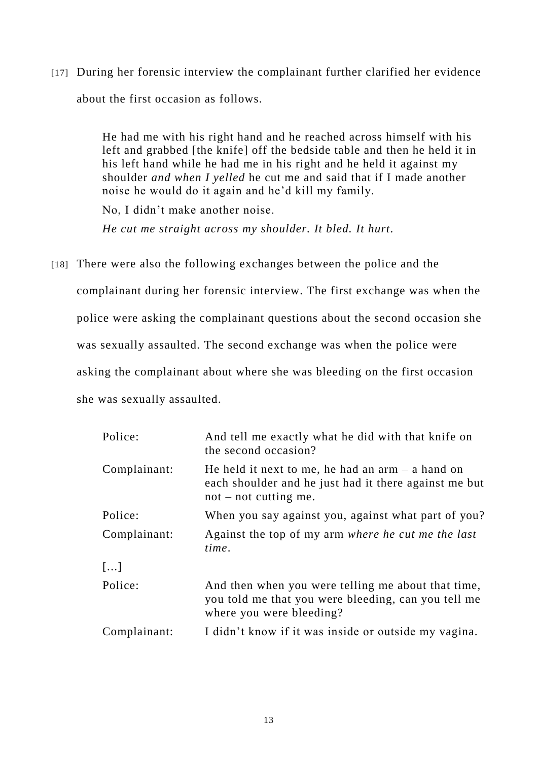[17] During her forensic interview the complainant further clarified her evidence about the first occasion as follows.

> He had me with his right hand and he reached across himself with his left and grabbed [the knife] off the bedside table and then he held it in his left hand while he had me in his right and he held it against my shoulder *and when I yelled* he cut me and said that if I made another noise he would do it again and he'd kill my family.
>
> No, I didn't make another noise.
>
> *He cut me straight across my shoulder. It bled. It hurt.*

[18] There were also the following exchanges between the police and the complainant during her forensic interview. The first exchange was when the police were asking the complainant questions about the second occasion she was sexually assaulted. The second exchange was when the police were asking the complainant about where she was bleeding on the first occasion she was sexually assaulted.

| | |
|---|---|
| Police: | And tell me exactly what he did with that knife on the second occasion? |
| Complainant: | He held it next to me, he had an arm – a hand on each shoulder and he just had it there against me but not – not cutting me. |
| Police: | When you say against you, against what part of you? |
| Complainant: | Against the top of my arm *where he cut me the last time*. |
| […] | |
| Police: | And then when you were telling me about that time, you told me that you were bleeding, can you tell me where you were bleeding? |
| Complainant: | I didn't know if it was inside or outside my vagina. |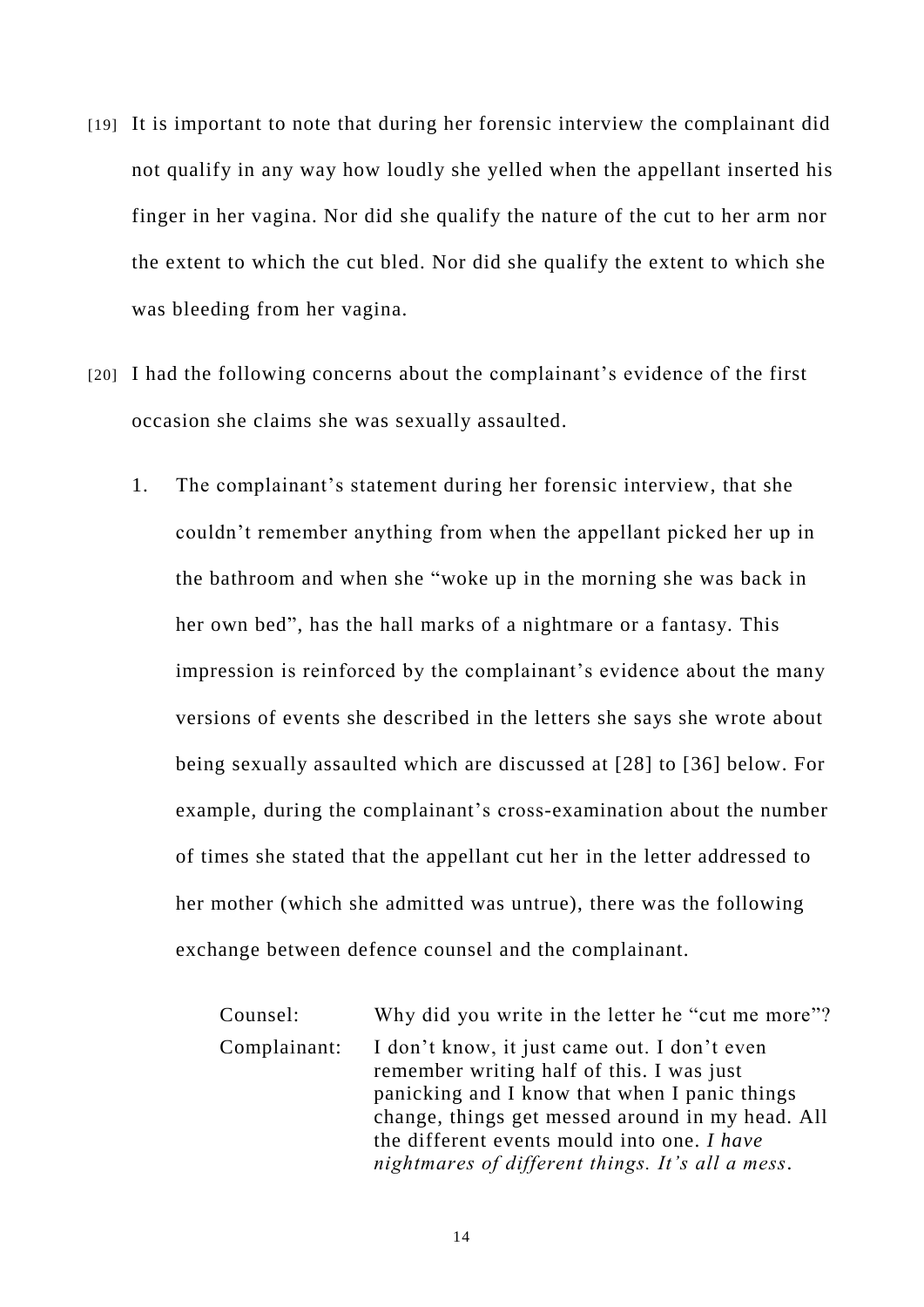[19] It is important to note that during her forensic interview the complainant did not qualify in any way how loudly she yelled when the appellant inserted his finger in her vagina. Nor did she qualify the nature of the cut to her arm nor the extent to which the cut bled. Nor did she qualify the extent to which she was bleeding from her vagina.

[20] I had the following concerns about the complainant's evidence of the first occasion she claims she was sexually assaulted.

1. The complainant's statement during her forensic interview, that she couldn't remember anything from when the appellant picked her up in the bathroom and when she "woke up in the morning she was back in her own bed", has the hall marks of a nightmare or a fantasy. This impression is reinforced by the complainant's evidence about the many versions of events she described in the letters she says she wrote about being sexually assaulted which are discussed at [28] to [36] below. For example, during the complainant's cross-examination about the number of times she stated that the appellant cut her in the letter addressed to her mother (which she admitted was untrue), there was the following exchange between defence counsel and the complainant.

| | |
|---|---|
| Counsel: | Why did you write in the letter he "cut me more"? |
| Complainant: | I don't know, it just came out. I don't even remember writing half of this. I was just panicking and I know that when I panic things change, things get messed around in my head. All the different events mould into one. *I have nightmares of different things. It's all a mess*. |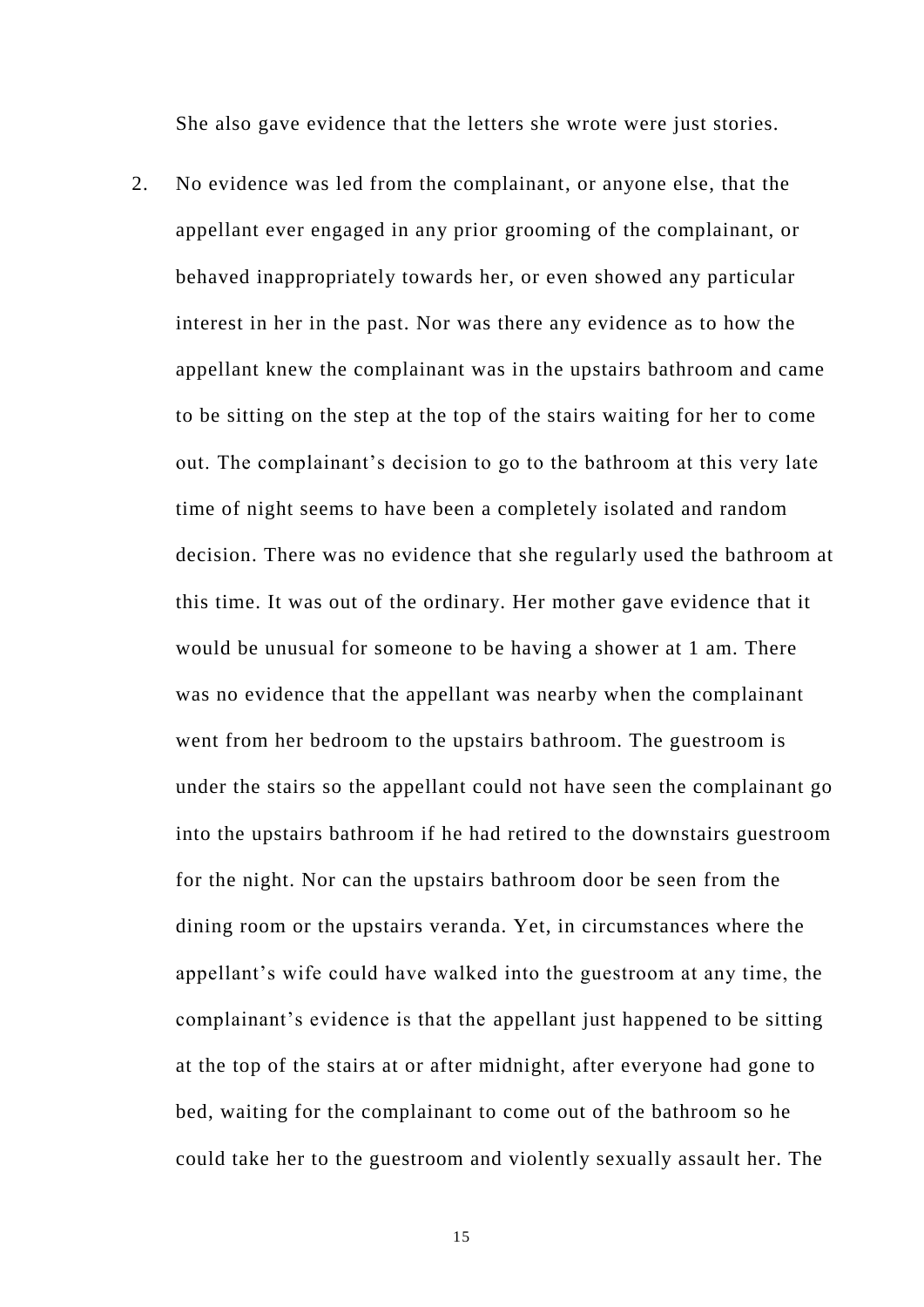She also gave evidence that the letters she wrote were just stories.

2. No evidence was led from the complainant, or anyone else, that the appellant ever engaged in any prior grooming of the complainant, or behaved inappropriately towards her, or even showed any particular interest in her in the past. Nor was there any evidence as to how the appellant knew the complainant was in the upstairs bathroom and came to be sitting on the step at the top of the stairs waiting for her to come out. The complainant's decision to go to the bathroom at this very late time of night seems to have been a completely isolated and random decision. There was no evidence that she regularly used the bathroom at this time. It was out of the ordinary. Her mother gave evidence that it would be unusual for someone to be having a shower at 1 am. There was no evidence that the appellant was nearby when the complainant went from her bedroom to the upstairs bathroom. The guestroom is under the stairs so the appellant could not have seen the complainant go into the upstairs bathroom if he had retired to the downstairs guestroom for the night. Nor can the upstairs bathroom door be seen from the dining room or the upstairs veranda. Yet, in circumstances where the appellant's wife could have walked into the guestroom at any time, the complainant's evidence is that the appellant just happened to be sitting at the top of the stairs at or after midnight, after everyone had gone to bed, waiting for the complainant to come out of the bathroom so he could take her to the guestroom and violently sexually assault her. The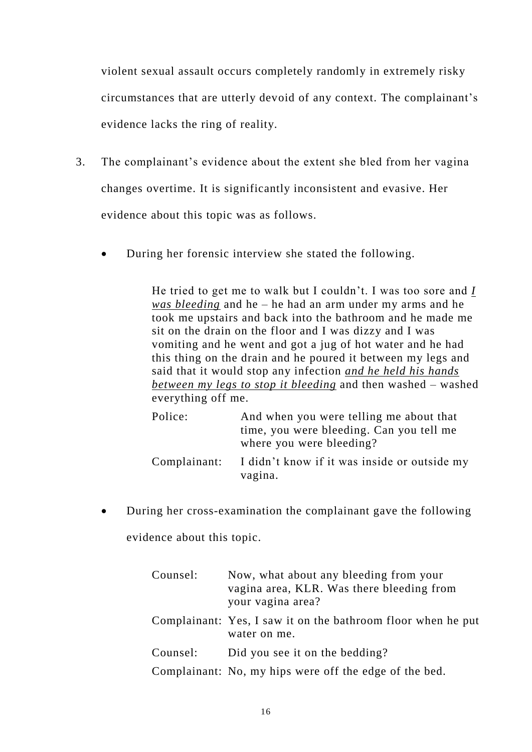violent sexual assault occurs completely randomly in extremely risky circumstances that are utterly devoid of any context. The complainant's evidence lacks the ring of reality.

3. The complainant's evidence about the extent she bled from her vagina changes overtime. It is significantly inconsistent and evasive. Her evidence about this topic was as follows.

- During her forensic interview she stated the following.

> He tried to get me to walk but I couldn't. I was too sore and <u>*I was bleeding*</u> and he – he had an arm under my arms and he took me upstairs and back into the bathroom and he made me sit on the drain on the floor and I was dizzy and I was vomiting and he went and got a jug of hot water and he had this thing on the drain and he poured it between my legs and said that it would stop any infection <u>*and he held his hands between my legs to stop it bleeding*</u> and then washed – washed everything off me.
>
> Police: And when you were telling me about that time, you were bleeding. Can you tell me where you were bleeding?
>
> Complainant: I didn't know if it was inside or outside my vagina.

- During her cross-examination the complainant gave the following evidence about this topic.

> Counsel: Now, what about any bleeding from your vagina area, KLR. Was there bleeding from your vagina area?
>
> Complainant: Yes, I saw it on the bathroom floor when he put water on me.
>
> Counsel: Did you see it on the bedding?
>
> Complainant: No, my hips were off the edge of the bed.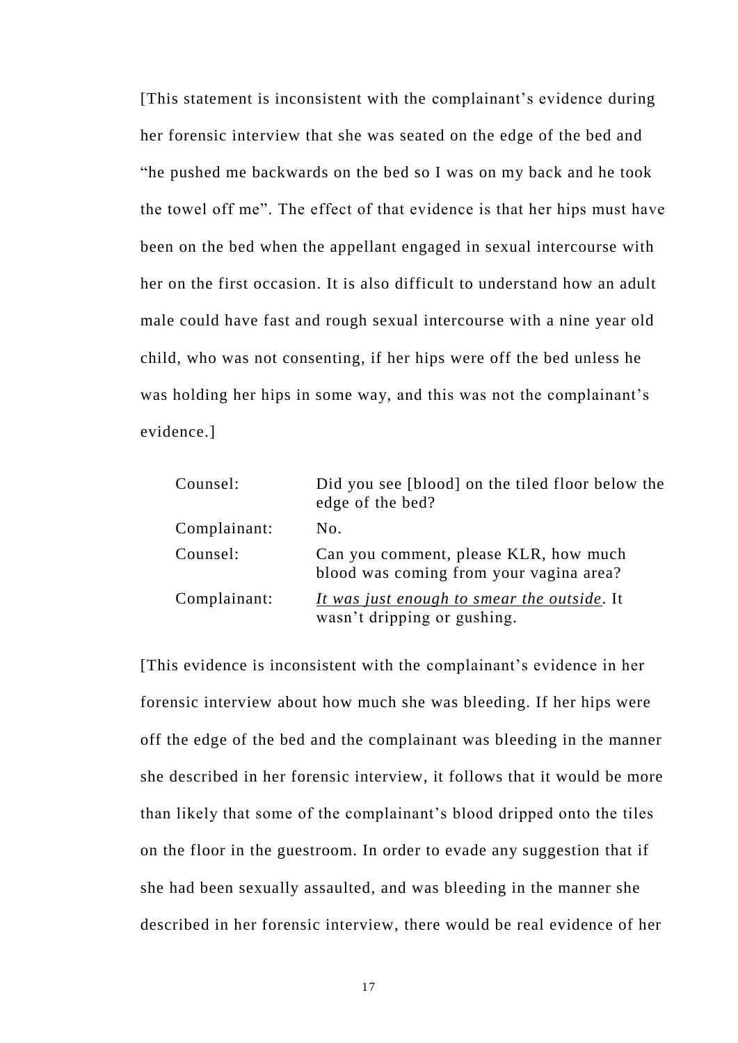[This statement is inconsistent with the complainant's evidence during her forensic interview that she was seated on the edge of the bed and "he pushed me backwards on the bed so I was on my back and he took the towel off me". The effect of that evidence is that her hips must have been on the bed when the appellant engaged in sexual intercourse with her on the first occasion. It is also difficult to understand how an adult male could have fast and rough sexual intercourse with a nine year old child, who was not consenting, if her hips were off the bed unless he was holding her hips in some way, and this was not the complainant's evidence.]

| | |
|---|---|
| Counsel: | Did you see [blood] on the tiled floor below the edge of the bed? |
| Complainant: | No. |
| Counsel: | Can you comment, please KLR, how much blood was coming from your vagina area? |
| Complainant: | <u>*It was just enough to smear the outside*</u>. It wasn't dripping or gushing. |

[This evidence is inconsistent with the complainant's evidence in her forensic interview about how much she was bleeding. If her hips were off the edge of the bed and the complainant was bleeding in the manner she described in her forensic interview, it follows that it would be more than likely that some of the complainant's blood dripped onto the tiles on the floor in the guestroom. In order to evade any suggestion that if she had been sexually assaulted, and was bleeding in the manner she described in her forensic interview, there would be real evidence of her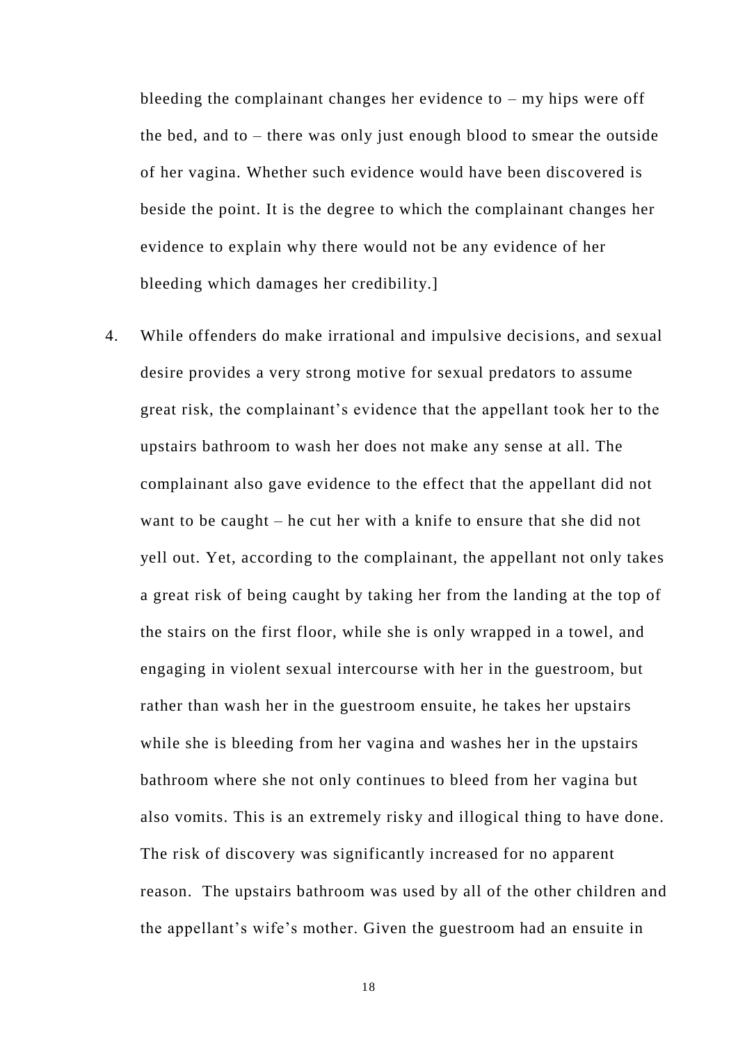bleeding the complainant changes her evidence to – my hips were off the bed, and to – there was only just enough blood to smear the outside of her vagina. Whether such evidence would have been discovered is beside the point. It is the degree to which the complainant changes her evidence to explain why there would not be any evidence of her bleeding which damages her credibility.]

4. While offenders do make irrational and impulsive decisions, and sexual desire provides a very strong motive for sexual predators to assume great risk, the complainant's evidence that the appellant took her to the upstairs bathroom to wash her does not make any sense at all. The complainant also gave evidence to the effect that the appellant did not want to be caught – he cut her with a knife to ensure that she did not yell out. Yet, according to the complainant, the appellant not only takes a great risk of being caught by taking her from the landing at the top of the stairs on the first floor, while she is only wrapped in a towel, and engaging in violent sexual intercourse with her in the guestroom, but rather than wash her in the guestroom ensuite, he takes her upstairs while she is bleeding from her vagina and washes her in the upstairs bathroom where she not only continues to bleed from her vagina but also vomits. This is an extremely risky and illogical thing to have done. The risk of discovery was significantly increased for no apparent reason. The upstairs bathroom was used by all of the other children and the appellant's wife's mother. Given the guestroom had an ensuite in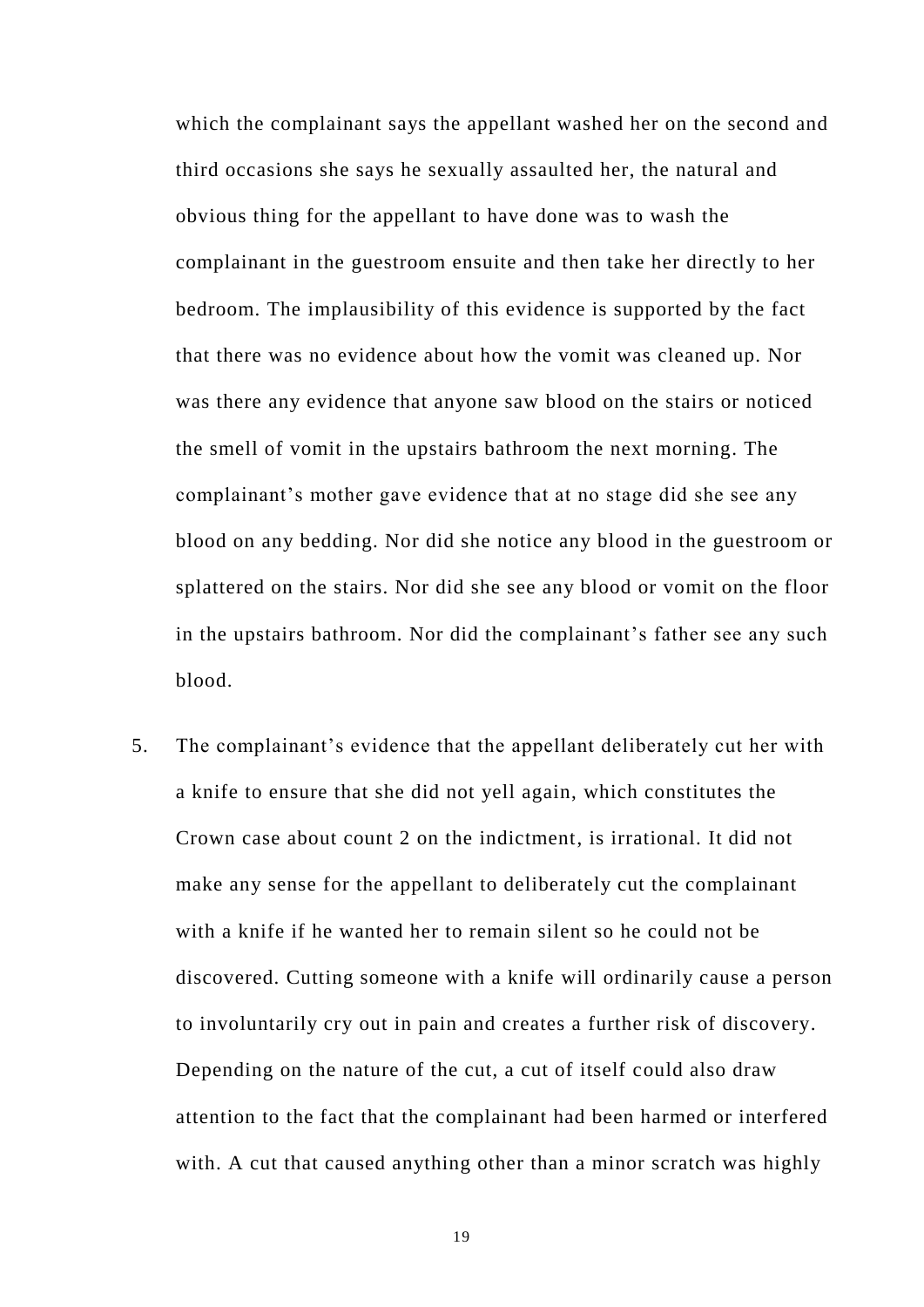which the complainant says the appellant washed her on the second and third occasions she says he sexually assaulted her, the natural and obvious thing for the appellant to have done was to wash the complainant in the guestroom ensuite and then take her directly to her bedroom. The implausibility of this evidence is supported by the fact that there was no evidence about how the vomit was cleaned up. Nor was there any evidence that anyone saw blood on the stairs or noticed the smell of vomit in the upstairs bathroom the next morning. The complainant's mother gave evidence that at no stage did she see any blood on any bedding. Nor did she notice any blood in the guestroom or splattered on the stairs. Nor did she see any blood or vomit on the floor in the upstairs bathroom. Nor did the complainant's father see any such blood.

5. The complainant's evidence that the appellant deliberately cut her with a knife to ensure that she did not yell again, which constitutes the Crown case about count 2 on the indictment, is irrational. It did not make any sense for the appellant to deliberately cut the complainant with a knife if he wanted her to remain silent so he could not be discovered. Cutting someone with a knife will ordinarily cause a person to involuntarily cry out in pain and creates a further risk of discovery. Depending on the nature of the cut, a cut of itself could also draw attention to the fact that the complainant had been harmed or interfered with. A cut that caused anything other than a minor scratch was highly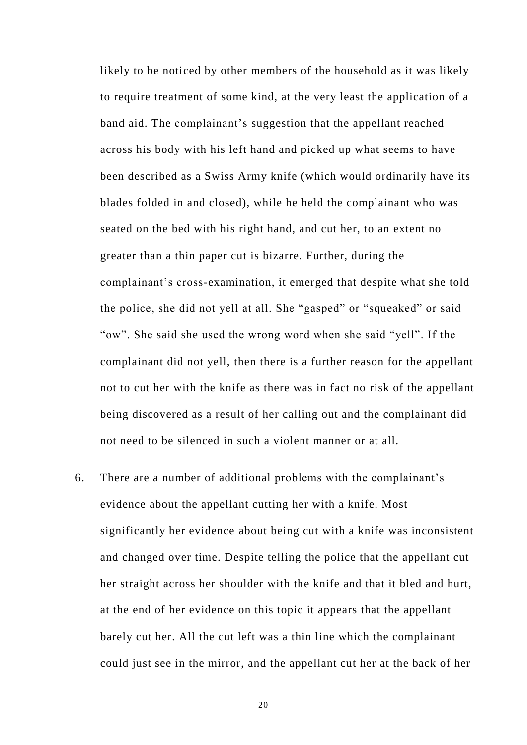likely to be noticed by other members of the household as it was likely to require treatment of some kind, at the very least the application of a band aid. The complainant's suggestion that the appellant reached across his body with his left hand and picked up what seems to have been described as a Swiss Army knife (which would ordinarily have its blades folded in and closed), while he held the complainant who was seated on the bed with his right hand, and cut her, to an extent no greater than a thin paper cut is bizarre. Further, during the complainant's cross-examination, it emerged that despite what she told the police, she did not yell at all. She "gasped" or "squeaked" or said "ow". She said she used the wrong word when she said "yell". If the complainant did not yell, then there is a further reason for the appellant not to cut her with the knife as there was in fact no risk of the appellant being discovered as a result of her calling out and the complainant did not need to be silenced in such a violent manner or at all.

6. There are a number of additional problems with the complainant's evidence about the appellant cutting her with a knife. Most significantly her evidence about being cut with a knife was inconsistent and changed over time. Despite telling the police that the appellant cut her straight across her shoulder with the knife and that it bled and hurt, at the end of her evidence on this topic it appears that the appellant barely cut her. All the cut left was a thin line which the complainant could just see in the mirror, and the appellant cut her at the back of her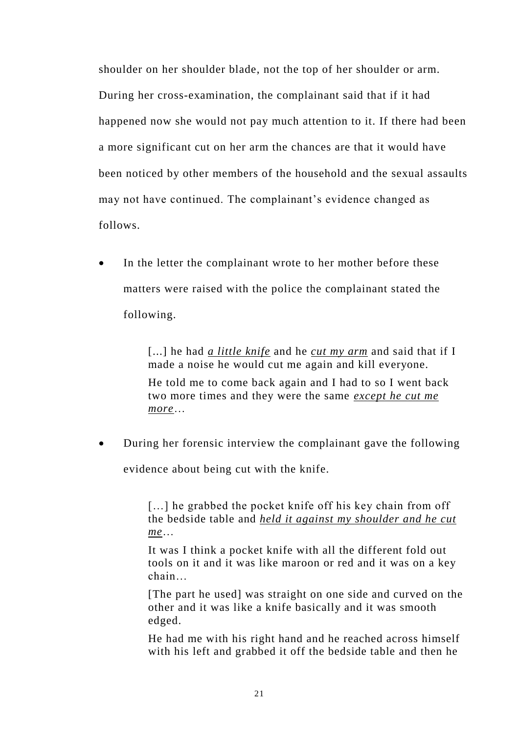shoulder on her shoulder blade, not the top of her shoulder or arm. During her cross-examination, the complainant said that if it had happened now she would not pay much attention to it. If there had been a more significant cut on her arm the chances are that it would have been noticed by other members of the household and the sexual assaults may not have continued. The complainant's evidence changed as follows.

- In the letter the complainant wrote to her mother before these matters were raised with the police the complainant stated the following.

  > […] he had <u>*a little knife*</u> and he <u>*cut my arm*</u> and said that if I made a noise he would cut me again and kill everyone.
  >
  > He told me to come back again and I had to so I went back two more times and they were the same <u>*except he cut me more*</u>…

- During her forensic interview the complainant gave the following evidence about being cut with the knife.

  > […] he grabbed the pocket knife off his key chain from off the bedside table and <u>*held it against my shoulder and he cut me*</u>…
  >
  > It was I think a pocket knife with all the different fold out tools on it and it was like maroon or red and it was on a key chain…
  >
  > [The part he used] was straight on one side and curved on the other and it was like a knife basically and it was smooth edged.
  >
  > He had me with his right hand and he reached across himself with his left and grabbed it off the bedside table and then he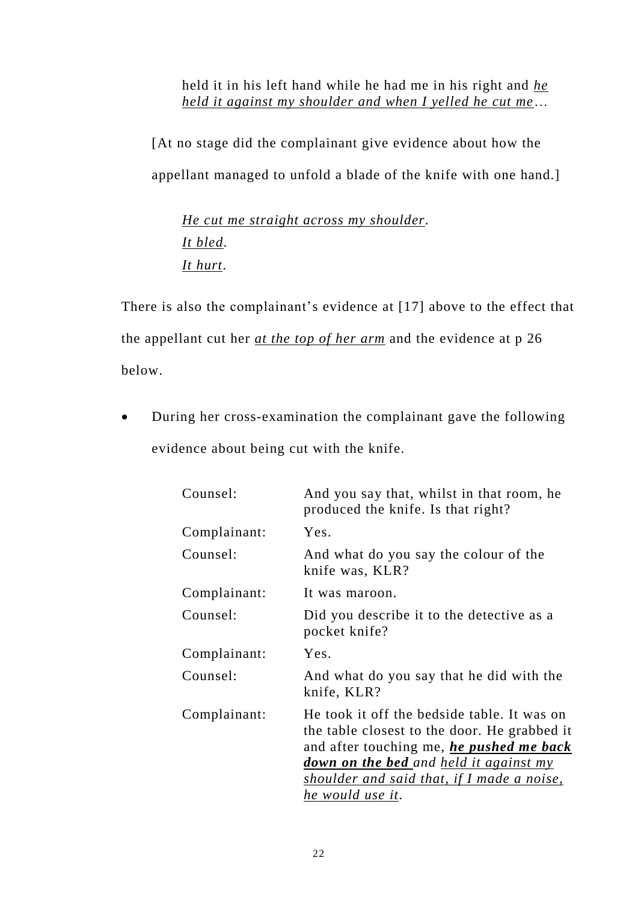> held it in his left hand while he had me in his right and <u>*he held it against my shoulder and when I yelled he cut me*</u>*…*

[At no stage did the complainant give evidence about how the appellant managed to unfold a blade of the knife with one hand.]

> <u>*He cut me straight across my shoulder*</u>*.*
> <u>*It bled*</u>*.*
> <u>*It hurt*</u>*.*

There is also the complainant's evidence at [17] above to the effect that the appellant cut her <u>*at the top of her arm*</u> and the evidence at p 26 below.

- During her cross-examination the complainant gave the following evidence about being cut with the knife.

| | |
|---|---|
| Counsel: | And you say that, whilst in that room, he produced the knife. Is that right? |
| Complainant: | Yes. |
| Counsel: | And what do you say the colour of the knife was, KLR? |
| Complainant: | It was maroon. |
| Counsel: | Did you describe it to the detective as a pocket knife? |
| Complainant: | Yes. |
| Counsel: | And what do you say that he did with the knife, KLR? |
| Complainant: | He took it off the bedside table. It was on the table closest to the door. He grabbed it and after touching me, <u>***he pushed me back down on the bed***</u> *and* <u>*held it against my shoulder and said that, if I made a noise, he would use it*</u>*.* |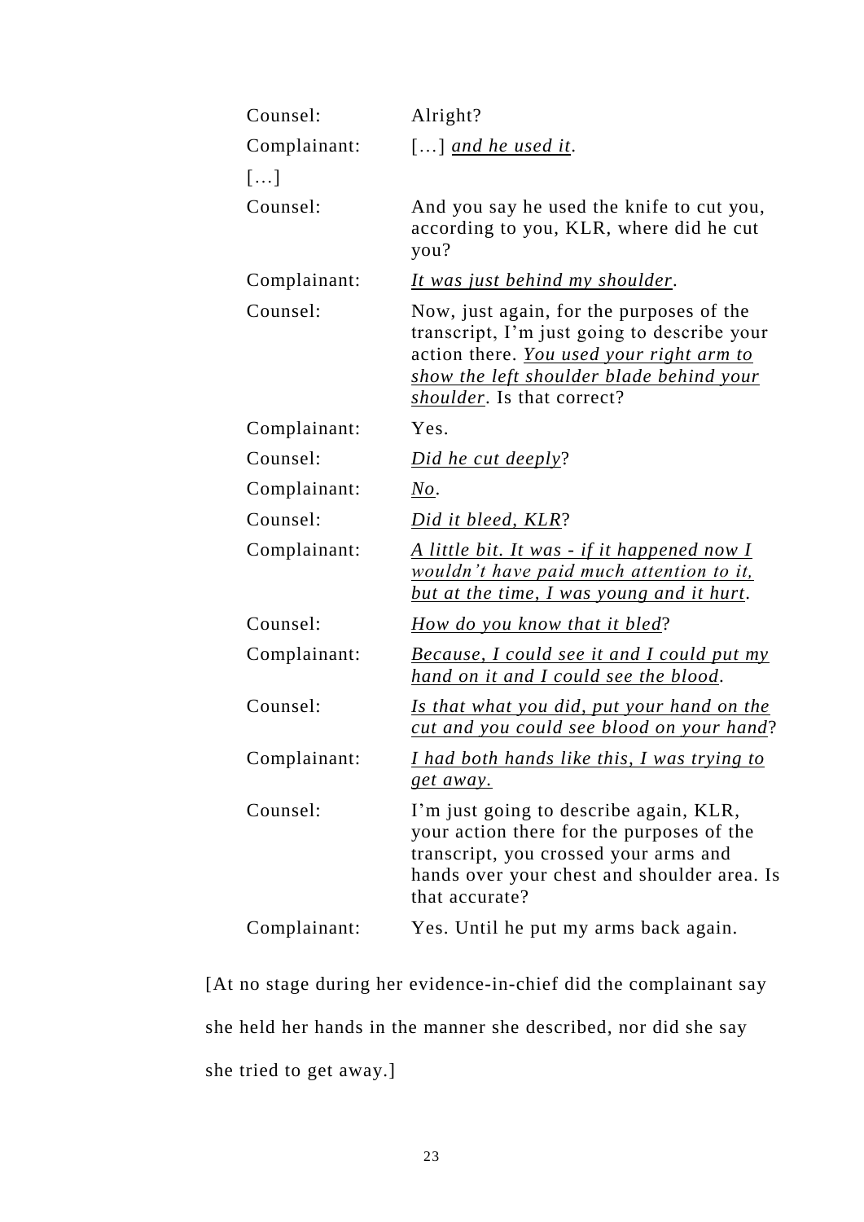| | |
|---|---|
| Counsel: | Alright? |
| Complainant: | […] <u>*and he used it*</u>. |
| […] | |
| Counsel: | And you say he used the knife to cut you, according to you, KLR, where did he cut you? |
| Complainant: | <u>*It was just behind my shoulder*</u>. |
| Counsel: | Now, just again, for the purposes of the transcript, I'm just going to describe your action there. <u>*You used your right arm to show the left shoulder blade behind your shoulder*</u>. Is that correct? |
| Complainant: | Yes. |
| Counsel: | <u>*Did he cut deeply*</u>? |
| Complainant: | <u>*No*</u>. |
| Counsel: | <u>*Did it bleed, KLR*</u>? |
| Complainant: | <u>*A little bit. It was - if it happened now I wouldn't have paid much attention to it, but at the time, I was young and it hurt*</u>. |
| Counsel: | <u>*How do you know that it bled*</u>? |
| Complainant: | <u>*Because, I could see it and I could put my hand on it and I could see the blood*</u>. |
| Counsel: | <u>*Is that what you did, put your hand on the cut and you could see blood on your hand*</u>? |
| Complainant: | <u>*I had both hands like this, I was trying to get away*</u>. |
| Counsel: | I'm just going to describe again, KLR, your action there for the purposes of the transcript, you crossed your arms and hands over your chest and shoulder area. Is that accurate? |
| Complainant: | Yes. Until he put my arms back again. |

[At no stage during her evidence-in-chief did the complainant say she held her hands in the manner she described, nor did she say she tried to get away.]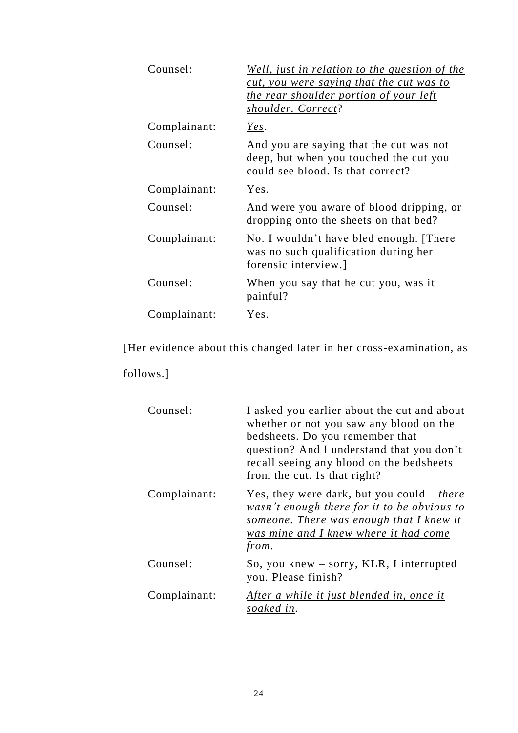| | |
|---|---|
| Counsel: | <u>*Well, just in relation to the question of the cut, you were saying that the cut was to the rear shoulder portion of your left shoulder. Correct*</u>? |
| Complainant: | <u>*Yes*</u>. |
| Counsel: | And you are saying that the cut was not deep, but when you touched the cut you could see blood. Is that correct? |
| Complainant: | Yes. |
| Counsel: | And were you aware of blood dripping, or dropping onto the sheets on that bed? |
| Complainant: | No. I wouldn't have bled enough. [There was no such qualification during her forensic interview.] |
| Counsel: | When you say that he cut you, was it painful? |
| Complainant: | Yes. |

[Her evidence about this changed later in her cross-examination, as follows.]

| | |
|---|---|
| Counsel: | I asked you earlier about the cut and about whether or not you saw any blood on the bedsheets. Do you remember that question? And I understand that you don't recall seeing any blood on the bedsheets from the cut. Is that right? |
| Complainant: | Yes, they were dark, but you could – <u>*there wasn't enough there for it to be obvious to someone. There was enough that I knew it was mine and I knew where it had come from*</u>. |
| Counsel: | So, you knew – sorry, KLR, I interrupted you. Please finish? |
| Complainant: | <u>*After a while it just blended in, once it soaked in*</u>. |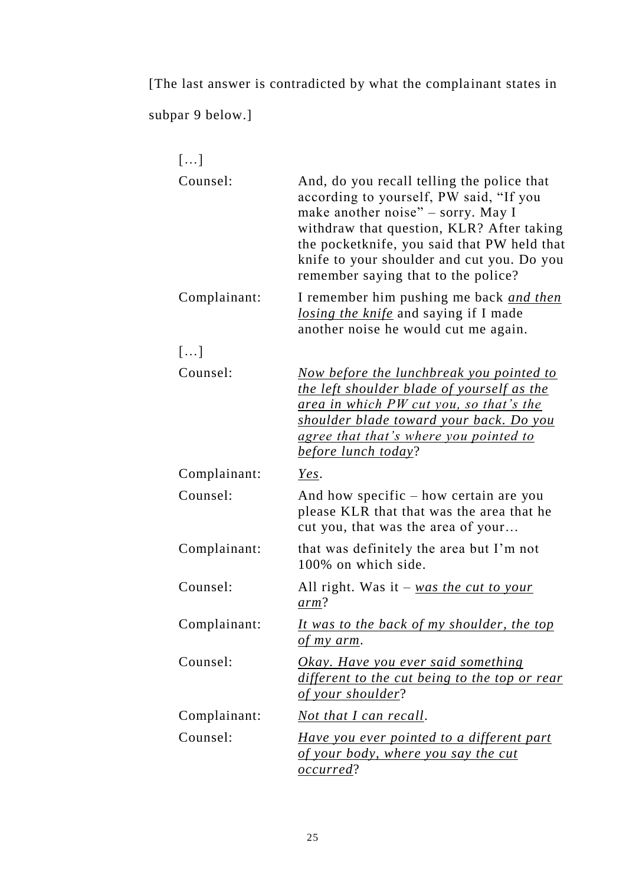[The last answer is contradicted by what the complainant states in subpar 9 below.]

| | |
|---|---|
| […] | |
| Counsel: | And, do you recall telling the police that according to yourself, PW said, “If you make another noise” – sorry. May I withdraw that question, KLR? After taking the pocketknife, you said that PW held that knife to your shoulder and cut you. Do you remember saying that to the police? |
| Complainant: | I remember him pushing me back <u>*and then losing the knife*</u> and saying if I made another noise he would cut me again. |
| […] | |
| Counsel: | <u>*Now before the lunchbreak you pointed to the left shoulder blade of yourself as the area in which PW cut you, so that’s the shoulder blade toward your back. Do you agree that that’s where you pointed to before lunch today*</u>? |
| Complainant: | <u>*Yes*</u>. |
| Counsel: | And how specific – how certain are you please KLR that that was the area that he cut you, that was the area of your… |
| Complainant: | that was definitely the area but I’m not 100% on which side. |
| Counsel: | All right. Was it – <u>*was the cut to your arm*</u>? |
| Complainant: | <u>*It was to the back of my shoulder, the top of my arm*</u>. |
| Counsel: | <u>*Okay. Have you ever said something different to the cut being to the top or rear of your shoulder*</u>? |
| Complainant: | <u>*Not that I can recall*</u>. |
| Counsel: | <u>*Have you ever pointed to a different part of your body, where you say the cut occurred*</u>? |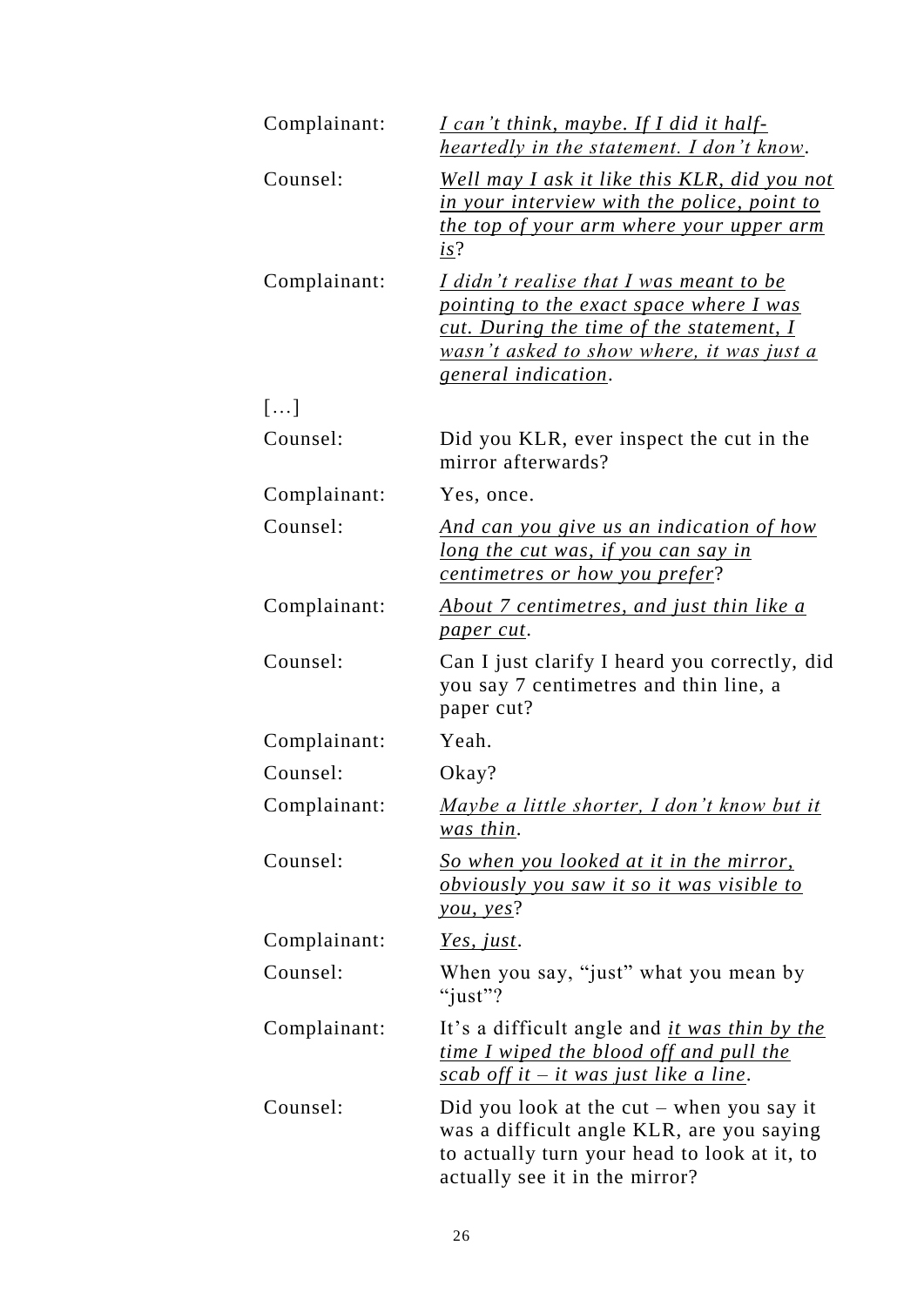| | |
|---|---|
| Complainant: | <u>*I can't think, maybe. If I did it half-heartedly in the statement. I don't know*</u>. |
| Counsel: | <u>*Well may I ask it like this KLR, did you not in your interview with the police, point to the top of your arm where your upper arm is*</u>? |
| Complainant: | <u>*I didn't realise that I was meant to be pointing to the exact space where I was cut. During the time of the statement, I wasn't asked to show where, it was just a general indication*</u>. |
| […] | |
| Counsel: | Did you KLR, ever inspect the cut in the mirror afterwards? |
| Complainant: | Yes, once. |
| Counsel: | <u>*And can you give us an indication of how long the cut was, if you can say in centimetres or how you prefer*</u>? |
| Complainant: | <u>*About 7 centimetres, and just thin like a paper cut*</u>. |
| Counsel: | Can I just clarify I heard you correctly, did you say 7 centimetres and thin line, a paper cut? |
| Complainant: | Yeah. |
| Counsel: | Okay? |
| Complainant: | <u>*Maybe a little shorter, I don't know but it was thin*</u>. |
| Counsel: | <u>*So when you looked at it in the mirror, obviously you saw it so it was visible to you, yes*</u>? |
| Complainant: | <u>*Yes, just*</u>. |
| Counsel: | When you say, "just" what you mean by "just"? |
| Complainant: | It's a difficult angle and <u>*it was thin by the time I wiped the blood off and pull the scab off it – it was just like a line*</u>. |
| Counsel: | Did you look at the cut – when you say it was a difficult angle KLR, are you saying to actually turn your head to look at it, to actually see it in the mirror? |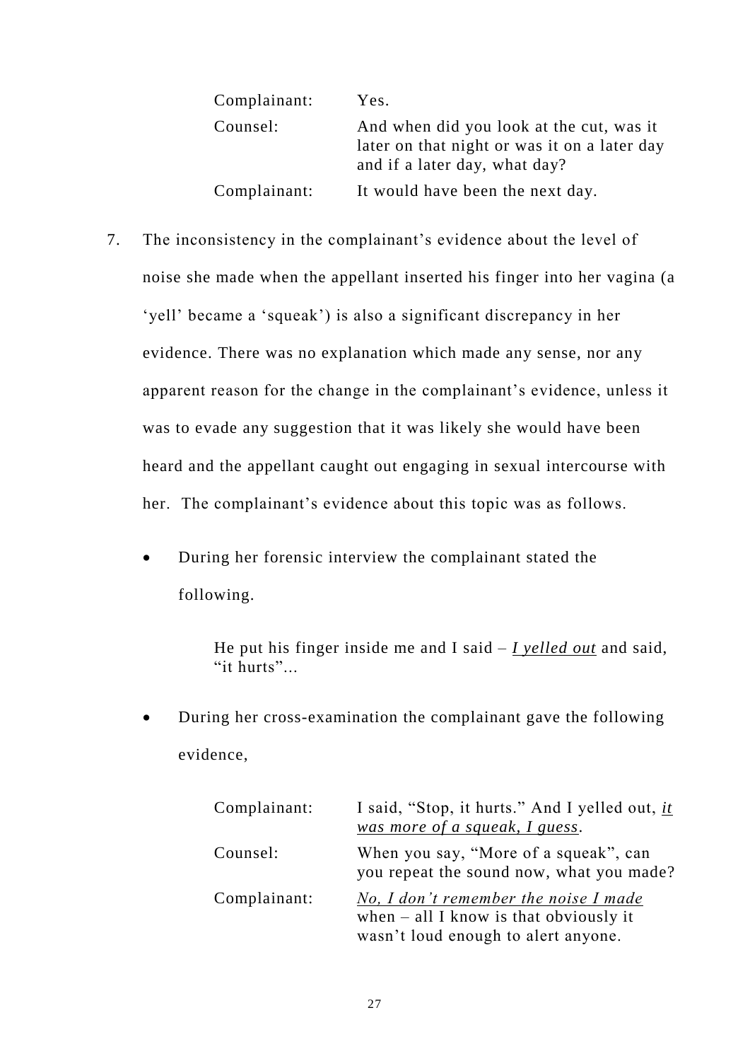| | |
|---|---|
| Complainant: | Yes. |
| Counsel: | And when did you look at the cut, was it later on that night or was it on a later day and if a later day, what day? |
| Complainant: | It would have been the next day. |

7. The inconsistency in the complainant's evidence about the level of noise she made when the appellant inserted his finger into her vagina (a 'yell' became a 'squeak') is also a significant discrepancy in her evidence. There was no explanation which made any sense, nor any apparent reason for the change in the complainant's evidence, unless it was to evade any suggestion that it was likely she would have been heard and the appellant caught out engaging in sexual intercourse with her. The complainant's evidence about this topic was as follows.

- During her forensic interview the complainant stated the following.

  > He put his finger inside me and I said – ***I yelled out*** and said, "it hurts"...

- During her cross-examination the complainant gave the following evidence,

| | |
|---|---|
| Complainant: | I said, "Stop, it hurts." And I yelled out, ***it was more of a squeak, I guess***. |
| Counsel: | When you say, "More of a squeak", can you repeat the sound now, what you made? |
| Complainant: | ***No, I don't remember the noise I made*** when – all I know is that obviously it wasn't loud enough to alert anyone. |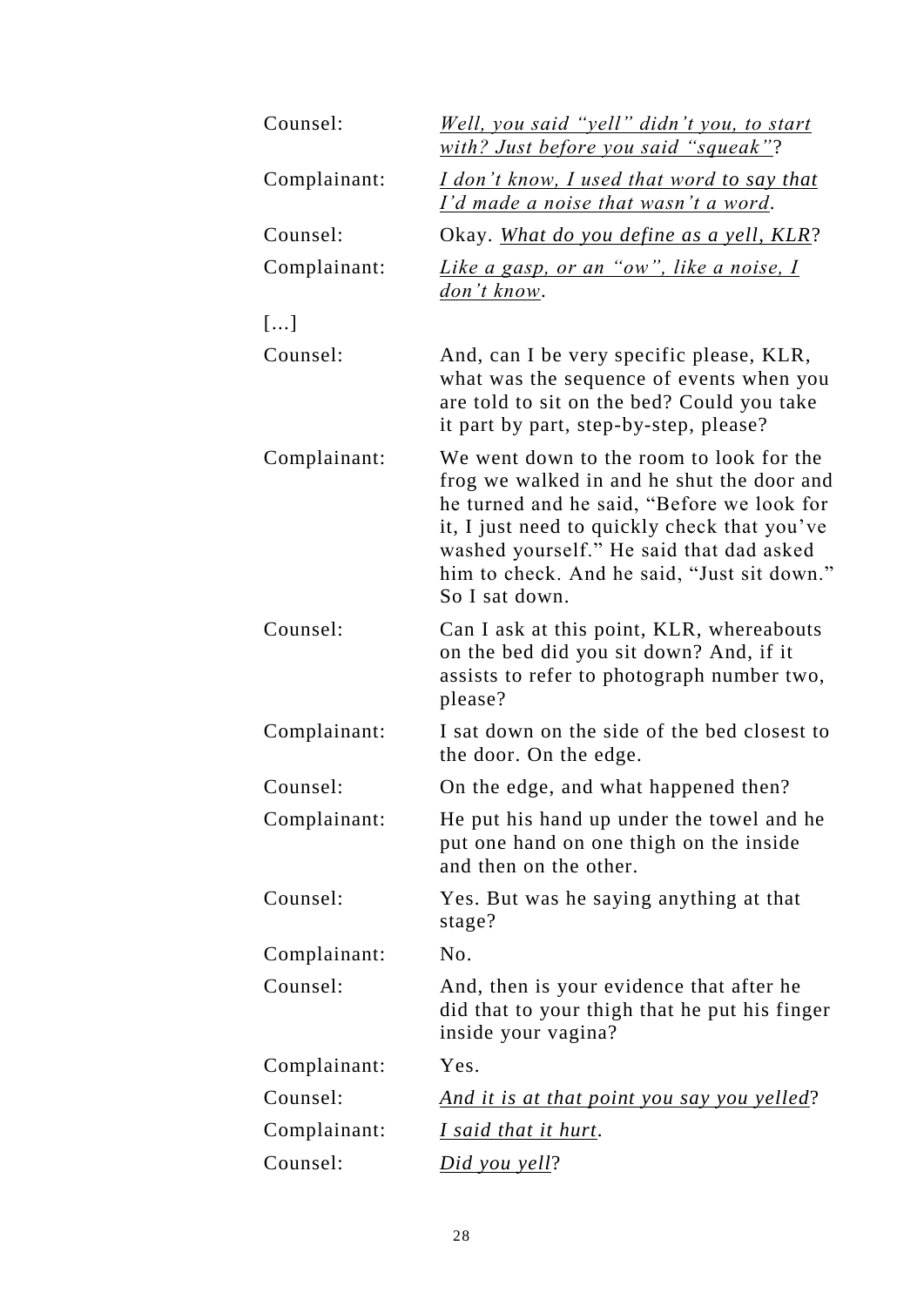| | |
|---|---|
| Counsel: | *<u>Well, you said "yell" didn't you, to start with? Just before you said "squeak"</u>*? |
| Complainant: | *<u>I don't know, I used that word to say that I'd made a noise that wasn't a word</u>*. |
| Counsel: | Okay. *<u>What do you define as a yell, KLR</u>*? |
| Complainant: | *<u>Like a gasp, or an "ow", like a noise, I don't know</u>*. |
| […] | |
| Counsel: | And, can I be very specific please, KLR, what was the sequence of events when you are told to sit on the bed? Could you take it part by part, step-by-step, please? |
| Complainant: | We went down to the room to look for the frog we walked in and he shut the door and he turned and he said, "Before we look for it, I just need to quickly check that you've washed yourself." He said that dad asked him to check. And he said, "Just sit down." So I sat down. |
| Counsel: | Can I ask at this point, KLR, whereabouts on the bed did you sit down? And, if it assists to refer to photograph number two, please? |
| Complainant: | I sat down on the side of the bed closest to the door. On the edge. |
| Counsel: | On the edge, and what happened then? |
| Complainant: | He put his hand up under the towel and he put one hand on one thigh on the inside and then on the other. |
| Counsel: | Yes. But was he saying anything at that stage? |
| Complainant: | No. |
| Counsel: | And, then is your evidence that after he did that to your thigh that he put his finger inside your vagina? |
| Complainant: | Yes. |
| Counsel: | *<u>And it is at that point you say you yelled</u>*? |
| Complainant: | *<u>I said that it hurt</u>*. |
| Counsel: | *<u>Did you yell</u>*? |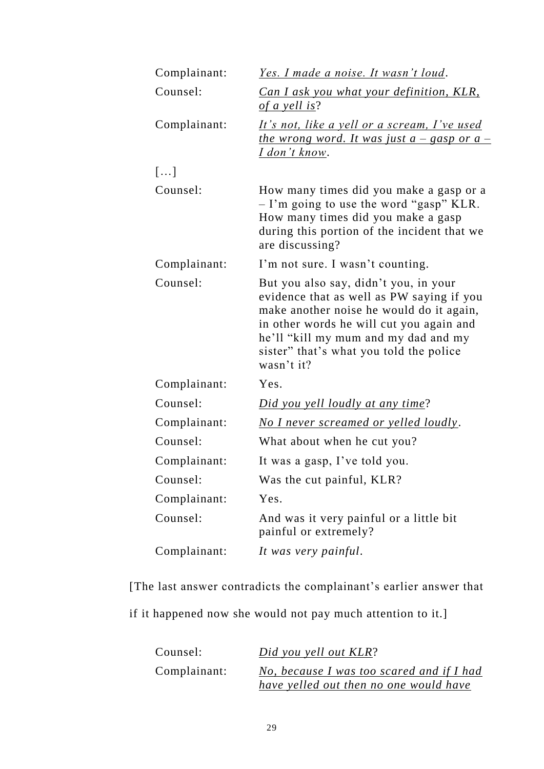| | |
|---|---|
| Complainant: | <u>*Yes. I made a noise. It wasn't loud*</u>. |
| Counsel: | <u>*Can I ask you what your definition, KLR, of a yell is*</u>? |
| Complainant: | <u>*It's not, like a yell or a scream, I've used the wrong word. It was just a – gasp or a – I don't know*</u>. |
| […] | |
| Counsel: | How many times did you make a gasp or a – I'm going to use the word "gasp" KLR. How many times did you make a gasp during this portion of the incident that we are discussing? |
| Complainant: | I'm not sure. I wasn't counting. |
| Counsel: | But you also say, didn't you, in your evidence that as well as PW saying if you make another noise he would do it again, in other words he will cut you again and he'll "kill my mum and my dad and my sister" that's what you told the police wasn't it? |
| Complainant: | Yes. |
| Counsel: | <u>*Did you yell loudly at any time*</u>? |
| Complainant: | <u>*No I never screamed or yelled loudly*</u>. |
| Counsel: | What about when he cut you? |
| Complainant: | It was a gasp, I've told you. |
| Counsel: | Was the cut painful, KLR? |
| Complainant: | Yes. |
| Counsel: | And was it very painful or a little bit painful or extremely? |
| Complainant: | *It was very painful*. |

[The last answer contradicts the complainant's earlier answer that if it happened now she would not pay much attention to it.]

| | |
|---|---|
| Counsel: | <u>*Did you yell out KLR*</u>? |
| Complainant: | <u>*No, because I was too scared and if I had have yelled out then no one would have*</u> |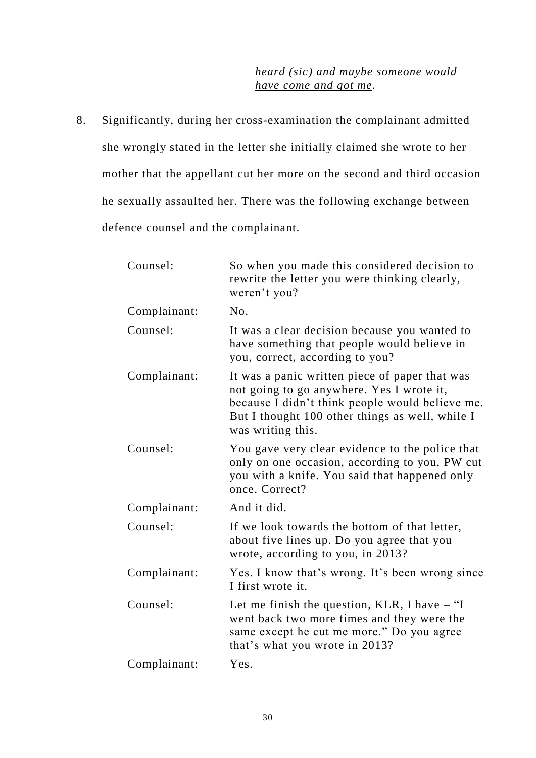> *heard (sic) and maybe someone would have come and got me*.

8. Significantly, during her cross-examination the complainant admitted she wrongly stated in the letter she initially claimed she wrote to her mother that the appellant cut her more on the second and third occasion he sexually assaulted her. There was the following exchange between defence counsel and the complainant.

| | |
|---|---|
| Counsel: | So when you made this considered decision to rewrite the letter you were thinking clearly, weren't you? |
| Complainant: | No. |
| Counsel: | It was a clear decision because you wanted to have something that people would believe in you, correct, according to you? |
| Complainant: | It was a panic written piece of paper that was not going to go anywhere. Yes I wrote it, because I didn't think people would believe me. But I thought 100 other things as well, while I was writing this. |
| Counsel: | You gave very clear evidence to the police that only on one occasion, according to you, PW cut you with a knife. You said that happened only once. Correct? |
| Complainant: | And it did. |
| Counsel: | If we look towards the bottom of that letter, about five lines up. Do you agree that you wrote, according to you, in 2013? |
| Complainant: | Yes. I know that's wrong. It's been wrong since I first wrote it. |
| Counsel: | Let me finish the question, KLR, I have – "I went back two more times and they were the same except he cut me more." Do you agree that's what you wrote in 2013? |
| Complainant: | Yes. |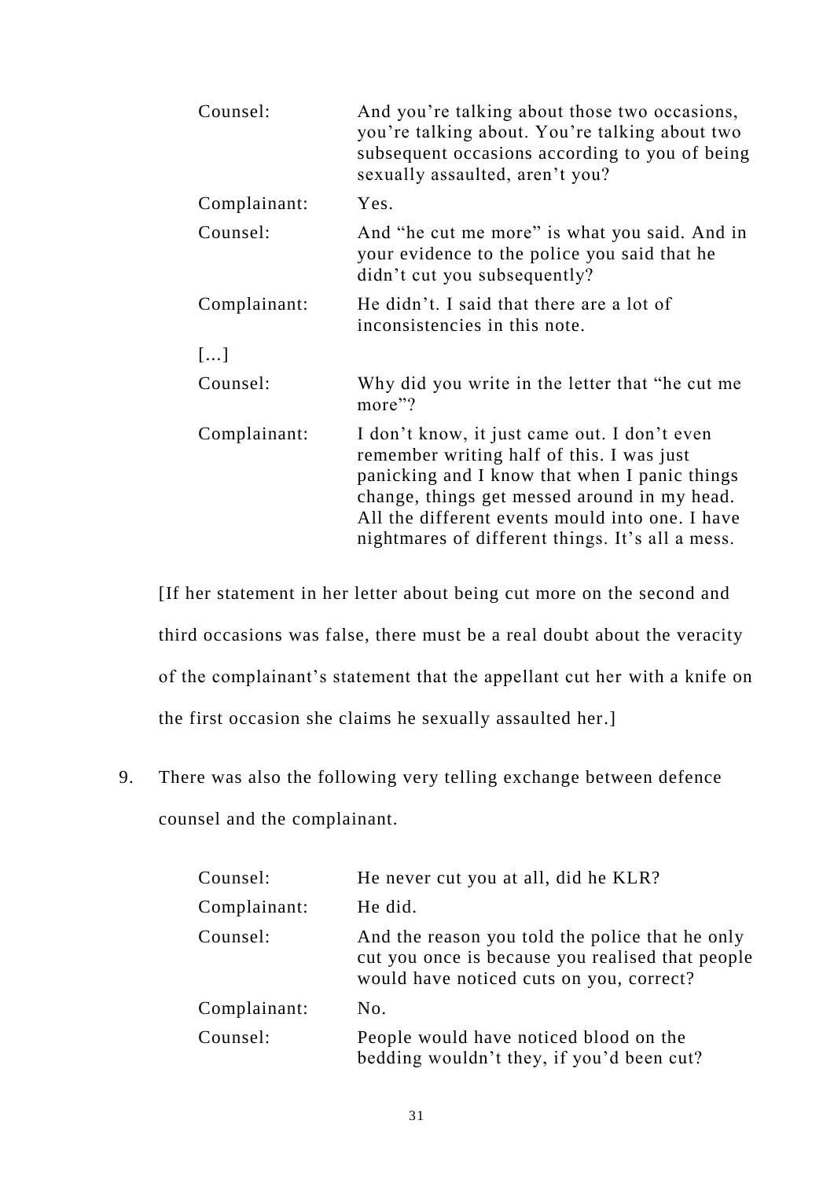| | |
|---|---|
| Counsel: | And you're talking about those two occasions, you're talking about. You're talking about two subsequent occasions according to you of being sexually assaulted, aren't you? |
| Complainant: | Yes. |
| Counsel: | And "he cut me more" is what you said. And in your evidence to the police you said that he didn't cut you subsequently? |
| Complainant: | He didn't. I said that there are a lot of inconsistencies in this note. |
| […] | |
| Counsel: | Why did you write in the letter that "he cut me more"? |
| Complainant: | I don't know, it just came out. I don't even remember writing half of this. I was just panicking and I know that when I panic things change, things get messed around in my head. All the different events mould into one. I have nightmares of different things. It's all a mess. |

[If her statement in her letter about being cut more on the second and third occasions was false, there must be a real doubt about the veracity of the complainant's statement that the appellant cut her with a knife on the first occasion she claims he sexually assaulted her.]

9. There was also the following very telling exchange between defence counsel and the complainant.

| | |
|---|---|
| Counsel: | He never cut you at all, did he KLR? |
| Complainant: | He did. |
| Counsel: | And the reason you told the police that he only cut you once is because you realised that people would have noticed cuts on you, correct? |
| Complainant: | No. |
| Counsel: | People would have noticed blood on the bedding wouldn't they, if you'd been cut? |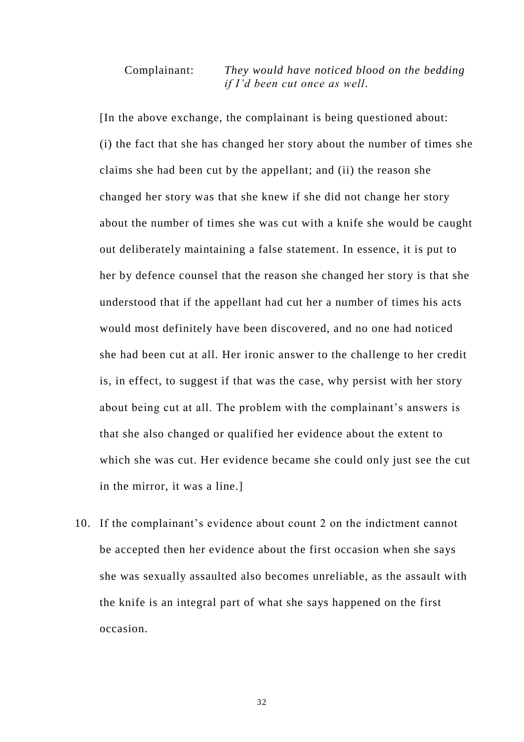Complainant: *They would have noticed blood on the bedding if I'd been cut once as well.*

[In the above exchange, the complainant is being questioned about: (i) the fact that she has changed her story about the number of times she claims she had been cut by the appellant; and (ii) the reason she changed her story was that she knew if she did not change her story about the number of times she was cut with a knife she would be caught out deliberately maintaining a false statement. In essence, it is put to her by defence counsel that the reason she changed her story is that she understood that if the appellant had cut her a number of times his acts would most definitely have been discovered, and no one had noticed she had been cut at all. Her ironic answer to the challenge to her credit is, in effect, to suggest if that was the case, why persist with her story about being cut at all. The problem with the complainant's answers is that she also changed or qualified her evidence about the extent to which she was cut. Her evidence became she could only just see the cut in the mirror, it was a line.]

10. If the complainant's evidence about count 2 on the indictment cannot be accepted then her evidence about the first occasion when she says she was sexually assaulted also becomes unreliable, as the assault with the knife is an integral part of what she says happened on the first occasion.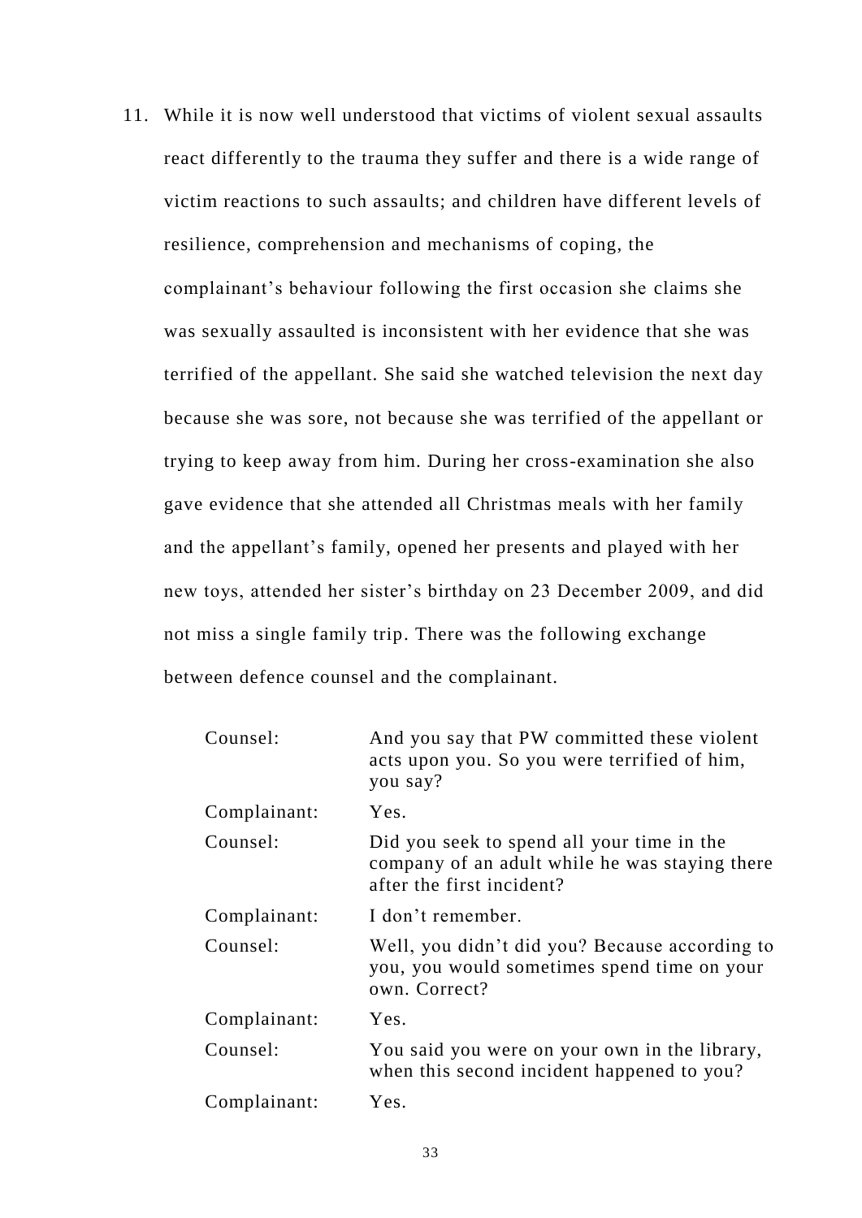11. While it is now well understood that victims of violent sexual assaults react differently to the trauma they suffer and there is a wide range of victim reactions to such assaults; and children have different levels of resilience, comprehension and mechanisms of coping, the complainant's behaviour following the first occasion she claims she was sexually assaulted is inconsistent with her evidence that she was terrified of the appellant. She said she watched television the next day because she was sore, not because she was terrified of the appellant or trying to keep away from him. During her cross-examination she also gave evidence that she attended all Christmas meals with her family and the appellant's family, opened her presents and played with her new toys, attended her sister's birthday on 23 December 2009, and did not miss a single family trip. There was the following exchange between defence counsel and the complainant.

| | |
|---|---|
| Counsel: | And you say that PW committed these violent acts upon you. So you were terrified of him, you say? |
| Complainant: | Yes. |
| Counsel: | Did you seek to spend all your time in the company of an adult while he was staying there after the first incident? |
| Complainant: | I don't remember. |
| Counsel: | Well, you didn't did you? Because according to you, you would sometimes spend time on your own. Correct? |
| Complainant: | Yes. |
| Counsel: | You said you were on your own in the library, when this second incident happened to you? |
| Complainant: | Yes. |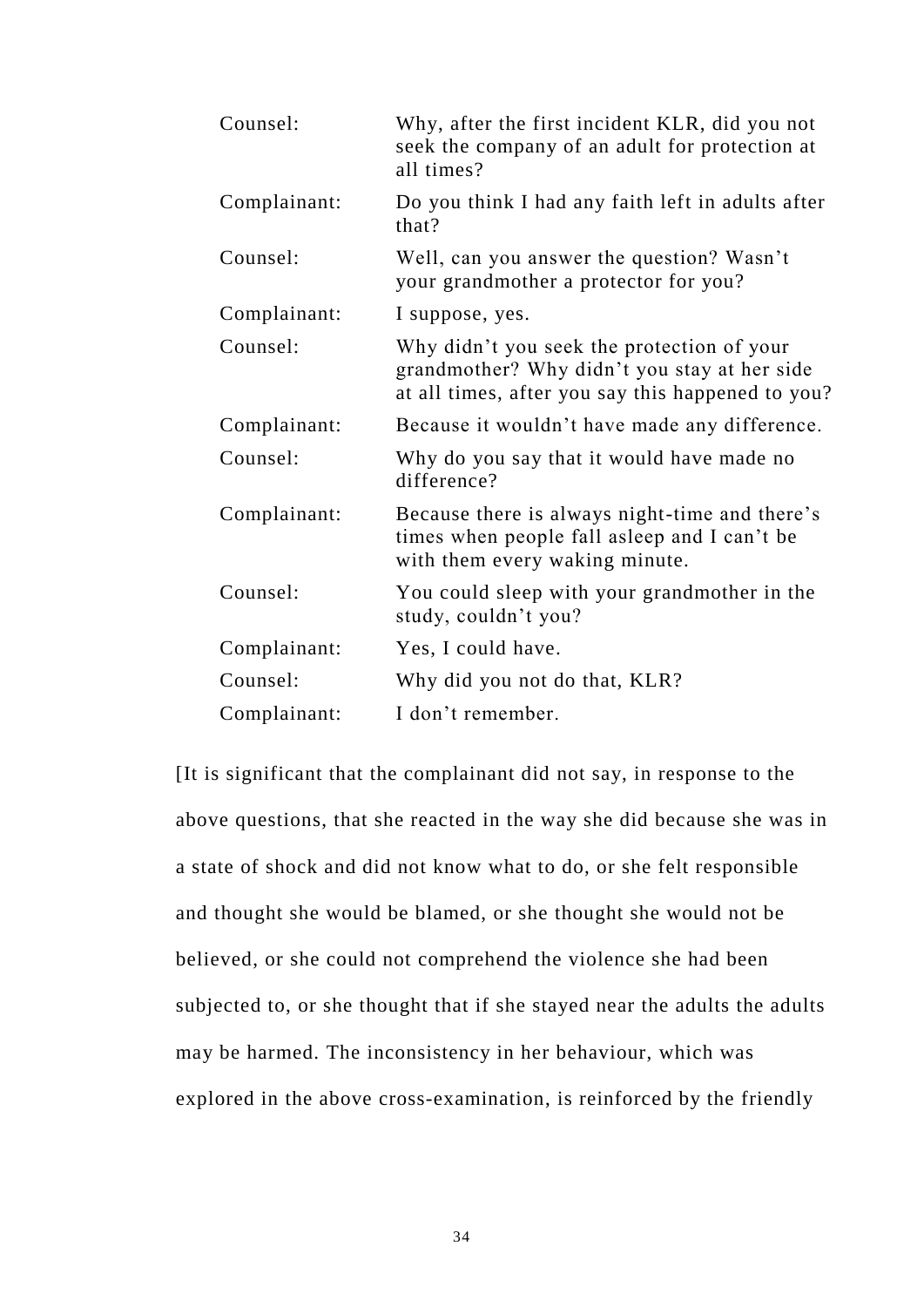| | |
|---|---|
| Counsel: | Why, after the first incident KLR, did you not seek the company of an adult for protection at all times? |
| Complainant: | Do you think I had any faith left in adults after that? |
| Counsel: | Well, can you answer the question? Wasn't your grandmother a protector for you? |
| Complainant: | I suppose, yes. |
| Counsel: | Why didn't you seek the protection of your grandmother? Why didn't you stay at her side at all times, after you say this happened to you? |
| Complainant: | Because it wouldn't have made any difference. |
| Counsel: | Why do you say that it would have made no difference? |
| Complainant: | Because there is always night-time and there's times when people fall asleep and I can't be with them every waking minute. |
| Counsel: | You could sleep with your grandmother in the study, couldn't you? |
| Complainant: | Yes, I could have. |
| Counsel: | Why did you not do that, KLR? |
| Complainant: | I don't remember. |

[It is significant that the complainant did not say, in response to the above questions, that she reacted in the way she did because she was in a state of shock and did not know what to do, or she felt responsible and thought she would be blamed, or she thought she would not be believed, or she could not comprehend the violence she had been subjected to, or she thought that if she stayed near the adults the adults may be harmed. The inconsistency in her behaviour, which was explored in the above cross-examination, is reinforced by the friendly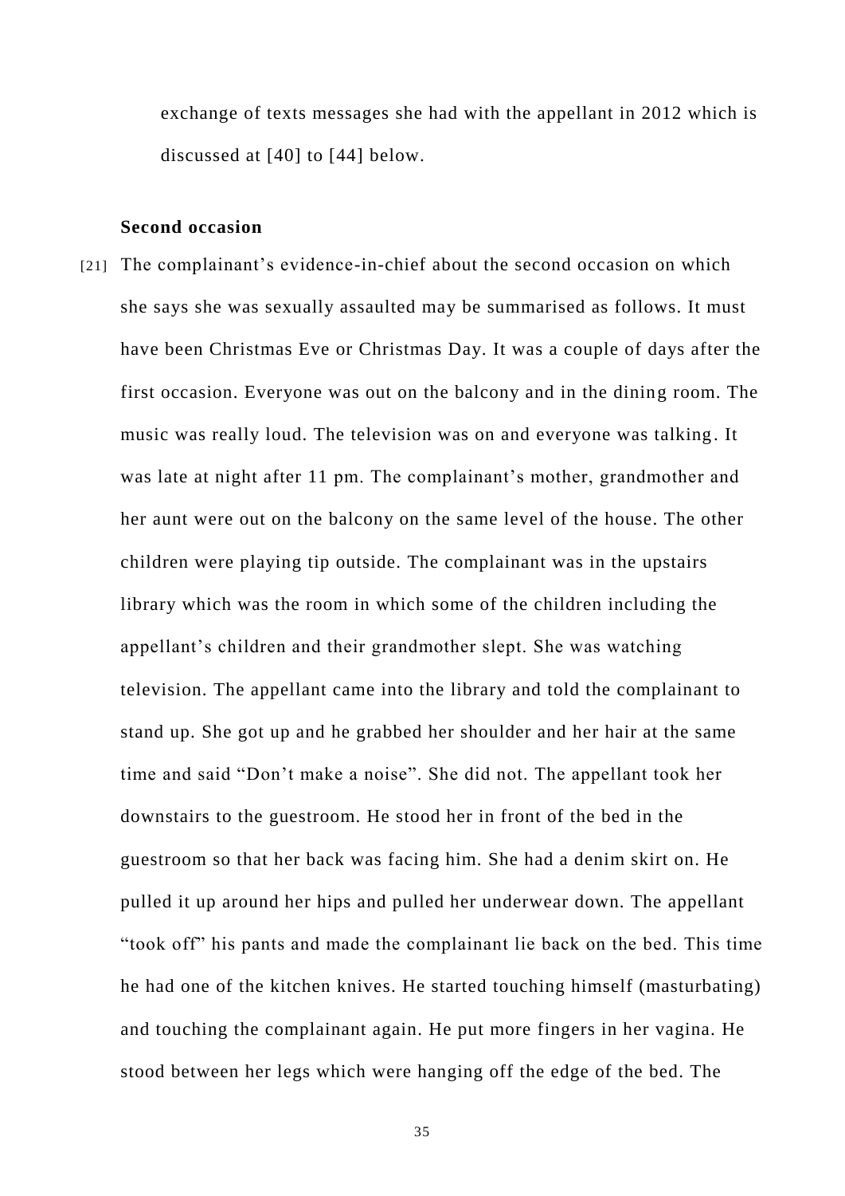exchange of texts messages she had with the appellant in 2012 which is discussed at [40] to [44] below.

**Second occasion**

[21] The complainant's evidence-in-chief about the second occasion on which she says she was sexually assaulted may be summarised as follows. It must have been Christmas Eve or Christmas Day. It was a couple of days after the first occasion. Everyone was out on the balcony and in the dining room. The music was really loud. The television was on and everyone was talking. It was late at night after 11 pm. The complainant's mother, grandmother and her aunt were out on the balcony on the same level of the house. The other children were playing tip outside. The complainant was in the upstairs library which was the room in which some of the children including the appellant's children and their grandmother slept. She was watching television. The appellant came into the library and told the complainant to stand up. She got up and he grabbed her shoulder and her hair at the same time and said "Don't make a noise". She did not. The appellant took her downstairs to the guestroom. He stood her in front of the bed in the guestroom so that her back was facing him. She had a denim skirt on. He pulled it up around her hips and pulled her underwear down. The appellant "took off" his pants and made the complainant lie back on the bed. This time he had one of the kitchen knives. He started touching himself (masturbating) and touching the complainant again. He put more fingers in her vagina. He stood between her legs which were hanging off the edge of the bed. The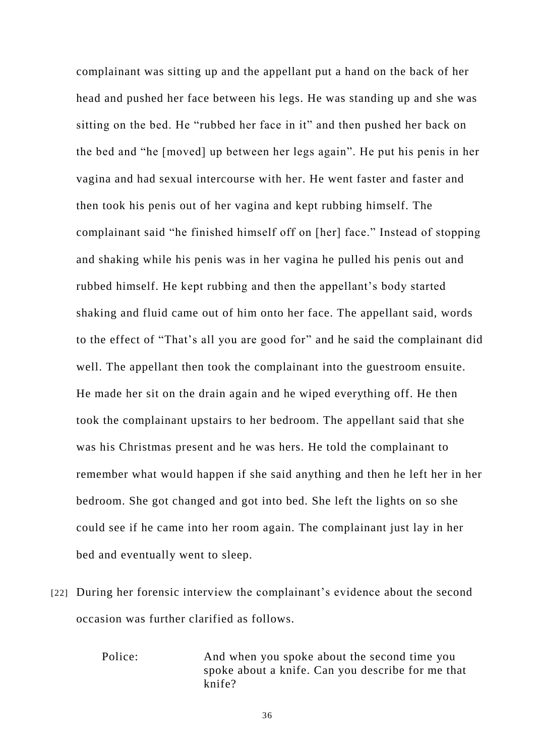complainant was sitting up and the appellant put a hand on the back of her head and pushed her face between his legs. He was standing up and she was sitting on the bed. He "rubbed her face in it" and then pushed her back on the bed and "he [moved] up between her legs again". He put his penis in her vagina and had sexual intercourse with her. He went faster and faster and then took his penis out of her vagina and kept rubbing himself. The complainant said "he finished himself off on [her] face." Instead of stopping and shaking while his penis was in her vagina he pulled his penis out and rubbed himself. He kept rubbing and then the appellant's body started shaking and fluid came out of him onto her face. The appellant said, words to the effect of "That's all you are good for" and he said the complainant did well. The appellant then took the complainant into the guestroom ensuite. He made her sit on the drain again and he wiped everything off. He then took the complainant upstairs to her bedroom. The appellant said that she was his Christmas present and he was hers. He told the complainant to remember what would happen if she said anything and then he left her in her bedroom. She got changed and got into bed. She left the lights on so she could see if he came into her room again. The complainant just lay in her bed and eventually went to sleep.

[22] During her forensic interview the complainant's evidence about the second occasion was further clarified as follows.

> Police: And when you spoke about the second time you spoke about a knife. Can you describe for me that knife?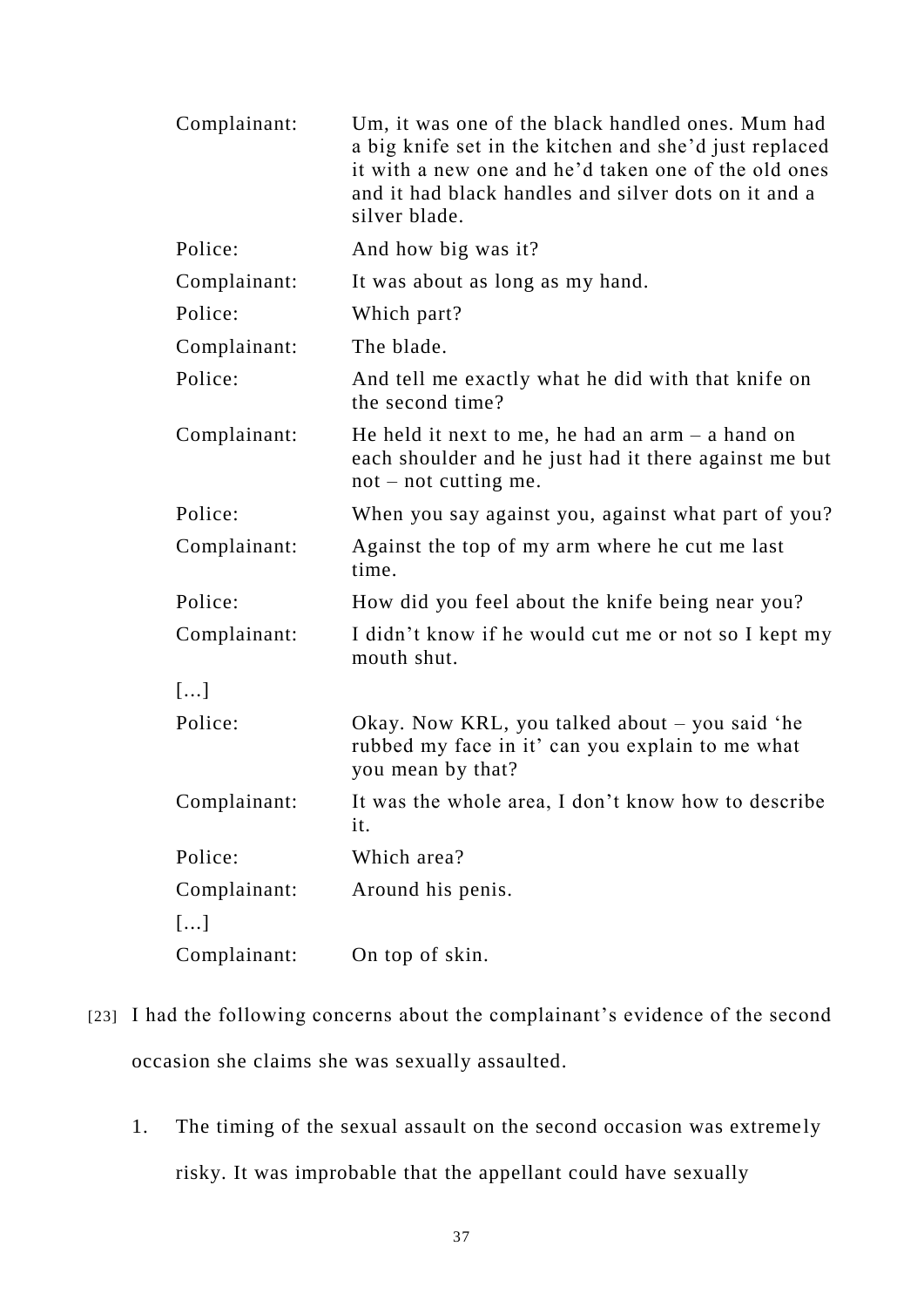| | |
|---|---|
| Complainant: | Um, it was one of the black handled ones. Mum had a big knife set in the kitchen and she'd just replaced it with a new one and he'd taken one of the old ones and it had black handles and silver dots on it and a silver blade. |
| Police: | And how big was it? |
| Complainant: | It was about as long as my hand. |
| Police: | Which part? |
| Complainant: | The blade. |
| Police: | And tell me exactly what he did with that knife on the second time? |
| Complainant: | He held it next to me, he had an arm – a hand on each shoulder and he just had it there against me but not – not cutting me. |
| Police: | When you say against you, against what part of you? |
| Complainant: | Against the top of my arm where he cut me last time. |
| Police: | How did you feel about the knife being near you? |
| Complainant: | I didn't know if he would cut me or not so I kept my mouth shut. |
| […] | |
| Police: | Okay. Now KRL, you talked about – you said 'he rubbed my face in it' can you explain to me what you mean by that? |
| Complainant: | It was the whole area, I don't know how to describe it. |
| Police: | Which area? |
| Complainant: | Around his penis. |
| […] | |
| Complainant: | On top of skin. |

[23] I had the following concerns about the complainant's evidence of the second occasion she claims she was sexually assaulted.

1. The timing of the sexual assault on the second occasion was extremely risky. It was improbable that the appellant could have sexually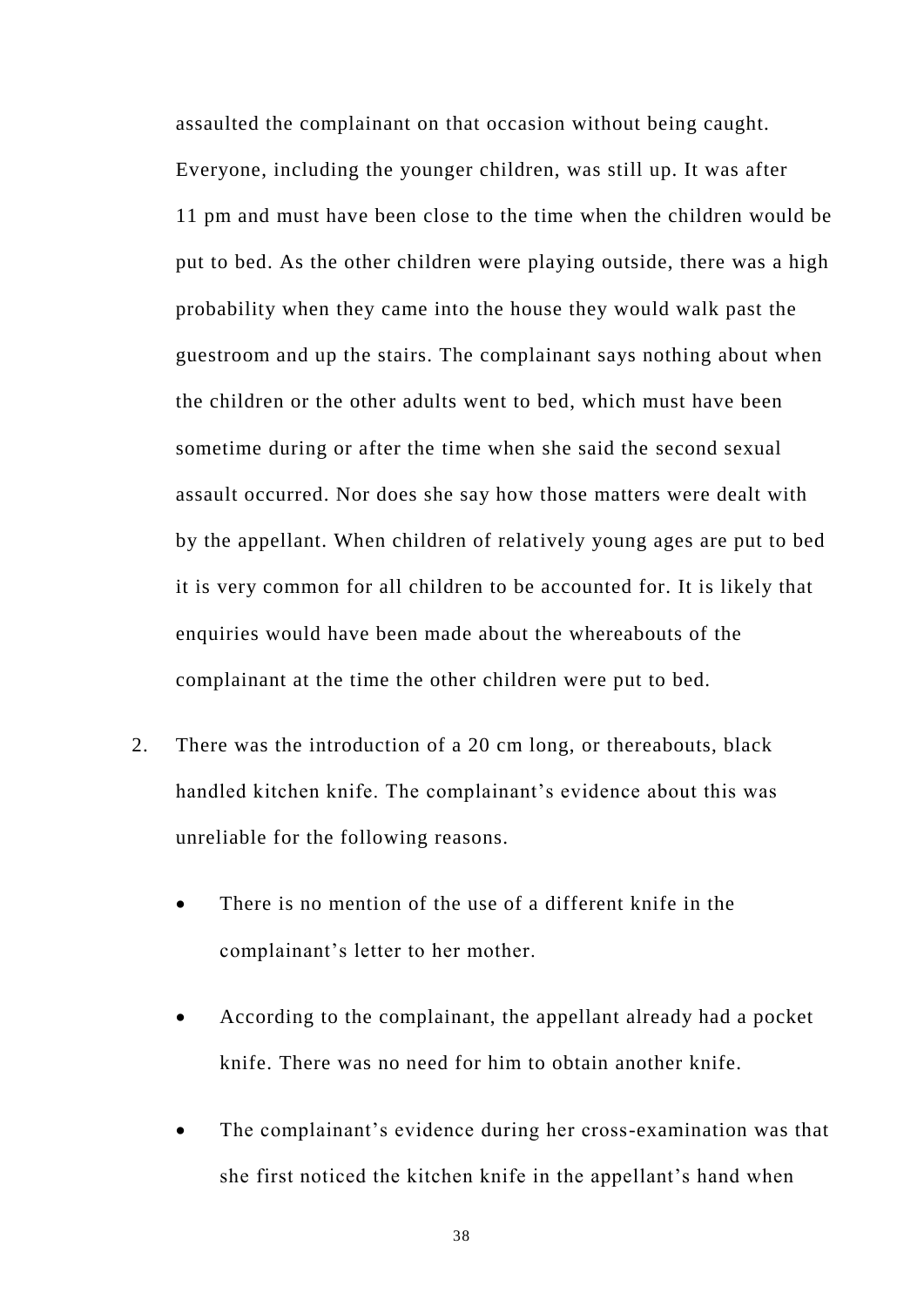assaulted the complainant on that occasion without being caught. Everyone, including the younger children, was still up. It was after 11 pm and must have been close to the time when the children would be put to bed. As the other children were playing outside, there was a high probability when they came into the house they would walk past the guestroom and up the stairs. The complainant says nothing about when the children or the other adults went to bed, which must have been sometime during or after the time when she said the second sexual assault occurred. Nor does she say how those matters were dealt with by the appellant. When children of relatively young ages are put to bed it is very common for all children to be accounted for. It is likely that enquiries would have been made about the whereabouts of the complainant at the time the other children were put to bed.

2. There was the introduction of a 20 cm long, or thereabouts, black handled kitchen knife. The complainant's evidence about this was unreliable for the following reasons.

   - There is no mention of the use of a different knife in the complainant's letter to her mother.

   - According to the complainant, the appellant already had a pocket knife. There was no need for him to obtain another knife.

   - The complainant's evidence during her cross-examination was that she first noticed the kitchen knife in the appellant's hand when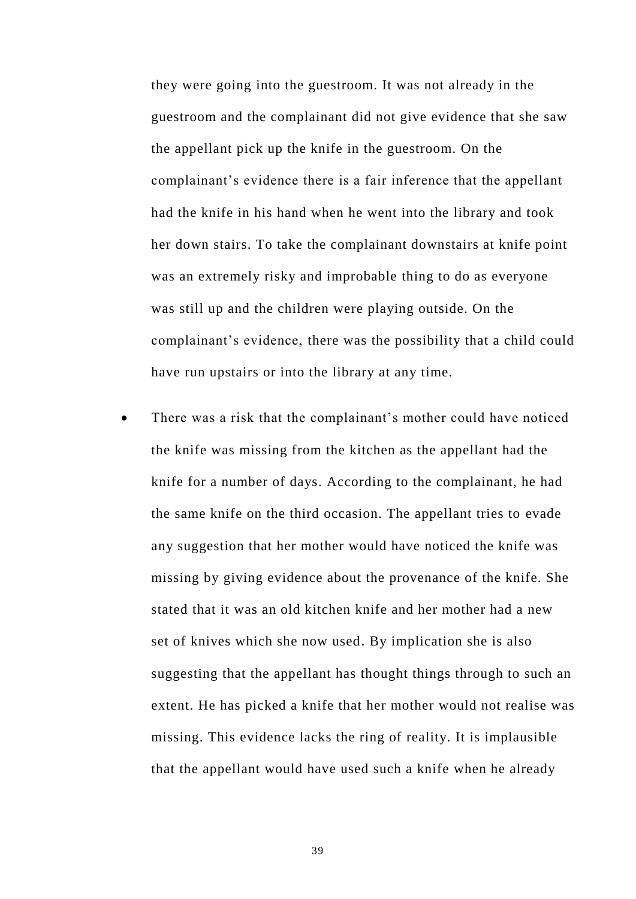they were going into the guestroom. It was not already in the guestroom and the complainant did not give evidence that she saw the appellant pick up the knife in the guestroom. On the complainant's evidence there is a fair inference that the appellant had the knife in his hand when he went into the library and took her down stairs. To take the complainant downstairs at knife point was an extremely risky and improbable thing to do as everyone was still up and the children were playing outside. On the complainant's evidence, there was the possibility that a child could have run upstairs or into the library at any time.

- There was a risk that the complainant's mother could have noticed the knife was missing from the kitchen as the appellant had the knife for a number of days. According to the complainant, he had the same knife on the third occasion. The appellant tries to evade any suggestion that her mother would have noticed the knife was missing by giving evidence about the provenance of the knife. She stated that it was an old kitchen knife and her mother had a new set of knives which she now used. By implication she is also suggesting that the appellant has thought things through to such an extent. He has picked a knife that her mother would not realise was missing. This evidence lacks the ring of reality. It is implausible that the appellant would have used such a knife when he already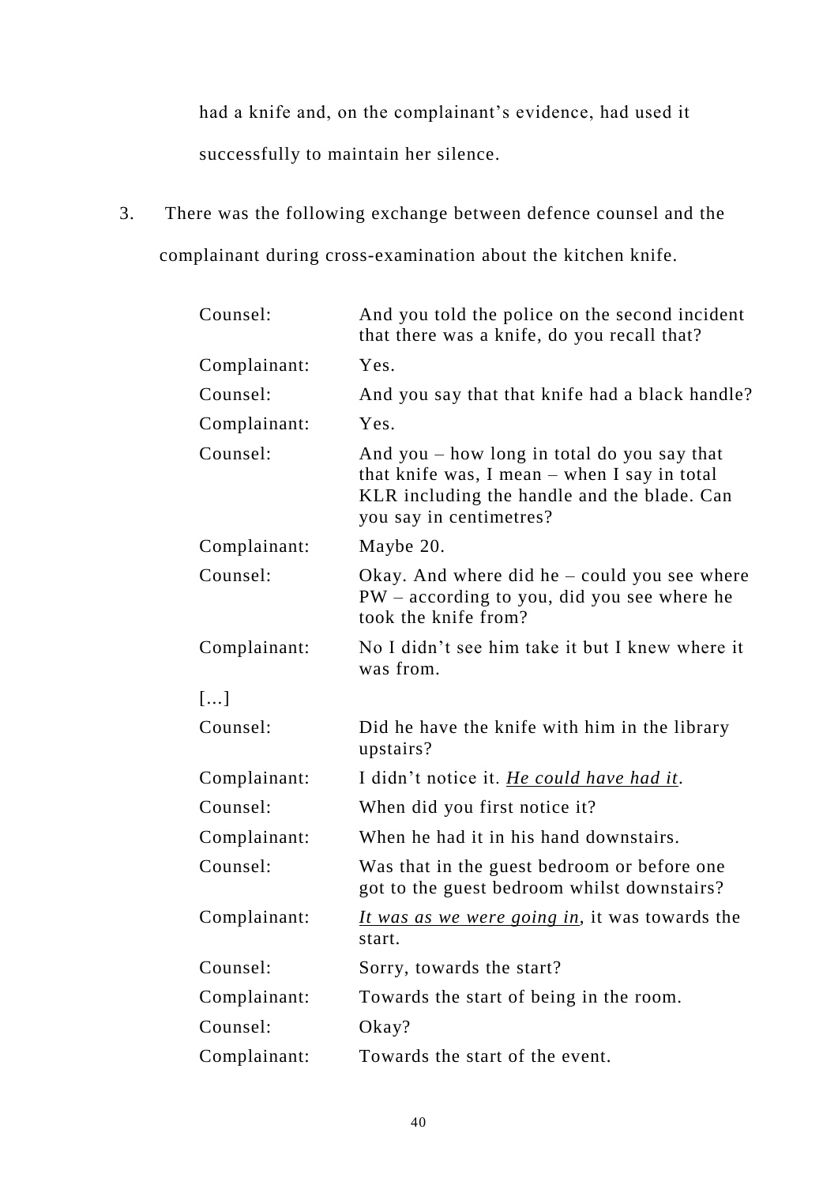had a knife and, on the complainant's evidence, had used it successfully to maintain her silence.

3. There was the following exchange between defence counsel and the complainant during cross-examination about the kitchen knife.

| | |
|---|---|
| Counsel: | And you told the police on the second incident that there was a knife, do you recall that? |
| Complainant: | Yes. |
| Counsel: | And you say that that knife had a black handle? |
| Complainant: | Yes. |
| Counsel: | And you – how long in total do you say that that knife was, I mean – when I say in total KLR including the handle and the blade. Can you say in centimetres? |
| Complainant: | Maybe 20. |
| Counsel: | Okay. And where did he – could you see where PW – according to you, did you see where he took the knife from? |
| Complainant: | No I didn't see him take it but I knew where it was from. |
| […] | |
| Counsel: | Did he have the knife with him in the library upstairs? |
| Complainant: | I didn't notice it. <u>*He could have had it*</u>. |
| Counsel: | When did you first notice it? |
| Complainant: | When he had it in his hand downstairs. |
| Counsel: | Was that in the guest bedroom or before one got to the guest bedroom whilst downstairs? |
| Complainant: | <u>*It was as we were going in*</u>, it was towards the start. |
| Counsel: | Sorry, towards the start? |
| Complainant: | Towards the start of being in the room. |
| Counsel: | Okay? |
| Complainant: | Towards the start of the event. |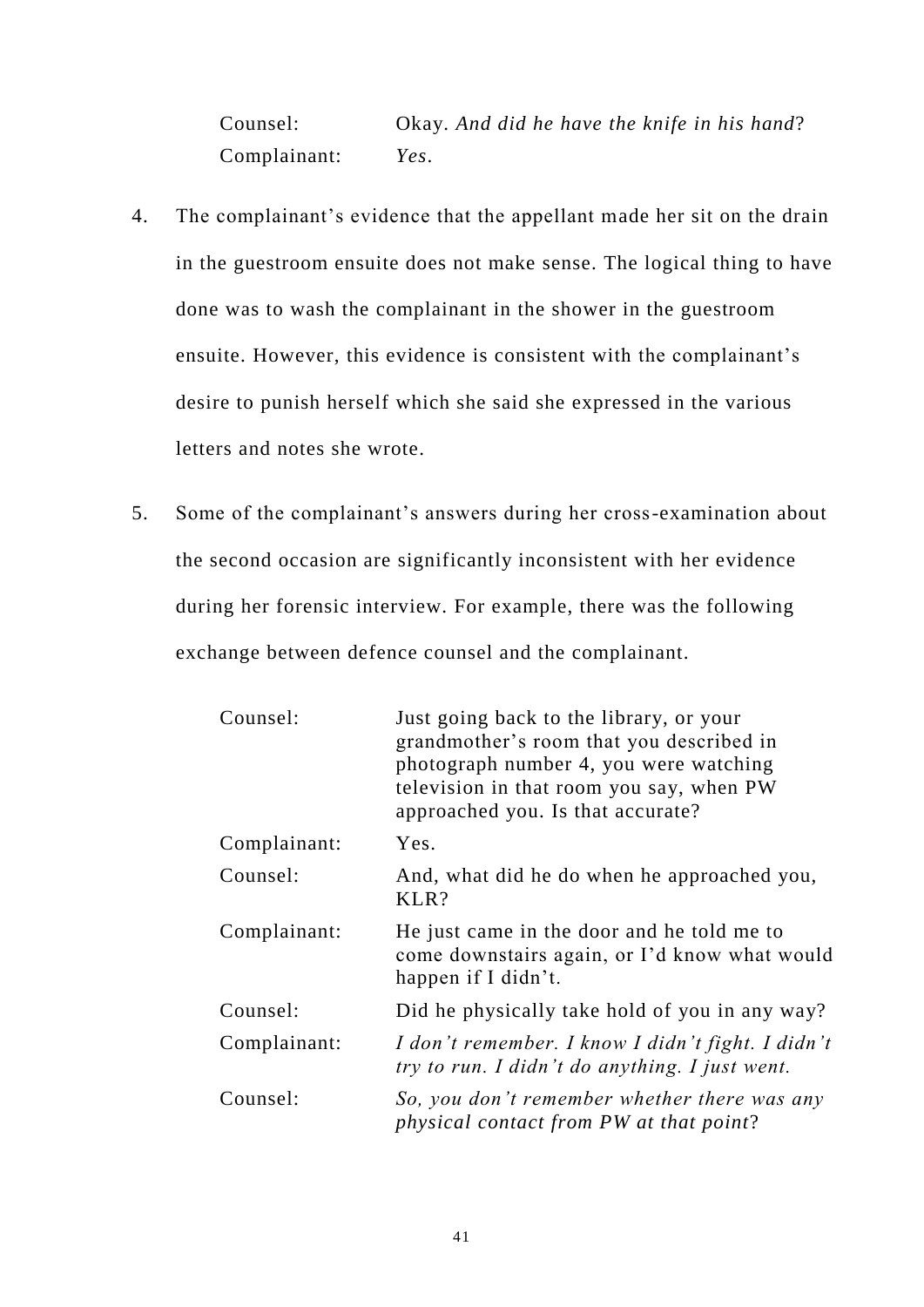| | |
|---|---|
| Counsel: | Okay. *And did he have the knife in his hand*? |
| Complainant: | *Yes*. |

4. The complainant's evidence that the appellant made her sit on the drain in the guestroom ensuite does not make sense. The logical thing to have done was to wash the complainant in the shower in the guestroom ensuite. However, this evidence is consistent with the complainant's desire to punish herself which she said she expressed in the various letters and notes she wrote.

5. Some of the complainant's answers during her cross-examination about the second occasion are significantly inconsistent with her evidence during her forensic interview. For example, there was the following exchange between defence counsel and the complainant.

| | |
|---|---|
| Counsel: | Just going back to the library, or your grandmother's room that you described in photograph number 4, you were watching television in that room you say, when PW approached you. Is that accurate? |
| Complainant: | Yes. |
| Counsel: | And, what did he do when he approached you, KLR? |
| Complainant: | He just came in the door and he told me to come downstairs again, or I'd know what would happen if I didn't. |
| Counsel: | Did he physically take hold of you in any way? |
| Complainant: | *I don't remember. I know I didn't fight. I didn't try to run. I didn't do anything. I just went.* |
| Counsel: | *So, you don't remember whether there was any physical contact from PW at that point*? |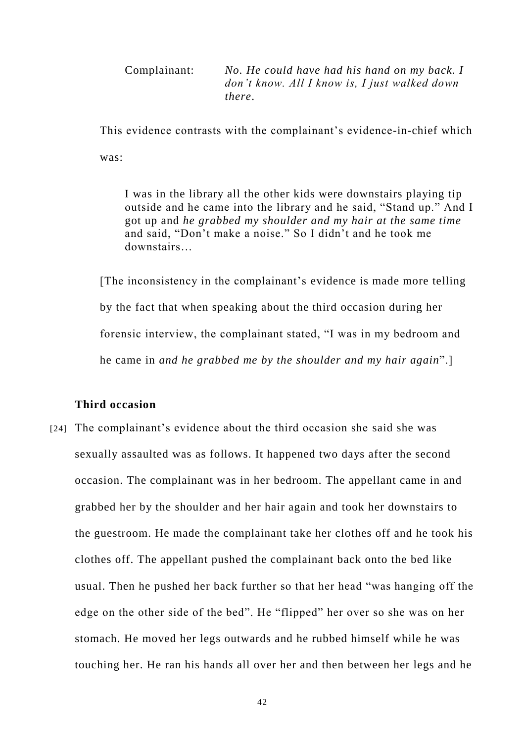Complainant: *No. He could have had his hand on my back. I don't know. All I know is, I just walked down there.*

This evidence contrasts with the complainant's evidence-in-chief which was:

> I was in the library all the other kids were downstairs playing tip outside and he came into the library and he said, "Stand up." And I got up and *he grabbed my shoulder and my hair at the same time* and said, "Don't make a noise." So I didn't and he took me downstairs…

[The inconsistency in the complainant's evidence is made more telling by the fact that when speaking about the third occasion during her forensic interview, the complainant stated, "I was in my bedroom and he came in *and he grabbed me by the shoulder and my hair again*".]

**Third occasion**

[24] The complainant's evidence about the third occasion she said she was sexually assaulted was as follows. It happened two days after the second occasion. The complainant was in her bedroom. The appellant came in and grabbed her by the shoulder and her hair again and took her downstairs to the guestroom. He made the complainant take her clothes off and he took his clothes off. The appellant pushed the complainant back onto the bed like usual. Then he pushed her back further so that her head "was hanging off the edge on the other side of the bed". He "flipped" her over so she was on her stomach. He moved her legs outwards and he rubbed himself while he was touching her. He ran his hands all over her and then between her legs and he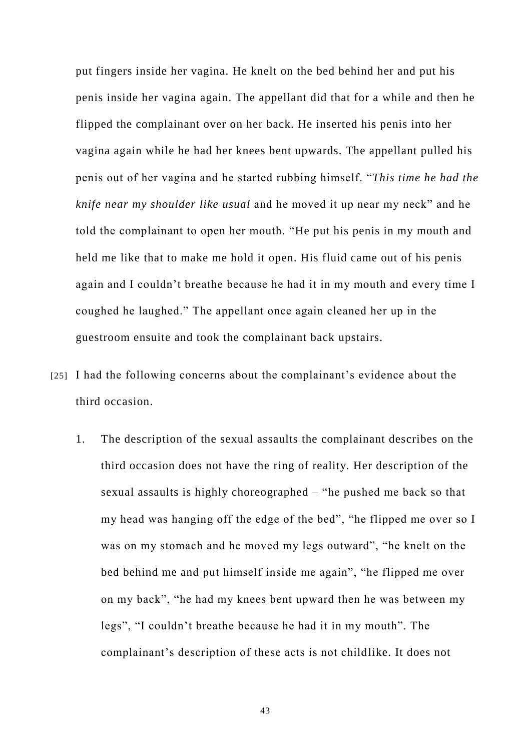put fingers inside her vagina. He knelt on the bed behind her and put his penis inside her vagina again. The appellant did that for a while and then he flipped the complainant over on her back. He inserted his penis into her vagina again while he had her knees bent upwards. The appellant pulled his penis out of her vagina and he started rubbing himself. "*This time he had the knife near my shoulder like usual* and he moved it up near my neck" and he told the complainant to open her mouth. "He put his penis in my mouth and held me like that to make me hold it open. His fluid came out of his penis again and I couldn't breathe because he had it in my mouth and every time I coughed he laughed." The appellant once again cleaned her up in the guestroom ensuite and took the complainant back upstairs.

[25] I had the following concerns about the complainant's evidence about the third occasion.

1. The description of the sexual assaults the complainant describes on the third occasion does not have the ring of reality. Her description of the sexual assaults is highly choreographed – "he pushed me back so that my head was hanging off the edge of the bed", "he flipped me over so I was on my stomach and he moved my legs outward", "he knelt on the bed behind me and put himself inside me again", "he flipped me over on my back", "he had my knees bent upward then he was between my legs", "I couldn't breathe because he had it in my mouth". The complainant's description of these acts is not childlike. It does not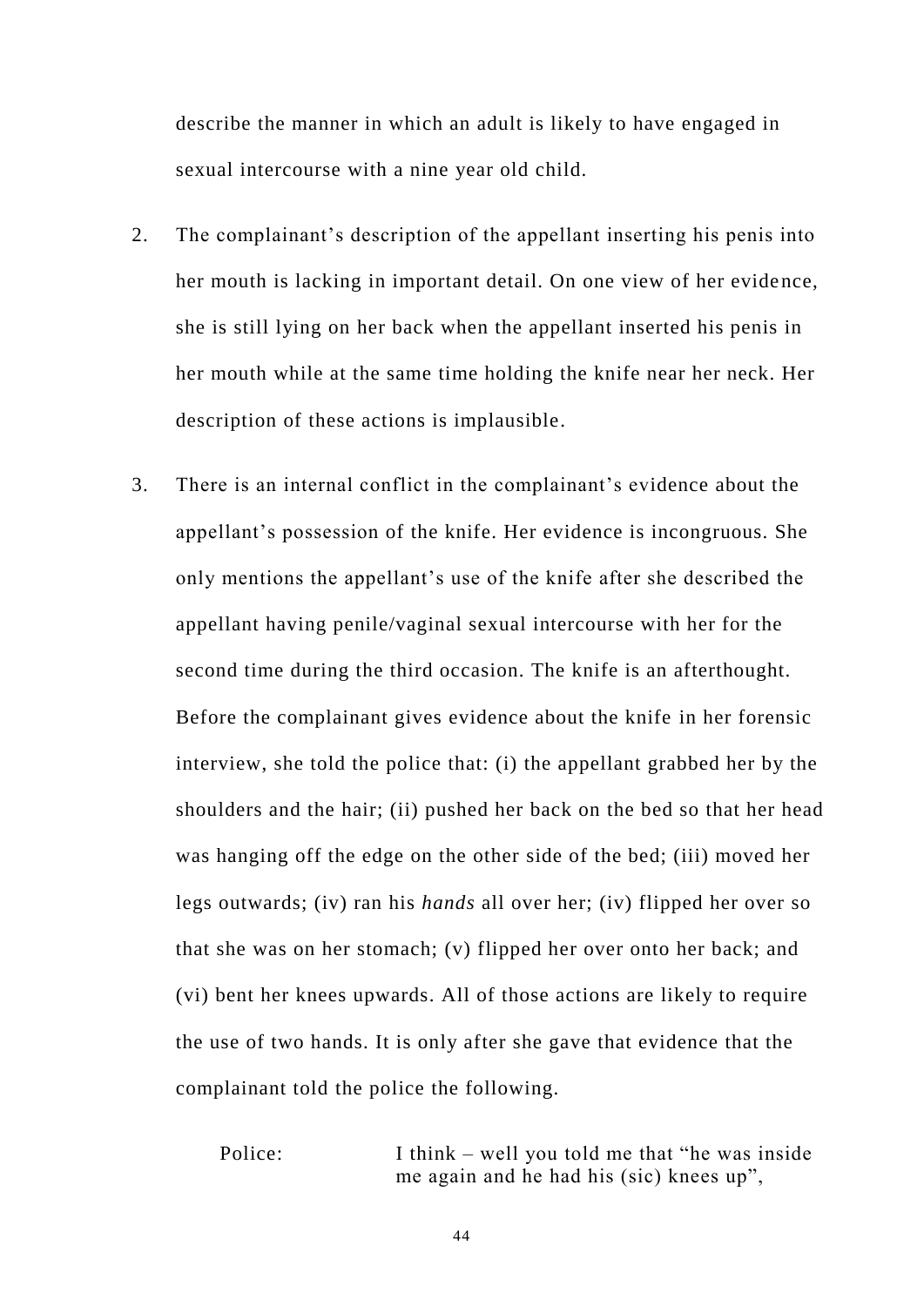describe the manner in which an adult is likely to have engaged in sexual intercourse with a nine year old child.

2. The complainant's description of the appellant inserting his penis into her mouth is lacking in important detail. On one view of her evidence, she is still lying on her back when the appellant inserted his penis in her mouth while at the same time holding the knife near her neck. Her description of these actions is implausible.

3. There is an internal conflict in the complainant's evidence about the appellant's possession of the knife. Her evidence is incongruous. She only mentions the appellant's use of the knife after she described the appellant having penile/vaginal sexual intercourse with her for the second time during the third occasion. The knife is an afterthought. Before the complainant gives evidence about the knife in her forensic interview, she told the police that: (i) the appellant grabbed her by the shoulders and the hair; (ii) pushed her back on the bed so that her head was hanging off the edge on the other side of the bed; (iii) moved her legs outwards; (iv) ran his *hands* all over her; (iv) flipped her over so that she was on her stomach; (v) flipped her over onto her back; and (vi) bent her knees upwards. All of those actions are likely to require the use of two hands. It is only after she gave that evidence that the complainant told the police the following.

| | |
|---|---|
| Police: | I think – well you told me that "he was inside me again and he had his (sic) knees up", |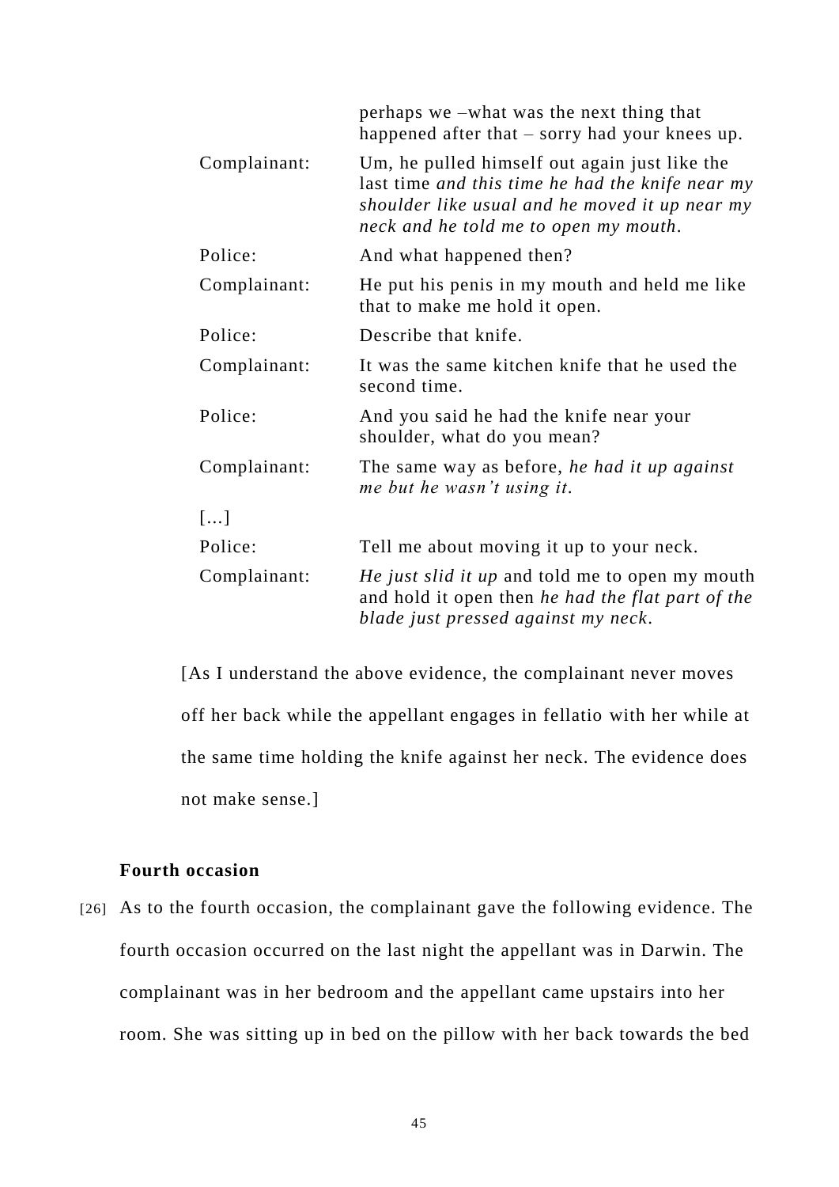| | |
|---|---|
| | perhaps we –what was the next thing that happened after that – sorry had your knees up. |
| Complainant: | Um, he pulled himself out again just like the last time *and this time he had the knife near my shoulder like usual and he moved it up near my neck and he told me to open my mouth.* |
| Police: | And what happened then? |
| Complainant: | He put his penis in my mouth and held me like that to make me hold it open. |
| Police: | Describe that knife. |
| Complainant: | It was the same kitchen knife that he used the second time. |
| Police: | And you said he had the knife near your shoulder, what do you mean? |
| Complainant: | The same way as before, *he had it up against me but he wasn't using it.* |
| […] | |
| Police: | Tell me about moving it up to your neck. |
| Complainant: | *He just slid it up* and told me to open my mouth and hold it open then *he had the flat part of the blade just pressed against my neck.* |

[As I understand the above evidence, the complainant never moves off her back while the appellant engages in fellatio with her while at the same time holding the knife against her neck. The evidence does not make sense.]

### Fourth occasion

[26] As to the fourth occasion, the complainant gave the following evidence. The fourth occasion occurred on the last night the appellant was in Darwin. The complainant was in her bedroom and the appellant came upstairs into her room. She was sitting up in bed on the pillow with her back towards the bed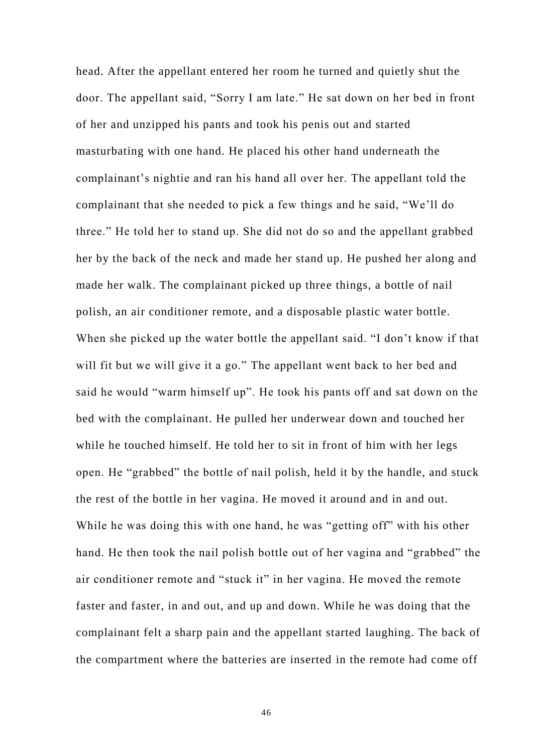head. After the appellant entered her room he turned and quietly shut the door. The appellant said, “Sorry I am late.” He sat down on her bed in front of her and unzipped his pants and took his penis out and started masturbating with one hand. He placed his other hand underneath the complainant’s nightie and ran his hand all over her. The appellant told the complainant that she needed to pick a few things and he said, “We’ll do three.” He told her to stand up. She did not do so and the appellant grabbed her by the back of the neck and made her stand up. He pushed her along and made her walk. The complainant picked up three things, a bottle of nail polish, an air conditioner remote, and a disposable plastic water bottle. When she picked up the water bottle the appellant said. “I don’t know if that will fit but we will give it a go.” The appellant went back to her bed and said he would “warm himself up”. He took his pants off and sat down on the bed with the complainant. He pulled her underwear down and touched her while he touched himself. He told her to sit in front of him with her legs open. He “grabbed” the bottle of nail polish, held it by the handle, and stuck the rest of the bottle in her vagina. He moved it around and in and out. While he was doing this with one hand, he was “getting off” with his other hand. He then took the nail polish bottle out of her vagina and “grabbed” the air conditioner remote and “stuck it” in her vagina. He moved the remote faster and faster, in and out, and up and down. While he was doing that the complainant felt a sharp pain and the appellant started laughing. The back of the compartment where the batteries are inserted in the remote had come off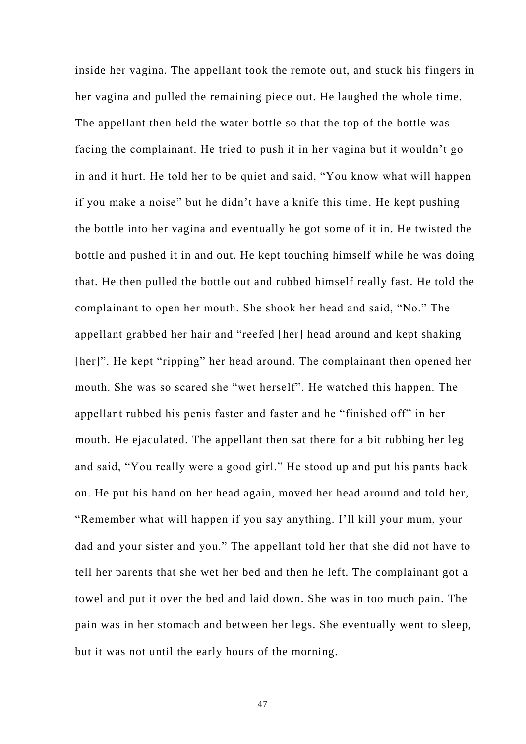inside her vagina. The appellant took the remote out, and stuck his fingers in her vagina and pulled the remaining piece out. He laughed the whole time. The appellant then held the water bottle so that the top of the bottle was facing the complainant. He tried to push it in her vagina but it wouldn't go in and it hurt. He told her to be quiet and said, "You know what will happen if you make a noise" but he didn't have a knife this time. He kept pushing the bottle into her vagina and eventually he got some of it in. He twisted the bottle and pushed it in and out. He kept touching himself while he was doing that. He then pulled the bottle out and rubbed himself really fast. He told the complainant to open her mouth. She shook her head and said, "No." The appellant grabbed her hair and "reefed [her] head around and kept shaking [her]". He kept "ripping" her head around. The complainant then opened her mouth. She was so scared she "wet herself". He watched this happen. The appellant rubbed his penis faster and faster and he "finished off" in her mouth. He ejaculated. The appellant then sat there for a bit rubbing her leg and said, "You really were a good girl." He stood up and put his pants back on. He put his hand on her head again, moved her head around and told her, "Remember what will happen if you say anything. I'll kill your mum, your dad and your sister and you." The appellant told her that she did not have to tell her parents that she wet her bed and then he left. The complainant got a towel and put it over the bed and laid down. She was in too much pain. The pain was in her stomach and between her legs. She eventually went to sleep, but it was not until the early hours of the morning.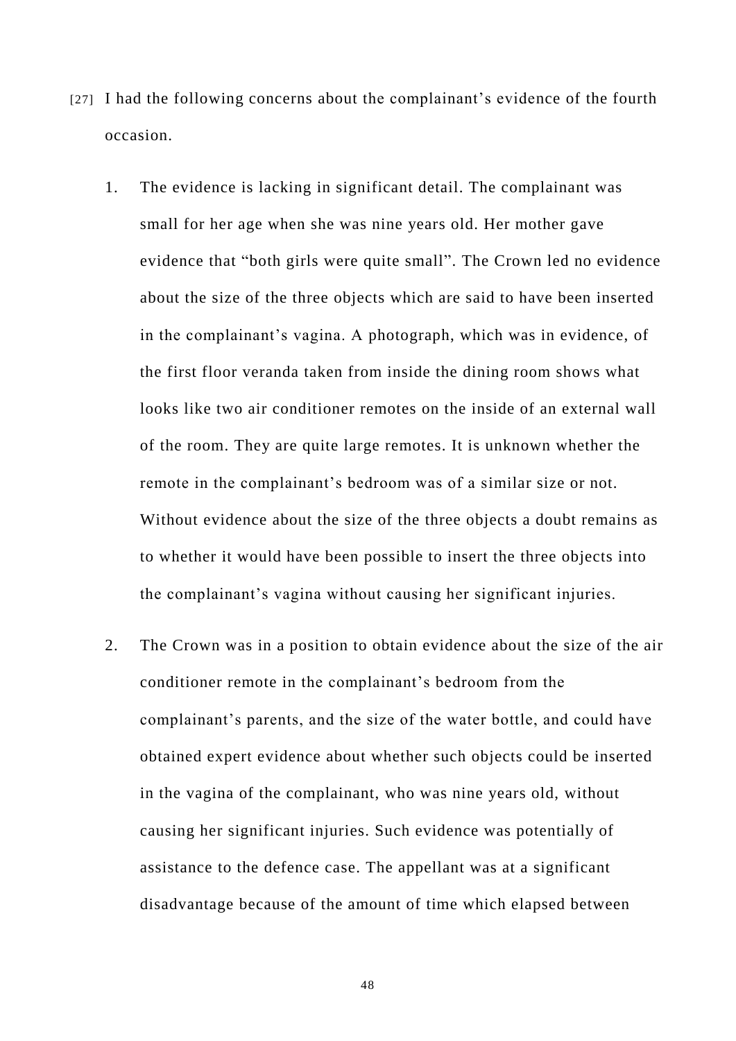[27] I had the following concerns about the complainant's evidence of the fourth occasion.

1. The evidence is lacking in significant detail. The complainant was small for her age when she was nine years old. Her mother gave evidence that "both girls were quite small". The Crown led no evidence about the size of the three objects which are said to have been inserted in the complainant's vagina. A photograph, which was in evidence, of the first floor veranda taken from inside the dining room shows what looks like two air conditioner remotes on the inside of an external wall of the room. They are quite large remotes. It is unknown whether the remote in the complainant's bedroom was of a similar size or not. Without evidence about the size of the three objects a doubt remains as to whether it would have been possible to insert the three objects into the complainant's vagina without causing her significant injuries.

2. The Crown was in a position to obtain evidence about the size of the air conditioner remote in the complainant's bedroom from the complainant's parents, and the size of the water bottle, and could have obtained expert evidence about whether such objects could be inserted in the vagina of the complainant, who was nine years old, without causing her significant injuries. Such evidence was potentially of assistance to the defence case. The appellant was at a significant disadvantage because of the amount of time which elapsed between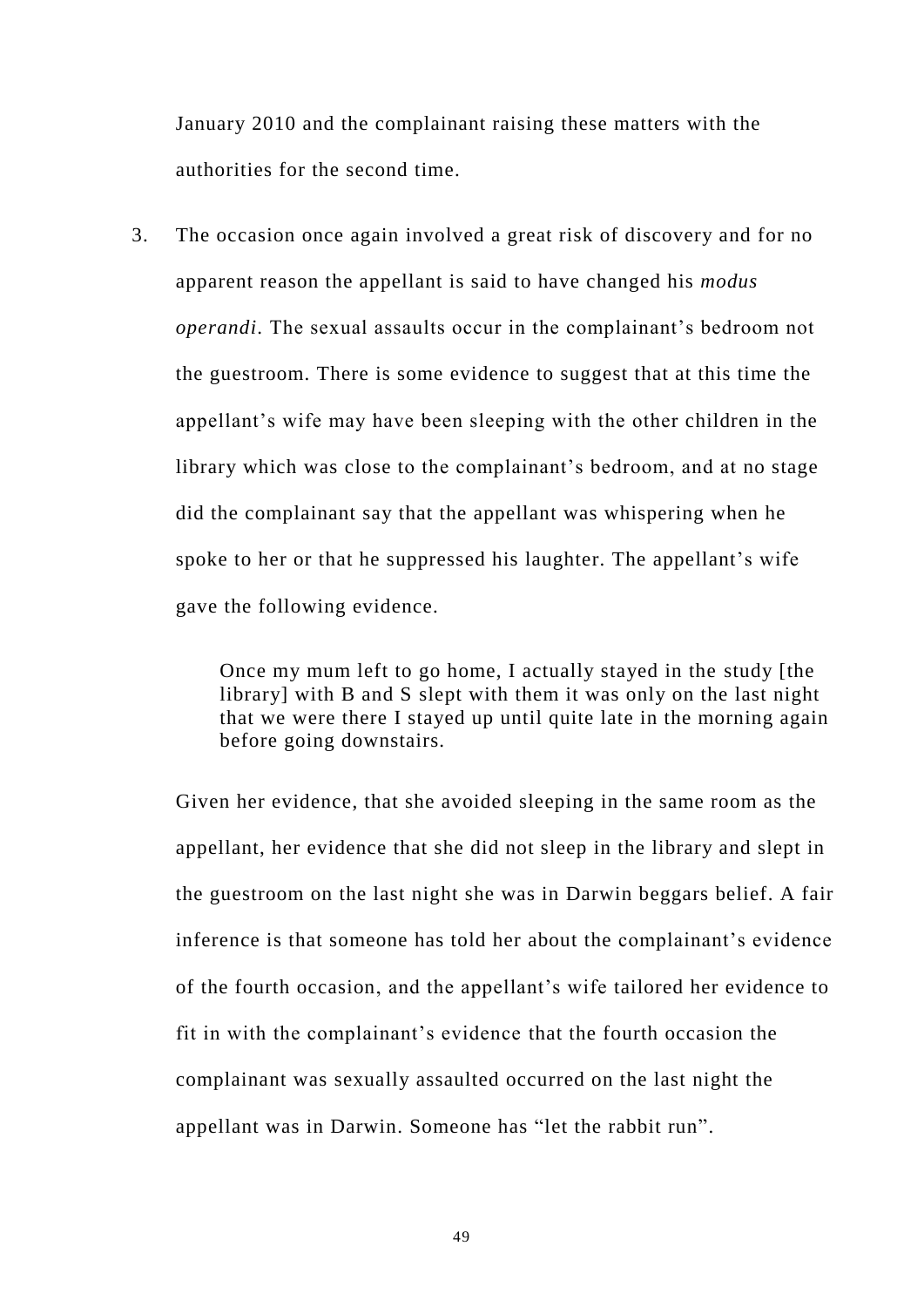January 2010 and the complainant raising these matters with the authorities for the second time.

3. The occasion once again involved a great risk of discovery and for no apparent reason the appellant is said to have changed his *modus operandi*. The sexual assaults occur in the complainant's bedroom not the guestroom. There is some evidence to suggest that at this time the appellant's wife may have been sleeping with the other children in the library which was close to the complainant's bedroom, and at no stage did the complainant say that the appellant was whispering when he spoke to her or that he suppressed his laughter. The appellant's wife gave the following evidence.

> Once my mum left to go home, I actually stayed in the study [the library] with B and S slept with them it was only on the last night that we were there I stayed up until quite late in the morning again before going downstairs.

Given her evidence, that she avoided sleeping in the same room as the appellant, her evidence that she did not sleep in the library and slept in the guestroom on the last night she was in Darwin beggars belief. A fair inference is that someone has told her about the complainant's evidence of the fourth occasion, and the appellant's wife tailored her evidence to fit in with the complainant's evidence that the fourth occasion the complainant was sexually assaulted occurred on the last night the appellant was in Darwin. Someone has "let the rabbit run".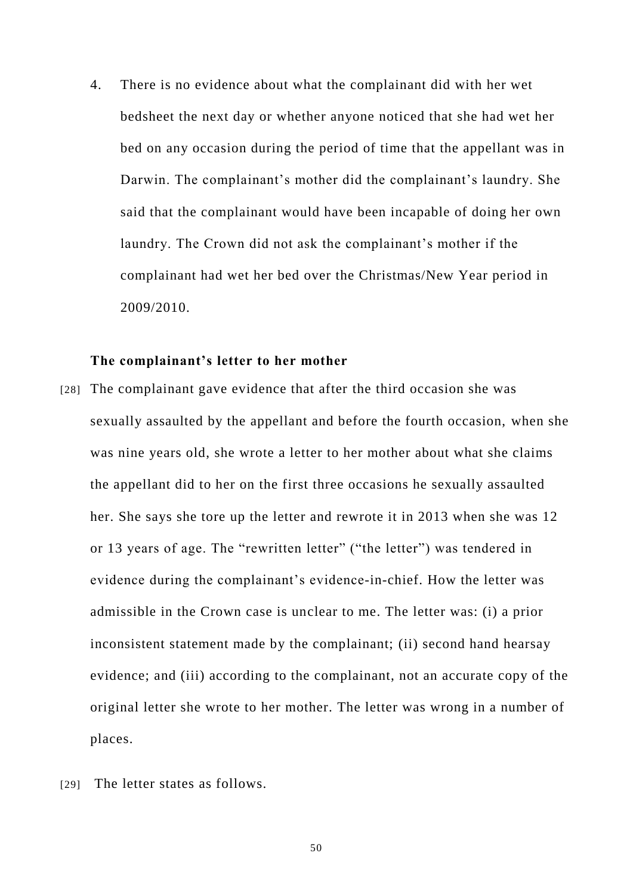4. There is no evidence about what the complainant did with her wet bedsheet the next day or whether anyone noticed that she had wet her bed on any occasion during the period of time that the appellant was in Darwin. The complainant's mother did the complainant's laundry. She said that the complainant would have been incapable of doing her own laundry. The Crown did not ask the complainant's mother if the complainant had wet her bed over the Christmas/New Year period in 2009/2010.

**The complainant's letter to her mother**

[28] The complainant gave evidence that after the third occasion she was sexually assaulted by the appellant and before the fourth occasion, when she was nine years old, she wrote a letter to her mother about what she claims the appellant did to her on the first three occasions he sexually assaulted her. She says she tore up the letter and rewrote it in 2013 when she was 12 or 13 years of age. The "rewritten letter" ("the letter") was tendered in evidence during the complainant's evidence-in-chief. How the letter was admissible in the Crown case is unclear to me. The letter was: (i) a prior inconsistent statement made by the complainant; (ii) second hand hearsay evidence; and (iii) according to the complainant, not an accurate copy of the original letter she wrote to her mother. The letter was wrong in a number of places.

[29] The letter states as follows.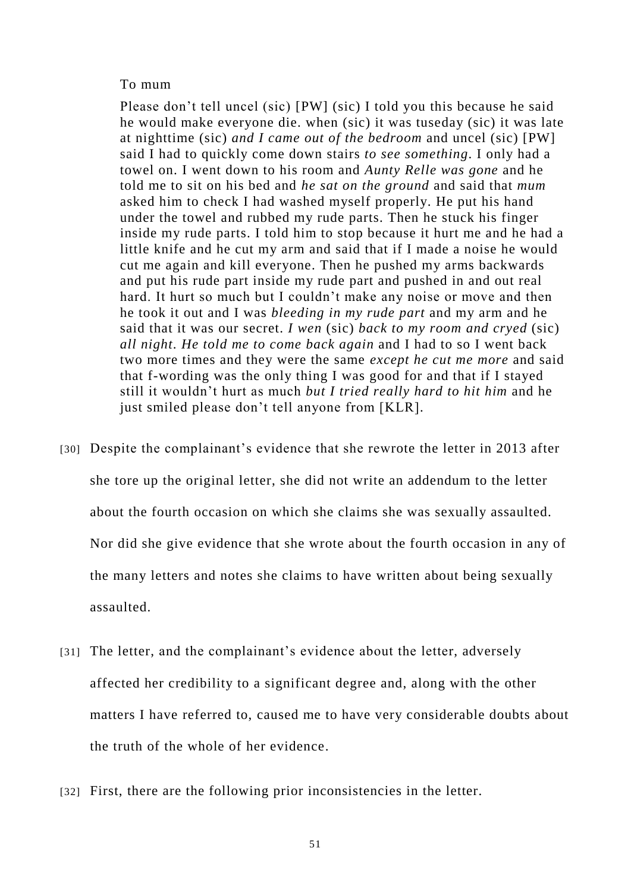> To mum
>
> Please don't tell uncel (sic) [PW] (sic) I told you this because he said he would make everyone die. when (sic) it was tuseday (sic) it was late at nighttime (sic) *and I came out of the bedroom* and uncel (sic) [PW] said I had to quickly come down stairs *to see something*. I only had a towel on. I went down to his room and *Aunty Relle was gone* and he told me to sit on his bed and *he sat on the ground* and said that *mum* asked him to check I had washed myself properly. He put his hand under the towel and rubbed my rude parts. Then he stuck his finger inside my rude parts. I told him to stop because it hurt me and he had a little knife and he cut my arm and said that if I made a noise he would cut me again and kill everyone. Then he pushed my arms backwards and put his rude part inside my rude part and pushed in and out real hard. It hurt so much but I couldn't make any noise or move and then he took it out and I was *bleeding in my rude part* and my arm and he said that it was our secret. *I wen* (sic) *back to my room and cryed* (sic) *all night. He told me to come back again* and I had to so I went back two more times and they were the same *except he cut me more* and said that f-wording was the only thing I was good for and that if I stayed still it wouldn't hurt as much *but I tried really hard to hit him* and he just smiled please don't tell anyone from [KLR].

[30] Despite the complainant's evidence that she rewrote the letter in 2013 after she tore up the original letter, she did not write an addendum to the letter about the fourth occasion on which she claims she was sexually assaulted. Nor did she give evidence that she wrote about the fourth occasion in any of the many letters and notes she claims to have written about being sexually assaulted.

[31] The letter, and the complainant's evidence about the letter, adversely affected her credibility to a significant degree and, along with the other matters I have referred to, caused me to have very considerable doubts about the truth of the whole of her evidence.

[32] First, there are the following prior inconsistencies in the letter.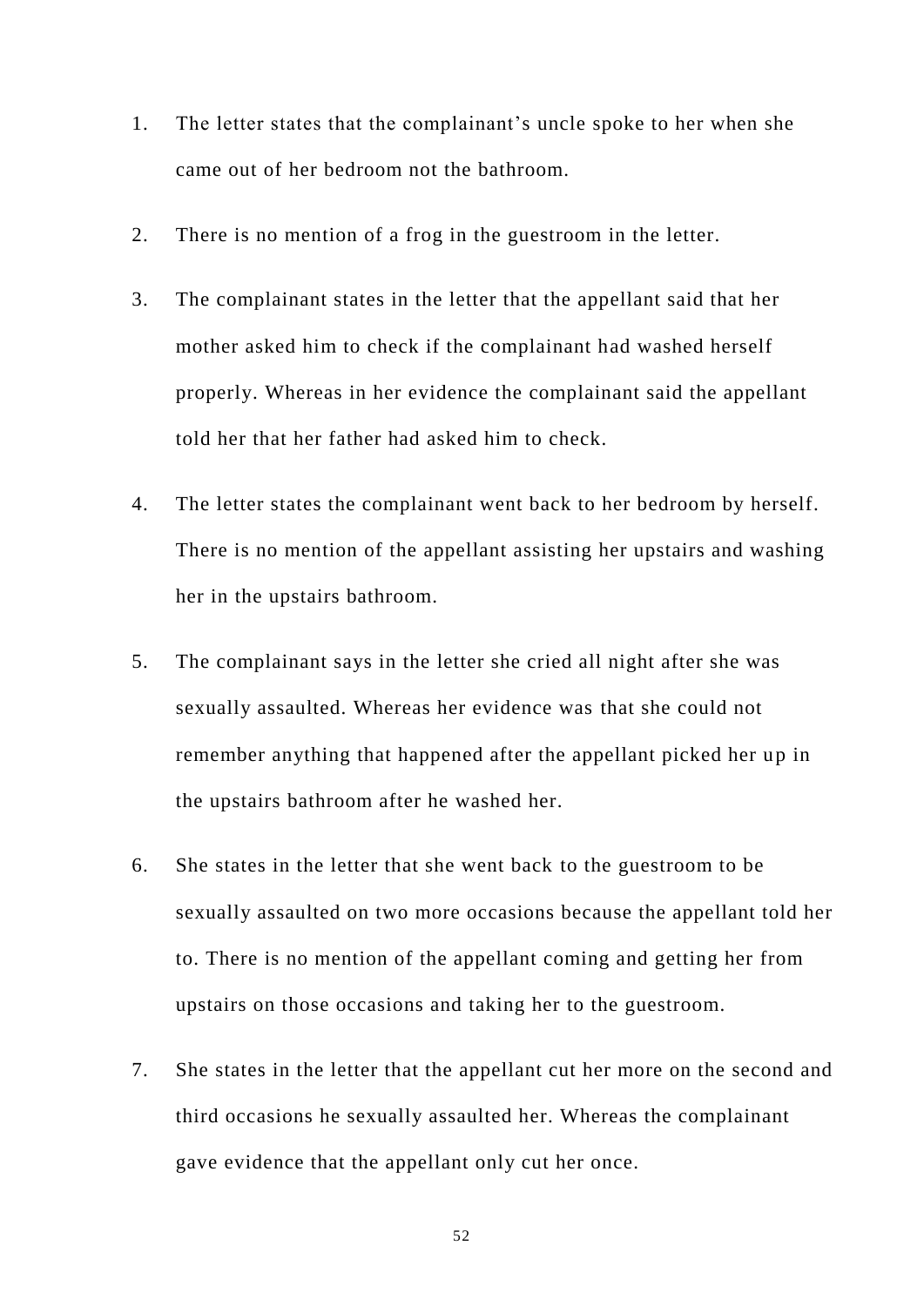1. The letter states that the complainant's uncle spoke to her when she came out of her bedroom not the bathroom.

2. There is no mention of a frog in the guestroom in the letter.

3. The complainant states in the letter that the appellant said that her mother asked him to check if the complainant had washed herself properly. Whereas in her evidence the complainant said the appellant told her that her father had asked him to check.

4. The letter states the complainant went back to her bedroom by herself. There is no mention of the appellant assisting her upstairs and washing her in the upstairs bathroom.

5. The complainant says in the letter she cried all night after she was sexually assaulted. Whereas her evidence was that she could not remember anything that happened after the appellant picked her up in the upstairs bathroom after he washed her.

6. She states in the letter that she went back to the guestroom to be sexually assaulted on two more occasions because the appellant told her to. There is no mention of the appellant coming and getting her from upstairs on those occasions and taking her to the guestroom.

7. She states in the letter that the appellant cut her more on the second and third occasions he sexually assaulted her. Whereas the complainant gave evidence that the appellant only cut her once.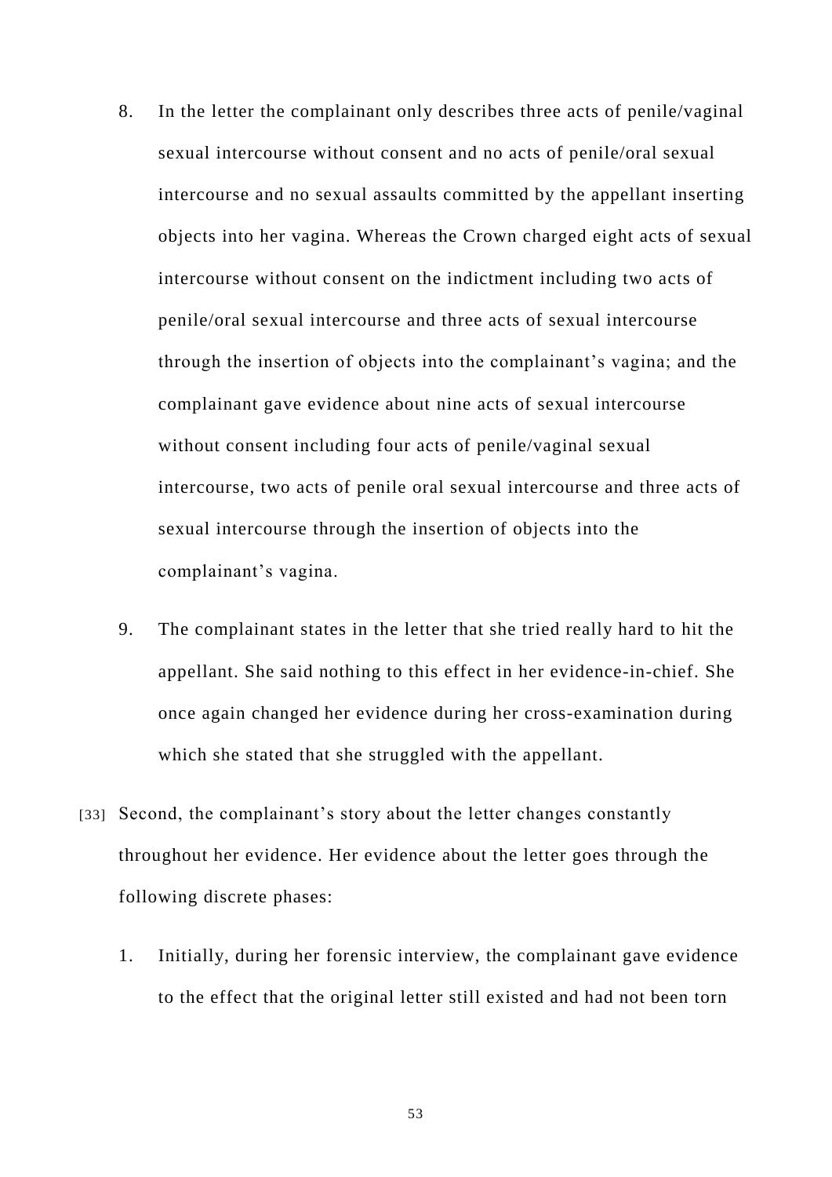8. In the letter the complainant only describes three acts of penile/vaginal sexual intercourse without consent and no acts of penile/oral sexual intercourse and no sexual assaults committed by the appellant inserting objects into her vagina. Whereas the Crown charged eight acts of sexual intercourse without consent on the indictment including two acts of penile/oral sexual intercourse and three acts of sexual intercourse through the insertion of objects into the complainant's vagina; and the complainant gave evidence about nine acts of sexual intercourse without consent including four acts of penile/vaginal sexual intercourse, two acts of penile oral sexual intercourse and three acts of sexual intercourse through the insertion of objects into the complainant's vagina.

9. The complainant states in the letter that she tried really hard to hit the appellant. She said nothing to this effect in her evidence-in-chief. She once again changed her evidence during her cross-examination during which she stated that she struggled with the appellant.

[33] Second, the complainant's story about the letter changes constantly throughout her evidence. Her evidence about the letter goes through the following discrete phases:

1. Initially, during her forensic interview, the complainant gave evidence to the effect that the original letter still existed and had not been torn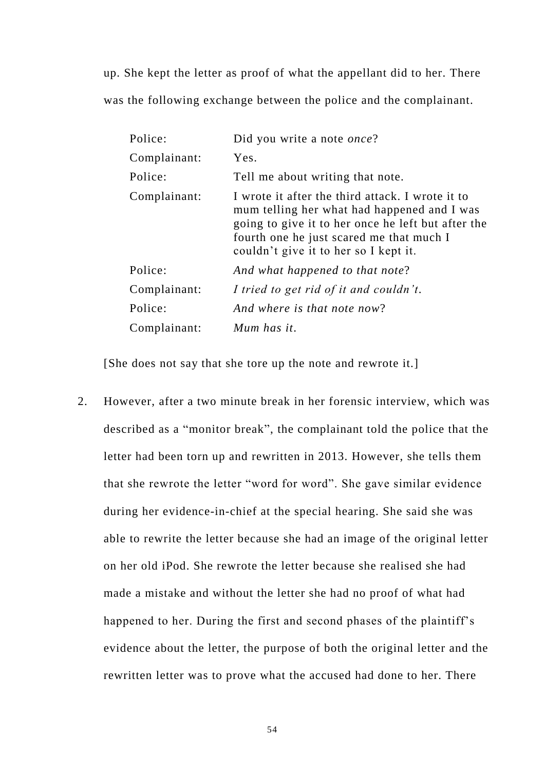up. She kept the letter as proof of what the appellant did to her. There was the following exchange between the police and the complainant.

| | |
|---|---|
| Police: | Did you write a note *once*? |
| Complainant: | Yes. |
| Police: | Tell me about writing that note. |
| Complainant: | I wrote it after the third attack. I wrote it to mum telling her what had happened and I was going to give it to her once he left but after the fourth one he just scared me that much I couldn't give it to her so I kept it. |
| Police: | *And what happened to that note*? |
| Complainant: | *I tried to get rid of it and couldn't.* |
| Police: | *And where is that note now*? |
| Complainant: | *Mum has it.* |

[She does not say that she tore up the note and rewrote it.]

2. However, after a two minute break in her forensic interview, which was described as a "monitor break", the complainant told the police that the letter had been torn up and rewritten in 2013. However, she tells them that she rewrote the letter "word for word". She gave similar evidence during her evidence-in-chief at the special hearing. She said she was able to rewrite the letter because she had an image of the original letter on her old iPod. She rewrote the letter because she realised she had made a mistake and without the letter she had no proof of what had happened to her. During the first and second phases of the plaintiff's evidence about the letter, the purpose of both the original letter and the rewritten letter was to prove what the accused had done to her. There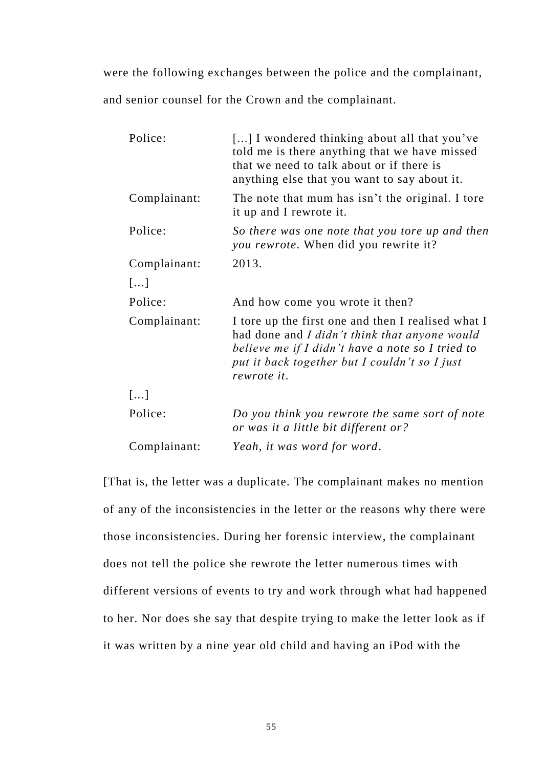were the following exchanges between the police and the complainant, and senior counsel for the Crown and the complainant.

| | |
|---|---|
| Police: | […] I wondered thinking about all that you've told me is there anything that we have missed that we need to talk about or if there is anything else that you want to say about it. |
| Complainant: | The note that mum has isn't the original. I tore it up and I rewrote it. |
| Police: | *So there was one note that you tore up and then you rewrote*. When did you rewrite it? |
| Complainant: | 2013. |
| […] | |
| Police: | And how come you wrote it then? |
| Complainant: | I tore up the first one and then I realised what I had done and *I didn't think that anyone would believe me if I didn't have a note so I tried to put it back together but I couldn't so I just rewrote it*. |
| […] | |
| Police: | *Do you think you rewrote the same sort of note or was it a little bit different or?* |
| Complainant: | *Yeah, it was word for word*. |

[That is, the letter was a duplicate. The complainant makes no mention of any of the inconsistencies in the letter or the reasons why there were those inconsistencies. During her forensic interview, the complainant does not tell the police she rewrote the letter numerous times with different versions of events to try and work through what had happened to her. Nor does she say that despite trying to make the letter look as if it was written by a nine year old child and having an iPod with the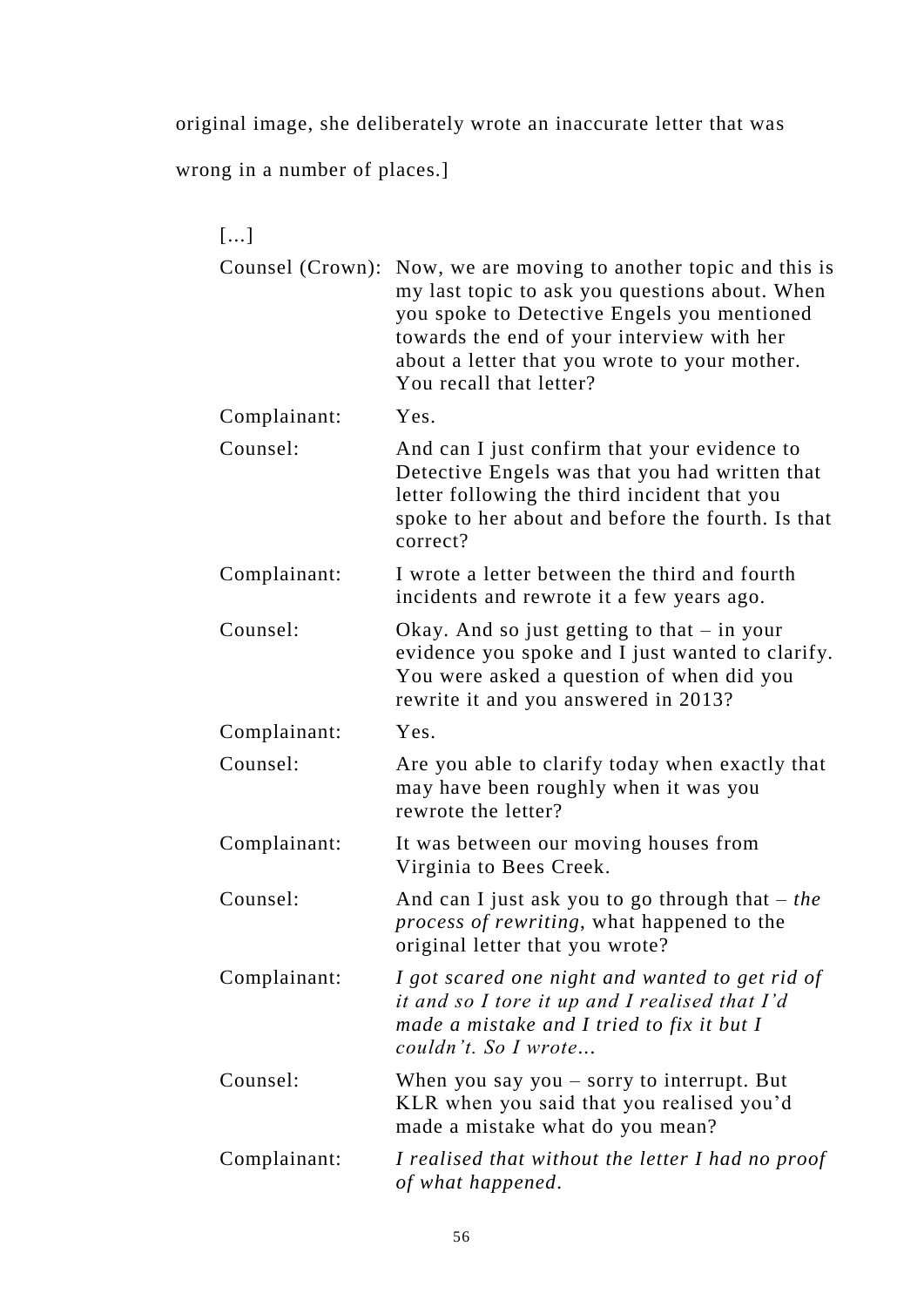original image, she deliberately wrote an inaccurate letter that was wrong in a number of places.]

[…]

| | |
|---|---|
| Counsel (Crown): | Now, we are moving to another topic and this is my last topic to ask you questions about. When you spoke to Detective Engels you mentioned towards the end of your interview with her about a letter that you wrote to your mother. You recall that letter? |
| Complainant: | Yes. |
| Counsel: | And can I just confirm that your evidence to Detective Engels was that you had written that letter following the third incident that you spoke to her about and before the fourth. Is that correct? |
| Complainant: | I wrote a letter between the third and fourth incidents and rewrote it a few years ago. |
| Counsel: | Okay. And so just getting to that – in your evidence you spoke and I just wanted to clarify. You were asked a question of when did you rewrite it and you answered in 2013? |
| Complainant: | Yes. |
| Counsel: | Are you able to clarify today when exactly that may have been roughly when it was you rewrote the letter? |
| Complainant: | It was between our moving houses from Virginia to Bees Creek. |
| Counsel: | And can I just ask you to go through that – *the process of rewriting*, what happened to the original letter that you wrote? |
| Complainant: | *I got scared one night and wanted to get rid of it and so I tore it up and I realised that I'd made a mistake and I tried to fix it but I couldn't. So I wrote…* |
| Counsel: | When you say you – sorry to interrupt. But KLR when you said that you realised you'd made a mistake what do you mean? |
| Complainant: | *I realised that without the letter I had no proof of what happened*. |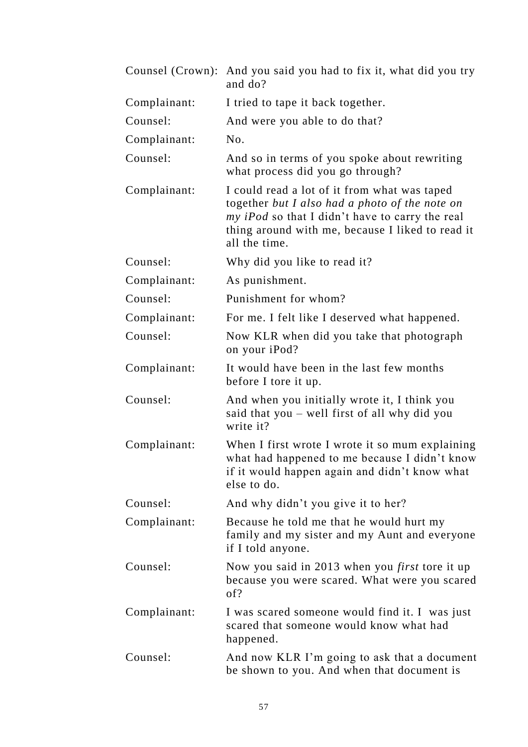| | |
|---|---|
| Counsel (Crown): | And you said you had to fix it, what did you try and do? |
| Complainant: | I tried to tape it back together. |
| Counsel: | And were you able to do that? |
| Complainant: | No. |
| Counsel: | And so in terms of you spoke about rewriting what process did you go through? |
| Complainant: | I could read a lot of it from what was taped together *but I also had a photo of the note on my iPod* so that I didn't have to carry the real thing around with me, because I liked to read it all the time. |
| Counsel: | Why did you like to read it? |
| Complainant: | As punishment. |
| Counsel: | Punishment for whom? |
| Complainant: | For me. I felt like I deserved what happened. |
| Counsel: | Now KLR when did you take that photograph on your iPod? |
| Complainant: | It would have been in the last few months before I tore it up. |
| Counsel: | And when you initially wrote it, I think you said that you – well first of all why did you write it? |
| Complainant: | When I first wrote I wrote it so mum explaining what had happened to me because I didn't know if it would happen again and didn't know what else to do. |
| Counsel: | And why didn't you give it to her? |
| Complainant: | Because he told me that he would hurt my family and my sister and my Aunt and everyone if I told anyone. |
| Counsel: | Now you said in 2013 when you *first* tore it up because you were scared. What were you scared of? |
| Complainant: | I was scared someone would find it. I was just scared that someone would know what had happened. |
| Counsel: | And now KLR I'm going to ask that a document be shown to you. And when that document is |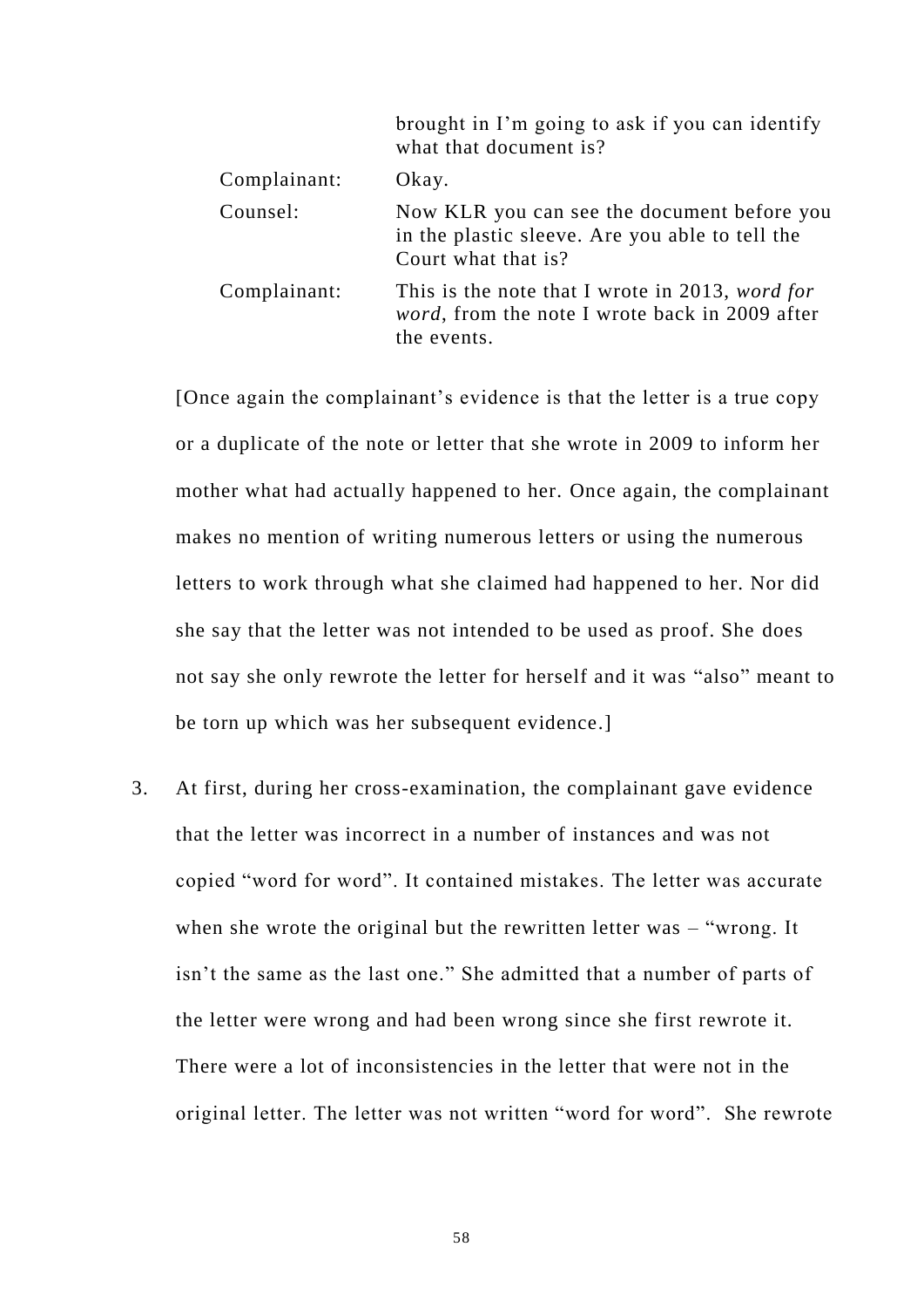| | |
|---|---|
| | brought in I'm going to ask if you can identify what that document is? |
| Complainant: | Okay. |
| Counsel: | Now KLR you can see the document before you in the plastic sleeve. Are you able to tell the Court what that is? |
| Complainant: | This is the note that I wrote in 2013, *word for word*, from the note I wrote back in 2009 after the events. |

[Once again the complainant's evidence is that the letter is a true copy or a duplicate of the note or letter that she wrote in 2009 to inform her mother what had actually happened to her. Once again, the complainant makes no mention of writing numerous letters or using the numerous letters to work through what she claimed had happened to her. Nor did she say that the letter was not intended to be used as proof. She does not say she only rewrote the letter for herself and it was "also" meant to be torn up which was her subsequent evidence.]

3. At first, during her cross-examination, the complainant gave evidence that the letter was incorrect in a number of instances and was not copied "word for word". It contained mistakes. The letter was accurate when she wrote the original but the rewritten letter was – "wrong. It isn't the same as the last one." She admitted that a number of parts of the letter were wrong and had been wrong since she first rewrote it. There were a lot of inconsistencies in the letter that were not in the original letter. The letter was not written "word for word". She rewrote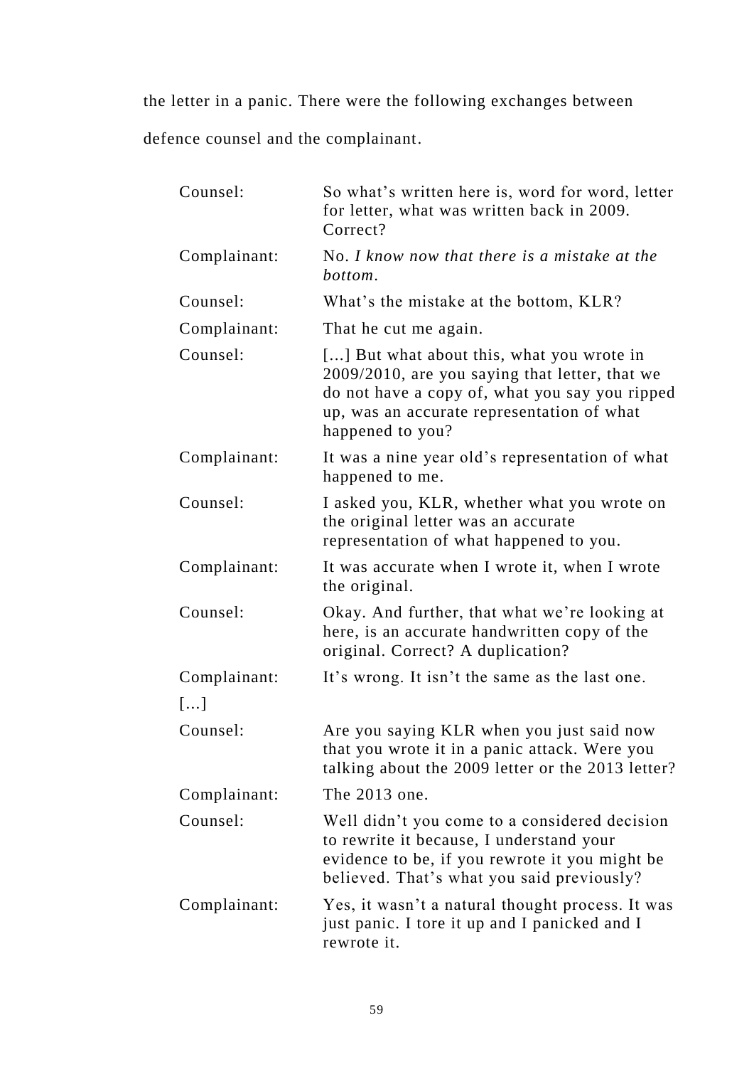the letter in a panic. There were the following exchanges between defence counsel and the complainant.

| | |
|---|---|
| Counsel: | So what's written here is, word for word, letter for letter, what was written back in 2009. Correct? |
| Complainant: | No. *I know now that there is a mistake at the bottom.* |
| Counsel: | What's the mistake at the bottom, KLR? |
| Complainant: | That he cut me again. |
| Counsel: | […] But what about this, what you wrote in 2009/2010, are you saying that letter, that we do not have a copy of, what you say you ripped up, was an accurate representation of what happened to you? |
| Complainant: | It was a nine year old's representation of what happened to me. |
| Counsel: | I asked you, KLR, whether what you wrote on the original letter was an accurate representation of what happened to you. |
| Complainant: | It was accurate when I wrote it, when I wrote the original. |
| Counsel: | Okay. And further, that what we're looking at here, is an accurate handwritten copy of the original. Correct? A duplication? |
| Complainant: | It's wrong. It isn't the same as the last one. |
| […] | |
| Counsel: | Are you saying KLR when you just said now that you wrote it in a panic attack. Were you talking about the 2009 letter or the 2013 letter? |
| Complainant: | The 2013 one. |
| Counsel: | Well didn't you come to a considered decision to rewrite it because, I understand your evidence to be, if you rewrote it you might be believed. That's what you said previously? |
| Complainant: | Yes, it wasn't a natural thought process. It was just panic. I tore it up and I panicked and I rewrote it. |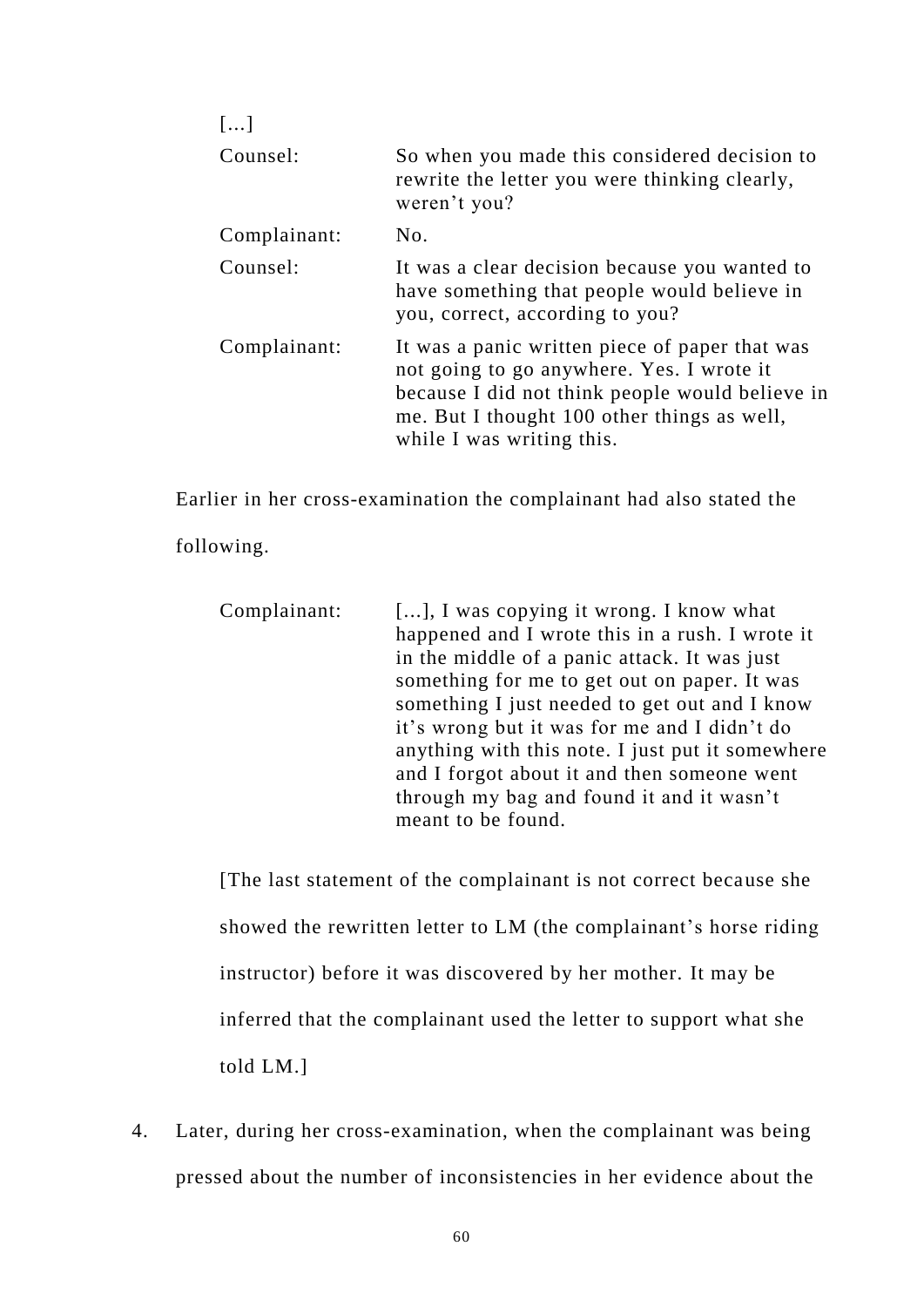[…]

| | |
|---|---|
| Counsel: | So when you made this considered decision to rewrite the letter you were thinking clearly, weren't you? |
| Complainant: | No. |
| Counsel: | It was a clear decision because you wanted to have something that people would believe in you, correct, according to you? |
| Complainant: | It was a panic written piece of paper that was not going to go anywhere. Yes. I wrote it because I did not think people would believe in me. But I thought 100 other things as well, while I was writing this. |

Earlier in her cross-examination the complainant had also stated the following.

| | |
|---|---|
| Complainant: | […], I was copying it wrong. I know what happened and I wrote this in a rush. I wrote it in the middle of a panic attack. It was just something for me to get out on paper. It was something I just needed to get out and I know it's wrong but it was for me and I didn't do anything with this note. I just put it somewhere and I forgot about it and then someone went through my bag and found it and it wasn't meant to be found. |

[The last statement of the complainant is not correct because she showed the rewritten letter to LM (the complainant's horse riding instructor) before it was discovered by her mother. It may be inferred that the complainant used the letter to support what she told LM.]

4. Later, during her cross-examination, when the complainant was being pressed about the number of inconsistencies in her evidence about the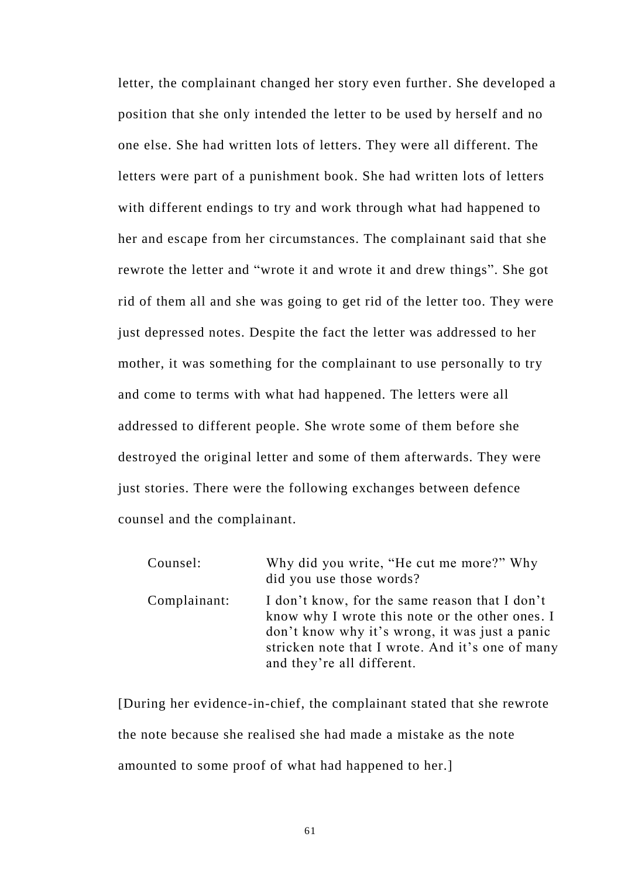letter, the complainant changed her story even further. She developed a position that she only intended the letter to be used by herself and no one else. She had written lots of letters. They were all different. The letters were part of a punishment book. She had written lots of letters with different endings to try and work through what had happened to her and escape from her circumstances. The complainant said that she rewrote the letter and "wrote it and wrote it and drew things". She got rid of them all and she was going to get rid of the letter too. They were just depressed notes. Despite the fact the letter was addressed to her mother, it was something for the complainant to use personally to try and come to terms with what had happened. The letters were all addressed to different people. She wrote some of them before she destroyed the original letter and some of them afterwards. They were just stories. There were the following exchanges between defence counsel and the complainant.

| | |
|---|---|
| Counsel: | Why did you write, "He cut me more?" Why did you use those words? |
| Complainant: | I don't know, for the same reason that I don't know why I wrote this note or the other ones. I don't know why it's wrong, it was just a panic stricken note that I wrote. And it's one of many and they're all different. |

[During her evidence-in-chief, the complainant stated that she rewrote the note because she realised she had made a mistake as the note amounted to some proof of what had happened to her.]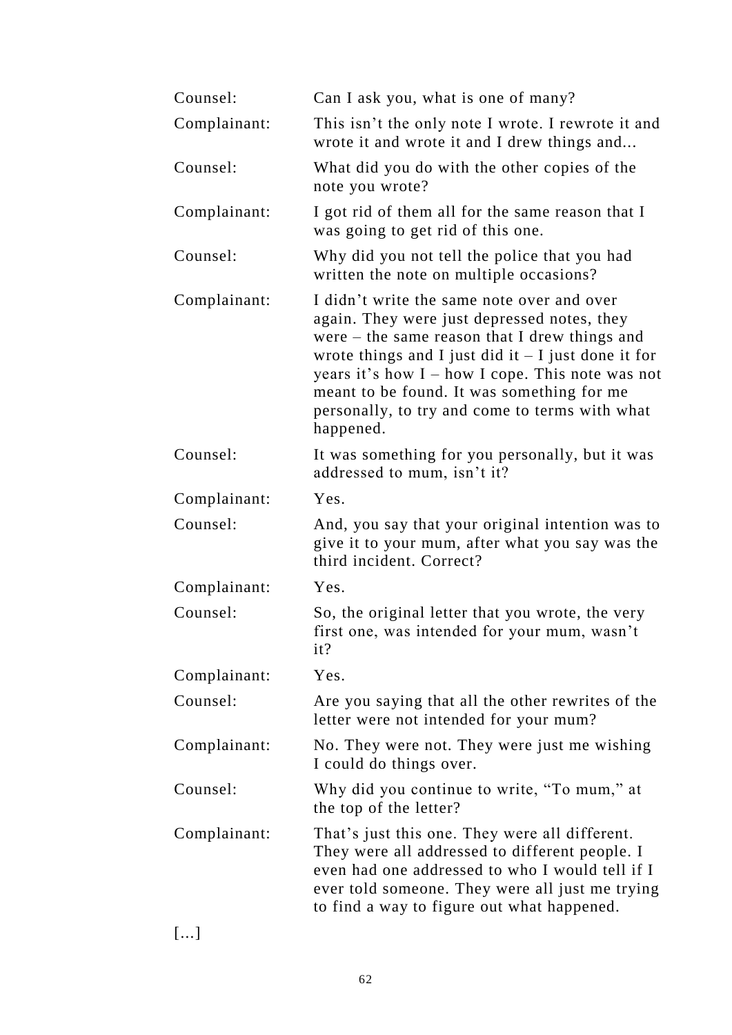| | |
|---|---|
| Counsel: | Can I ask you, what is one of many? |
| Complainant: | This isn't the only note I wrote. I rewrote it and wrote it and wrote it and I drew things and... |
| Counsel: | What did you do with the other copies of the note you wrote? |
| Complainant: | I got rid of them all for the same reason that I was going to get rid of this one. |
| Counsel: | Why did you not tell the police that you had written the note on multiple occasions? |
| Complainant: | I didn't write the same note over and over again. They were just depressed notes, they were – the same reason that I drew things and wrote things and I just did it – I just done it for years it's how I – how I cope. This note was not meant to be found. It was something for me personally, to try and come to terms with what happened. |
| Counsel: | It was something for you personally, but it was addressed to mum, isn't it? |
| Complainant: | Yes. |
| Counsel: | And, you say that your original intention was to give it to your mum, after what you say was the third incident. Correct? |
| Complainant: | Yes. |
| Counsel: | So, the original letter that you wrote, the very first one, was intended for your mum, wasn't it? |
| Complainant: | Yes. |
| Counsel: | Are you saying that all the other rewrites of the letter were not intended for your mum? |
| Complainant: | No. They were not. They were just me wishing I could do things over. |
| Counsel: | Why did you continue to write, "To mum," at the top of the letter? |
| Complainant: | That's just this one. They were all different. They were all addressed to different people. I even had one addressed to who I would tell if I ever told someone. They were all just me trying to find a way to figure out what happened. |

[…]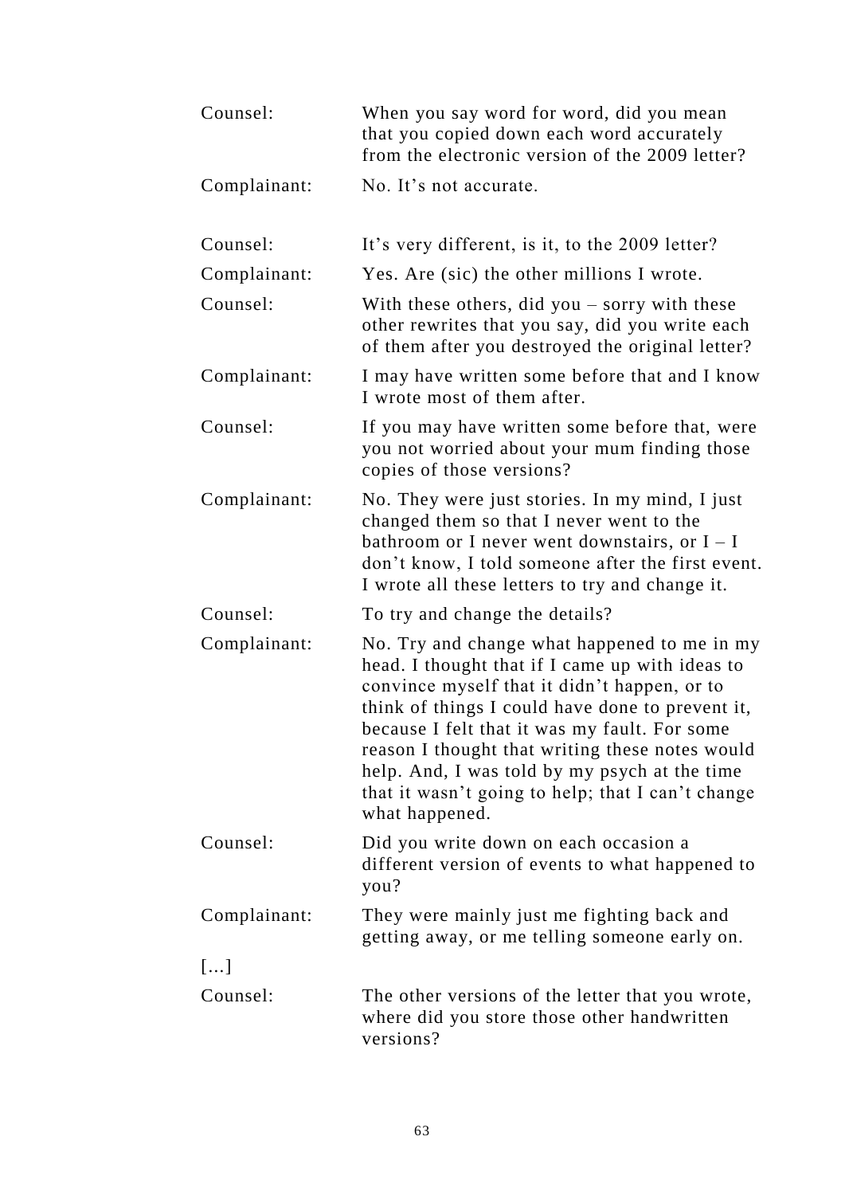| | |
|---|---|
| Counsel: | When you say word for word, did you mean that you copied down each word accurately from the electronic version of the 2009 letter? |
| Complainant: | No. It’s not accurate. |
| Counsel: | It’s very different, is it, to the 2009 letter? |
| Complainant: | Yes. Are (sic) the other millions I wrote. |
| Counsel: | With these others, did you – sorry with these other rewrites that you say, did you write each of them after you destroyed the original letter? |
| Complainant: | I may have written some before that and I know I wrote most of them after. |
| Counsel: | If you may have written some before that, were you not worried about your mum finding those copies of those versions? |
| Complainant: | No. They were just stories. In my mind, I just changed them so that I never went to the bathroom or I never went downstairs, or I – I don’t know, I told someone after the first event. I wrote all these letters to try and change it. |
| Counsel: | To try and change the details? |
| Complainant: | No. Try and change what happened to me in my head. I thought that if I came up with ideas to convince myself that it didn’t happen, or to think of things I could have done to prevent it, because I felt that it was my fault. For some reason I thought that writing these notes would help. And, I was told by my psych at the time that it wasn’t going to help; that I can’t change what happened. |
| Counsel: | Did you write down on each occasion a different version of events to what happened to you? |
| Complainant: | They were mainly just me fighting back and getting away, or me telling someone early on. |
| […] | |
| Counsel: | The other versions of the letter that you wrote, where did you store those other handwritten versions? |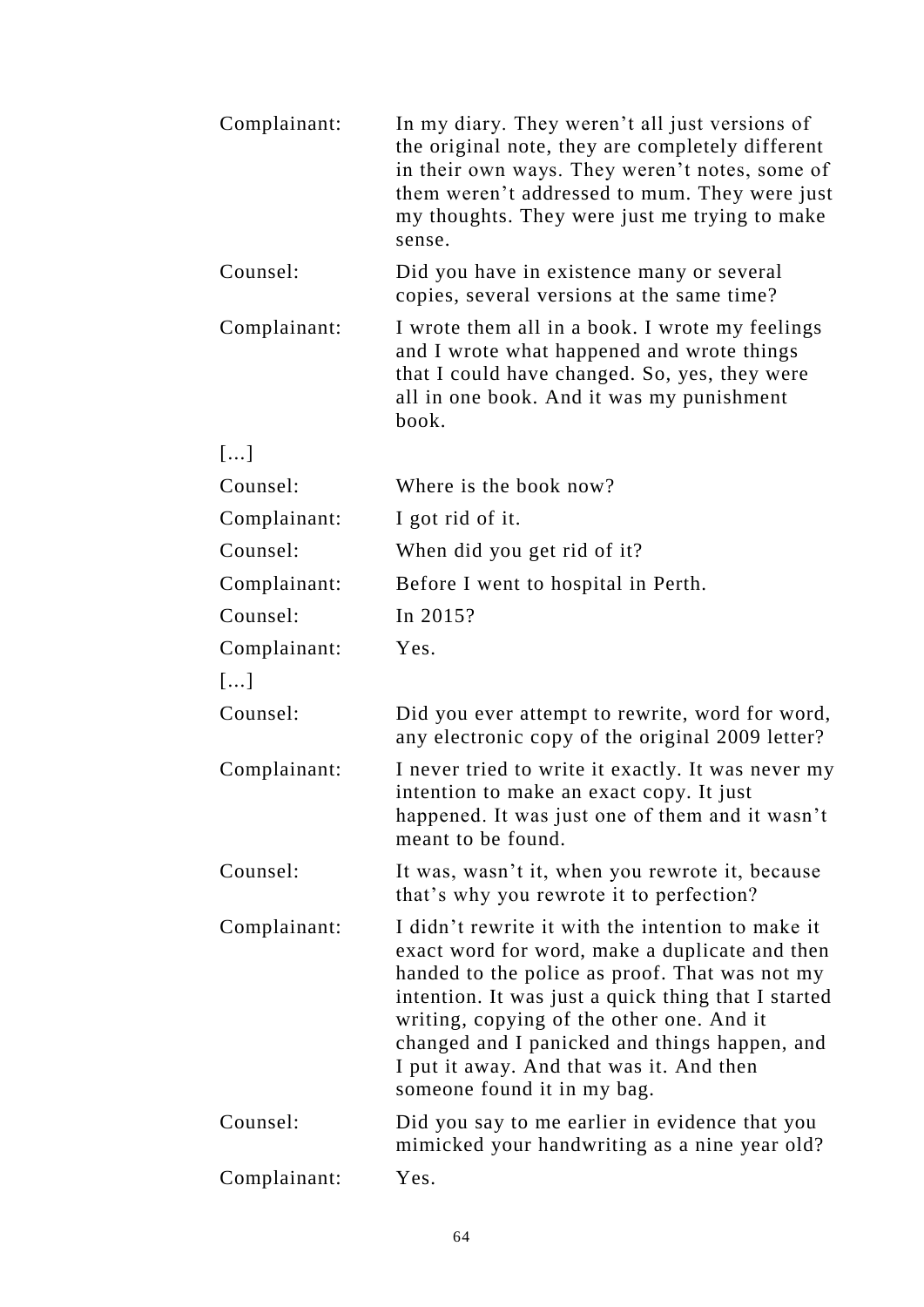| | |
|---|---|
| Complainant: | In my diary. They weren't all just versions of the original note, they are completely different in their own ways. They weren't notes, some of them weren't addressed to mum. They were just my thoughts. They were just me trying to make sense. |
| Counsel: | Did you have in existence many or several copies, several versions at the same time? |
| Complainant: | I wrote them all in a book. I wrote my feelings and I wrote what happened and wrote things that I could have changed. So, yes, they were all in one book. And it was my punishment book. |
| […] | |
| Counsel: | Where is the book now? |
| Complainant: | I got rid of it. |
| Counsel: | When did you get rid of it? |
| Complainant: | Before I went to hospital in Perth. |
| Counsel: | In 2015? |
| Complainant: | Yes. |
| […] | |
| Counsel: | Did you ever attempt to rewrite, word for word, any electronic copy of the original 2009 letter? |
| Complainant: | I never tried to write it exactly. It was never my intention to make an exact copy. It just happened. It was just one of them and it wasn't meant to be found. |
| Counsel: | It was, wasn't it, when you rewrote it, because that's why you rewrote it to perfection? |
| Complainant: | I didn't rewrite it with the intention to make it exact word for word, make a duplicate and then handed to the police as proof. That was not my intention. It was just a quick thing that I started writing, copying of the other one. And it changed and I panicked and things happen, and I put it away. And that was it. And then someone found it in my bag. |
| Counsel: | Did you say to me earlier in evidence that you mimicked your handwriting as a nine year old? |
| Complainant: | Yes. |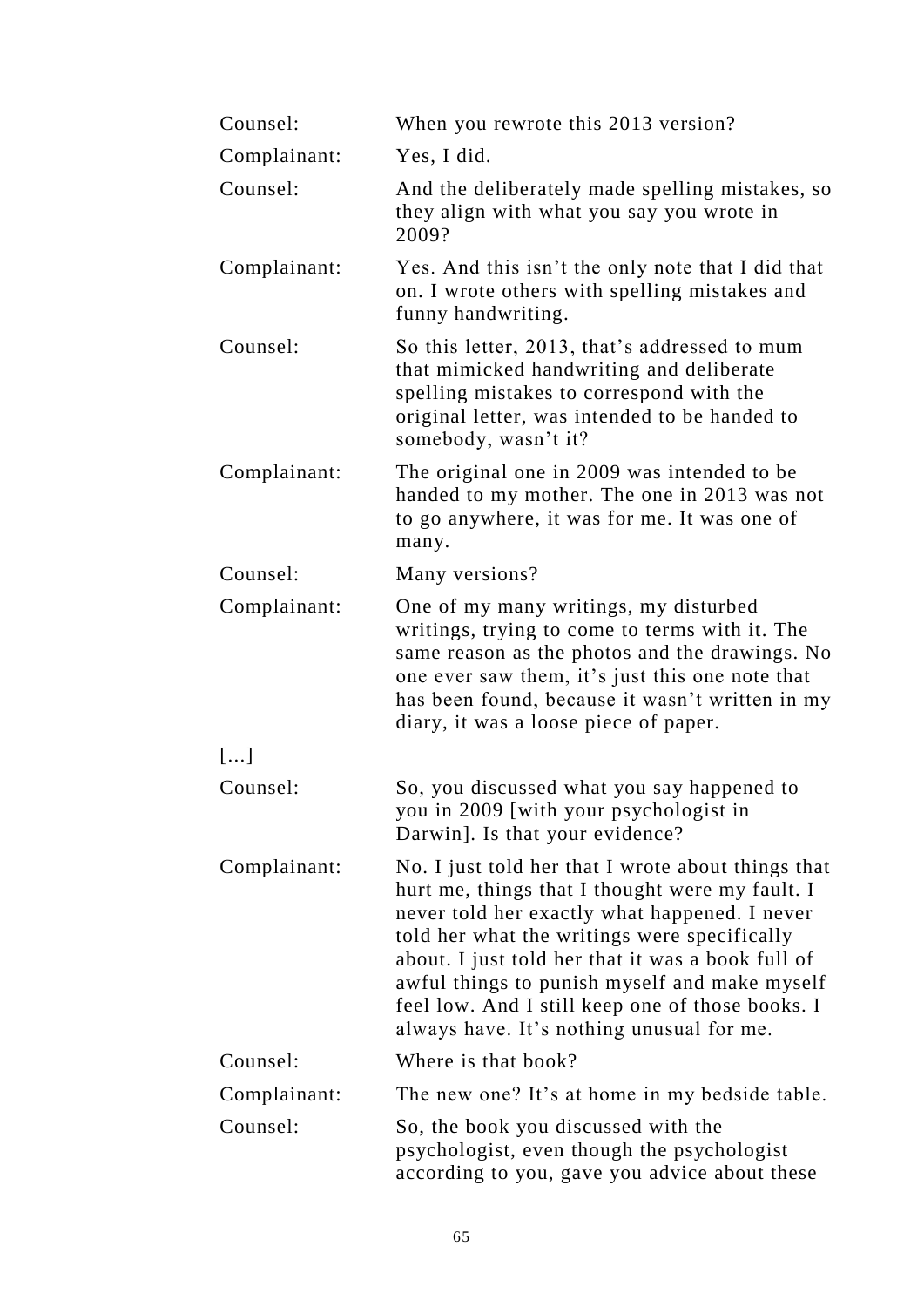| | |
|---|---|
| Counsel: | When you rewrote this 2013 version? |
| Complainant: | Yes, I did. |
| Counsel: | And the deliberately made spelling mistakes, so they align with what you say you wrote in 2009? |
| Complainant: | Yes. And this isn't the only note that I did that on. I wrote others with spelling mistakes and funny handwriting. |
| Counsel: | So this letter, 2013, that's addressed to mum that mimicked handwriting and deliberate spelling mistakes to correspond with the original letter, was intended to be handed to somebody, wasn't it? |
| Complainant: | The original one in 2009 was intended to be handed to my mother. The one in 2013 was not to go anywhere, it was for me. It was one of many. |
| Counsel: | Many versions? |
| Complainant: | One of my many writings, my disturbed writings, trying to come to terms with it. The same reason as the photos and the drawings. No one ever saw them, it's just this one note that has been found, because it wasn't written in my diary, it was a loose piece of paper. |
| […] | |
| Counsel: | So, you discussed what you say happened to you in 2009 [with your psychologist in Darwin]. Is that your evidence? |
| Complainant: | No. I just told her that I wrote about things that hurt me, things that I thought were my fault. I never told her exactly what happened. I never told her what the writings were specifically about. I just told her that it was a book full of awful things to punish myself and make myself feel low. And I still keep one of those books. I always have. It's nothing unusual for me. |
| Counsel: | Where is that book? |
| Complainant: | The new one? It's at home in my bedside table. |
| Counsel: | So, the book you discussed with the psychologist, even though the psychologist according to you, gave you advice about these |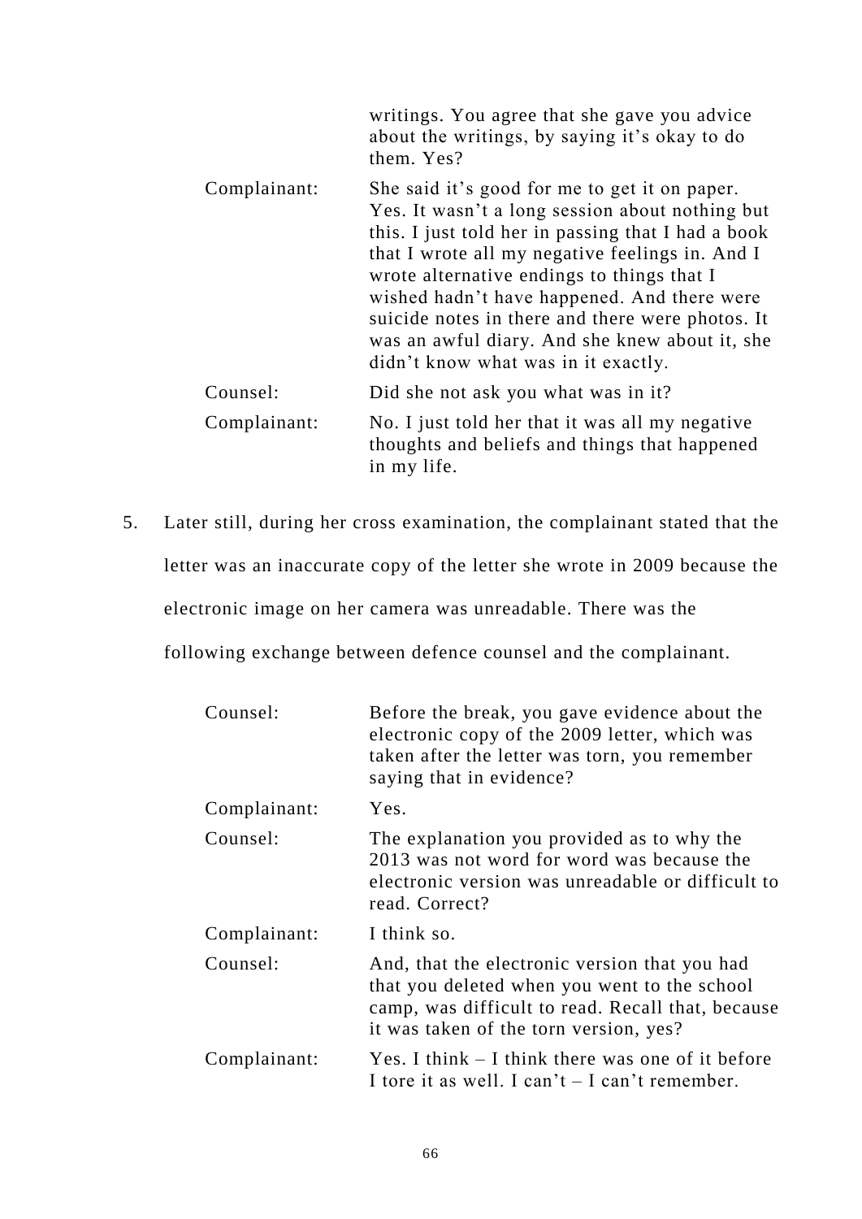| | |
|---|---|
| | writings. You agree that she gave you advice about the writings, by saying it's okay to do them. Yes? |
| Complainant: | She said it's good for me to get it on paper. Yes. It wasn't a long session about nothing but this. I just told her in passing that I had a book that I wrote all my negative feelings in. And I wrote alternative endings to things that I wished hadn't have happened. And there were suicide notes in there and there were photos. It was an awful diary. And she knew about it, she didn't know what was in it exactly. |
| Counsel: | Did she not ask you what was in it? |
| Complainant: | No. I just told her that it was all my negative thoughts and beliefs and things that happened in my life. |

5. Later still, during her cross examination, the complainant stated that the letter was an inaccurate copy of the letter she wrote in 2009 because the electronic image on her camera was unreadable. There was the following exchange between defence counsel and the complainant.

| | |
|---|---|
| Counsel: | Before the break, you gave evidence about the electronic copy of the 2009 letter, which was taken after the letter was torn, you remember saying that in evidence? |
| Complainant: | Yes. |
| Counsel: | The explanation you provided as to why the 2013 was not word for word was because the electronic version was unreadable or difficult to read. Correct? |
| Complainant: | I think so. |
| Counsel: | And, that the electronic version that you had that you deleted when you went to the school camp, was difficult to read. Recall that, because it was taken of the torn version, yes? |
| Complainant: | Yes. I think – I think there was one of it before I tore it as well. I can't – I can't remember. |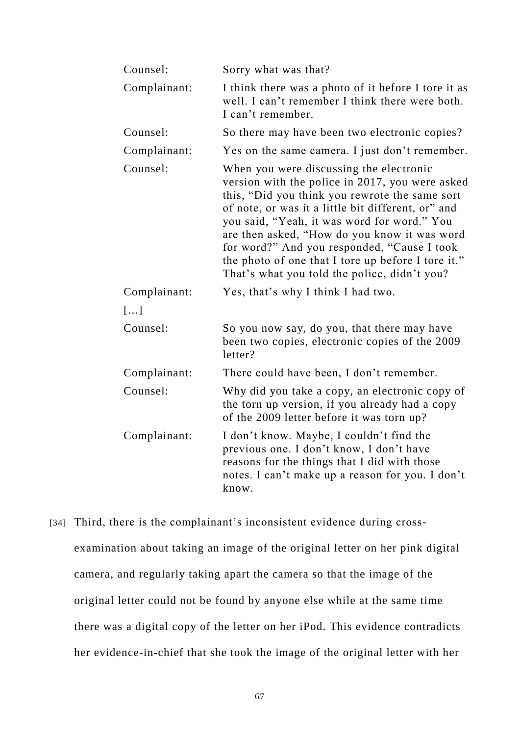| | |
|---|---|
| Counsel: | Sorry what was that? |
| Complainant: | I think there was a photo of it before I tore it as well. I can't remember I think there were both. I can't remember. |
| Counsel: | So there may have been two electronic copies? |
| Complainant: | Yes on the same camera. I just don't remember. |
| Counsel: | When you were discussing the electronic version with the police in 2017, you were asked this, "Did you think you rewrote the same sort of note, or was it a little bit different, or" and you said, "Yeah, it was word for word." You are then asked, "How do you know it was word for word?" And you responded, "Cause I took the photo of one that I tore up before I tore it." That's what you told the police, didn't you? |
| Complainant: | Yes, that's why I think I had two. |
| […] | |
| Counsel: | So you now say, do you, that there may have been two copies, electronic copies of the 2009 letter? |
| Complainant: | There could have been, I don't remember. |
| Counsel: | Why did you take a copy, an electronic copy of the torn up version, if you already had a copy of the 2009 letter before it was torn up? |
| Complainant: | I don't know. Maybe, I couldn't find the previous one. I don't know, I don't have reasons for the things that I did with those notes. I can't make up a reason for you. I don't know. |

[34] Third, there is the complainant's inconsistent evidence during cross-examination about taking an image of the original letter on her pink digital camera, and regularly taking apart the camera so that the image of the original letter could not be found by anyone else while at the same time there was a digital copy of the letter on her iPod. This evidence contradicts her evidence-in-chief that she took the image of the original letter with her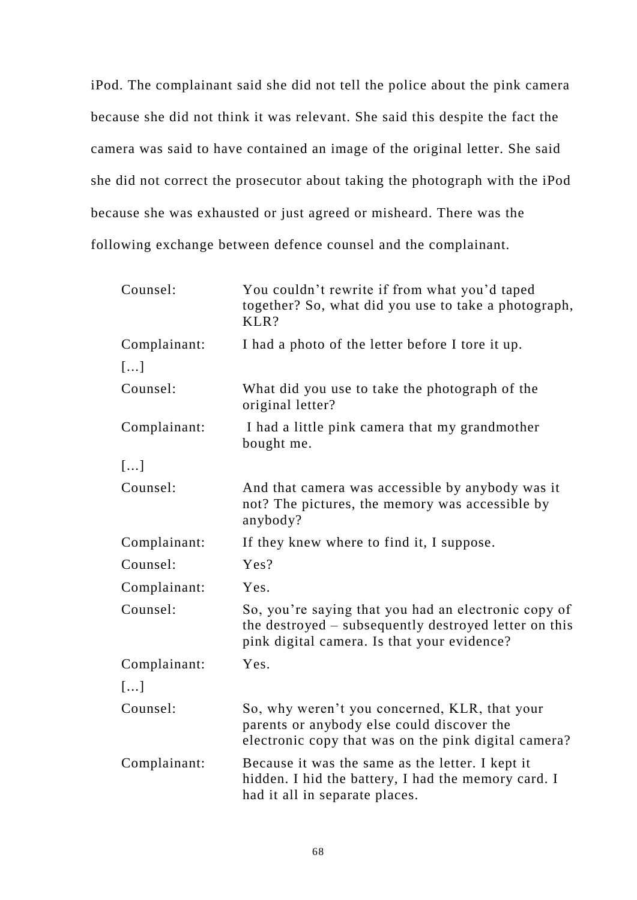iPod. The complainant said she did not tell the police about the pink camera because she did not think it was relevant. She said this despite the fact the camera was said to have contained an image of the original letter. She said she did not correct the prosecutor about taking the photograph with the iPod because she was exhausted or just agreed or misheard. There was the following exchange between defence counsel and the complainant.

| | |
|---|---|
| Counsel: | You couldn't rewrite if from what you'd taped together? So, what did you use to take a photograph, KLR? |
| Complainant: | I had a photo of the letter before I tore it up. |
| […] | |
| Counsel: | What did you use to take the photograph of the original letter? |
| Complainant: | I had a little pink camera that my grandmother bought me. |
| […] | |
| Counsel: | And that camera was accessible by anybody was it not? The pictures, the memory was accessible by anybody? |
| Complainant: | If they knew where to find it, I suppose. |
| Counsel: | Yes? |
| Complainant: | Yes. |
| Counsel: | So, you're saying that you had an electronic copy of the destroyed – subsequently destroyed letter on this pink digital camera. Is that your evidence? |
| Complainant: | Yes. |
| […] | |
| Counsel: | So, why weren't you concerned, KLR, that your parents or anybody else could discover the electronic copy that was on the pink digital camera? |
| Complainant: | Because it was the same as the letter. I kept it hidden. I hid the battery, I had the memory card. I had it all in separate places. |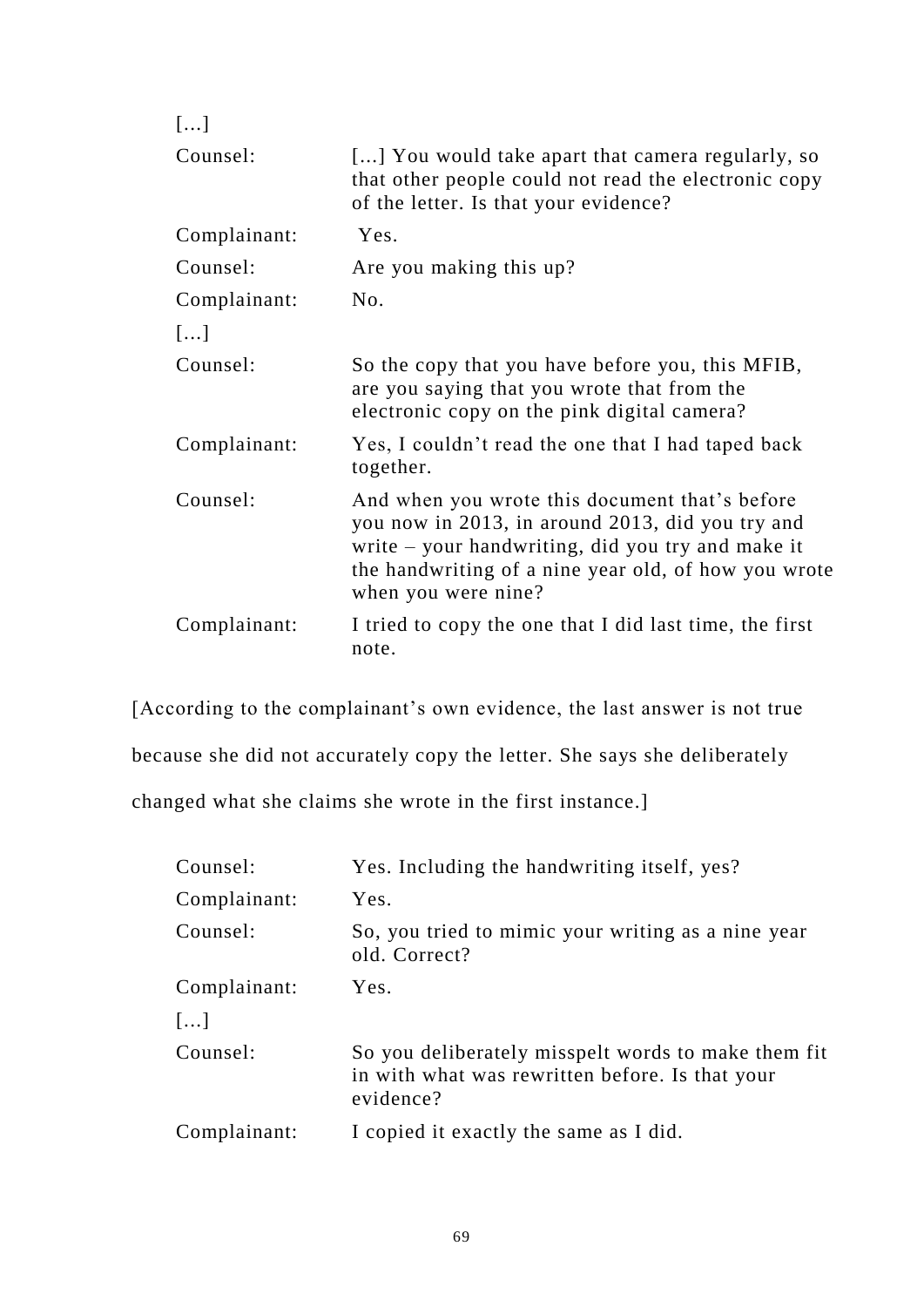[…]

| | |
|---|---|
| Counsel: | […] You would take apart that camera regularly, so that other people could not read the electronic copy of the letter. Is that your evidence? |
| Complainant: | Yes. |
| Counsel: | Are you making this up? |
| Complainant: | No. |

[…]

| | |
|---|---|
| Counsel: | So the copy that you have before you, this MFIB, are you saying that you wrote that from the electronic copy on the pink digital camera? |
| Complainant: | Yes, I couldn't read the one that I had taped back together. |
| Counsel: | And when you wrote this document that's before you now in 2013, in around 2013, did you try and write – your handwriting, did you try and make it the handwriting of a nine year old, of how you wrote when you were nine? |
| Complainant: | I tried to copy the one that I did last time, the first note. |

[According to the complainant's own evidence, the last answer is not true because she did not accurately copy the letter. She says she deliberately changed what she claims she wrote in the first instance.]

| | |
|---|---|
| Counsel: | Yes. Including the handwriting itself, yes? |
| Complainant: | Yes. |
| Counsel: | So, you tried to mimic your writing as a nine year old. Correct? |
| Complainant: | Yes. |

[…]

| | |
|---|---|
| Counsel: | So you deliberately misspelt words to make them fit in with what was rewritten before. Is that your evidence? |
| Complainant: | I copied it exactly the same as I did. |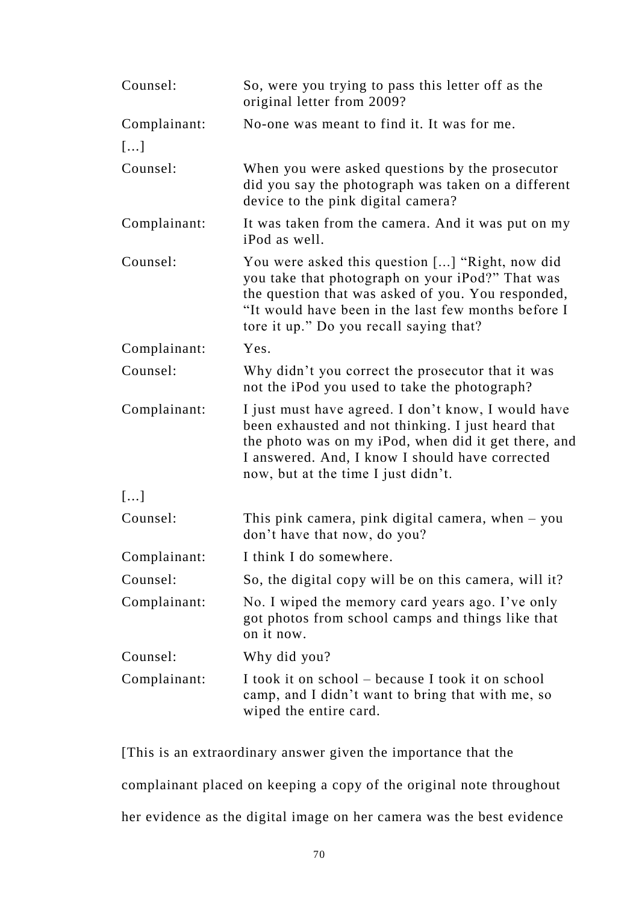| | |
|---|---|
| Counsel: | So, were you trying to pass this letter off as the original letter from 2009? |
| Complainant: | No-one was meant to find it. It was for me. |
| […] | |
| Counsel: | When you were asked questions by the prosecutor did you say the photograph was taken on a different device to the pink digital camera? |
| Complainant: | It was taken from the camera. And it was put on my iPod as well. |
| Counsel: | You were asked this question [...] "Right, now did you take that photograph on your iPod?" That was the question that was asked of you. You responded, "It would have been in the last few months before I tore it up." Do you recall saying that? |
| Complainant: | Yes. |
| Counsel: | Why didn't you correct the prosecutor that it was not the iPod you used to take the photograph? |
| Complainant: | I just must have agreed. I don't know, I would have been exhausted and not thinking. I just heard that the photo was on my iPod, when did it get there, and I answered. And, I know I should have corrected now, but at the time I just didn't. |
| […] | |
| Counsel: | This pink camera, pink digital camera, when – you don't have that now, do you? |
| Complainant: | I think I do somewhere. |
| Counsel: | So, the digital copy will be on this camera, will it? |
| Complainant: | No. I wiped the memory card years ago. I've only got photos from school camps and things like that on it now. |
| Counsel: | Why did you? |
| Complainant: | I took it on school – because I took it on school camp, and I didn't want to bring that with me, so wiped the entire card. |

[This is an extraordinary answer given the importance that the complainant placed on keeping a copy of the original note throughout her evidence as the digital image on her camera was the best evidence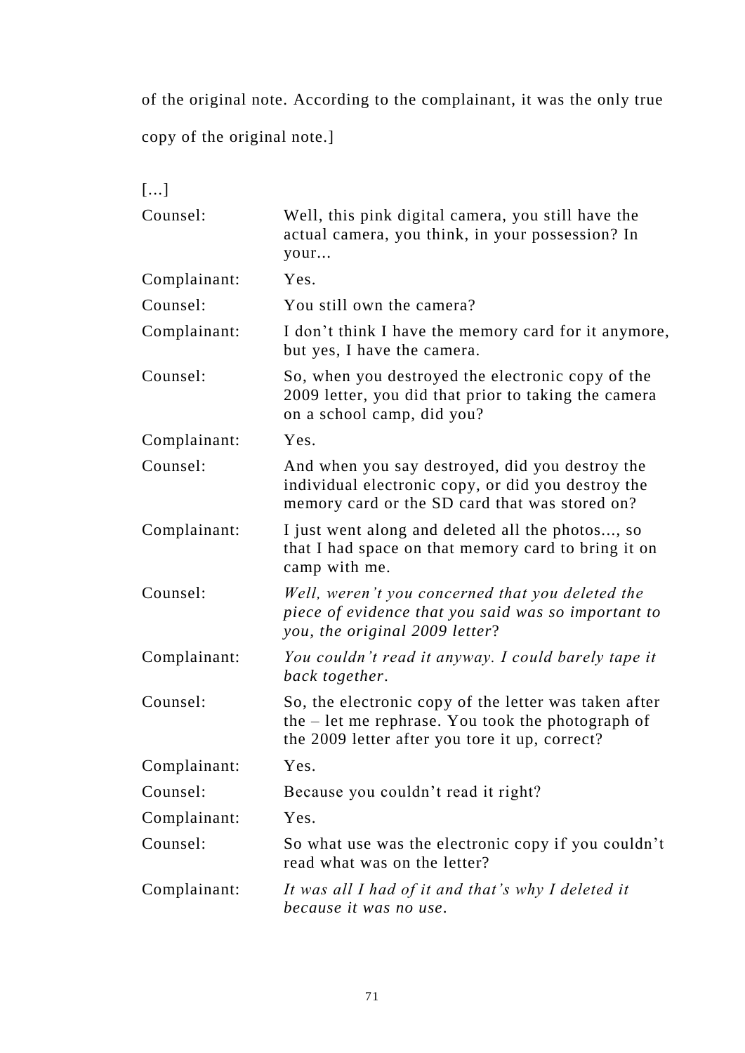of the original note. According to the complainant, it was the only true copy of the original note.]

[…]

| | |
|---|---|
| Counsel: | Well, this pink digital camera, you still have the actual camera, you think, in your possession? In your… |
| Complainant: | Yes. |
| Counsel: | You still own the camera? |
| Complainant: | I don't think I have the memory card for it anymore, but yes, I have the camera. |
| Counsel: | So, when you destroyed the electronic copy of the 2009 letter, you did that prior to taking the camera on a school camp, did you? |
| Complainant: | Yes. |
| Counsel: | And when you say destroyed, did you destroy the individual electronic copy, or did you destroy the memory card or the SD card that was stored on? |
| Complainant: | I just went along and deleted all the photos…, so that I had space on that memory card to bring it on camp with me. |
| Counsel: | *Well, weren't you concerned that you deleted the piece of evidence that you said was so important to you, the original 2009 letter*? |
| Complainant: | *You couldn't read it anyway. I could barely tape it back together.* |
| Counsel: | So, the electronic copy of the letter was taken after the – let me rephrase. You took the photograph of the 2009 letter after you tore it up, correct? |
| Complainant: | Yes. |
| Counsel: | Because you couldn't read it right? |
| Complainant: | Yes. |
| Counsel: | So what use was the electronic copy if you couldn't read what was on the letter? |
| Complainant: | *It was all I had of it and that's why I deleted it because it was no use.* |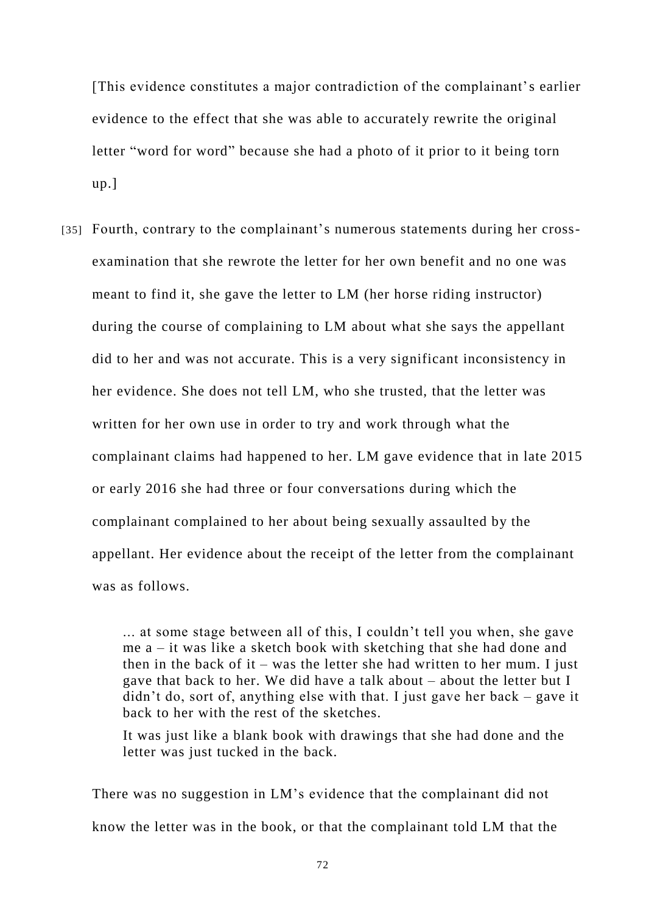[This evidence constitutes a major contradiction of the complainant's earlier evidence to the effect that she was able to accurately rewrite the original letter "word for word" because she had a photo of it prior to it being torn up.]

[35] Fourth, contrary to the complainant's numerous statements during her cross-examination that she rewrote the letter for her own benefit and no one was meant to find it, she gave the letter to LM (her horse riding instructor) during the course of complaining to LM about what she says the appellant did to her and was not accurate. This is a very significant inconsistency in her evidence. She does not tell LM, who she trusted, that the letter was written for her own use in order to try and work through what the complainant claims had happened to her. LM gave evidence that in late 2015 or early 2016 she had three or four conversations during which the complainant complained to her about being sexually assaulted by the appellant. Her evidence about the receipt of the letter from the complainant was as follows.

> ... at some stage between all of this, I couldn't tell you when, she gave me a – it was like a sketch book with sketching that she had done and then in the back of it – was the letter she had written to her mum. I just gave that back to her. We did have a talk about – about the letter but I didn't do, sort of, anything else with that. I just gave her back – gave it back to her with the rest of the sketches.
>
> It was just like a blank book with drawings that she had done and the letter was just tucked in the back.

There was no suggestion in LM's evidence that the complainant did not know the letter was in the book, or that the complainant told LM that the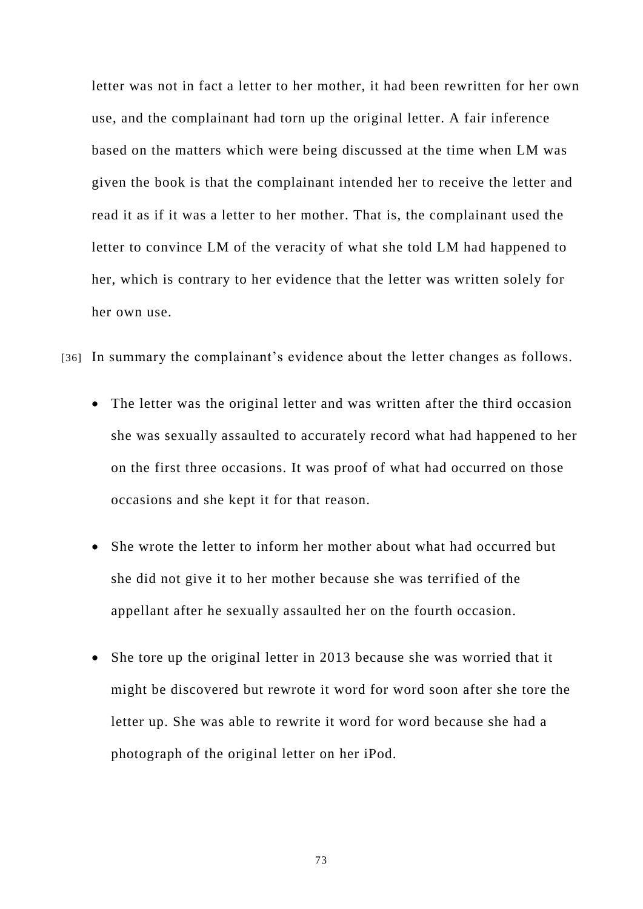letter was not in fact a letter to her mother, it had been rewritten for her own use, and the complainant had torn up the original letter. A fair inference based on the matters which were being discussed at the time when LM was given the book is that the complainant intended her to receive the letter and read it as if it was a letter to her mother. That is, the complainant used the letter to convince LM of the veracity of what she told LM had happened to her, which is contrary to her evidence that the letter was written solely for her own use.

[36] In summary the complainant's evidence about the letter changes as follows.

- The letter was the original letter and was written after the third occasion she was sexually assaulted to accurately record what had happened to her on the first three occasions. It was proof of what had occurred on those occasions and she kept it for that reason.

- She wrote the letter to inform her mother about what had occurred but she did not give it to her mother because she was terrified of the appellant after he sexually assaulted her on the fourth occasion.

- She tore up the original letter in 2013 because she was worried that it might be discovered but rewrote it word for word soon after she tore the letter up. She was able to rewrite it word for word because she had a photograph of the original letter on her iPod.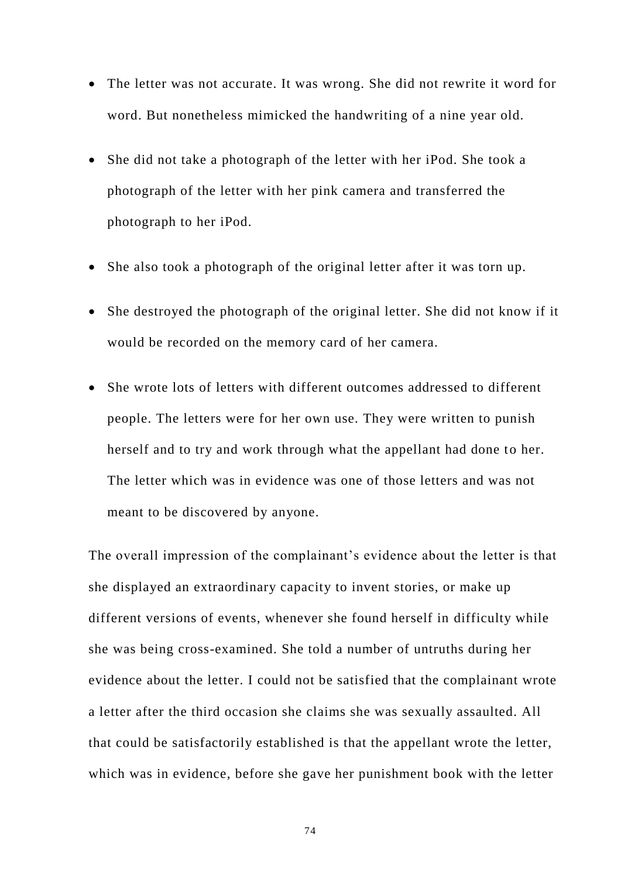- The letter was not accurate. It was wrong. She did not rewrite it word for word. But nonetheless mimicked the handwriting of a nine year old.
- She did not take a photograph of the letter with her iPod. She took a photograph of the letter with her pink camera and transferred the photograph to her iPod.
- She also took a photograph of the original letter after it was torn up.
- She destroyed the photograph of the original letter. She did not know if it would be recorded on the memory card of her camera.
- She wrote lots of letters with different outcomes addressed to different people. The letters were for her own use. They were written to punish herself and to try and work through what the appellant had done to her. The letter which was in evidence was one of those letters and was not meant to be discovered by anyone.

The overall impression of the complainant's evidence about the letter is that she displayed an extraordinary capacity to invent stories, or make up different versions of events, whenever she found herself in difficulty while she was being cross-examined. She told a number of untruths during her evidence about the letter. I could not be satisfied that the complainant wrote a letter after the third occasion she claims she was sexually assaulted. All that could be satisfactorily established is that the appellant wrote the letter, which was in evidence, before she gave her punishment book with the letter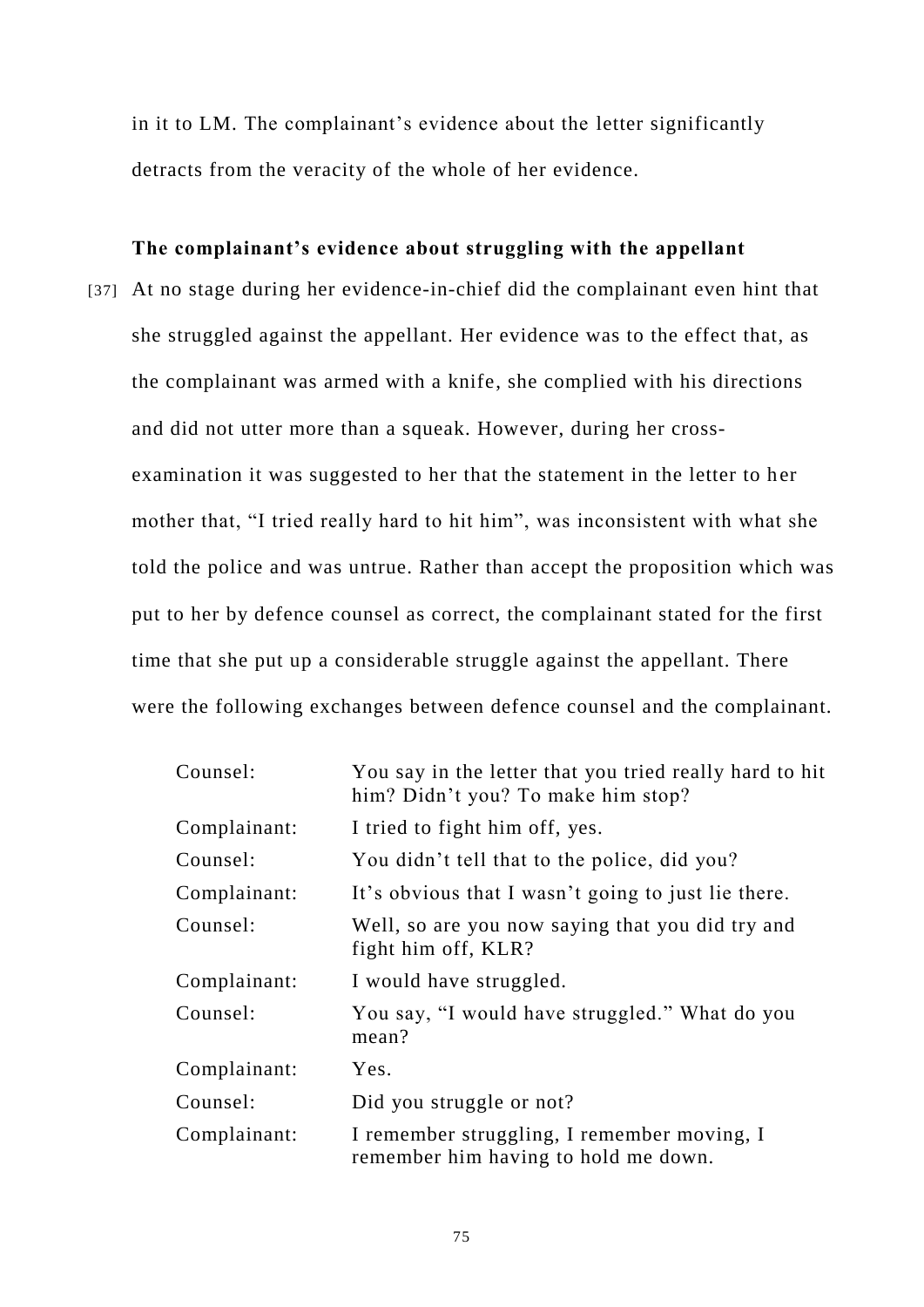in it to LM. The complainant's evidence about the letter significantly detracts from the veracity of the whole of her evidence.

**The complainant's evidence about struggling with the appellant**

[37] At no stage during her evidence-in-chief did the complainant even hint that she struggled against the appellant. Her evidence was to the effect that, as the complainant was armed with a knife, she complied with his directions and did not utter more than a squeak. However, during her cross-examination it was suggested to her that the statement in the letter to her mother that, "I tried really hard to hit him", was inconsistent with what she told the police and was untrue. Rather than accept the proposition which was put to her by defence counsel as correct, the complainant stated for the first time that she put up a considerable struggle against the appellant. There were the following exchanges between defence counsel and the complainant.

| | |
|---|---|
| Counsel: | You say in the letter that you tried really hard to hit him? Didn't you? To make him stop? |
| Complainant: | I tried to fight him off, yes. |
| Counsel: | You didn't tell that to the police, did you? |
| Complainant: | It's obvious that I wasn't going to just lie there. |
| Counsel: | Well, so are you now saying that you did try and fight him off, KLR? |
| Complainant: | I would have struggled. |
| Counsel: | You say, "I would have struggled." What do you mean? |
| Complainant: | Yes. |
| Counsel: | Did you struggle or not? |
| Complainant: | I remember struggling, I remember moving, I remember him having to hold me down. |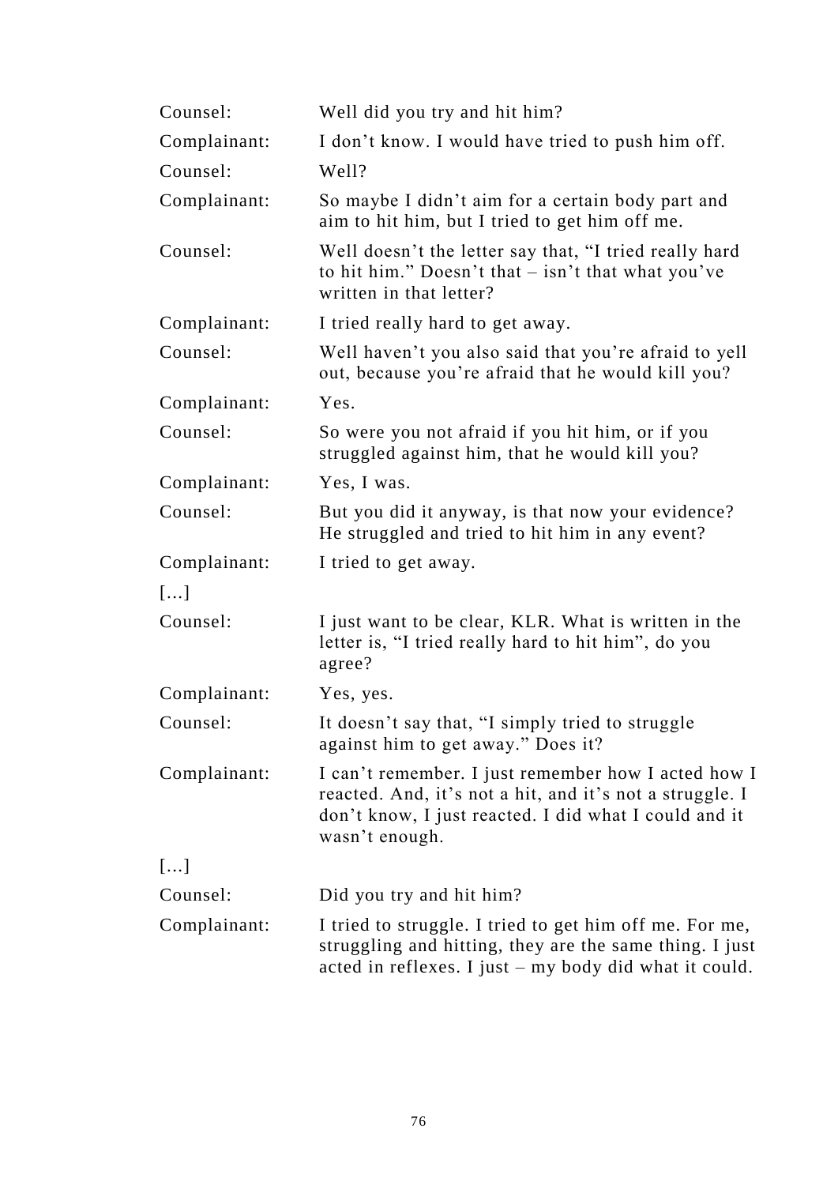| | |
|---|---|
| Counsel: | Well did you try and hit him? |
| Complainant: | I don't know. I would have tried to push him off. |
| Counsel: | Well? |
| Complainant: | So maybe I didn't aim for a certain body part and aim to hit him, but I tried to get him off me. |
| Counsel: | Well doesn't the letter say that, "I tried really hard to hit him." Doesn't that – isn't that what you've written in that letter? |
| Complainant: | I tried really hard to get away. |
| Counsel: | Well haven't you also said that you're afraid to yell out, because you're afraid that he would kill you? |
| Complainant: | Yes. |
| Counsel: | So were you not afraid if you hit him, or if you struggled against him, that he would kill you? |
| Complainant: | Yes, I was. |
| Counsel: | But you did it anyway, is that now your evidence? He struggled and tried to hit him in any event? |
| Complainant: | I tried to get away. |
| […] | |
| Counsel: | I just want to be clear, KLR. What is written in the letter is, "I tried really hard to hit him", do you agree? |
| Complainant: | Yes, yes. |
| Counsel: | It doesn't say that, "I simply tried to struggle against him to get away." Does it? |
| Complainant: | I can't remember. I just remember how I acted how I reacted. And, it's not a hit, and it's not a struggle. I don't know, I just reacted. I did what I could and it wasn't enough. |
| […] | |
| Counsel: | Did you try and hit him? |
| Complainant: | I tried to struggle. I tried to get him off me. For me, struggling and hitting, they are the same thing. I just acted in reflexes. I just – my body did what it could. |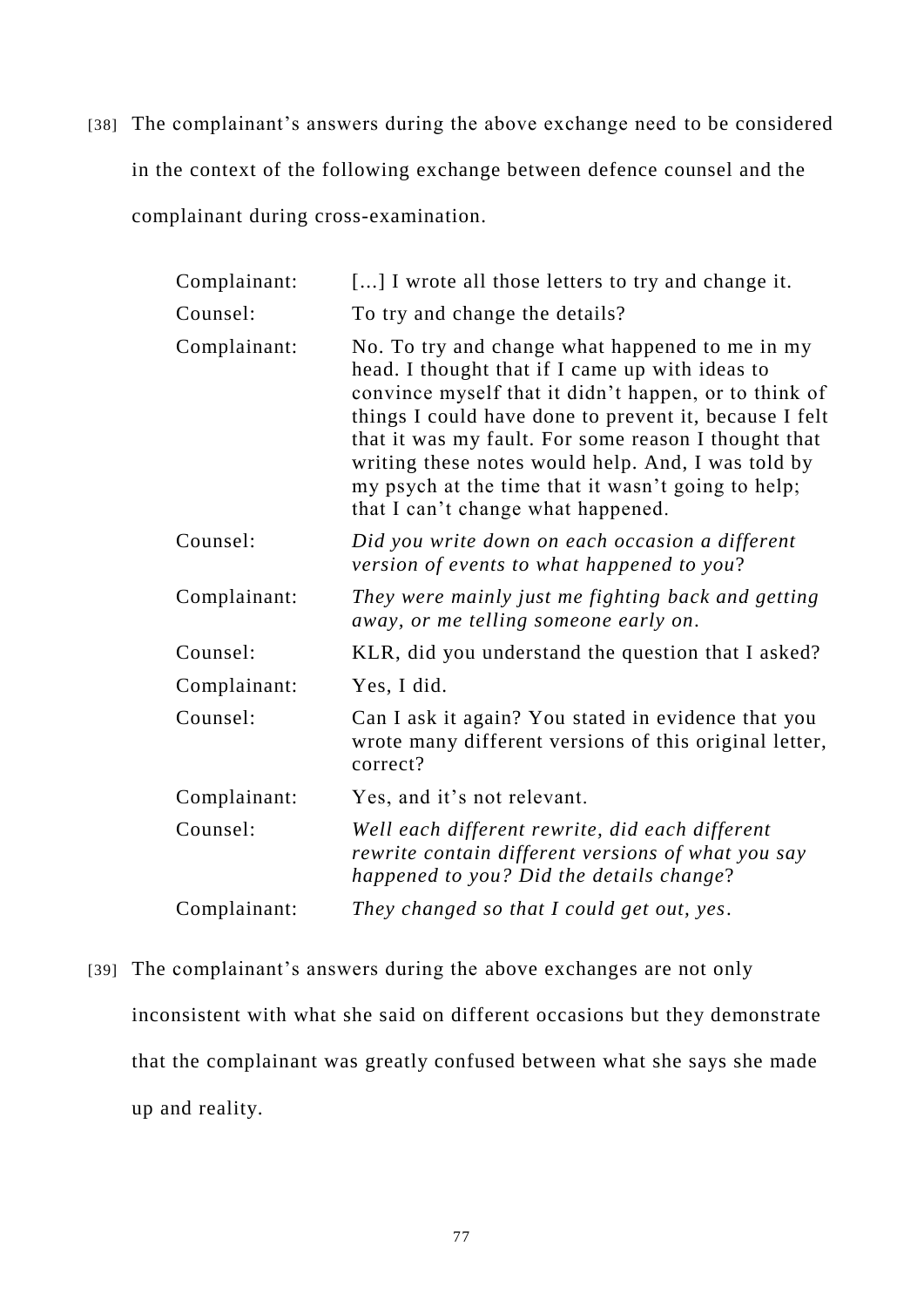[38] The complainant's answers during the above exchange need to be considered in the context of the following exchange between defence counsel and the complainant during cross-examination.

| | |
|---|---|
| Complainant: | [...] I wrote all those letters to try and change it. |
| Counsel: | To try and change the details? |
| Complainant: | No. To try and change what happened to me in my head. I thought that if I came up with ideas to convince myself that it didn't happen, or to think of things I could have done to prevent it, because I felt that it was my fault. For some reason I thought that writing these notes would help. And, I was told by my psych at the time that it wasn't going to help; that I can't change what happened. |
| Counsel: | *Did you write down on each occasion a different version of events to what happened to you*? |
| Complainant: | *They were mainly just me fighting back and getting away, or me telling someone early on*. |
| Counsel: | KLR, did you understand the question that I asked? |
| Complainant: | Yes, I did. |
| Counsel: | Can I ask it again? You stated in evidence that you wrote many different versions of this original letter, correct? |
| Complainant: | Yes, and it's not relevant. |
| Counsel: | *Well each different rewrite, did each different rewrite contain different versions of what you say happened to you? Did the details change*? |
| Complainant: | *They changed so that I could get out, yes*. |

[39] The complainant's answers during the above exchanges are not only inconsistent with what she said on different occasions but they demonstrate that the complainant was greatly confused between what she says she made up and reality.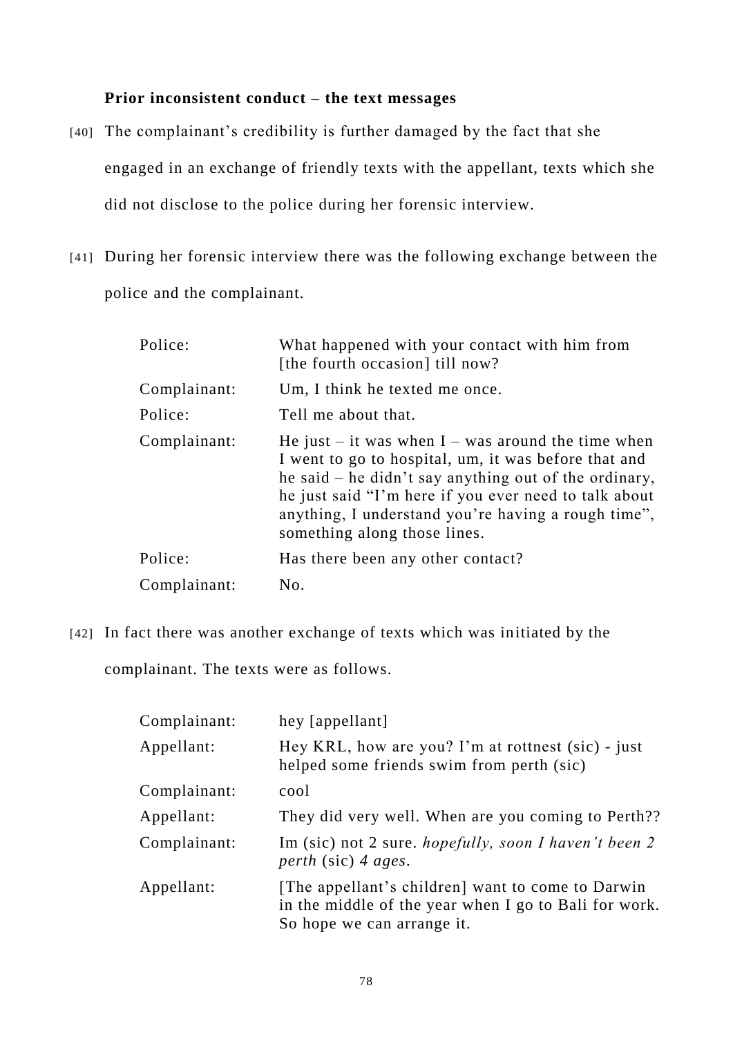**Prior inconsistent conduct – the text messages**

[40] The complainant's credibility is further damaged by the fact that she engaged in an exchange of friendly texts with the appellant, texts which she did not disclose to the police during her forensic interview.

[41] During her forensic interview there was the following exchange between the police and the complainant.

| | |
|---|---|
| Police: | What happened with your contact with him from [the fourth occasion] till now? |
| Complainant: | Um, I think he texted me once. |
| Police: | Tell me about that. |
| Complainant: | He just – it was when I – was around the time when I went to go to hospital, um, it was before that and he said – he didn't say anything out of the ordinary, he just said "I'm here if you ever need to talk about anything, I understand you're having a rough time", something along those lines. |
| Police: | Has there been any other contact? |
| Complainant: | No. |

[42] In fact there was another exchange of texts which was initiated by the complainant. The texts were as follows.

| | |
|---|---|
| Complainant: | hey [appellant] |
| Appellant: | Hey KRL, how are you? I'm at rottnest (sic) - just helped some friends swim from perth (sic) |
| Complainant: | cool |
| Appellant: | They did very well. When are you coming to Perth?? |
| Complainant: | Im (sic) not 2 sure. *hopefully, soon I haven't been 2 perth* (sic) *4 ages*. |
| Appellant: | [The appellant's children] want to come to Darwin in the middle of the year when I go to Bali for work. So hope we can arrange it. |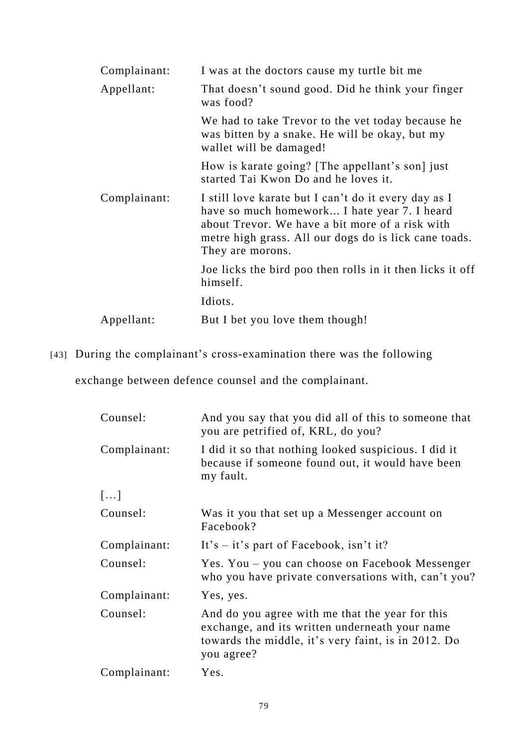| | |
|---|---|
| Complainant: | I was at the doctors cause my turtle bit me |
| Appellant: | That doesn't sound good. Did he think your finger was food? |
| | We had to take Trevor to the vet today because he was bitten by a snake. He will be okay, but my wallet will be damaged! |
| | How is karate going? [The appellant's son] just started Tai Kwon Do and he loves it. |
| Complainant: | I still love karate but I can't do it every day as I have so much homework... I hate year 7. I heard about Trevor. We have a bit more of a risk with metre high grass. All our dogs do is lick cane toads. They are morons. |
| | Joe licks the bird poo then rolls in it then licks it off himself. |
| | Idiots. |
| Appellant: | But I bet you love them though! |

[43] During the complainant's cross-examination there was the following exchange between defence counsel and the complainant.

| | |
|---|---|
| Counsel: | And you say that you did all of this to someone that you are petrified of, KRL, do you? |
| Complainant: | I did it so that nothing looked suspicious. I did it because if someone found out, it would have been my fault. |
| […] | |
| Counsel: | Was it you that set up a Messenger account on Facebook? |
| Complainant: | It's – it's part of Facebook, isn't it? |
| Counsel: | Yes. You – you can choose on Facebook Messenger who you have private conversations with, can't you? |
| Complainant: | Yes, yes. |
| Counsel: | And do you agree with me that the year for this exchange, and its written underneath your name towards the middle, it's very faint, is in 2012. Do you agree? |
| Complainant: | Yes. |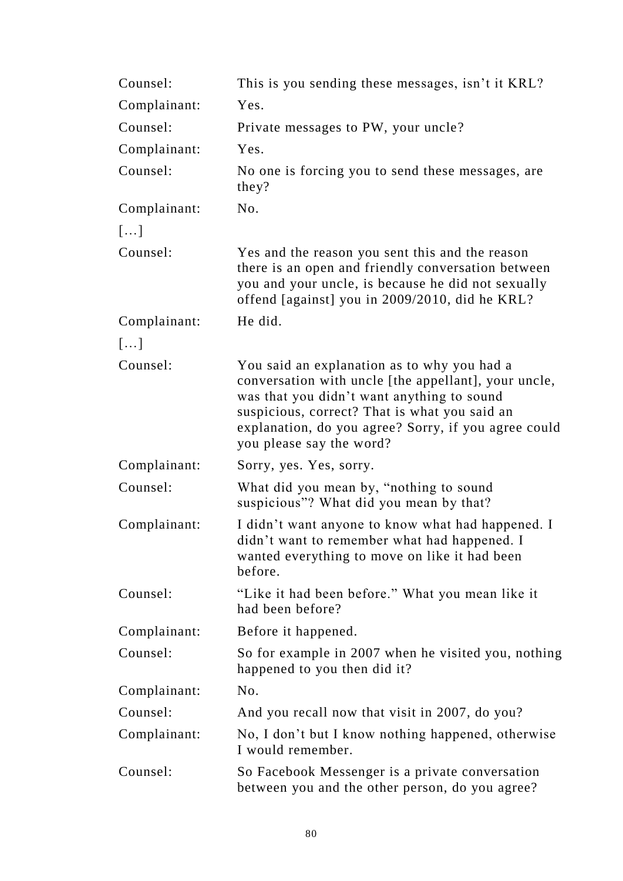| | |
|---|---|
| Counsel: | This is you sending these messages, isn't it KRL? |
| Complainant: | Yes. |
| Counsel: | Private messages to PW, your uncle? |
| Complainant: | Yes. |
| Counsel: | No one is forcing you to send these messages, are they? |
| Complainant: | No. |
| […] | |
| Counsel: | Yes and the reason you sent this and the reason there is an open and friendly conversation between you and your uncle, is because he did not sexually offend [against] you in 2009/2010, did he KRL? |
| Complainant: | He did. |
| […] | |
| Counsel: | You said an explanation as to why you had a conversation with uncle [the appellant], your uncle, was that you didn't want anything to sound suspicious, correct? That is what you said an explanation, do you agree? Sorry, if you agree could you please say the word? |
| Complainant: | Sorry, yes. Yes, sorry. |
| Counsel: | What did you mean by, "nothing to sound suspicious"? What did you mean by that? |
| Complainant: | I didn't want anyone to know what had happened. I didn't want to remember what had happened. I wanted everything to move on like it had been before. |
| Counsel: | "Like it had been before." What you mean like it had been before? |
| Complainant: | Before it happened. |
| Counsel: | So for example in 2007 when he visited you, nothing happened to you then did it? |
| Complainant: | No. |
| Counsel: | And you recall now that visit in 2007, do you? |
| Complainant: | No, I don't but I know nothing happened, otherwise I would remember. |
| Counsel: | So Facebook Messenger is a private conversation between you and the other person, do you agree? |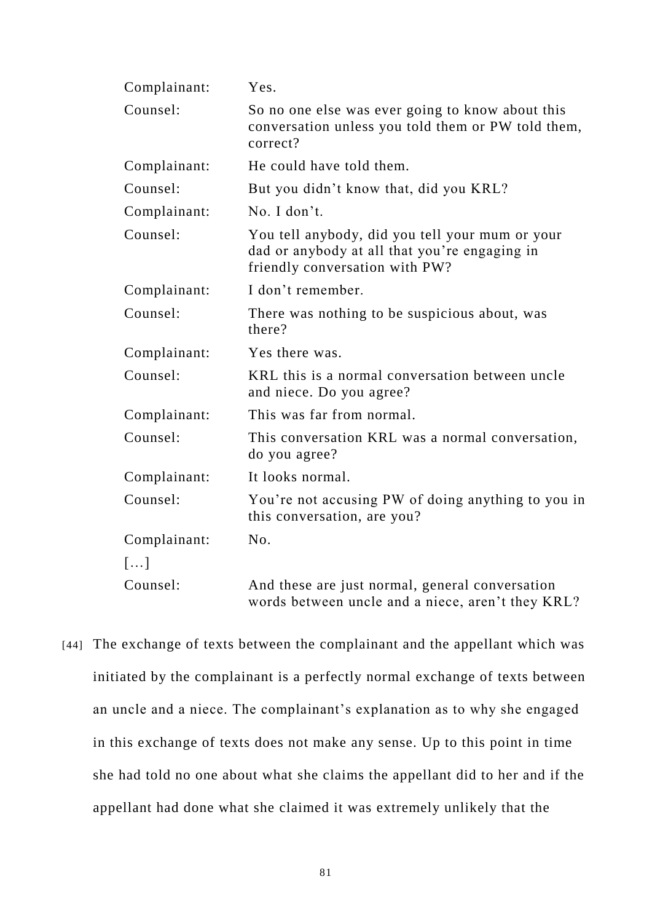| | |
|---|---|
| Complainant: | Yes. |
| Counsel: | So no one else was ever going to know about this conversation unless you told them or PW told them, correct? |
| Complainant: | He could have told them. |
| Counsel: | But you didn't know that, did you KRL? |
| Complainant: | No. I don't. |
| Counsel: | You tell anybody, did you tell your mum or your dad or anybody at all that you're engaging in friendly conversation with PW? |
| Complainant: | I don't remember. |
| Counsel: | There was nothing to be suspicious about, was there? |
| Complainant: | Yes there was. |
| Counsel: | KRL this is a normal conversation between uncle and niece. Do you agree? |
| Complainant: | This was far from normal. |
| Counsel: | This conversation KRL was a normal conversation, do you agree? |
| Complainant: | It looks normal. |
| Counsel: | You're not accusing PW of doing anything to you in this conversation, are you? |
| Complainant: | No. |
| […] | |
| Counsel: | And these are just normal, general conversation words between uncle and a niece, aren't they KRL? |

[44] The exchange of texts between the complainant and the appellant which was initiated by the complainant is a perfectly normal exchange of texts between an uncle and a niece. The complainant's explanation as to why she engaged in this exchange of texts does not make any sense. Up to this point in time she had told no one about what she claims the appellant did to her and if the appellant had done what she claimed it was extremely unlikely that the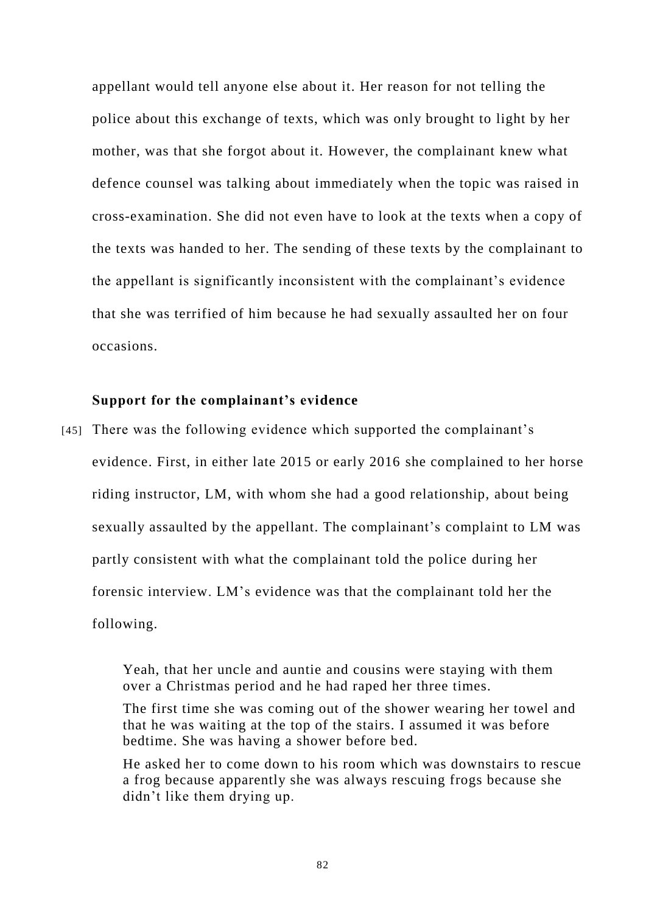appellant would tell anyone else about it. Her reason for not telling the police about this exchange of texts, which was only brought to light by her mother, was that she forgot about it. However, the complainant knew what defence counsel was talking about immediately when the topic was raised in cross-examination. She did not even have to look at the texts when a copy of the texts was handed to her. The sending of these texts by the complainant to the appellant is significantly inconsistent with the complainant's evidence that she was terrified of him because he had sexually assaulted her on four occasions.

**Support for the complainant's evidence**

[45] There was the following evidence which supported the complainant's evidence. First, in either late 2015 or early 2016 she complained to her horse riding instructor, LM, with whom she had a good relationship, about being sexually assaulted by the appellant. The complainant's complaint to LM was partly consistent with what the complainant told the police during her forensic interview. LM's evidence was that the complainant told her the following.

> Yeah, that her uncle and auntie and cousins were staying with them over a Christmas period and he had raped her three times.
>
> The first time she was coming out of the shower wearing her towel and that he was waiting at the top of the stairs. I assumed it was before bedtime. She was having a shower before bed.
>
> He asked her to come down to his room which was downstairs to rescue a frog because apparently she was always rescuing frogs because she didn't like them drying up.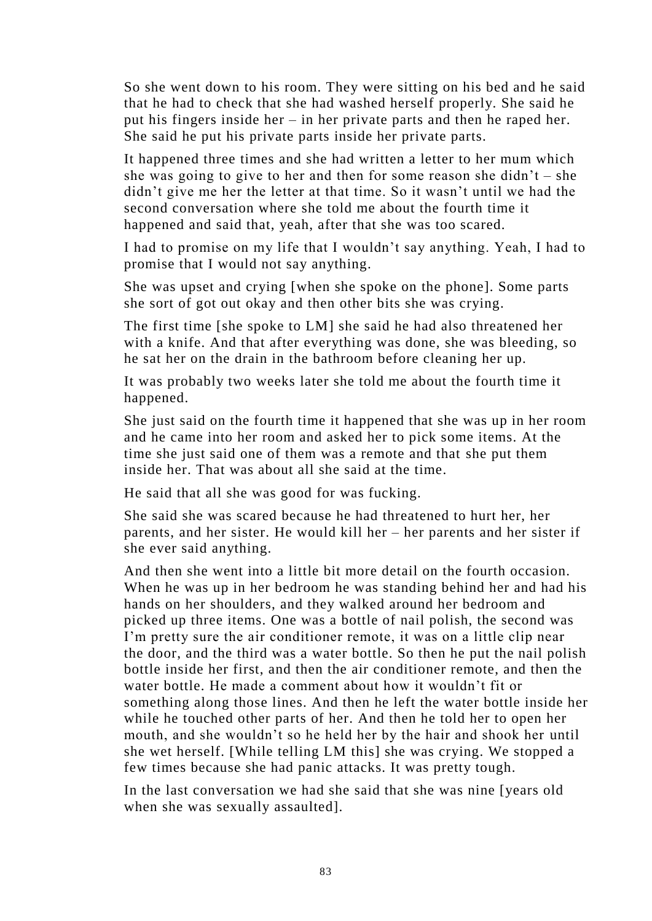So she went down to his room. They were sitting on his bed and he said that he had to check that she had washed herself properly. She said he put his fingers inside her – in her private parts and then he raped her. She said he put his private parts inside her private parts.

It happened three times and she had written a letter to her mum which she was going to give to her and then for some reason she didn't – she didn't give me her the letter at that time. So it wasn't until we had the second conversation where she told me about the fourth time it happened and said that, yeah, after that she was too scared.

I had to promise on my life that I wouldn't say anything. Yeah, I had to promise that I would not say anything.

She was upset and crying [when she spoke on the phone]. Some parts she sort of got out okay and then other bits she was crying.

The first time [she spoke to LM] she said he had also threatened her with a knife. And that after everything was done, she was bleeding, so he sat her on the drain in the bathroom before cleaning her up.

It was probably two weeks later she told me about the fourth time it happened.

She just said on the fourth time it happened that she was up in her room and he came into her room and asked her to pick some items. At the time she just said one of them was a remote and that she put them inside her. That was about all she said at the time.

He said that all she was good for was fucking.

She said she was scared because he had threatened to hurt her, her parents, and her sister. He would kill her – her parents and her sister if she ever said anything.

And then she went into a little bit more detail on the fourth occasion. When he was up in her bedroom he was standing behind her and had his hands on her shoulders, and they walked around her bedroom and picked up three items. One was a bottle of nail polish, the second was I'm pretty sure the air conditioner remote, it was on a little clip near the door, and the third was a water bottle. So then he put the nail polish bottle inside her first, and then the air conditioner remote, and then the water bottle. He made a comment about how it wouldn't fit or something along those lines. And then he left the water bottle inside her while he touched other parts of her. And then he told her to open her mouth, and she wouldn't so he held her by the hair and shook her until she wet herself. [While telling LM this] she was crying. We stopped a few times because she had panic attacks. It was pretty tough.

In the last conversation we had she said that she was nine [years old when she was sexually assaulted].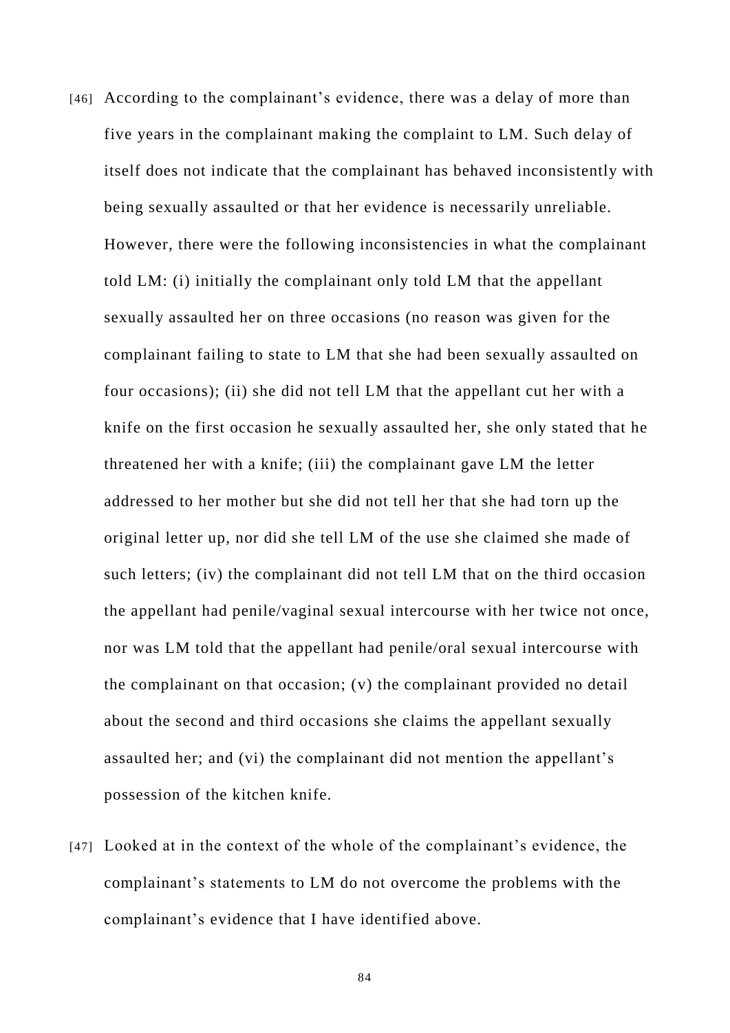[46] According to the complainant's evidence, there was a delay of more than five years in the complainant making the complaint to LM. Such delay of itself does not indicate that the complainant has behaved inconsistently with being sexually assaulted or that her evidence is necessarily unreliable. However, there were the following inconsistencies in what the complainant told LM: (i) initially the complainant only told LM that the appellant sexually assaulted her on three occasions (no reason was given for the complainant failing to state to LM that she had been sexually assaulted on four occasions); (ii) she did not tell LM that the appellant cut her with a knife on the first occasion he sexually assaulted her, she only stated that he threatened her with a knife; (iii) the complainant gave LM the letter addressed to her mother but she did not tell her that she had torn up the original letter up, nor did she tell LM of the use she claimed she made of such letters; (iv) the complainant did not tell LM that on the third occasion the appellant had penile/vaginal sexual intercourse with her twice not once, nor was LM told that the appellant had penile/oral sexual intercourse with the complainant on that occasion; (v) the complainant provided no detail about the second and third occasions she claims the appellant sexually assaulted her; and (vi) the complainant did not mention the appellant's possession of the kitchen knife.

[47] Looked at in the context of the whole of the complainant's evidence, the complainant's statements to LM do not overcome the problems with the complainant's evidence that I have identified above.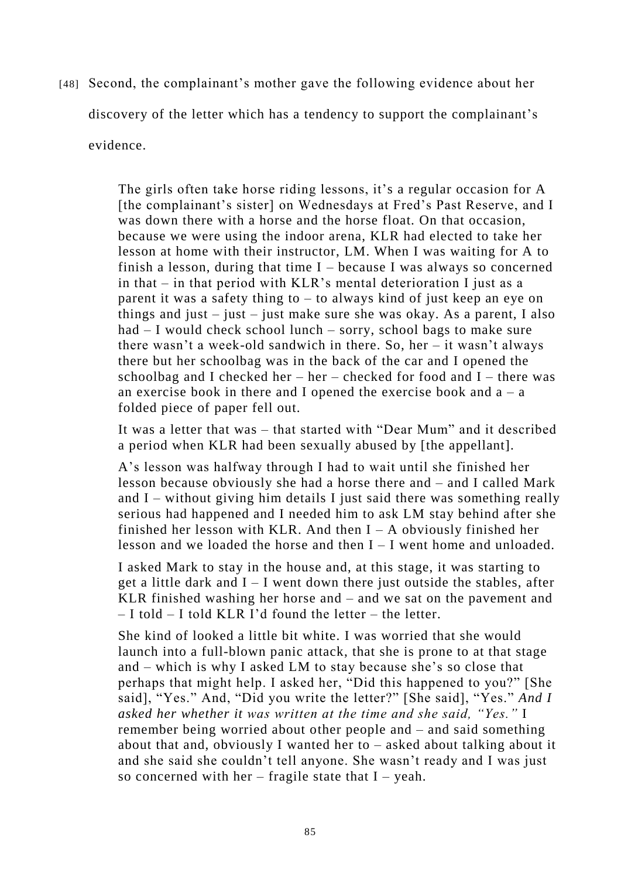[48] Second, the complainant's mother gave the following evidence about her discovery of the letter which has a tendency to support the complainant's evidence.

> The girls often take horse riding lessons, it's a regular occasion for A [the complainant's sister] on Wednesdays at Fred's Past Reserve, and I was down there with a horse and the horse float. On that occasion, because we were using the indoor arena, KLR had elected to take her lesson at home with their instructor, LM. When I was waiting for A to finish a lesson, during that time I – because I was always so concerned in that – in that period with KLR's mental deterioration I just as a parent it was a safety thing to – to always kind of just keep an eye on things and just – just – just make sure she was okay. As a parent, I also had – I would check school lunch – sorry, school bags to make sure there wasn't a week-old sandwich in there. So, her – it wasn't always there but her schoolbag was in the back of the car and I opened the schoolbag and I checked her – her – checked for food and I – there was an exercise book in there and I opened the exercise book and a – a folded piece of paper fell out.
>
> It was a letter that was – that started with "Dear Mum" and it described a period when KLR had been sexually abused by [the appellant].
>
> A's lesson was halfway through I had to wait until she finished her lesson because obviously she had a horse there and – and I called Mark and I – without giving him details I just said there was something really serious had happened and I needed him to ask LM stay behind after she finished her lesson with KLR. And then I – A obviously finished her lesson and we loaded the horse and then I – I went home and unloaded.
>
> I asked Mark to stay in the house and, at this stage, it was starting to get a little dark and I – I went down there just outside the stables, after KLR finished washing her horse and – and we sat on the pavement and – I told – I told KLR I'd found the letter – the letter.
>
> She kind of looked a little bit white. I was worried that she would launch into a full-blown panic attack, that she is prone to at that stage and – which is why I asked LM to stay because she's so close that perhaps that might help. I asked her, "Did this happened to you?" [She said], "Yes." And, "Did you write the letter?" [She said], "Yes." *And I asked her whether it was written at the time and she said, "Yes."* I remember being worried about other people and – and said something about that and, obviously I wanted her to – asked about talking about it and she said she couldn't tell anyone. She wasn't ready and I was just so concerned with her – fragile state that I – yeah.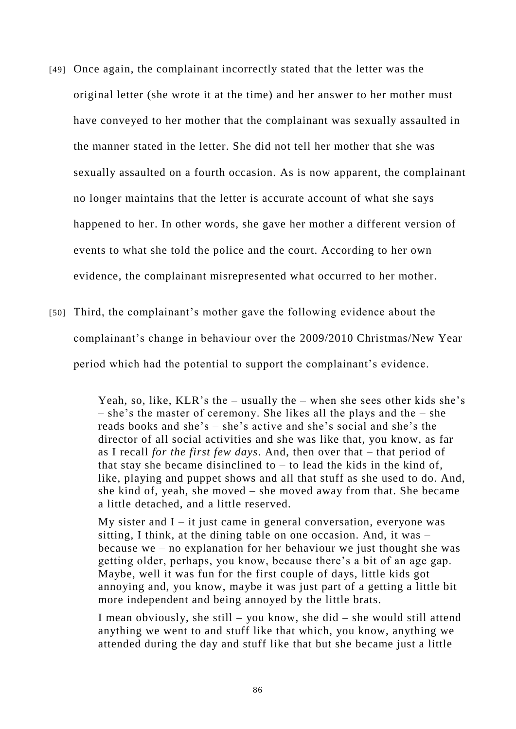[49] Once again, the complainant incorrectly stated that the letter was the original letter (she wrote it at the time) and her answer to her mother must have conveyed to her mother that the complainant was sexually assaulted in the manner stated in the letter. She did not tell her mother that she was sexually assaulted on a fourth occasion. As is now apparent, the complainant no longer maintains that the letter is accurate account of what she says happened to her. In other words, she gave her mother a different version of events to what she told the police and the court. According to her own evidence, the complainant misrepresented what occurred to her mother.

[50] Third, the complainant's mother gave the following evidence about the complainant's change in behaviour over the 2009/2010 Christmas/New Year period which had the potential to support the complainant's evidence.

> Yeah, so, like, KLR's the – usually the – when she sees other kids she's – she's the master of ceremony. She likes all the plays and the – she reads books and she's – she's active and she's social and she's the director of all social activities and she was like that, you know, as far as I recall *for the first few days*. And, then over that – that period of that stay she became disinclined to – to lead the kids in the kind of, like, playing and puppet shows and all that stuff as she used to do. And, she kind of, yeah, she moved – she moved away from that. She became a little detached, and a little reserved.
>
> My sister and I – it just came in general conversation, everyone was sitting, I think, at the dining table on one occasion. And, it was – because we – no explanation for her behaviour we just thought she was getting older, perhaps, you know, because there's a bit of an age gap. Maybe, well it was fun for the first couple of days, little kids got annoying and, you know, maybe it was just part of a getting a little bit more independent and being annoyed by the little brats.
>
> I mean obviously, she still – you know, she did – she would still attend anything we went to and stuff like that which, you know, anything we attended during the day and stuff like that but she became just a little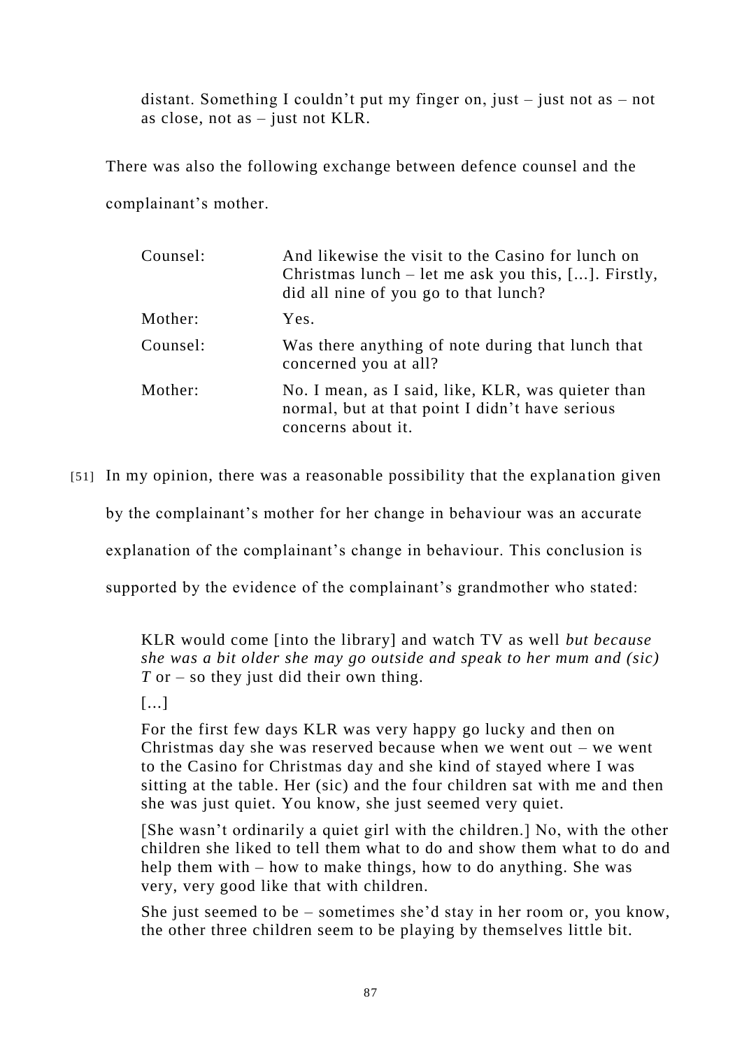> distant. Something I couldn't put my finger on, just – just not as – not as close, not as – just not KLR.

There was also the following exchange between defence counsel and the complainant's mother.

| | |
|---|---|
| Counsel: | And likewise the visit to the Casino for lunch on Christmas lunch – let me ask you this, [...]. Firstly, did all nine of you go to that lunch? |
| Mother: | Yes. |
| Counsel: | Was there anything of note during that lunch that concerned you at all? |
| Mother: | No. I mean, as I said, like, KLR, was quieter than normal, but at that point I didn't have serious concerns about it. |

[51] In my opinion, there was a reasonable possibility that the explanation given by the complainant's mother for her change in behaviour was an accurate explanation of the complainant's change in behaviour. This conclusion is supported by the evidence of the complainant's grandmother who stated:

> KLR would come [into the library] and watch TV as well *but because she was a bit older she may go outside and speak to her mum and (sic) T* or – so they just did their own thing.
>
> [...]
>
> For the first few days KLR was very happy go lucky and then on Christmas day she was reserved because when we went out – we went to the Casino for Christmas day and she kind of stayed where I was sitting at the table. Her (sic) and the four children sat with me and then she was just quiet. You know, she just seemed very quiet.
>
> [She wasn't ordinarily a quiet girl with the children.] No, with the other children she liked to tell them what to do and show them what to do and help them with – how to make things, how to do anything. She was very, very good like that with children.
>
> She just seemed to be – sometimes she'd stay in her room or, you know, the other three children seem to be playing by themselves little bit.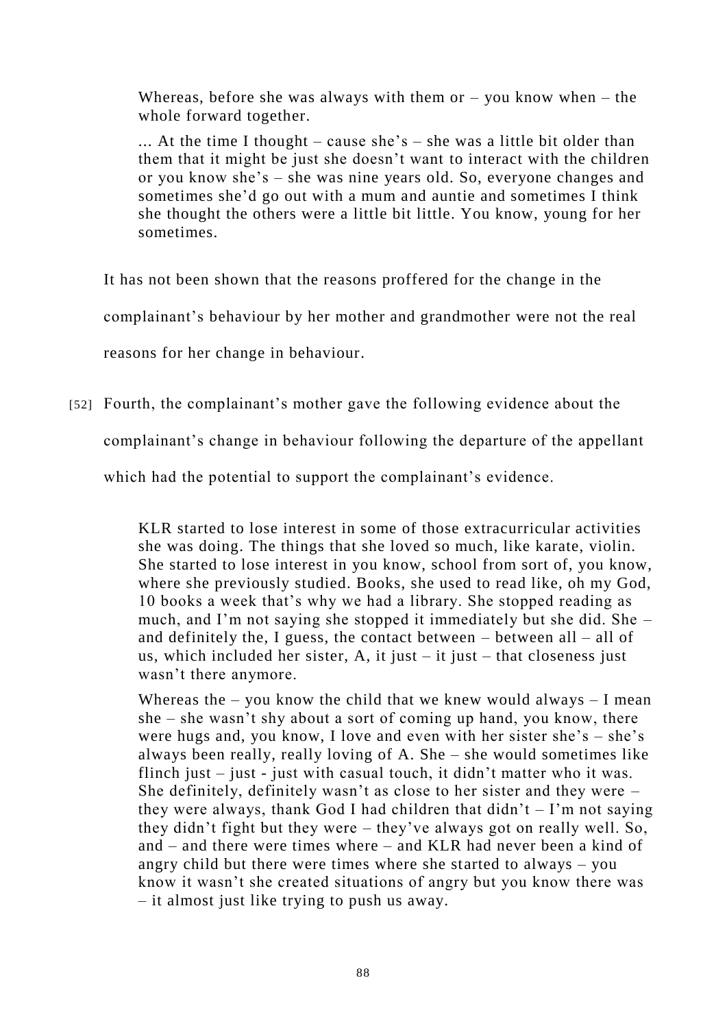> Whereas, before she was always with them or – you know when – the whole forward together.
>
> ... At the time I thought – cause she's – she was a little bit older than them that it might be just she doesn't want to interact with the children or you know she's – she was nine years old. So, everyone changes and sometimes she'd go out with a mum and auntie and sometimes I think she thought the others were a little bit little. You know, young for her sometimes.

It has not been shown that the reasons proffered for the change in the complainant's behaviour by her mother and grandmother were not the real reasons for her change in behaviour.

[52] Fourth, the complainant's mother gave the following evidence about the complainant's change in behaviour following the departure of the appellant which had the potential to support the complainant's evidence.

> KLR started to lose interest in some of those extracurricular activities she was doing. The things that she loved so much, like karate, violin. She started to lose interest in you know, school from sort of, you know, where she previously studied. Books, she used to read like, oh my God, 10 books a week that's why we had a library. She stopped reading as much, and I'm not saying she stopped it immediately but she did. She – and definitely the, I guess, the contact between – between all – all of us, which included her sister, A, it just – it just – that closeness just wasn't there anymore.
>
> Whereas the – you know the child that we knew would always – I mean she – she wasn't shy about a sort of coming up hand, you know, there were hugs and, you know, I love and even with her sister she's – she's always been really, really loving of A. She – she would sometimes like flinch just – just - just with casual touch, it didn't matter who it was. She definitely, definitely wasn't as close to her sister and they were – they were always, thank God I had children that didn't – I'm not saying they didn't fight but they were – they've always got on really well. So, and – and there were times where – and KLR had never been a kind of angry child but there were times where she started to always – you know it wasn't she created situations of angry but you know there was – it almost just like trying to push us away.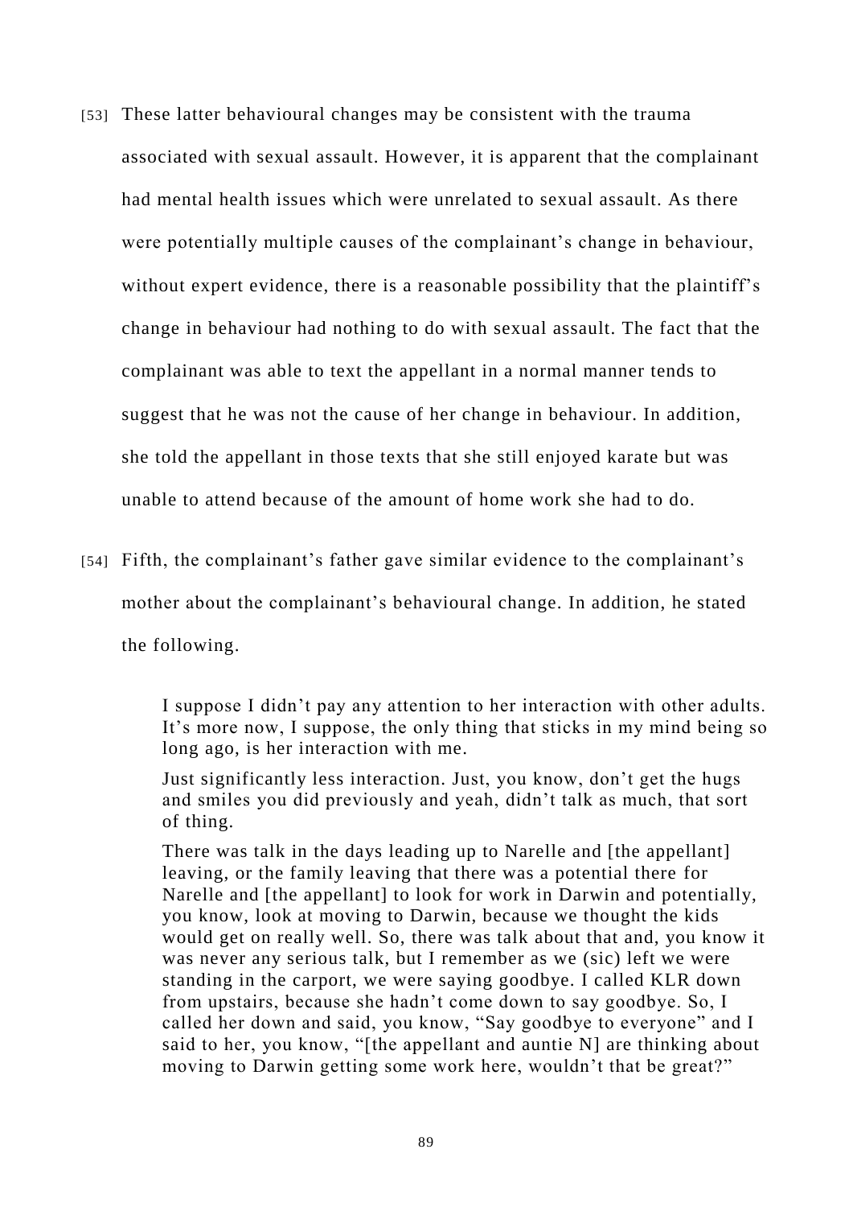[53] These latter behavioural changes may be consistent with the trauma associated with sexual assault. However, it is apparent that the complainant had mental health issues which were unrelated to sexual assault. As there were potentially multiple causes of the complainant's change in behaviour, without expert evidence, there is a reasonable possibility that the plaintiff's change in behaviour had nothing to do with sexual assault. The fact that the complainant was able to text the appellant in a normal manner tends to suggest that he was not the cause of her change in behaviour. In addition, she told the appellant in those texts that she still enjoyed karate but was unable to attend because of the amount of home work she had to do.

[54] Fifth, the complainant's father gave similar evidence to the complainant's mother about the complainant's behavioural change. In addition, he stated the following.

> I suppose I didn't pay any attention to her interaction with other adults. It's more now, I suppose, the only thing that sticks in my mind being so long ago, is her interaction with me.
>
> Just significantly less interaction. Just, you know, don't get the hugs and smiles you did previously and yeah, didn't talk as much, that sort of thing.
>
> There was talk in the days leading up to Narelle and [the appellant] leaving, or the family leaving that there was a potential there for Narelle and [the appellant] to look for work in Darwin and potentially, you know, look at moving to Darwin, because we thought the kids would get on really well. So, there was talk about that and, you know it was never any serious talk, but I remember as we (sic) left we were standing in the carport, we were saying goodbye. I called KLR down from upstairs, because she hadn't come down to say goodbye. So, I called her down and said, you know, "Say goodbye to everyone" and I said to her, you know, "[the appellant and auntie N] are thinking about moving to Darwin getting some work here, wouldn't that be great?"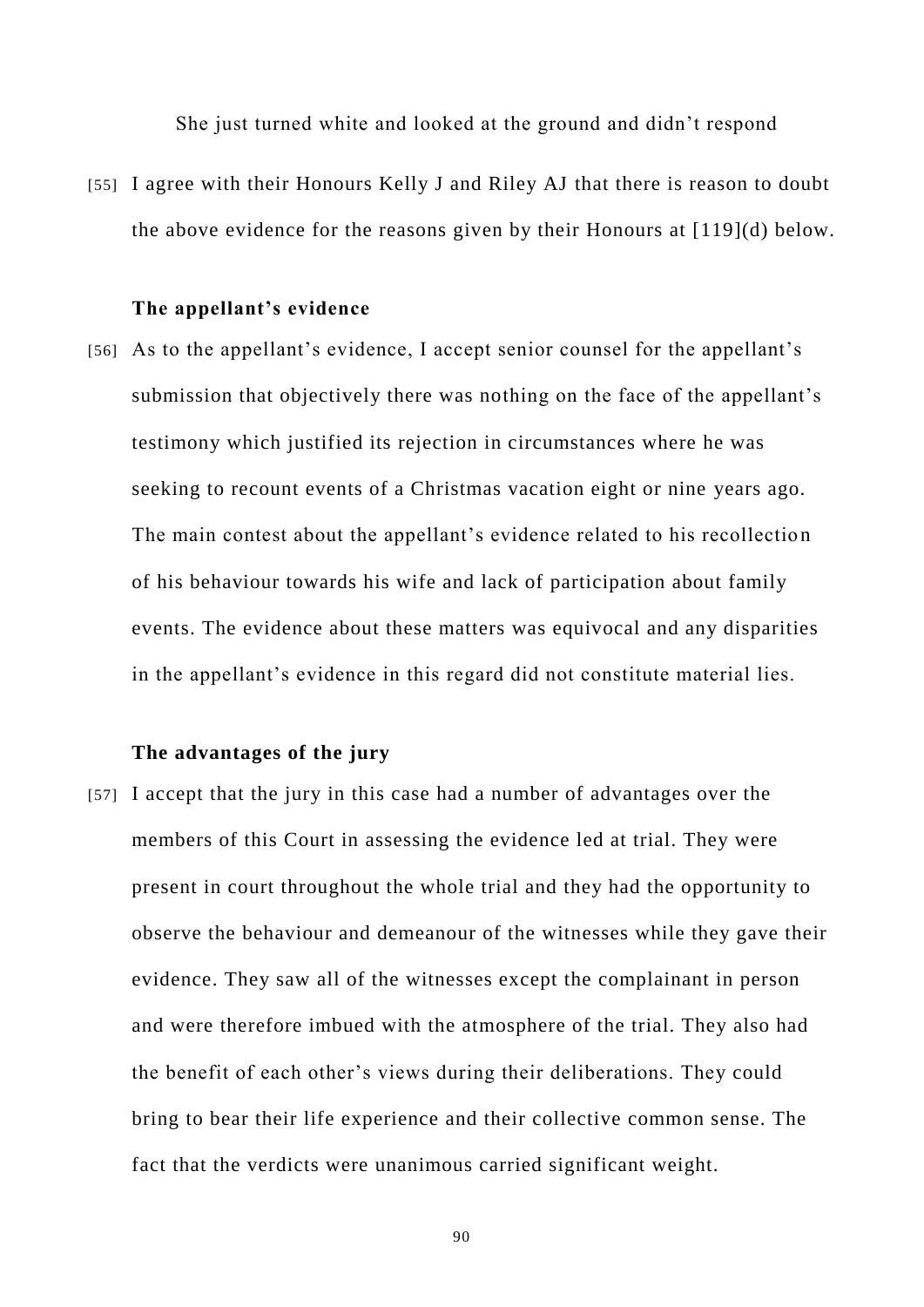She just turned white and looked at the ground and didn't respond

[55] I agree with their Honours Kelly J and Riley AJ that there is reason to doubt the above evidence for the reasons given by their Honours at [119](d) below.

**The appellant's evidence**

[56] As to the appellant's evidence, I accept senior counsel for the appellant's submission that objectively there was nothing on the face of the appellant's testimony which justified its rejection in circumstances where he was seeking to recount events of a Christmas vacation eight or nine years ago. The main contest about the appellant's evidence related to his recollection of his behaviour towards his wife and lack of participation about family events. The evidence about these matters was equivocal and any disparities in the appellant's evidence in this regard did not constitute material lies.

**The advantages of the jury**

[57] I accept that the jury in this case had a number of advantages over the members of this Court in assessing the evidence led at trial. They were present in court throughout the whole trial and they had the opportunity to observe the behaviour and demeanour of the witnesses while they gave their evidence. They saw all of the witnesses except the complainant in person and were therefore imbued with the atmosphere of the trial. They also had the benefit of each other's views during their deliberations. They could bring to bear their life experience and their collective common sense. The fact that the verdicts were unanimous carried significant weight.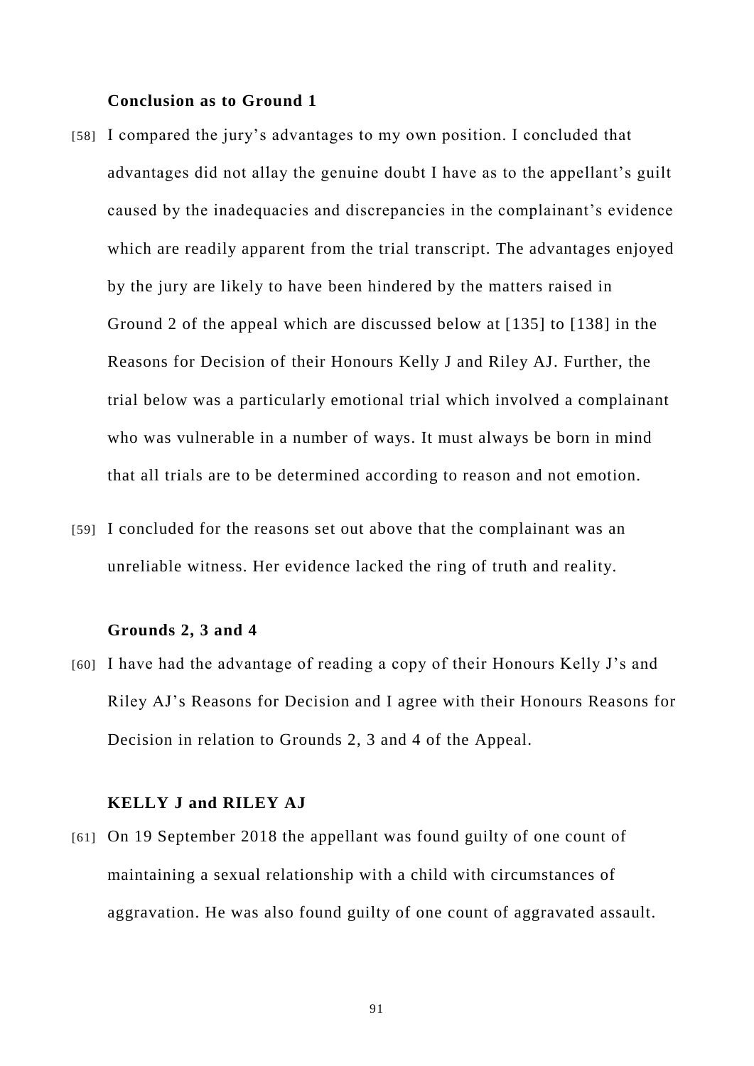**Conclusion as to Ground 1**

[58] I compared the jury's advantages to my own position. I concluded that advantages did not allay the genuine doubt I have as to the appellant's guilt caused by the inadequacies and discrepancies in the complainant's evidence which are readily apparent from the trial transcript. The advantages enjoyed by the jury are likely to have been hindered by the matters raised in Ground 2 of the appeal which are discussed below at [135] to [138] in the Reasons for Decision of their Honours Kelly J and Riley AJ. Further, the trial below was a particularly emotional trial which involved a complainant who was vulnerable in a number of ways. It must always be born in mind that all trials are to be determined according to reason and not emotion.

[59] I concluded for the reasons set out above that the complainant was an unreliable witness. Her evidence lacked the ring of truth and reality.

**Grounds 2, 3 and 4**

[60] I have had the advantage of reading a copy of their Honours Kelly J's and Riley AJ's Reasons for Decision and I agree with their Honours Reasons for Decision in relation to Grounds 2, 3 and 4 of the Appeal.

**KELLY J and RILEY AJ**

[61] On 19 September 2018 the appellant was found guilty of one count of maintaining a sexual relationship with a child with circumstances of aggravation. He was also found guilty of one count of aggravated assault.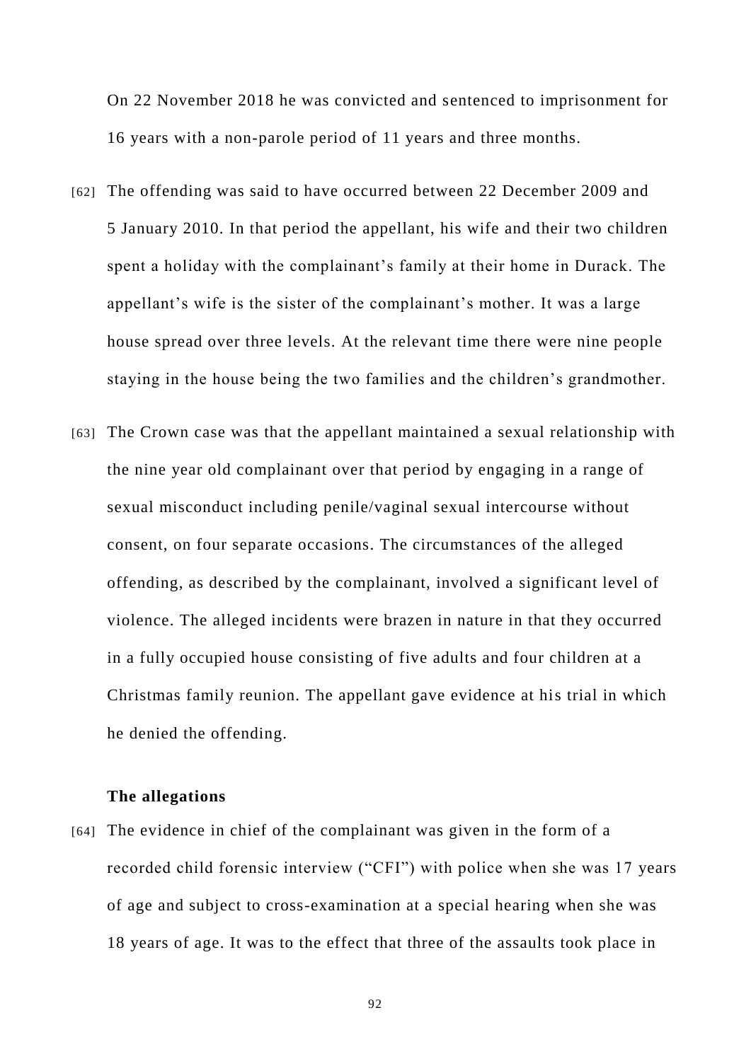On 22 November 2018 he was convicted and sentenced to imprisonment for 16 years with a non-parole period of 11 years and three months.

[62] The offending was said to have occurred between 22 December 2009 and 5 January 2010. In that period the appellant, his wife and their two children spent a holiday with the complainant's family at their home in Durack. The appellant's wife is the sister of the complainant's mother. It was a large house spread over three levels. At the relevant time there were nine people staying in the house being the two families and the children's grandmother.

[63] The Crown case was that the appellant maintained a sexual relationship with the nine year old complainant over that period by engaging in a range of sexual misconduct including penile/vaginal sexual intercourse without consent, on four separate occasions. The circumstances of the alleged offending, as described by the complainant, involved a significant level of violence. The alleged incidents were brazen in nature in that they occurred in a fully occupied house consisting of five adults and four children at a Christmas family reunion. The appellant gave evidence at his trial in which he denied the offending.

**The allegations**

[64] The evidence in chief of the complainant was given in the form of a recorded child forensic interview ("CFI") with police when she was 17 years of age and subject to cross-examination at a special hearing when she was 18 years of age. It was to the effect that three of the assaults took place in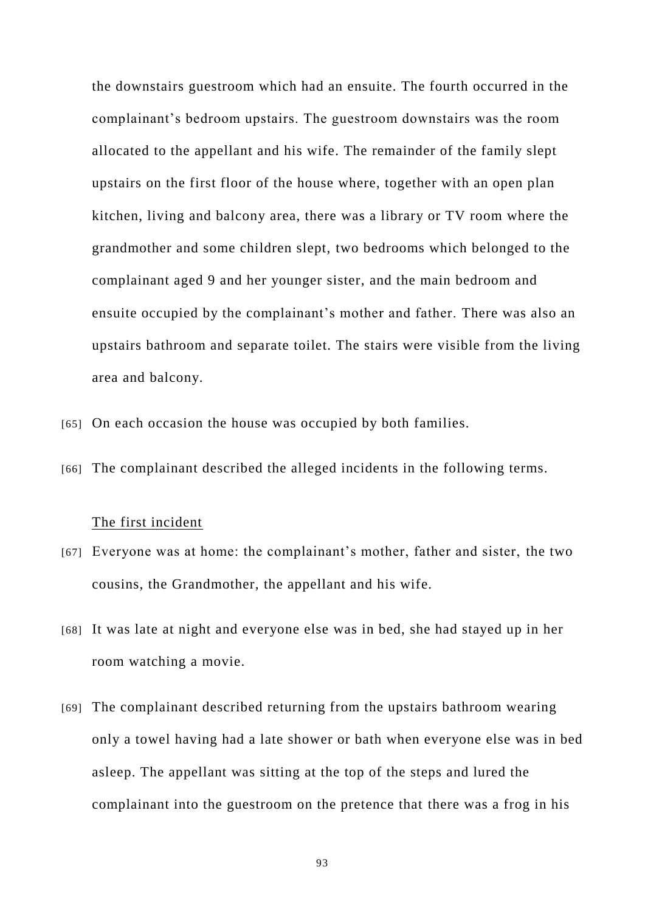the downstairs guestroom which had an ensuite. The fourth occurred in the complainant's bedroom upstairs. The guestroom downstairs was the room allocated to the appellant and his wife. The remainder of the family slept upstairs on the first floor of the house where, together with an open plan kitchen, living and balcony area, there was a library or TV room where the grandmother and some children slept, two bedrooms which belonged to the complainant aged 9 and her younger sister, and the main bedroom and ensuite occupied by the complainant's mother and father. There was also an upstairs bathroom and separate toilet. The stairs were visible from the living area and balcony.

[65] On each occasion the house was occupied by both families.

[66] The complainant described the alleged incidents in the following terms.

<u>The first incident</u>

[67] Everyone was at home: the complainant's mother, father and sister, the two cousins, the Grandmother, the appellant and his wife.

[68] It was late at night and everyone else was in bed, she had stayed up in her room watching a movie.

[69] The complainant described returning from the upstairs bathroom wearing only a towel having had a late shower or bath when everyone else was in bed asleep. The appellant was sitting at the top of the steps and lured the complainant into the guestroom on the pretence that there was a frog in his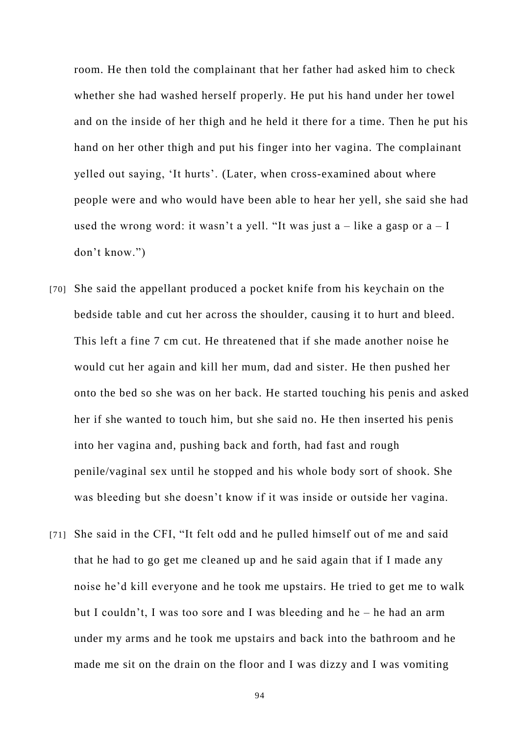room. He then told the complainant that her father had asked him to check whether she had washed herself properly. He put his hand under her towel and on the inside of her thigh and he held it there for a time. Then he put his hand on her other thigh and put his finger into her vagina. The complainant yelled out saying, 'It hurts'. (Later, when cross-examined about where people were and who would have been able to hear her yell, she said she had used the wrong word: it wasn't a yell. "It was just a – like a gasp or a – I don't know.")

[70] She said the appellant produced a pocket knife from his keychain on the bedside table and cut her across the shoulder, causing it to hurt and bleed. This left a fine 7 cm cut. He threatened that if she made another noise he would cut her again and kill her mum, dad and sister. He then pushed her onto the bed so she was on her back. He started touching his penis and asked her if she wanted to touch him, but she said no. He then inserted his penis into her vagina and, pushing back and forth, had fast and rough penile/vaginal sex until he stopped and his whole body sort of shook. She was bleeding but she doesn't know if it was inside or outside her vagina.

[71] She said in the CFI, "It felt odd and he pulled himself out of me and said that he had to go get me cleaned up and he said again that if I made any noise he'd kill everyone and he took me upstairs. He tried to get me to walk but I couldn't, I was too sore and I was bleeding and he – he had an arm under my arms and he took me upstairs and back into the bathroom and he made me sit on the drain on the floor and I was dizzy and I was vomiting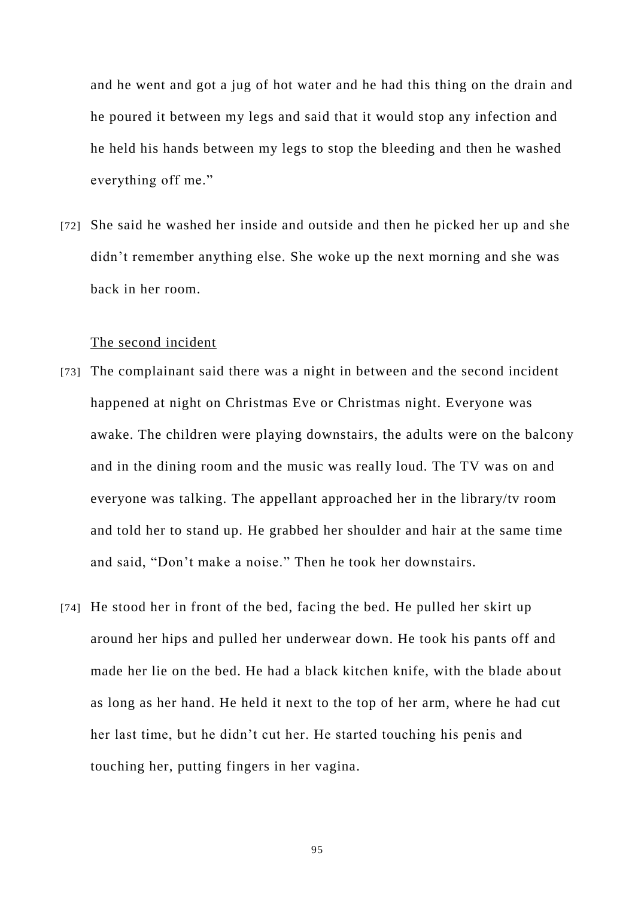and he went and got a jug of hot water and he had this thing on the drain and he poured it between my legs and said that it would stop any infection and he held his hands between my legs to stop the bleeding and then he washed everything off me."

[72] She said he washed her inside and outside and then he picked her up and she didn't remember anything else. She woke up the next morning and she was back in her room.

<u>The second incident</u>

[73] The complainant said there was a night in between and the second incident happened at night on Christmas Eve or Christmas night. Everyone was awake. The children were playing downstairs, the adults were on the balcony and in the dining room and the music was really loud. The TV was on and everyone was talking. The appellant approached her in the library/tv room and told her to stand up. He grabbed her shoulder and hair at the same time and said, "Don't make a noise." Then he took her downstairs.

[74] He stood her in front of the bed, facing the bed. He pulled her skirt up around her hips and pulled her underwear down. He took his pants off and made her lie on the bed. He had a black kitchen knife, with the blade about as long as her hand. He held it next to the top of her arm, where he had cut her last time, but he didn't cut her. He started touching his penis and touching her, putting fingers in her vagina.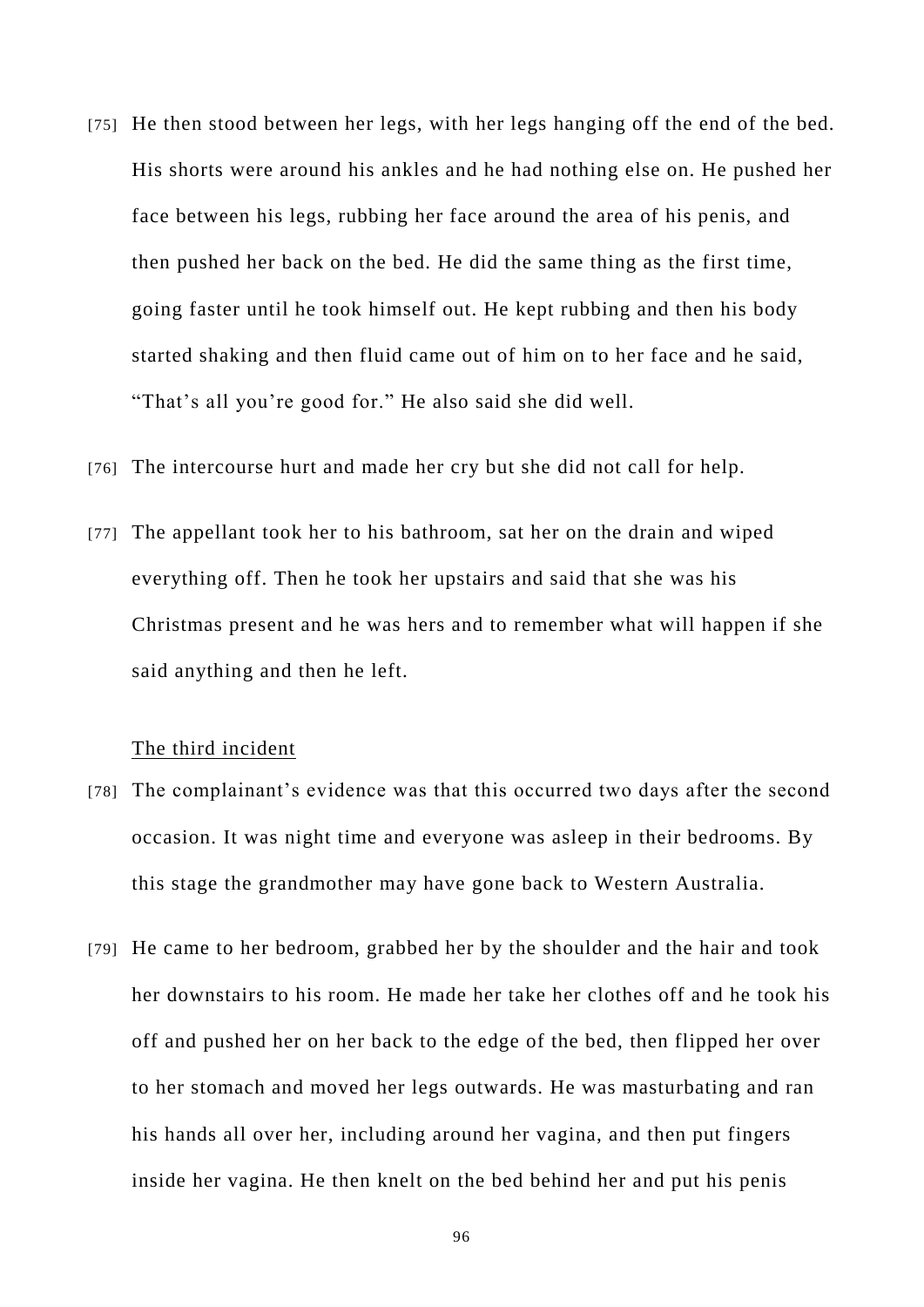[75] He then stood between her legs, with her legs hanging off the end of the bed. His shorts were around his ankles and he had nothing else on. He pushed her face between his legs, rubbing her face around the area of his penis, and then pushed her back on the bed. He did the same thing as the first time, going faster until he took himself out. He kept rubbing and then his body started shaking and then fluid came out of him on to her face and he said, "That's all you're good for." He also said she did well.

[76] The intercourse hurt and made her cry but she did not call for help.

[77] The appellant took her to his bathroom, sat her on the drain and wiped everything off. Then he took her upstairs and said that she was his Christmas present and he was hers and to remember what will happen if she said anything and then he left.

<u>The third incident</u>

[78] The complainant's evidence was that this occurred two days after the second occasion. It was night time and everyone was asleep in their bedrooms. By this stage the grandmother may have gone back to Western Australia.

[79] He came to her bedroom, grabbed her by the shoulder and the hair and took her downstairs to his room. He made her take her clothes off and he took his off and pushed her on her back to the edge of the bed, then flipped her over to her stomach and moved her legs outwards. He was masturbating and ran his hands all over her, including around her vagina, and then put fingers inside her vagina. He then knelt on the bed behind her and put his penis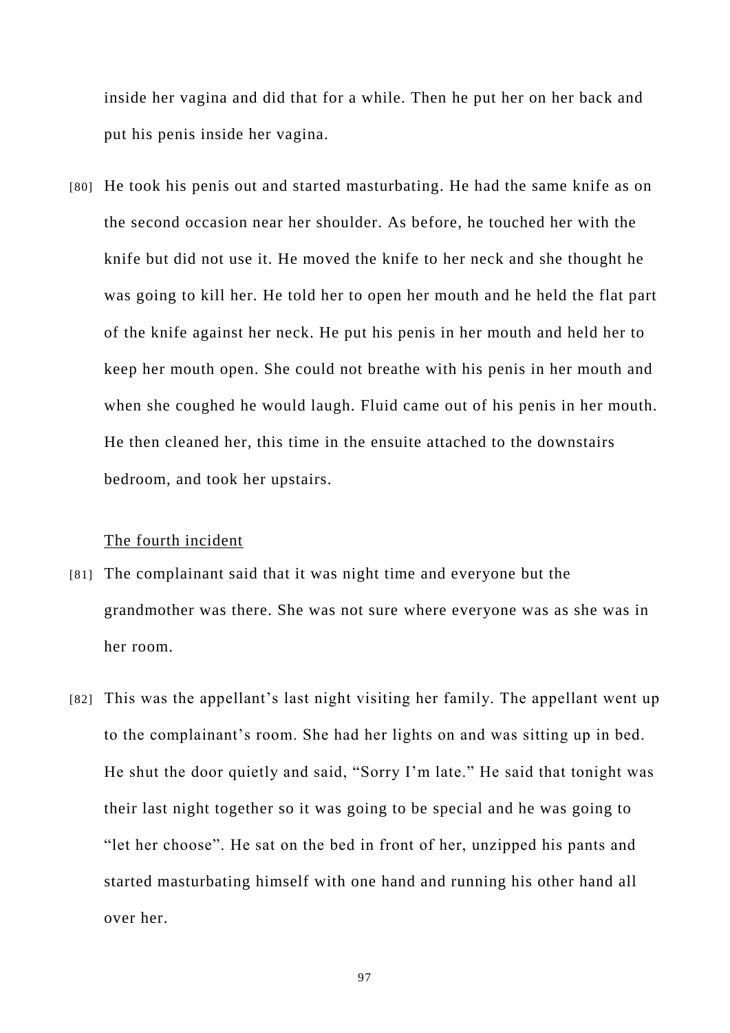inside her vagina and did that for a while. Then he put her on her back and put his penis inside her vagina.

[80] He took his penis out and started masturbating. He had the same knife as on the second occasion near her shoulder. As before, he touched her with the knife but did not use it. He moved the knife to her neck and she thought he was going to kill her. He told her to open her mouth and he held the flat part of the knife against her neck. He put his penis in her mouth and held her to keep her mouth open. She could not breathe with his penis in her mouth and when she coughed he would laugh. Fluid came out of his penis in her mouth. He then cleaned her, this time in the ensuite attached to the downstairs bedroom, and took her upstairs.

<u>The fourth incident</u>

[81] The complainant said that it was night time and everyone but the grandmother was there. She was not sure where everyone was as she was in her room.

[82] This was the appellant's last night visiting her family. The appellant went up to the complainant's room. She had her lights on and was sitting up in bed. He shut the door quietly and said, "Sorry I'm late." He said that tonight was their last night together so it was going to be special and he was going to "let her choose". He sat on the bed in front of her, unzipped his pants and started masturbating himself with one hand and running his other hand all over her.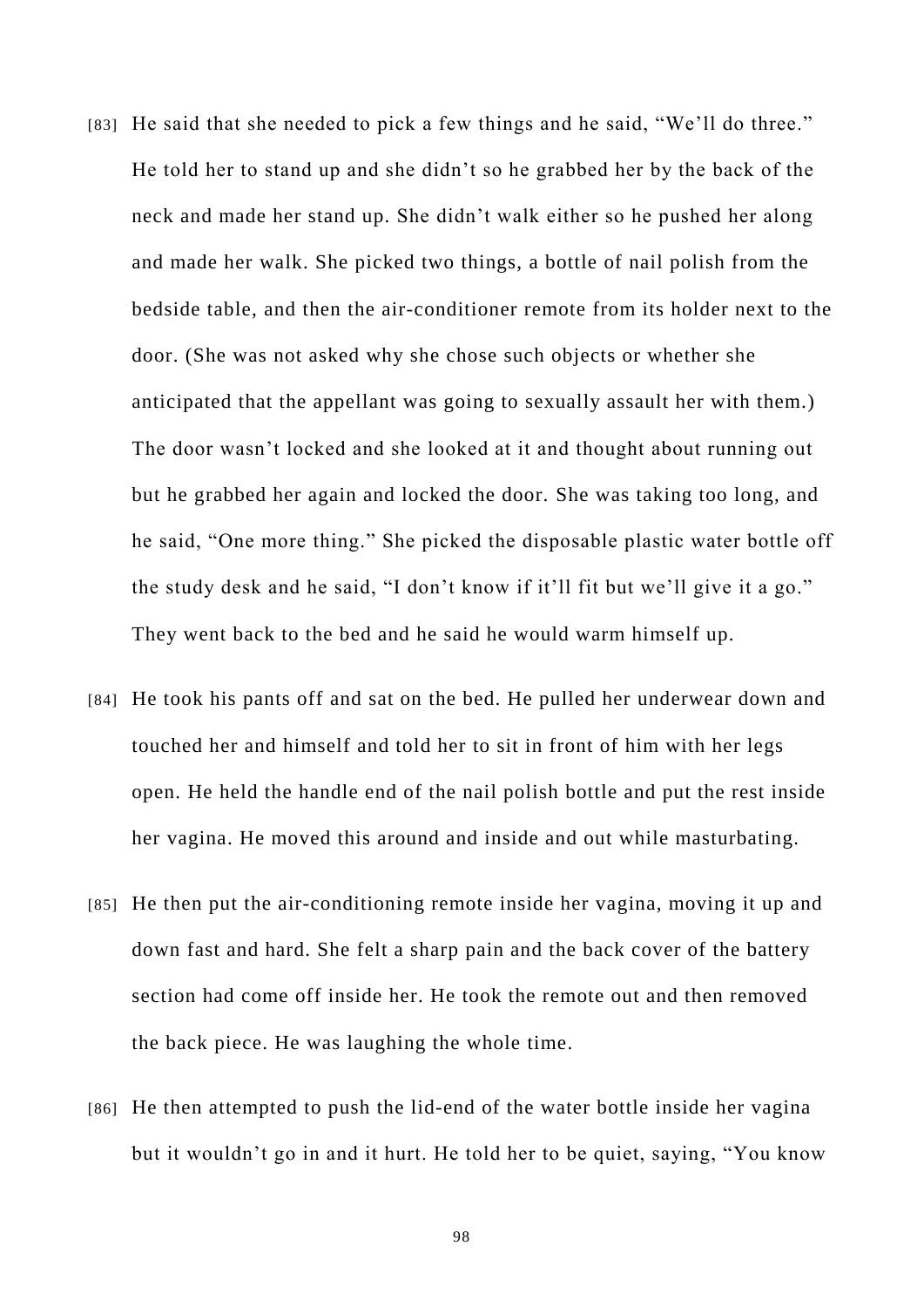[83] He said that she needed to pick a few things and he said, "We'll do three." He told her to stand up and she didn't so he grabbed her by the back of the neck and made her stand up. She didn't walk either so he pushed her along and made her walk. She picked two things, a bottle of nail polish from the bedside table, and then the air-conditioner remote from its holder next to the door. (She was not asked why she chose such objects or whether she anticipated that the appellant was going to sexually assault her with them.) The door wasn't locked and she looked at it and thought about running out but he grabbed her again and locked the door. She was taking too long, and he said, "One more thing." She picked the disposable plastic water bottle off the study desk and he said, "I don't know if it'll fit but we'll give it a go." They went back to the bed and he said he would warm himself up.

[84] He took his pants off and sat on the bed. He pulled her underwear down and touched her and himself and told her to sit in front of him with her legs open. He held the handle end of the nail polish bottle and put the rest inside her vagina. He moved this around and inside and out while masturbating.

[85] He then put the air-conditioning remote inside her vagina, moving it up and down fast and hard. She felt a sharp pain and the back cover of the battery section had come off inside her. He took the remote out and then removed the back piece. He was laughing the whole time.

[86] He then attempted to push the lid-end of the water bottle inside her vagina but it wouldn't go in and it hurt. He told her to be quiet, saying, "You know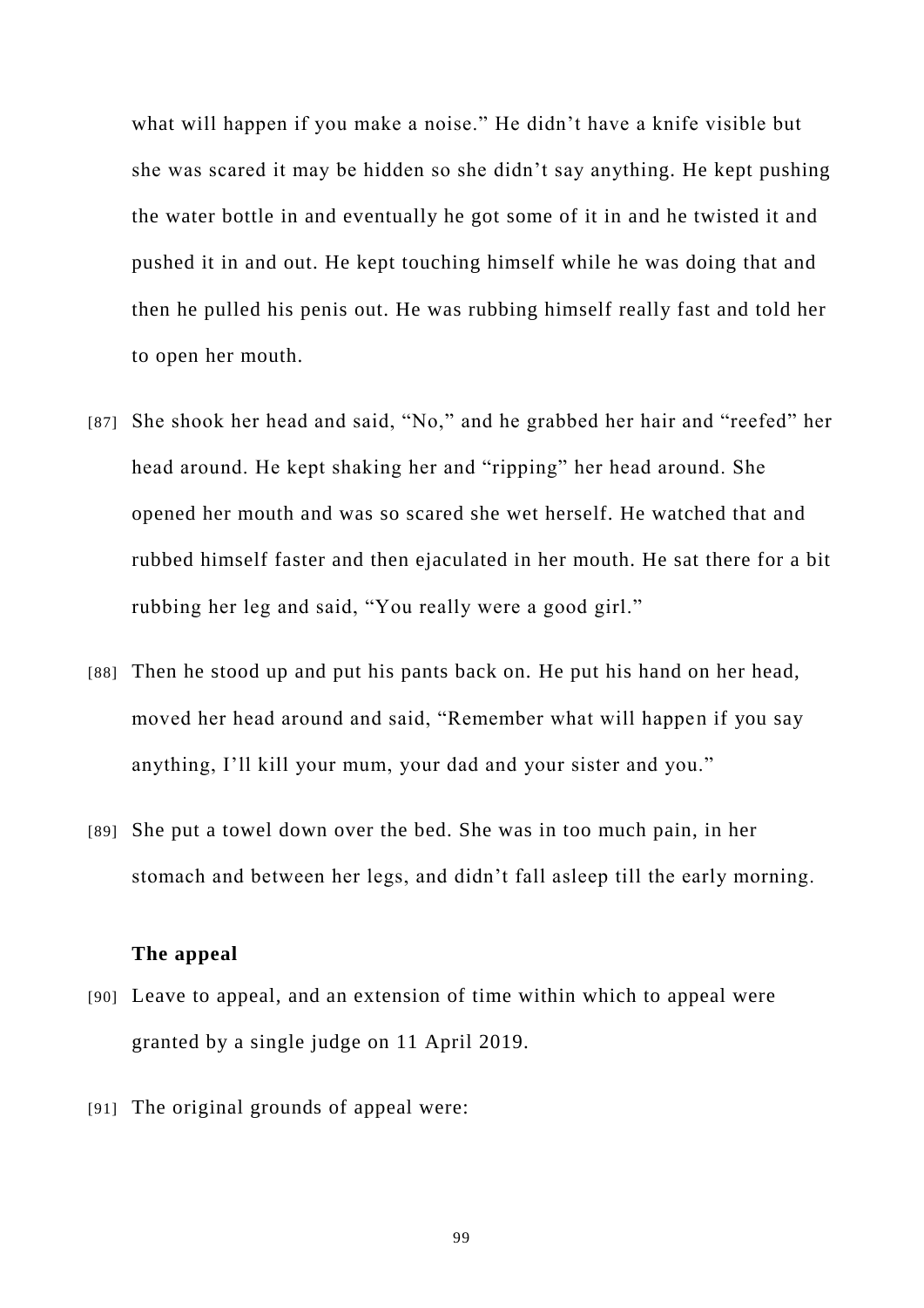what will happen if you make a noise." He didn't have a knife visible but she was scared it may be hidden so she didn't say anything. He kept pushing the water bottle in and eventually he got some of it in and he twisted it and pushed it in and out. He kept touching himself while he was doing that and then he pulled his penis out. He was rubbing himself really fast and told her to open her mouth.

[87] She shook her head and said, "No," and he grabbed her hair and "reefed" her head around. He kept shaking her and "ripping" her head around. She opened her mouth and was so scared she wet herself. He watched that and rubbed himself faster and then ejaculated in her mouth. He sat there for a bit rubbing her leg and said, "You really were a good girl."

[88] Then he stood up and put his pants back on. He put his hand on her head, moved her head around and said, "Remember what will happen if you say anything, I'll kill your mum, your dad and your sister and you."

[89] She put a towel down over the bed. She was in too much pain, in her stomach and between her legs, and didn't fall asleep till the early morning.

**The appeal**

[90] Leave to appeal, and an extension of time within which to appeal were granted by a single judge on 11 April 2019.

[91] The original grounds of appeal were: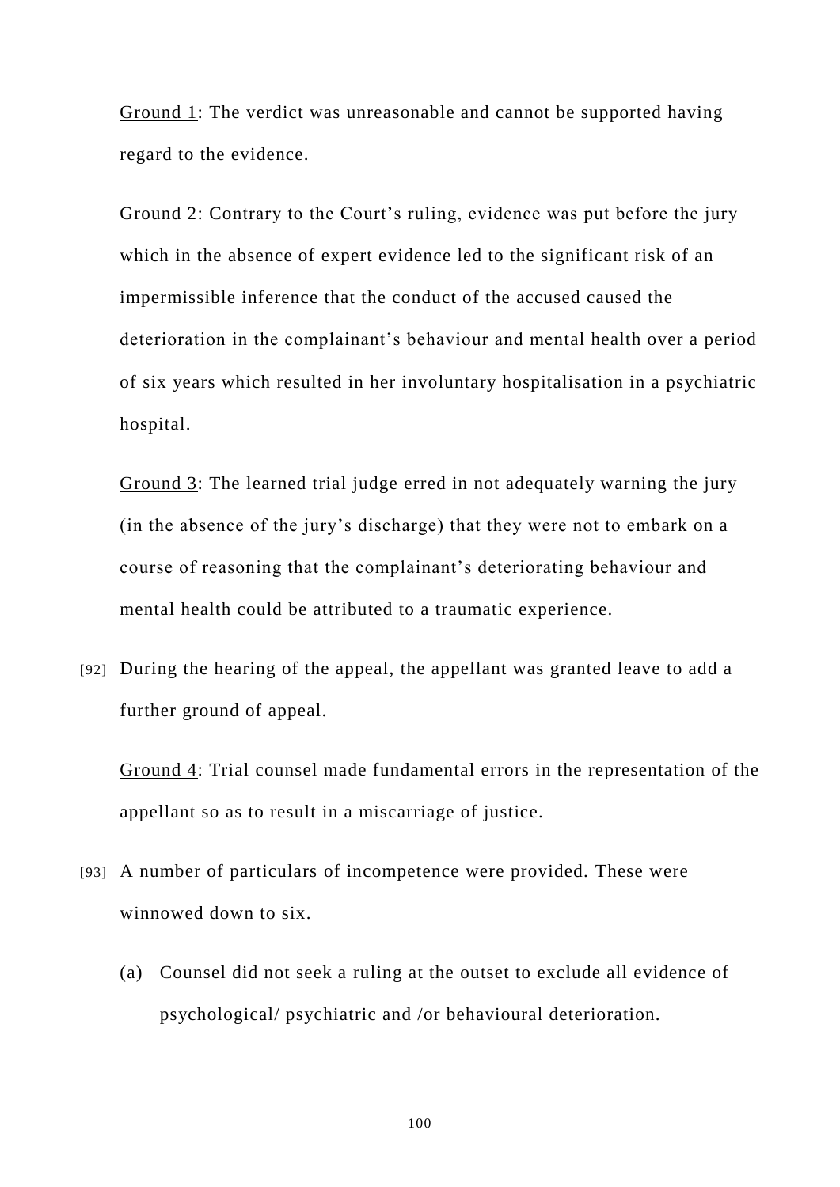<u>Ground 1</u>: The verdict was unreasonable and cannot be supported having regard to the evidence.

<u>Ground 2</u>: Contrary to the Court's ruling, evidence was put before the jury which in the absence of expert evidence led to the significant risk of an impermissible inference that the conduct of the accused caused the deterioration in the complainant's behaviour and mental health over a period of six years which resulted in her involuntary hospitalisation in a psychiatric hospital.

<u>Ground 3</u>: The learned trial judge erred in not adequately warning the jury (in the absence of the jury's discharge) that they were not to embark on a course of reasoning that the complainant's deteriorating behaviour and mental health could be attributed to a traumatic experience.

[92] During the hearing of the appeal, the appellant was granted leave to add a further ground of appeal.

<u>Ground 4</u>: Trial counsel made fundamental errors in the representation of the appellant so as to result in a miscarriage of justice.

[93] A number of particulars of incompetence were provided. These were winnowed down to six.

(a) Counsel did not seek a ruling at the outset to exclude all evidence of psychological/ psychiatric and /or behavioural deterioration.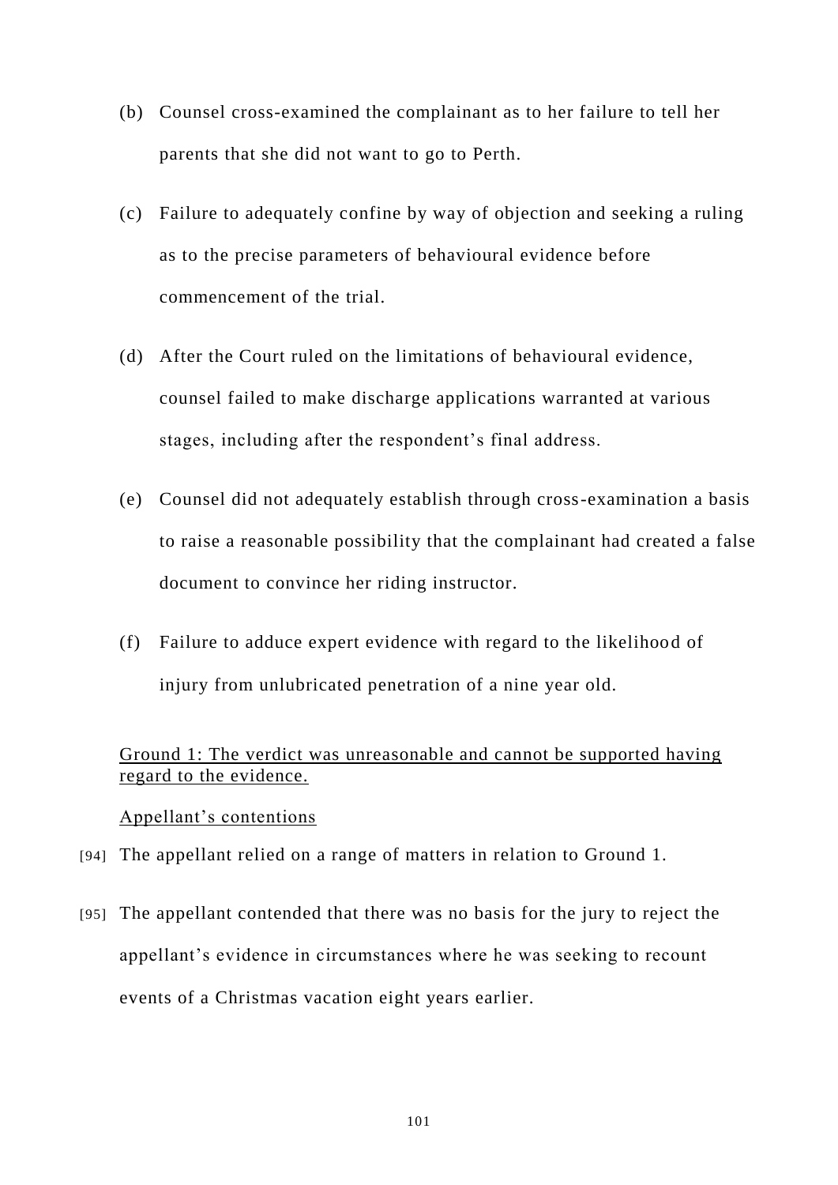(b) Counsel cross-examined the complainant as to her failure to tell her parents that she did not want to go to Perth.

(c) Failure to adequately confine by way of objection and seeking a ruling as to the precise parameters of behavioural evidence before commencement of the trial.

(d) After the Court ruled on the limitations of behavioural evidence, counsel failed to make discharge applications warranted at various stages, including after the respondent's final address.

(e) Counsel did not adequately establish through cross-examination a basis to raise a reasonable possibility that the complainant had created a false document to convince her riding instructor.

(f) Failure to adduce expert evidence with regard to the likelihood of injury from unlubricated penetration of a nine year old.

<u>Ground 1: The verdict was unreasonable and cannot be supported having regard to the evidence.</u>

<u>Appellant's contentions</u>

[94] The appellant relied on a range of matters in relation to Ground 1.

[95] The appellant contended that there was no basis for the jury to reject the appellant's evidence in circumstances where he was seeking to recount events of a Christmas vacation eight years earlier.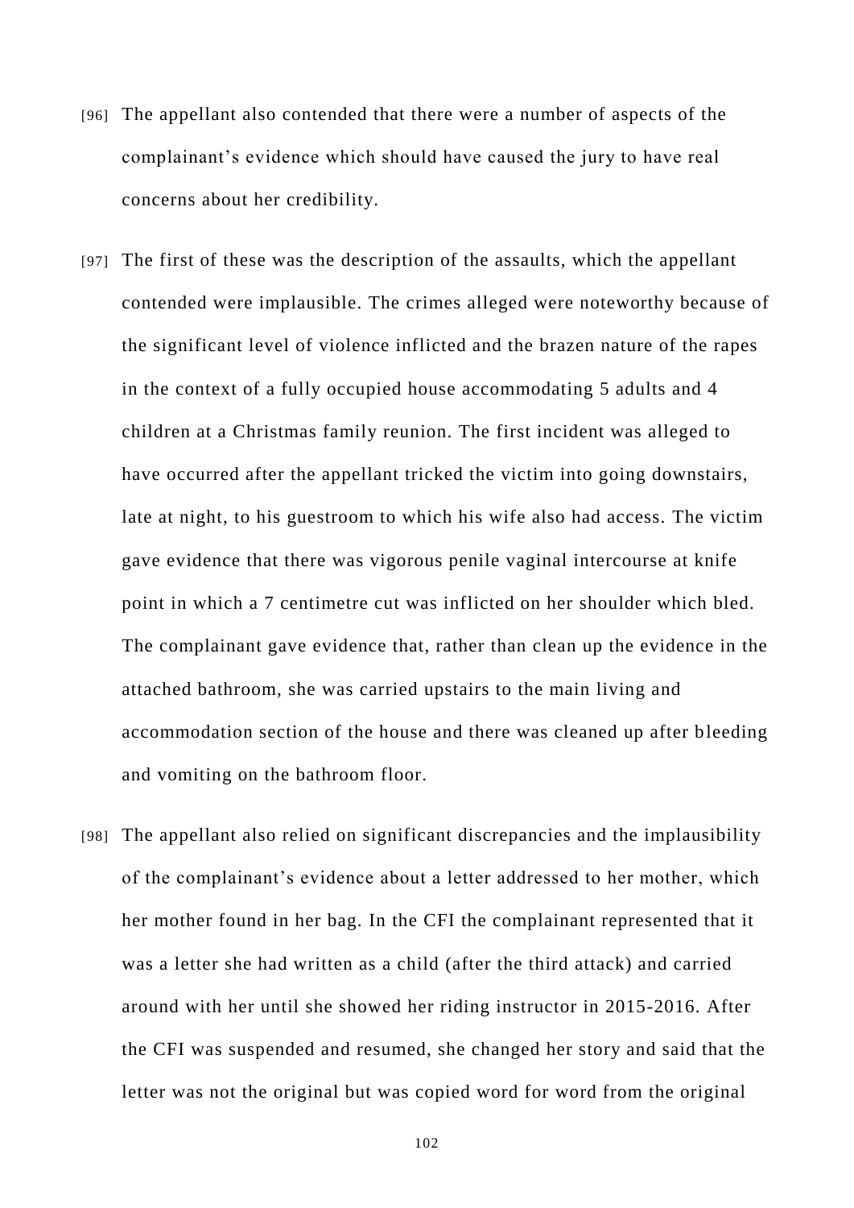[96] The appellant also contended that there were a number of aspects of the complainant's evidence which should have caused the jury to have real concerns about her credibility.

[97] The first of these was the description of the assaults, which the appellant contended were implausible. The crimes alleged were noteworthy because of the significant level of violence inflicted and the brazen nature of the rapes in the context of a fully occupied house accommodating 5 adults and 4 children at a Christmas family reunion. The first incident was alleged to have occurred after the appellant tricked the victim into going downstairs, late at night, to his guestroom to which his wife also had access. The victim gave evidence that there was vigorous penile vaginal intercourse at knife point in which a 7 centimetre cut was inflicted on her shoulder which bled. The complainant gave evidence that, rather than clean up the evidence in the attached bathroom, she was carried upstairs to the main living and accommodation section of the house and there was cleaned up after bleeding and vomiting on the bathroom floor.

[98] The appellant also relied on significant discrepancies and the implausibility of the complainant's evidence about a letter addressed to her mother, which her mother found in her bag. In the CFI the complainant represented that it was a letter she had written as a child (after the third attack) and carried around with her until she showed her riding instructor in 2015-2016. After the CFI was suspended and resumed, she changed her story and said that the letter was not the original but was copied word for word from the original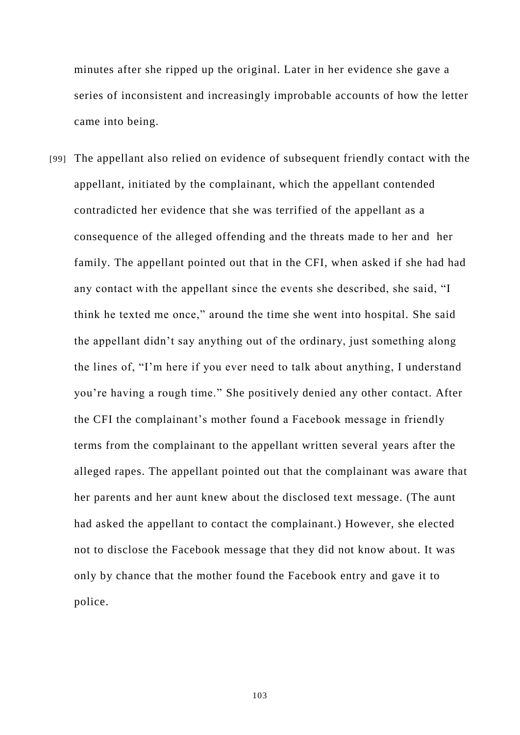minutes after she ripped up the original. Later in her evidence she gave a series of inconsistent and increasingly improbable accounts of how the letter came into being.

[99] The appellant also relied on evidence of subsequent friendly contact with the appellant, initiated by the complainant, which the appellant contended contradicted her evidence that she was terrified of the appellant as a consequence of the alleged offending and the threats made to her and her family. The appellant pointed out that in the CFI, when asked if she had had any contact with the appellant since the events she described, she said, "I think he texted me once," around the time she went into hospital. She said the appellant didn't say anything out of the ordinary, just something along the lines of, "I'm here if you ever need to talk about anything, I understand you're having a rough time." She positively denied any other contact. After the CFI the complainant's mother found a Facebook message in friendly terms from the complainant to the appellant written several years after the alleged rapes. The appellant pointed out that the complainant was aware that her parents and her aunt knew about the disclosed text message. (The aunt had asked the appellant to contact the complainant.) However, she elected not to disclose the Facebook message that they did not know about. It was only by chance that the mother found the Facebook entry and gave it to police.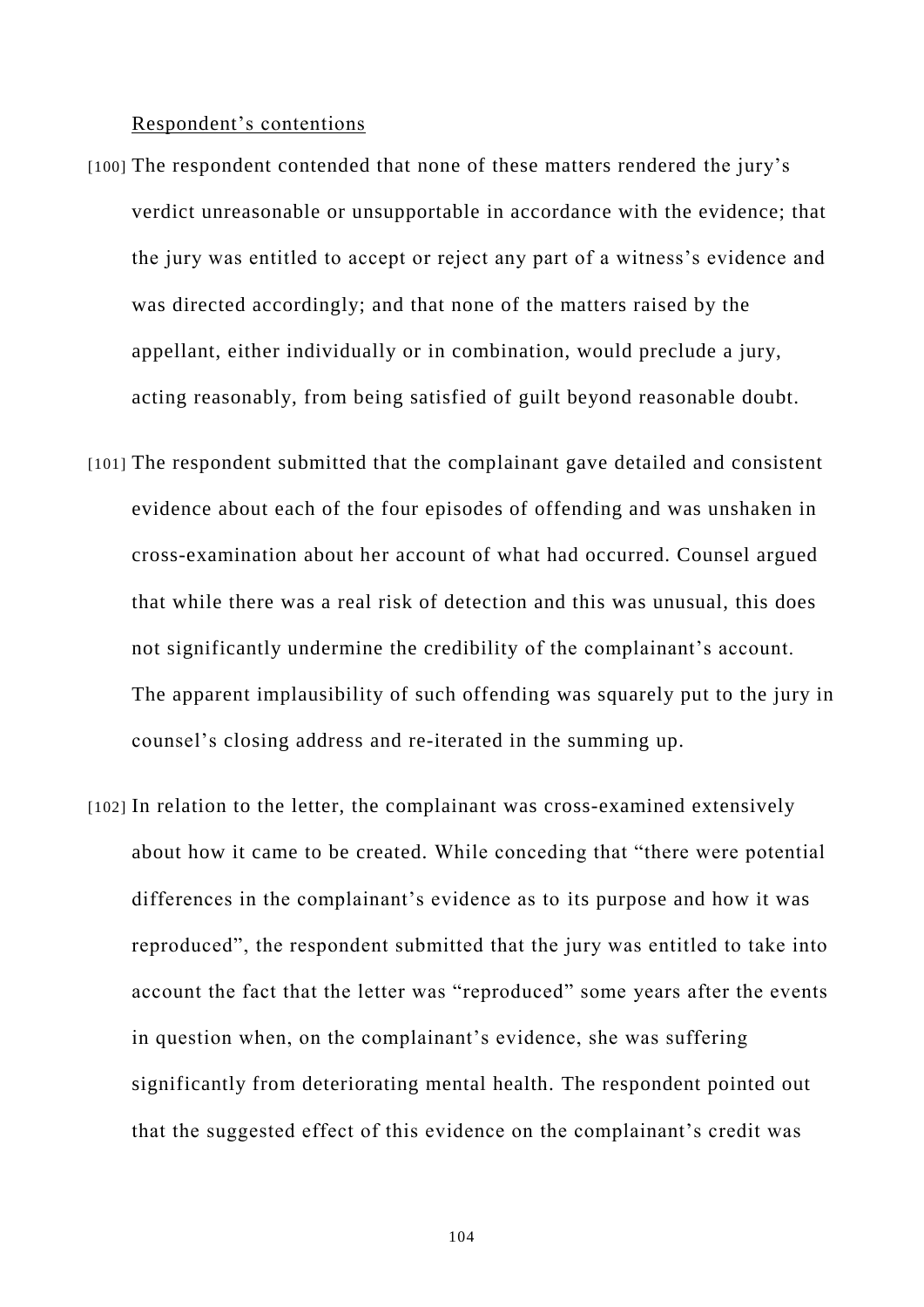<u>Respondent's contentions</u>

[100] The respondent contended that none of these matters rendered the jury's verdict unreasonable or unsupportable in accordance with the evidence; that the jury was entitled to accept or reject any part of a witness's evidence and was directed accordingly; and that none of the matters raised by the appellant, either individually or in combination, would preclude a jury, acting reasonably, from being satisfied of guilt beyond reasonable doubt.

[101] The respondent submitted that the complainant gave detailed and consistent evidence about each of the four episodes of offending and was unshaken in cross-examination about her account of what had occurred. Counsel argued that while there was a real risk of detection and this was unusual, this does not significantly undermine the credibility of the complainant's account. The apparent implausibility of such offending was squarely put to the jury in counsel's closing address and re-iterated in the summing up.

[102] In relation to the letter, the complainant was cross-examined extensively about how it came to be created. While conceding that "there were potential differences in the complainant's evidence as to its purpose and how it was reproduced", the respondent submitted that the jury was entitled to take into account the fact that the letter was "reproduced" some years after the events in question when, on the complainant's evidence, she was suffering significantly from deteriorating mental health. The respondent pointed out that the suggested effect of this evidence on the complainant's credit was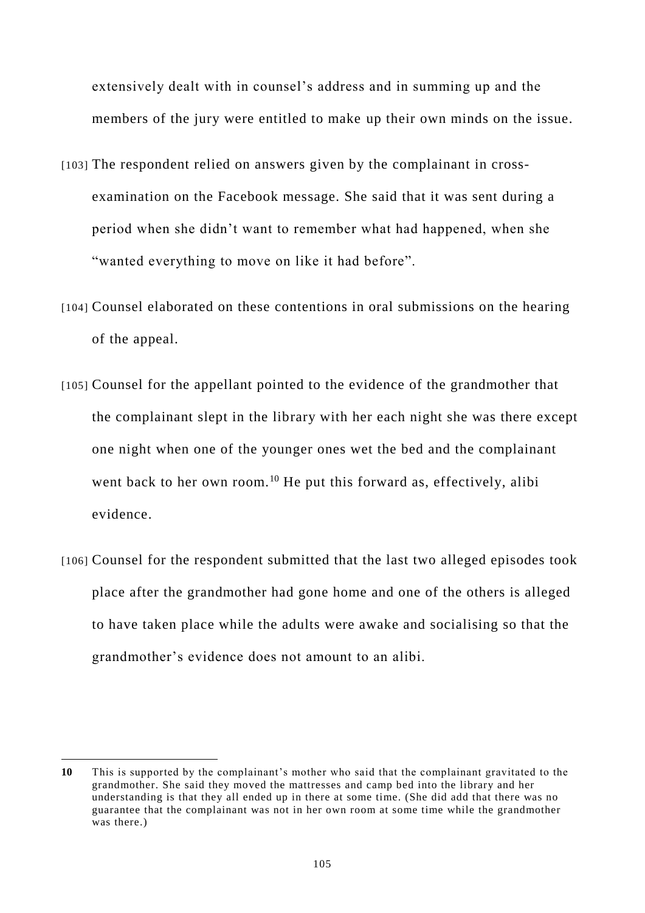extensively dealt with in counsel's address and in summing up and the members of the jury were entitled to make up their own minds on the issue.

[103] The respondent relied on answers given by the complainant in cross-examination on the Facebook message. She said that it was sent during a period when she didn't want to remember what had happened, when she "wanted everything to move on like it had before".

[104] Counsel elaborated on these contentions in oral submissions on the hearing of the appeal.

[105] Counsel for the appellant pointed to the evidence of the grandmother that the complainant slept in the library with her each night she was there except one night when one of the younger ones wet the bed and the complainant went back to her own room.[10] He put this forward as, effectively, alibi evidence.

[106] Counsel for the respondent submitted that the last two alleged episodes took place after the grandmother had gone home and one of the others is alleged to have taken place while the adults were awake and socialising so that the grandmother's evidence does not amount to an alibi.

---

**10** This is supported by the complainant's mother who said that the complainant gravitated to the grandmother. She said they moved the mattresses and camp bed into the library and her understanding is that they all ended up in there at some time. (She did add that there was no guarantee that the complainant was not in her own room at some time while the grandmother was there.)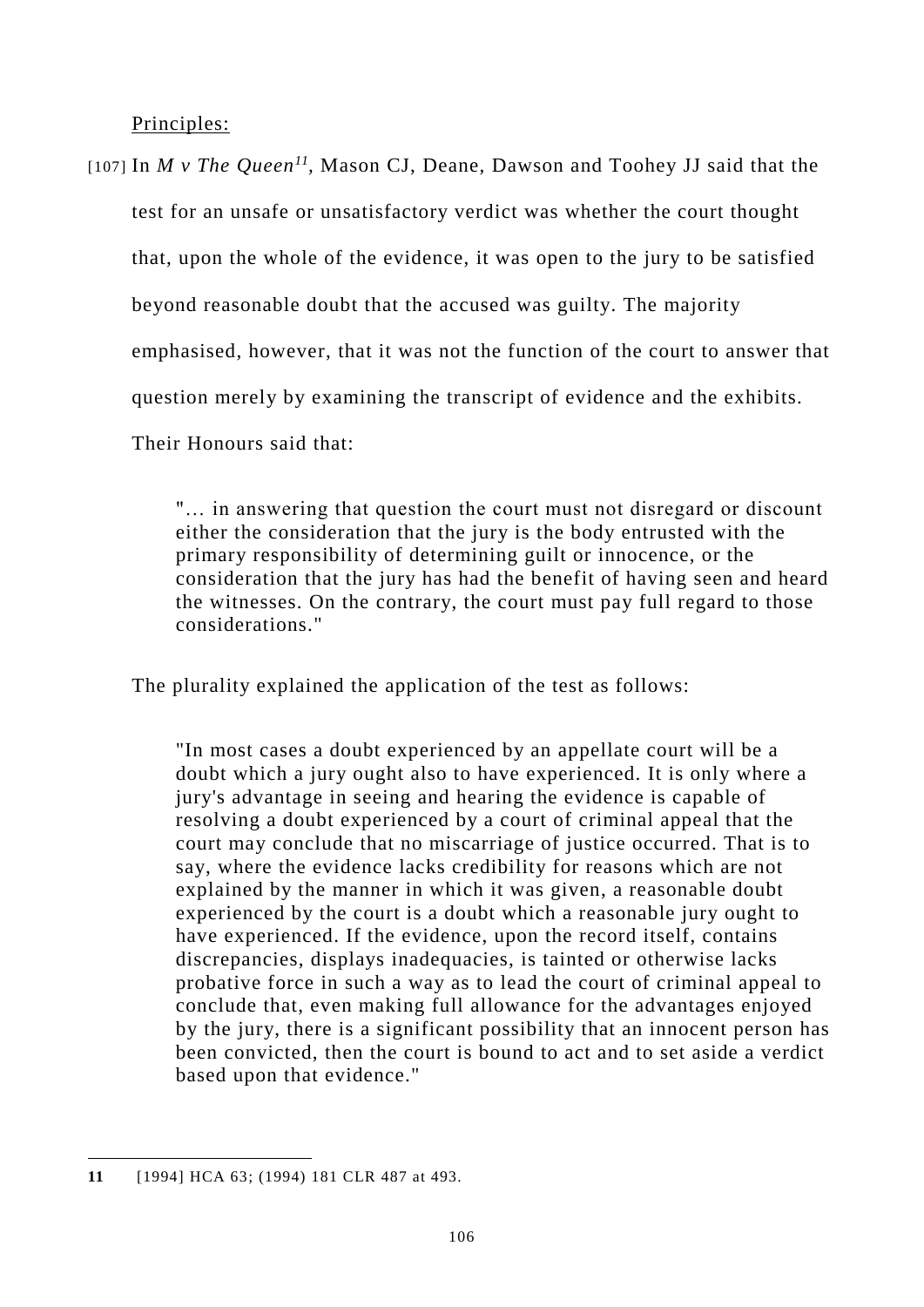Principles:

[107] In *M v The Queen*[11], Mason CJ, Deane, Dawson and Toohey JJ said that the test for an unsafe or unsatisfactory verdict was whether the court thought that, upon the whole of the evidence, it was open to the jury to be satisfied beyond reasonable doubt that the accused was guilty. The majority emphasised, however, that it was not the function of the court to answer that question merely by examining the transcript of evidence and the exhibits. Their Honours said that:

> "… in answering that question the court must not disregard or discount either the consideration that the jury is the body entrusted with the primary responsibility of determining guilt or innocence, or the consideration that the jury has had the benefit of having seen and heard the witnesses. On the contrary, the court must pay full regard to those considerations."

The plurality explained the application of the test as follows:

> "In most cases a doubt experienced by an appellate court will be a doubt which a jury ought also to have experienced. It is only where a jury's advantage in seeing and hearing the evidence is capable of resolving a doubt experienced by a court of criminal appeal that the court may conclude that no miscarriage of justice occurred. That is to say, where the evidence lacks credibility for reasons which are not explained by the manner in which it was given, a reasonable doubt experienced by the court is a doubt which a reasonable jury ought to have experienced. If the evidence, upon the record itself, contains discrepancies, displays inadequacies, is tainted or otherwise lacks probative force in such a way as to lead the court of criminal appeal to conclude that, even making full allowance for the advantages enjoyed by the jury, there is a significant possibility that an innocent person has been convicted, then the court is bound to act and to set aside a verdict based upon that evidence."

---

**11** [1994] HCA 63; (1994) 181 CLR 487 at 493.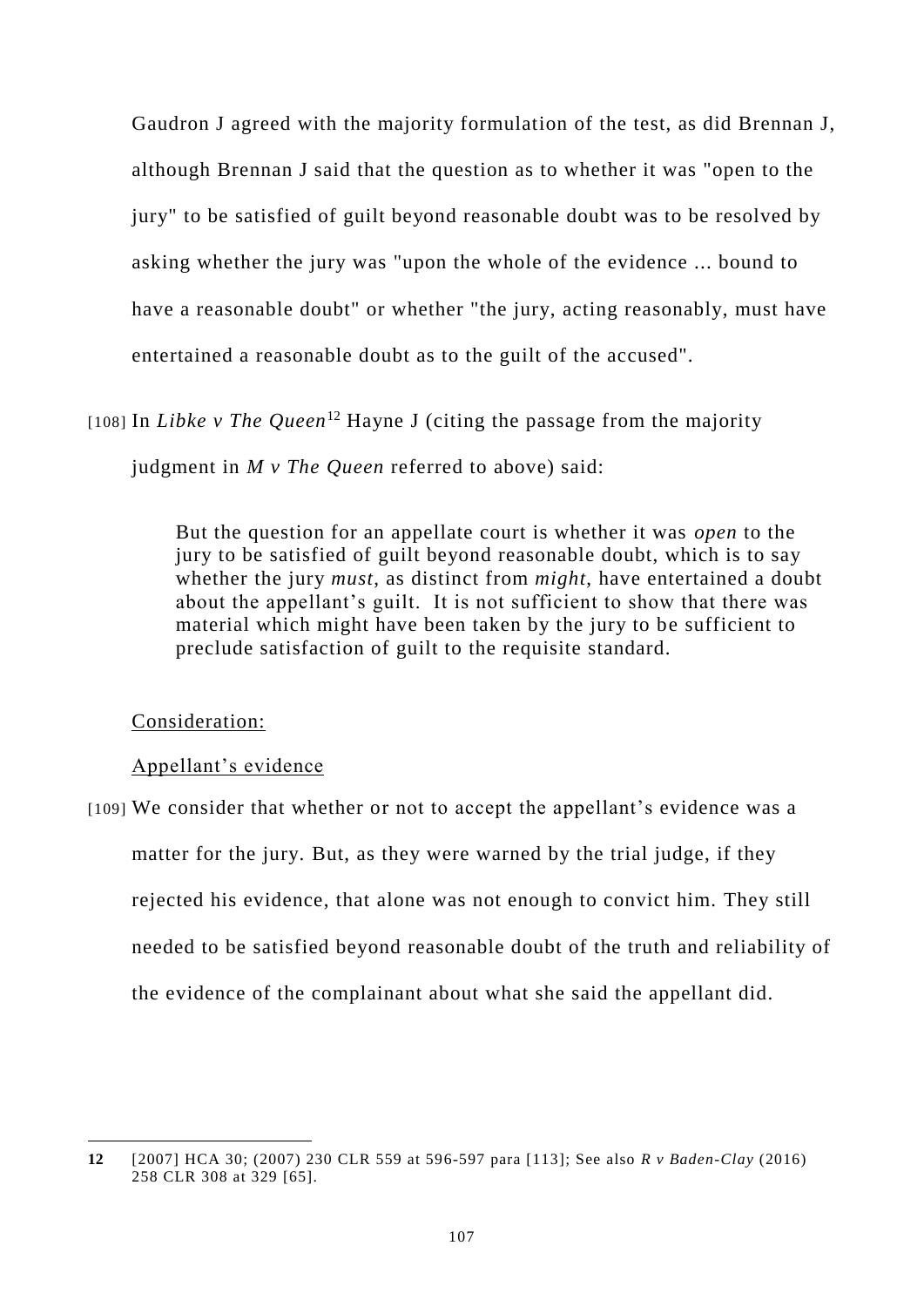Gaudron J agreed with the majority formulation of the test, as did Brennan J, although Brennan J said that the question as to whether it was "open to the jury" to be satisfied of guilt beyond reasonable doubt was to be resolved by asking whether the jury was "upon the whole of the evidence ... bound to have a reasonable doubt" or whether "the jury, acting reasonably, must have entertained a reasonable doubt as to the guilt of the accused".

[108] In *Libke v The Queen*[12] Hayne J (citing the passage from the majority judgment in *M v The Queen* referred to above) said:

> But the question for an appellate court is whether it was *open* to the jury to be satisfied of guilt beyond reasonable doubt, which is to say whether the jury *must*, as distinct from *might*, have entertained a doubt about the appellant's guilt. It is not sufficient to show that there was material which might have been taken by the jury to be sufficient to preclude satisfaction of guilt to the requisite standard.

Consideration:

Appellant's evidence

[109] We consider that whether or not to accept the appellant's evidence was a matter for the jury. But, as they were warned by the trial judge, if they rejected his evidence, that alone was not enough to convict him. They still needed to be satisfied beyond reasonable doubt of the truth and reliability of the evidence of the complainant about what she said the appellant did.

---

**12** [2007] HCA 30; (2007) 230 CLR 559 at 596-597 para [113]; See also *R v Baden-Clay* (2016) 258 CLR 308 at 329 [65].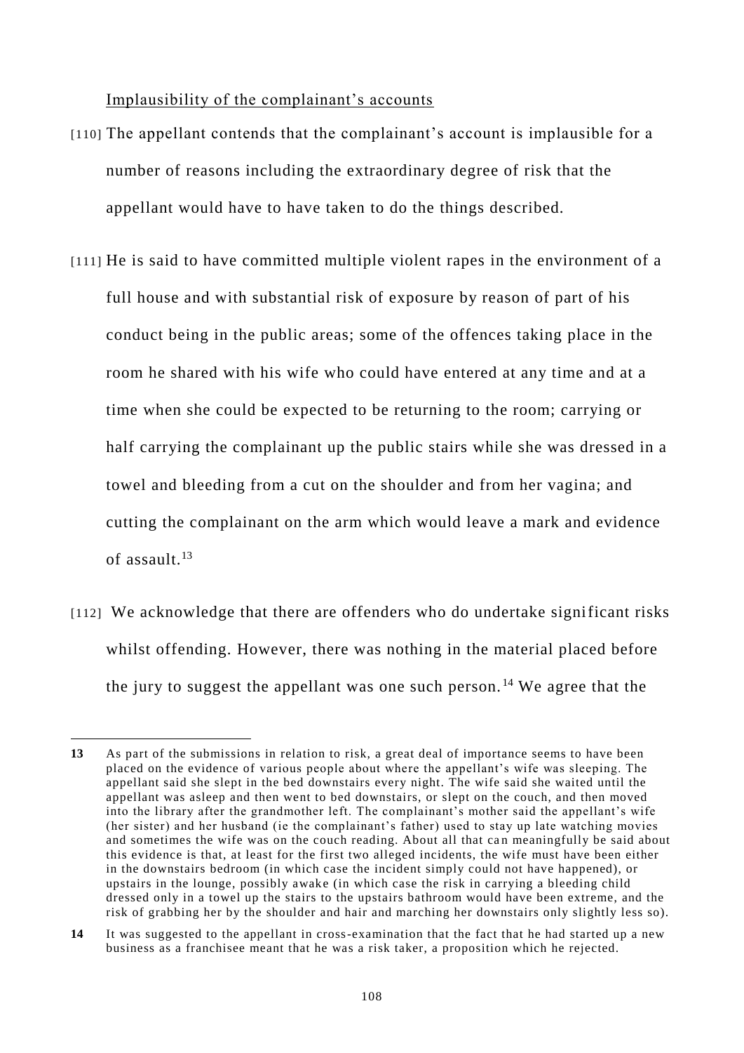Implausibility of the complainant's accounts

[110] The appellant contends that the complainant's account is implausible for a number of reasons including the extraordinary degree of risk that the appellant would have to have taken to do the things described.

[111] He is said to have committed multiple violent rapes in the environment of a full house and with substantial risk of exposure by reason of part of his conduct being in the public areas; some of the offences taking place in the room he shared with his wife who could have entered at any time and at a time when she could be expected to be returning to the room; carrying or half carrying the complainant up the public stairs while she was dressed in a towel and bleeding from a cut on the shoulder and from her vagina; and cutting the complainant on the arm which would leave a mark and evidence of assault.[13]

[112] We acknowledge that there are offenders who do undertake significant risks whilst offending. However, there was nothing in the material placed before the jury to suggest the appellant was one such person.[14] We agree that the

---

**13** As part of the submissions in relation to risk, a great deal of importance seems to have been placed on the evidence of various people about where the appellant's wife was sleeping. The appellant said she slept in the bed downstairs every night. The wife said she waited until the appellant was asleep and then went to bed downstairs, or slept on the couch, and then moved into the library after the grandmother left. The complainant's mother said the appellant's wife (her sister) and her husband (ie the complainant's father) used to stay up late watching movies and sometimes the wife was on the couch reading. About all that can meaningfully be said about this evidence is that, at least for the first two alleged incidents, the wife must have been either in the downstairs bedroom (in which case the incident simply could not have happened), or upstairs in the lounge, possibly awake (in which case the risk in carrying a bleeding child dressed only in a towel up the stairs to the upstairs bathroom would have been extreme, and the risk of grabbing her by the shoulder and hair and marching her downstairs only slightly less so).

**14** It was suggested to the appellant in cross-examination that the fact that he had started up a new business as a franchisee meant that he was a risk taker, a proposition which he rejected.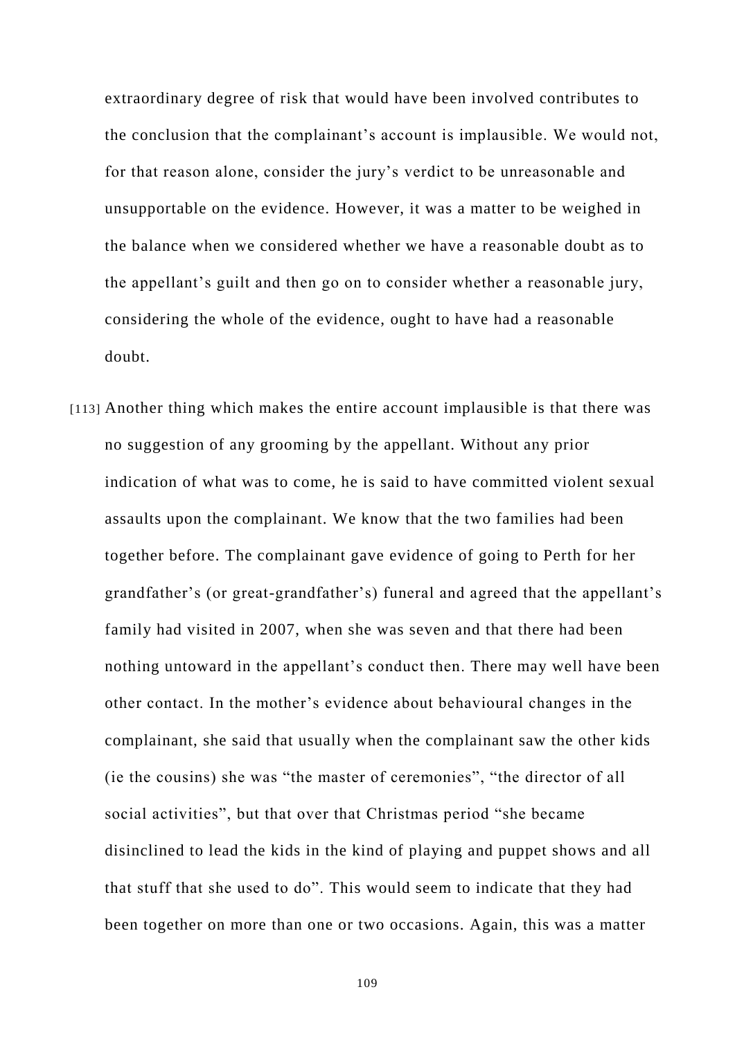extraordinary degree of risk that would have been involved contributes to the conclusion that the complainant's account is implausible. We would not, for that reason alone, consider the jury's verdict to be unreasonable and unsupportable on the evidence. However, it was a matter to be weighed in the balance when we considered whether we have a reasonable doubt as to the appellant's guilt and then go on to consider whether a reasonable jury, considering the whole of the evidence, ought to have had a reasonable doubt.

[113] Another thing which makes the entire account implausible is that there was no suggestion of any grooming by the appellant. Without any prior indication of what was to come, he is said to have committed violent sexual assaults upon the complainant. We know that the two families had been together before. The complainant gave evidence of going to Perth for her grandfather's (or great-grandfather's) funeral and agreed that the appellant's family had visited in 2007, when she was seven and that there had been nothing untoward in the appellant's conduct then. There may well have been other contact. In the mother's evidence about behavioural changes in the complainant, she said that usually when the complainant saw the other kids (ie the cousins) she was "the master of ceremonies", "the director of all social activities", but that over that Christmas period "she became disinclined to lead the kids in the kind of playing and puppet shows and all that stuff that she used to do". This would seem to indicate that they had been together on more than one or two occasions. Again, this was a matter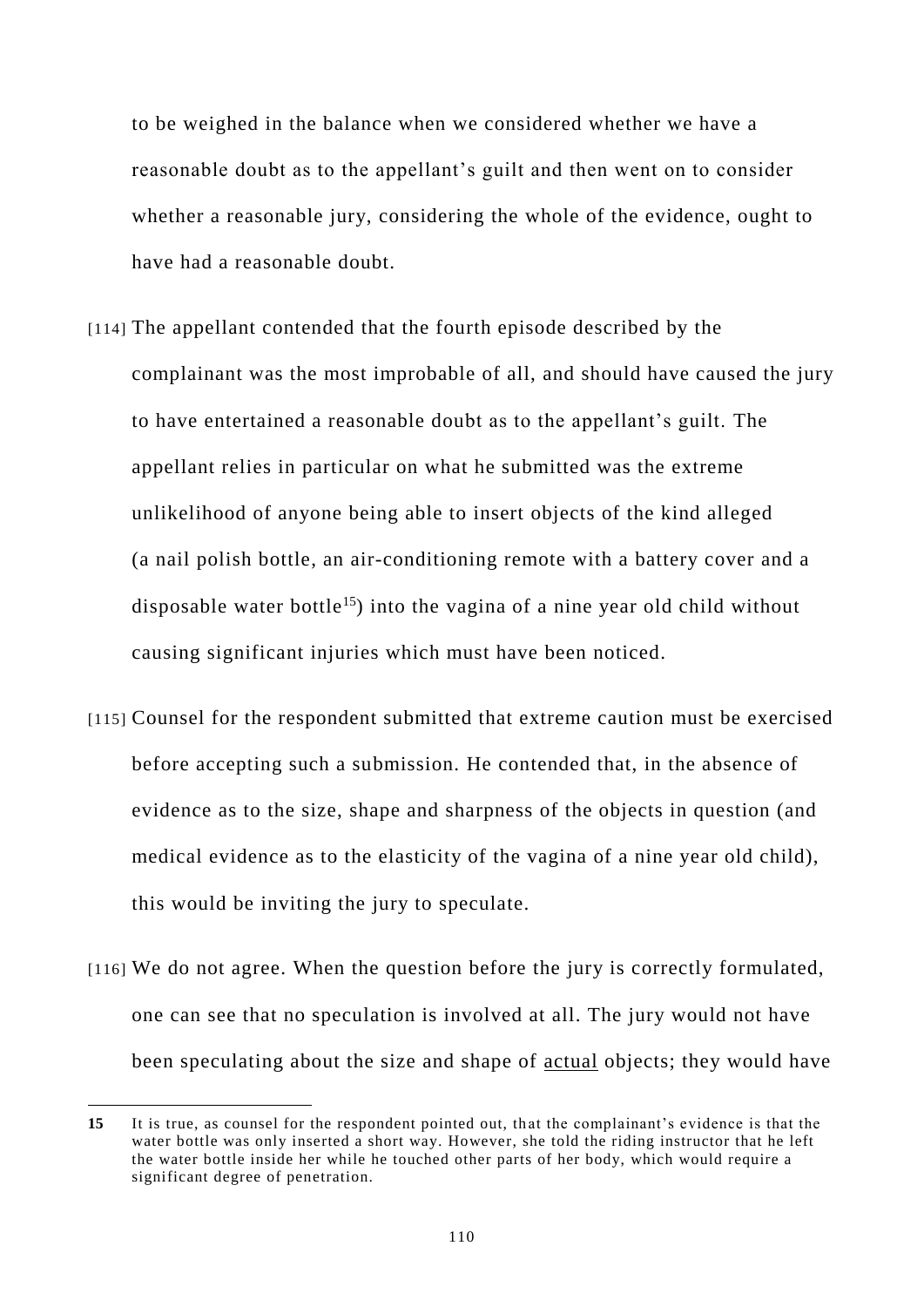to be weighed in the balance when we considered whether we have a reasonable doubt as to the appellant's guilt and then went on to consider whether a reasonable jury, considering the whole of the evidence, ought to have had a reasonable doubt.

[114] The appellant contended that the fourth episode described by the complainant was the most improbable of all, and should have caused the jury to have entertained a reasonable doubt as to the appellant's guilt. The appellant relies in particular on what he submitted was the extreme unlikelihood of anyone being able to insert objects of the kind alleged (a nail polish bottle, an air-conditioning remote with a battery cover and a disposable water bottle[15]) into the vagina of a nine year old child without causing significant injuries which must have been noticed.

[115] Counsel for the respondent submitted that extreme caution must be exercised before accepting such a submission. He contended that, in the absence of evidence as to the size, shape and sharpness of the objects in question (and medical evidence as to the elasticity of the vagina of a nine year old child), this would be inviting the jury to speculate.

[116] We do not agree. When the question before the jury is correctly formulated, one can see that no speculation is involved at all. The jury would not have been speculating about the size and shape of <u>actual</u> objects; they would have

---

**15** It is true, as counsel for the respondent pointed out, that the complainant's evidence is that the water bottle was only inserted a short way. However, she told the riding instructor that he left the water bottle inside her while he touched other parts of her body, which would require a significant degree of penetration.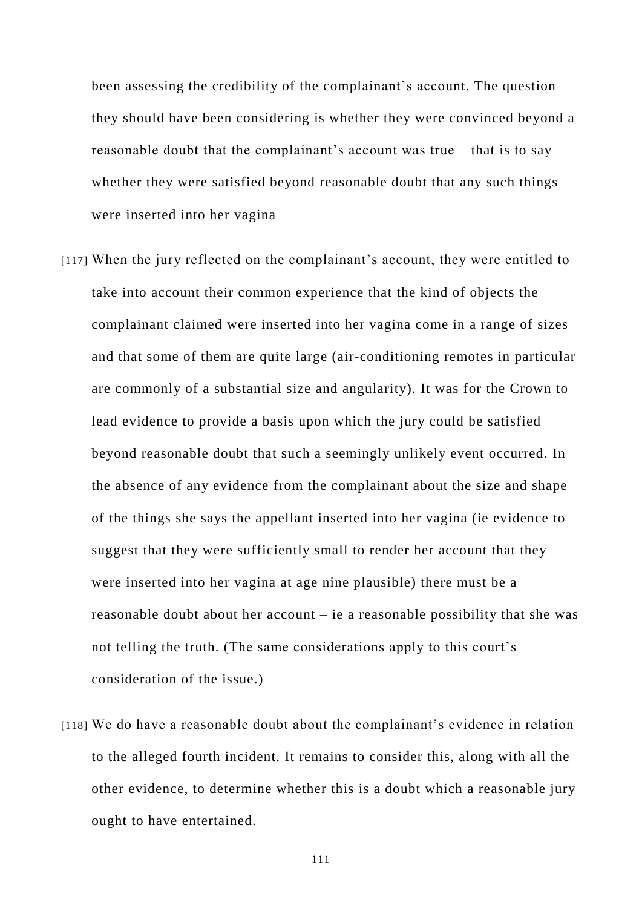been assessing the credibility of the complainant's account. The question they should have been considering is whether they were convinced beyond a reasonable doubt that the complainant's account was true – that is to say whether they were satisfied beyond reasonable doubt that any such things were inserted into her vagina

[117] When the jury reflected on the complainant's account, they were entitled to take into account their common experience that the kind of objects the complainant claimed were inserted into her vagina come in a range of sizes and that some of them are quite large (air-conditioning remotes in particular are commonly of a substantial size and angularity). It was for the Crown to lead evidence to provide a basis upon which the jury could be satisfied beyond reasonable doubt that such a seemingly unlikely event occurred. In the absence of any evidence from the complainant about the size and shape of the things she says the appellant inserted into her vagina (ie evidence to suggest that they were sufficiently small to render her account that they were inserted into her vagina at age nine plausible) there must be a reasonable doubt about her account – ie a reasonable possibility that she was not telling the truth. (The same considerations apply to this court's consideration of the issue.)

[118] We do have a reasonable doubt about the complainant's evidence in relation to the alleged fourth incident. It remains to consider this, along with all the other evidence, to determine whether this is a doubt which a reasonable jury ought to have entertained.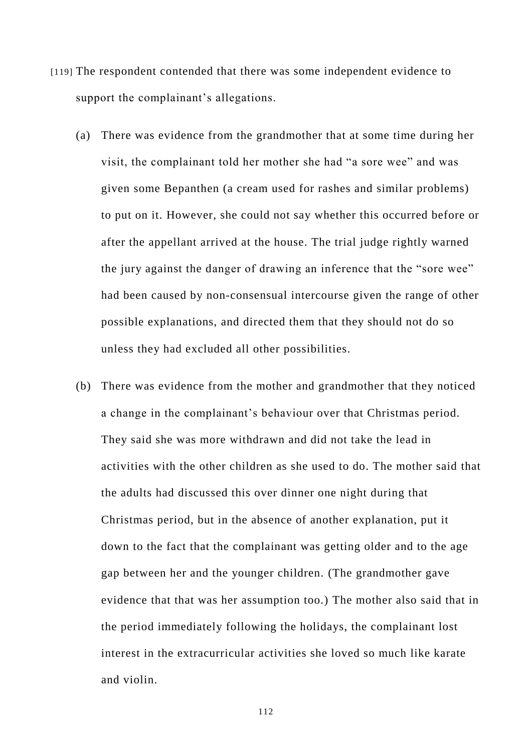[119] The respondent contended that there was some independent evidence to support the complainant's allegations.

(a) There was evidence from the grandmother that at some time during her visit, the complainant told her mother she had "a sore wee" and was given some Bepanthen (a cream used for rashes and similar problems) to put on it. However, she could not say whether this occurred before or after the appellant arrived at the house. The trial judge rightly warned the jury against the danger of drawing an inference that the "sore wee" had been caused by non-consensual intercourse given the range of other possible explanations, and directed them that they should not do so unless they had excluded all other possibilities.

(b) There was evidence from the mother and grandmother that they noticed a change in the complainant's behaviour over that Christmas period. They said she was more withdrawn and did not take the lead in activities with the other children as she used to do. The mother said that the adults had discussed this over dinner one night during that Christmas period, but in the absence of another explanation, put it down to the fact that the complainant was getting older and to the age gap between her and the younger children. (The grandmother gave evidence that that was her assumption too.) The mother also said that in the period immediately following the holidays, the complainant lost interest in the extracurricular activities she loved so much like karate and violin.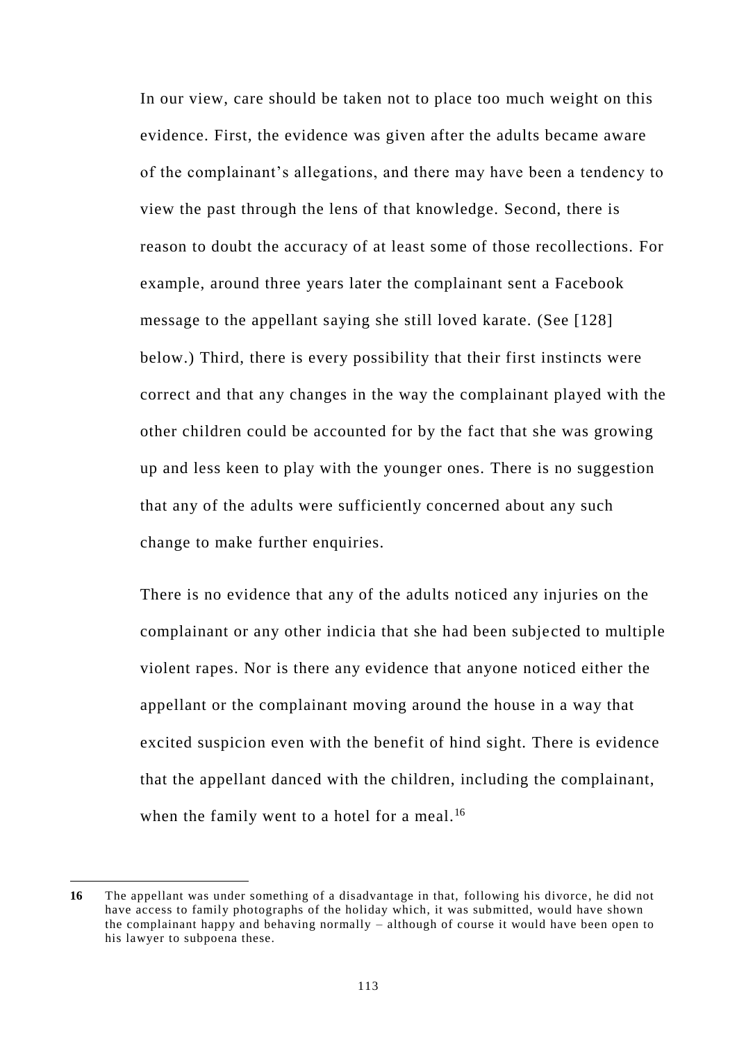In our view, care should be taken not to place too much weight on this evidence. First, the evidence was given after the adults became aware of the complainant's allegations, and there may have been a tendency to view the past through the lens of that knowledge. Second, there is reason to doubt the accuracy of at least some of those recollections. For example, around three years later the complainant sent a Facebook message to the appellant saying she still loved karate. (See [128] below.) Third, there is every possibility that their first instincts were correct and that any changes in the way the complainant played with the other children could be accounted for by the fact that she was growing up and less keen to play with the younger ones. There is no suggestion that any of the adults were sufficiently concerned about any such change to make further enquiries.

There is no evidence that any of the adults noticed any injuries on the complainant or any other indicia that she had been subjected to multiple violent rapes. Nor is there any evidence that anyone noticed either the appellant or the complainant moving around the house in a way that excited suspicion even with the benefit of hind sight. There is evidence that the appellant danced with the children, including the complainant, when the family went to a hotel for a meal.[16]

---

**16** The appellant was under something of a disadvantage in that, following his divorce, he did not have access to family photographs of the holiday which, it was submitted, would have shown the complainant happy and behaving normally – although of course it would have been open to his lawyer to subpoena these.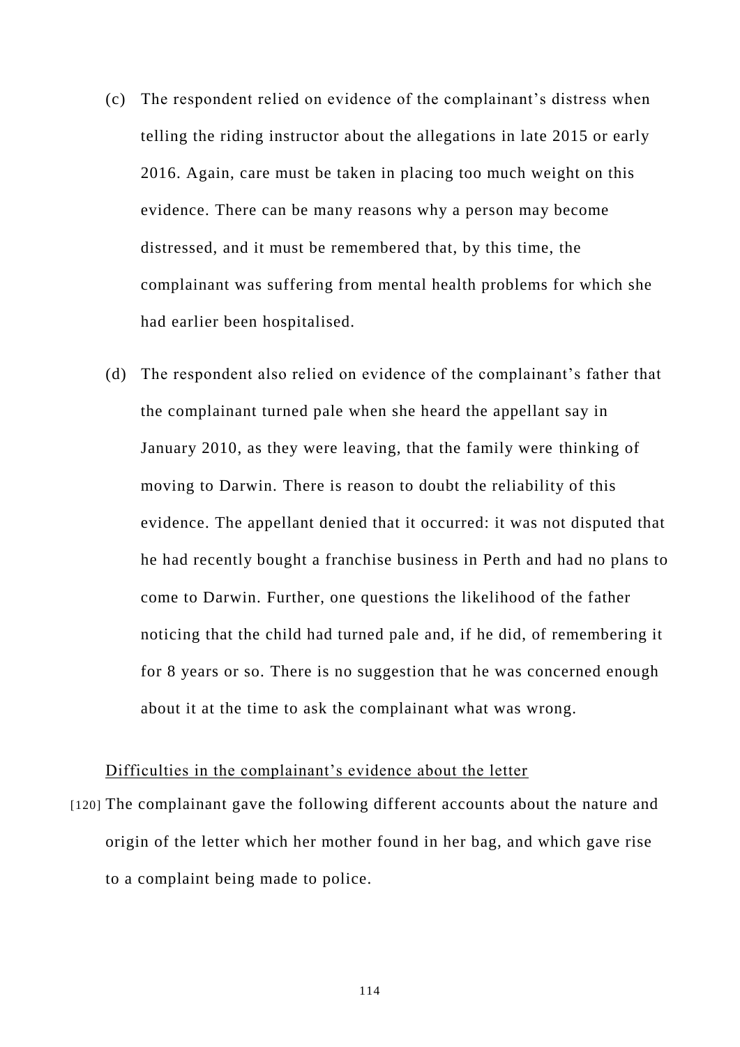(c) The respondent relied on evidence of the complainant's distress when telling the riding instructor about the allegations in late 2015 or early 2016. Again, care must be taken in placing too much weight on this evidence. There can be many reasons why a person may become distressed, and it must be remembered that, by this time, the complainant was suffering from mental health problems for which she had earlier been hospitalised.

(d) The respondent also relied on evidence of the complainant's father that the complainant turned pale when she heard the appellant say in January 2010, as they were leaving, that the family were thinking of moving to Darwin. There is reason to doubt the reliability of this evidence. The appellant denied that it occurred: it was not disputed that he had recently bought a franchise business in Perth and had no plans to come to Darwin. Further, one questions the likelihood of the father noticing that the child had turned pale and, if he did, of remembering it for 8 years or so. There is no suggestion that he was concerned enough about it at the time to ask the complainant what was wrong.

<u>Difficulties in the complainant's evidence about the letter</u>

[120] The complainant gave the following different accounts about the nature and origin of the letter which her mother found in her bag, and which gave rise to a complaint being made to police.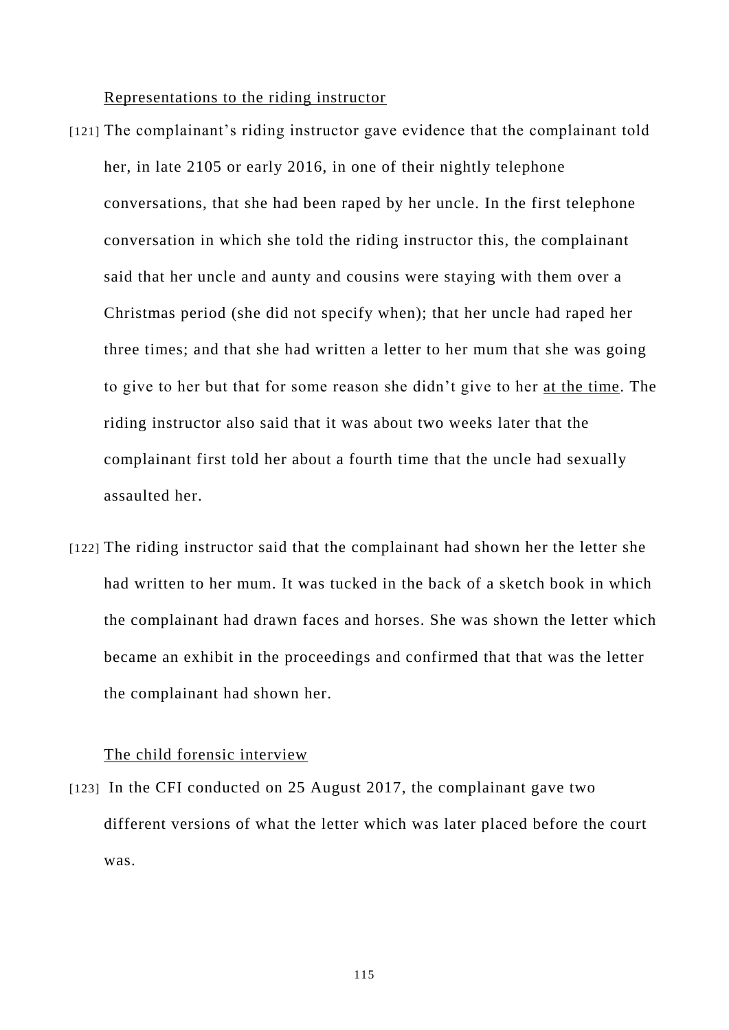<u>Representations to the riding instructor</u>

[121] The complainant's riding instructor gave evidence that the complainant told her, in late 2105 or early 2016, in one of their nightly telephone conversations, that she had been raped by her uncle. In the first telephone conversation in which she told the riding instructor this, the complainant said that her uncle and aunty and cousins were staying with them over a Christmas period (she did not specify when); that her uncle had raped her three times; and that she had written a letter to her mum that she was going to give to her but that for some reason she didn't give to her <u>at the time</u>. The riding instructor also said that it was about two weeks later that the complainant first told her about a fourth time that the uncle had sexually assaulted her.

[122] The riding instructor said that the complainant had shown her the letter she had written to her mum. It was tucked in the back of a sketch book in which the complainant had drawn faces and horses. She was shown the letter which became an exhibit in the proceedings and confirmed that that was the letter the complainant had shown her.

<u>The child forensic interview</u>

[123] In the CFI conducted on 25 August 2017, the complainant gave two different versions of what the letter which was later placed before the court was.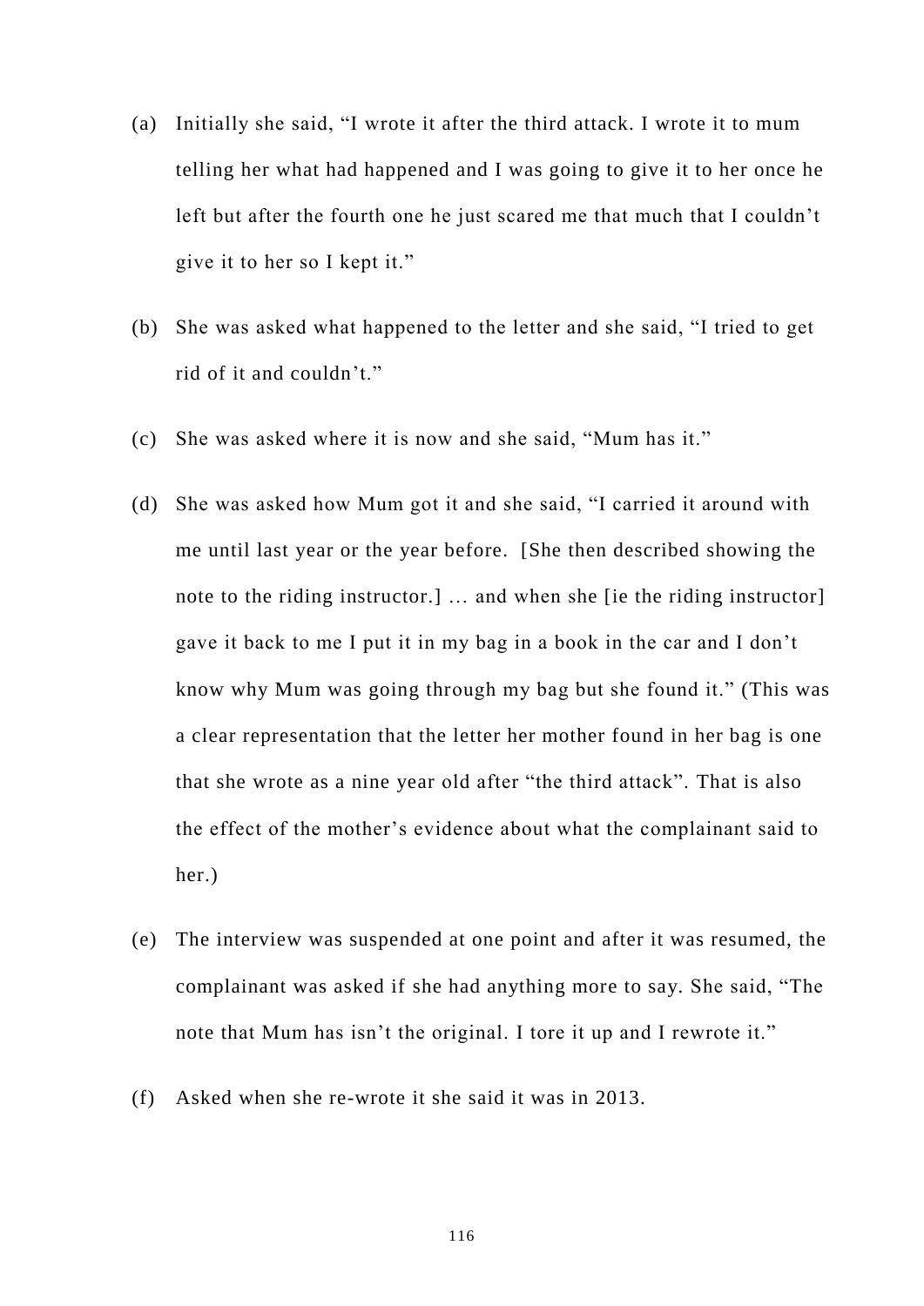(a) Initially she said, “I wrote it after the third attack. I wrote it to mum telling her what had happened and I was going to give it to her once he left but after the fourth one he just scared me that much that I couldn’t give it to her so I kept it.”

(b) She was asked what happened to the letter and she said, “I tried to get rid of it and couldn’t.”

(c) She was asked where it is now and she said, “Mum has it.”

(d) She was asked how Mum got it and she said, “I carried it around with me until last year or the year before. [She then described showing the note to the riding instructor.] … and when she [ie the riding instructor] gave it back to me I put it in my bag in a book in the car and I don’t know why Mum was going through my bag but she found it.” (This was a clear representation that the letter her mother found in her bag is one that she wrote as a nine year old after “the third attack”. That is also the effect of the mother’s evidence about what the complainant said to her.)

(e) The interview was suspended at one point and after it was resumed, the complainant was asked if she had anything more to say. She said, “The note that Mum has isn’t the original. I tore it up and I rewrote it.”

(f) Asked when she re-wrote it she said it was in 2013.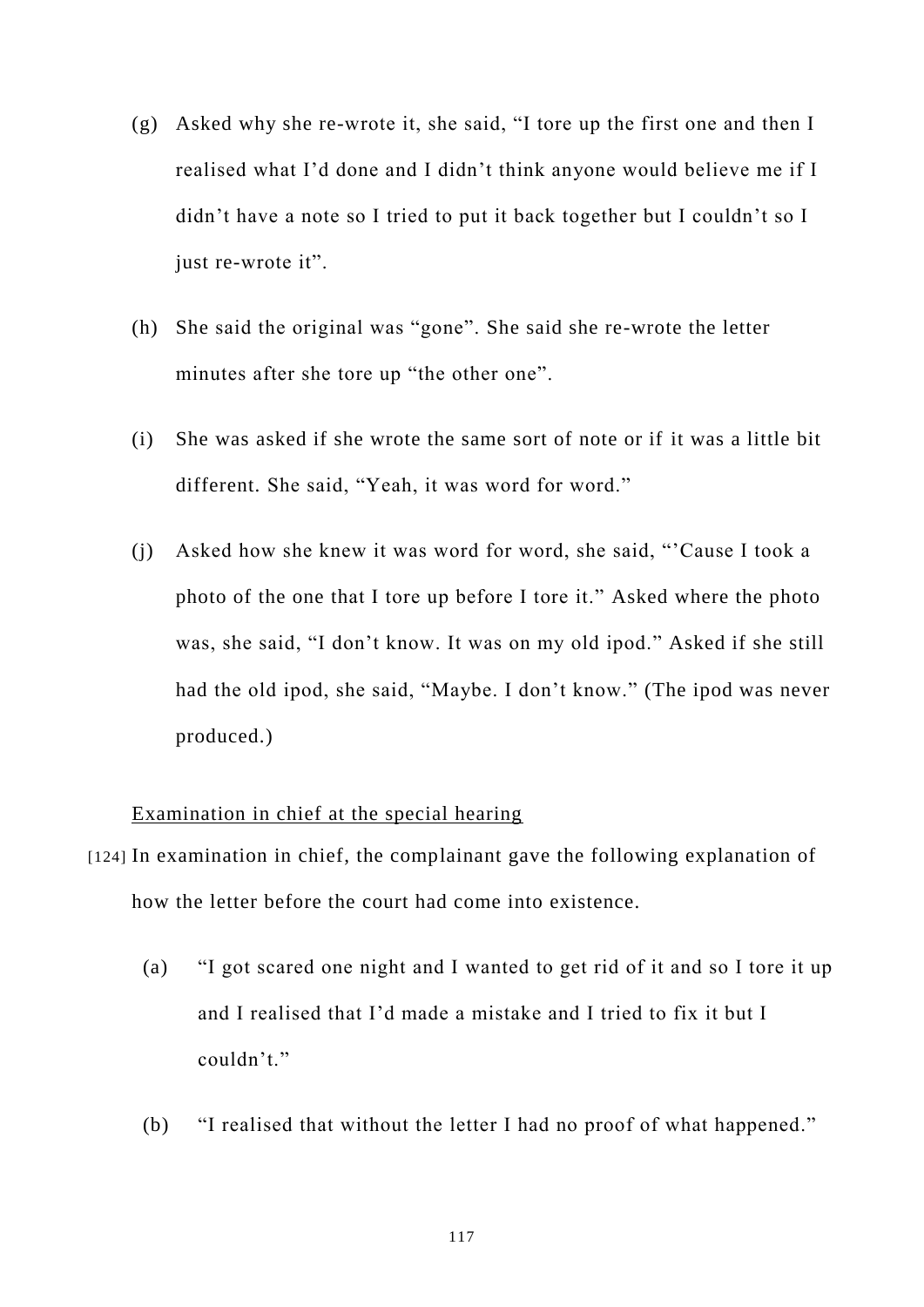(g) Asked why she re-wrote it, she said, "I tore up the first one and then I realised what I'd done and I didn't think anyone would believe me if I didn't have a note so I tried to put it back together but I couldn't so I just re-wrote it".

(h) She said the original was "gone". She said she re-wrote the letter minutes after she tore up "the other one".

(i) She was asked if she wrote the same sort of note or if it was a little bit different. She said, "Yeah, it was word for word."

(j) Asked how she knew it was word for word, she said, "'Cause I took a photo of the one that I tore up before I tore it." Asked where the photo was, she said, "I don't know. It was on my old ipod." Asked if she still had the old ipod, she said, "Maybe. I don't know." (The ipod was never produced.)

<u>Examination in chief at the special hearing</u>

[124] In examination in chief, the complainant gave the following explanation of how the letter before the court had come into existence.

(a) "I got scared one night and I wanted to get rid of it and so I tore it up and I realised that I'd made a mistake and I tried to fix it but I couldn't."

(b) "I realised that without the letter I had no proof of what happened."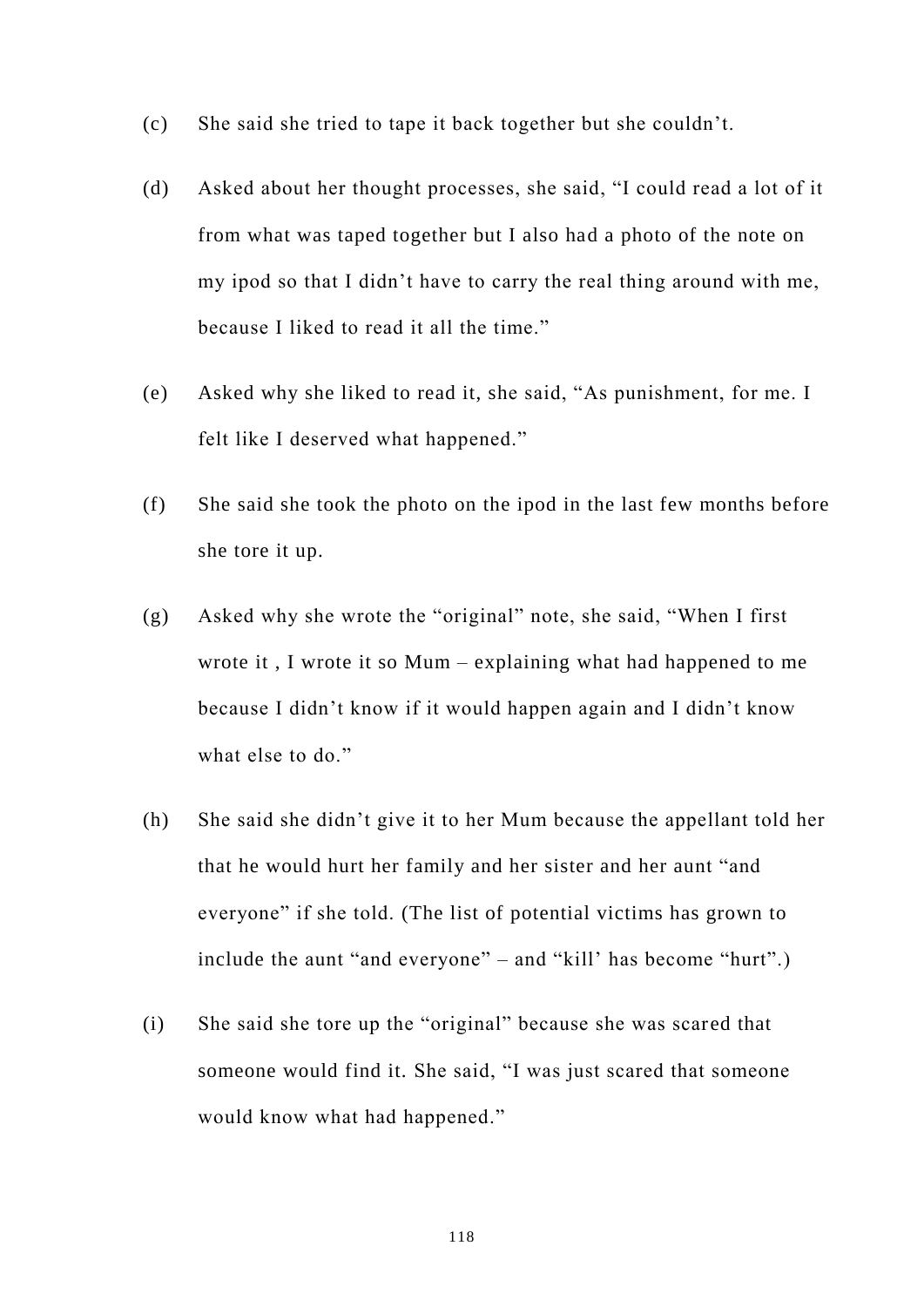(c) She said she tried to tape it back together but she couldn't.

(d) Asked about her thought processes, she said, "I could read a lot of it from what was taped together but I also had a photo of the note on my ipod so that I didn't have to carry the real thing around with me, because I liked to read it all the time."

(e) Asked why she liked to read it, she said, "As punishment, for me. I felt like I deserved what happened."

(f) She said she took the photo on the ipod in the last few months before she tore it up.

(g) Asked why she wrote the "original" note, she said, "When I first wrote it , I wrote it so Mum – explaining what had happened to me because I didn't know if it would happen again and I didn't know what else to do."

(h) She said she didn't give it to her Mum because the appellant told her that he would hurt her family and her sister and her aunt "and everyone" if she told. (The list of potential victims has grown to include the aunt "and everyone" – and "kill' has become "hurt".)

(i) She said she tore up the "original" because she was scared that someone would find it. She said, "I was just scared that someone would know what had happened."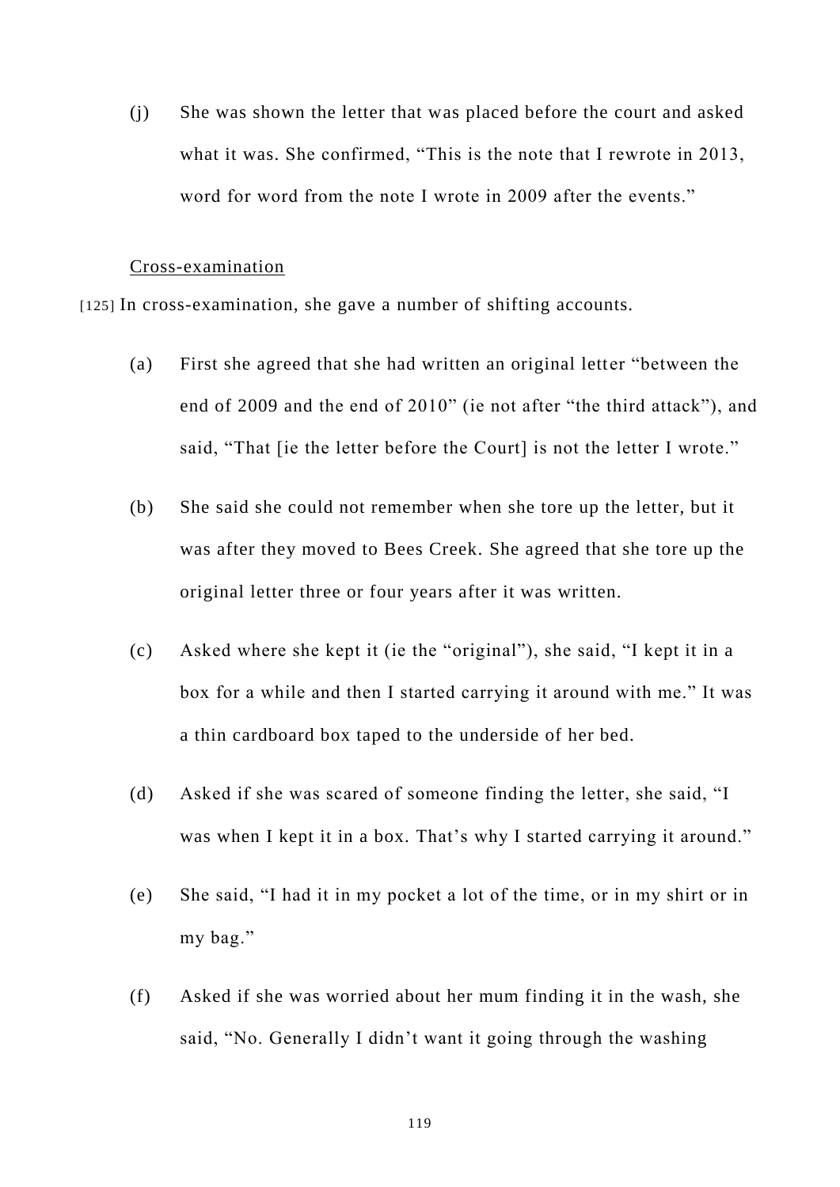(j) She was shown the letter that was placed before the court and asked what it was. She confirmed, "This is the note that I rewrote in 2013, word for word from the note I wrote in 2009 after the events."

Cross-examination

[125] In cross-examination, she gave a number of shifting accounts.

(a) First she agreed that she had written an original letter "between the end of 2009 and the end of 2010" (ie not after "the third attack"), and said, "That [ie the letter before the Court] is not the letter I wrote."

(b) She said she could not remember when she tore up the letter, but it was after they moved to Bees Creek. She agreed that she tore up the original letter three or four years after it was written.

(c) Asked where she kept it (ie the "original"), she said, "I kept it in a box for a while and then I started carrying it around with me." It was a thin cardboard box taped to the underside of her bed.

(d) Asked if she was scared of someone finding the letter, she said, "I was when I kept it in a box. That's why I started carrying it around."

(e) She said, "I had it in my pocket a lot of the time, or in my shirt or in my bag."

(f) Asked if she was worried about her mum finding it in the wash, she said, "No. Generally I didn't want it going through the washing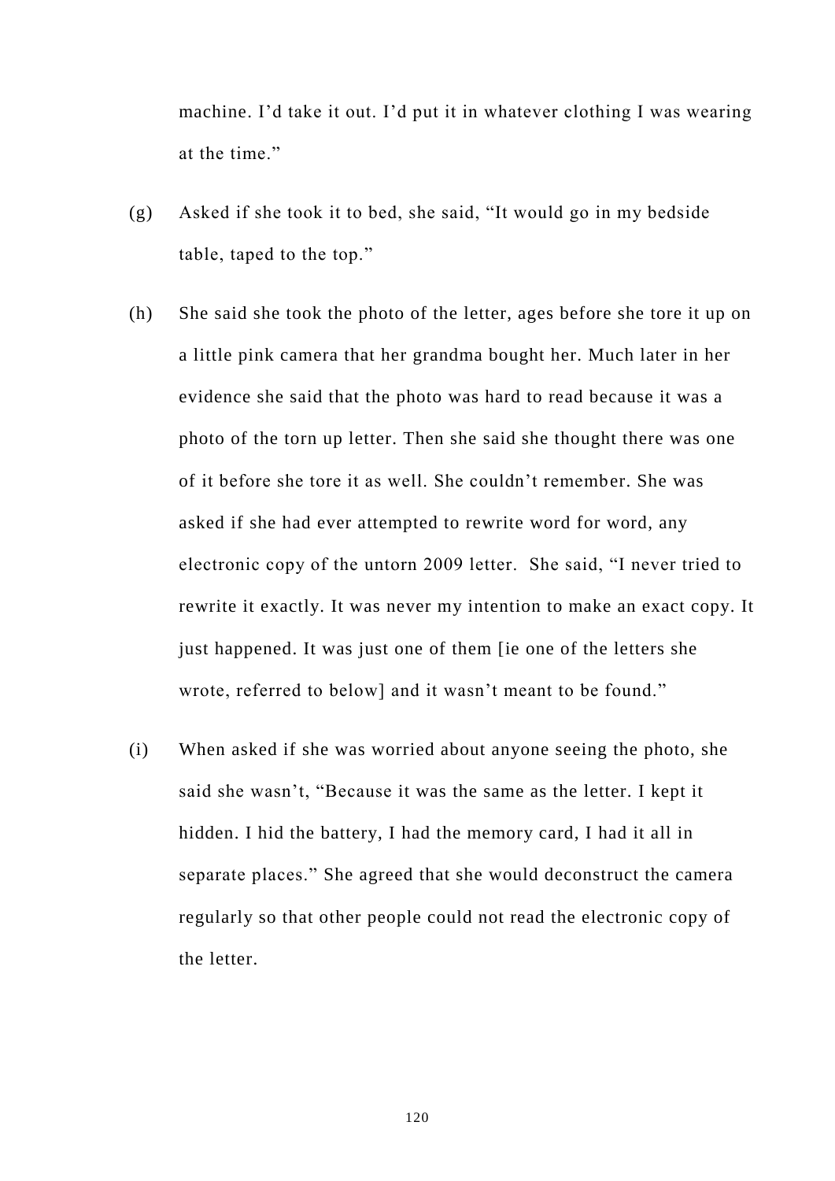machine. I’d take it out. I’d put it in whatever clothing I was wearing at the time.”

(g) Asked if she took it to bed, she said, “It would go in my bedside table, taped to the top.”

(h) She said she took the photo of the letter, ages before she tore it up on a little pink camera that her grandma bought her. Much later in her evidence she said that the photo was hard to read because it was a photo of the torn up letter. Then she said she thought there was one of it before she tore it as well. She couldn’t remember. She was asked if she had ever attempted to rewrite word for word, any electronic copy of the untorn 2009 letter. She said, “I never tried to rewrite it exactly. It was never my intention to make an exact copy. It just happened. It was just one of them [ie one of the letters she wrote, referred to below] and it wasn’t meant to be found.”

(i) When asked if she was worried about anyone seeing the photo, she said she wasn’t, “Because it was the same as the letter. I kept it hidden. I hid the battery, I had the memory card, I had it all in separate places.” She agreed that she would deconstruct the camera regularly so that other people could not read the electronic copy of the letter.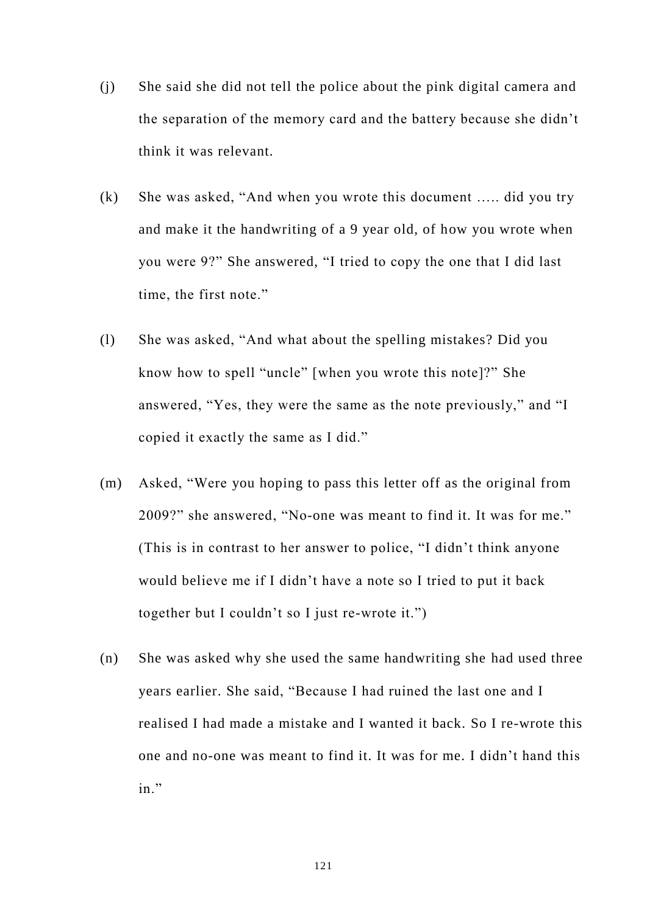(j) She said she did not tell the police about the pink digital camera and the separation of the memory card and the battery because she didn't think it was relevant.

(k) She was asked, "And when you wrote this document ….. did you try and make it the handwriting of a 9 year old, of how you wrote when you were 9?" She answered, "I tried to copy the one that I did last time, the first note."

(l) She was asked, "And what about the spelling mistakes? Did you know how to spell "uncle" [when you wrote this note]?" She answered, "Yes, they were the same as the note previously," and "I copied it exactly the same as I did."

(m) Asked, "Were you hoping to pass this letter off as the original from 2009?" she answered, "No-one was meant to find it. It was for me." (This is in contrast to her answer to police, "I didn't think anyone would believe me if I didn't have a note so I tried to put it back together but I couldn't so I just re-wrote it.")

(n) She was asked why she used the same handwriting she had used three years earlier. She said, "Because I had ruined the last one and I realised I had made a mistake and I wanted it back. So I re-wrote this one and no-one was meant to find it. It was for me. I didn't hand this in."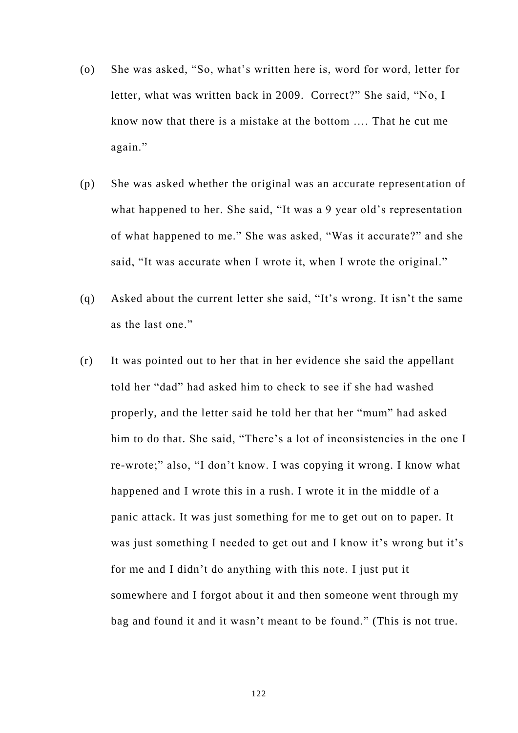(o) She was asked, "So, what's written here is, word for word, letter for letter, what was written back in 2009. Correct?" She said, "No, I know now that there is a mistake at the bottom …. That he cut me again."

(p) She was asked whether the original was an accurate representation of what happened to her. She said, "It was a 9 year old's representation of what happened to me." She was asked, "Was it accurate?" and she said, "It was accurate when I wrote it, when I wrote the original."

(q) Asked about the current letter she said, "It's wrong. It isn't the same as the last one."

(r) It was pointed out to her that in her evidence she said the appellant told her "dad" had asked him to check to see if she had washed properly, and the letter said he told her that her "mum" had asked him to do that. She said, "There's a lot of inconsistencies in the one I re-wrote;" also, "I don't know. I was copying it wrong. I know what happened and I wrote this in a rush. I wrote it in the middle of a panic attack. It was just something for me to get out on to paper. It was just something I needed to get out and I know it's wrong but it's for me and I didn't do anything with this note. I just put it somewhere and I forgot about it and then someone went through my bag and found it and it wasn't meant to be found." (This is not true.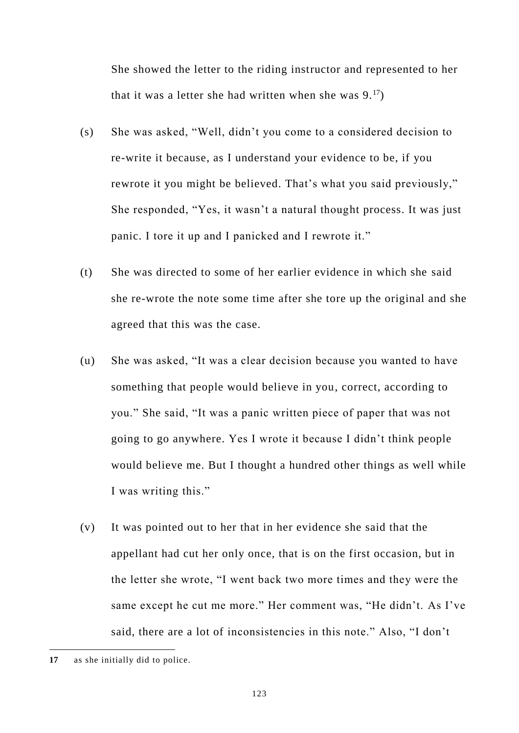She showed the letter to the riding instructor and represented to her that it was a letter she had written when she was 9.[17])

(s) She was asked, "Well, didn't you come to a considered decision to re-write it because, as I understand your evidence to be, if you rewrote it you might be believed. That's what you said previously," She responded, "Yes, it wasn't a natural thought process. It was just panic. I tore it up and I panicked and I rewrote it."

(t) She was directed to some of her earlier evidence in which she said she re-wrote the note some time after she tore up the original and she agreed that this was the case.

(u) She was asked, "It was a clear decision because you wanted to have something that people would believe in you, correct, according to you." She said, "It was a panic written piece of paper that was not going to go anywhere. Yes I wrote it because I didn't think people would believe me. But I thought a hundred other things as well while I was writing this."

(v) It was pointed out to her that in her evidence she said that the appellant had cut her only once, that is on the first occasion, but in the letter she wrote, "I went back two more times and they were the same except he cut me more." Her comment was, "He didn't. As I've said, there are a lot of inconsistencies in this note." Also, "I don't

---

**17** as she initially did to police.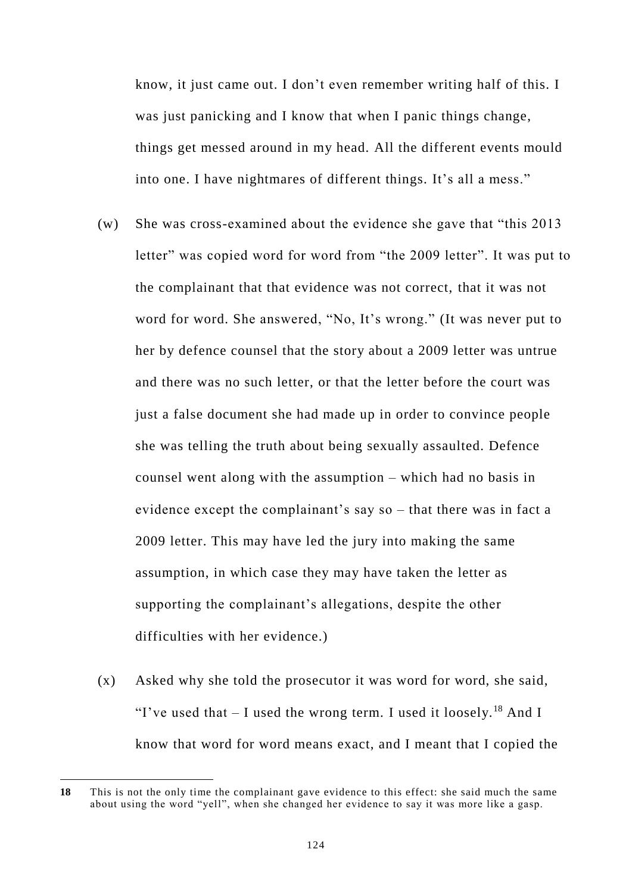know, it just came out. I don't even remember writing half of this. I was just panicking and I know that when I panic things change, things get messed around in my head. All the different events mould into one. I have nightmares of different things. It's all a mess."

(w) She was cross-examined about the evidence she gave that "this 2013 letter" was copied word for word from "the 2009 letter". It was put to the complainant that that evidence was not correct, that it was not word for word. She answered, "No, It's wrong." (It was never put to her by defence counsel that the story about a 2009 letter was untrue and there was no such letter, or that the letter before the court was just a false document she had made up in order to convince people she was telling the truth about being sexually assaulted. Defence counsel went along with the assumption – which had no basis in evidence except the complainant's say so – that there was in fact a 2009 letter. This may have led the jury into making the same assumption, in which case they may have taken the letter as supporting the complainant's allegations, despite the other difficulties with her evidence.)

(x) Asked why she told the prosecutor it was word for word, she said, "I've used that – I used the wrong term. I used it loosely.[18] And I know that word for word means exact, and I meant that I copied the

---

**18** This is not the only time the complainant gave evidence to this effect: she said much the same about using the word "yell", when she changed her evidence to say it was more like a gasp.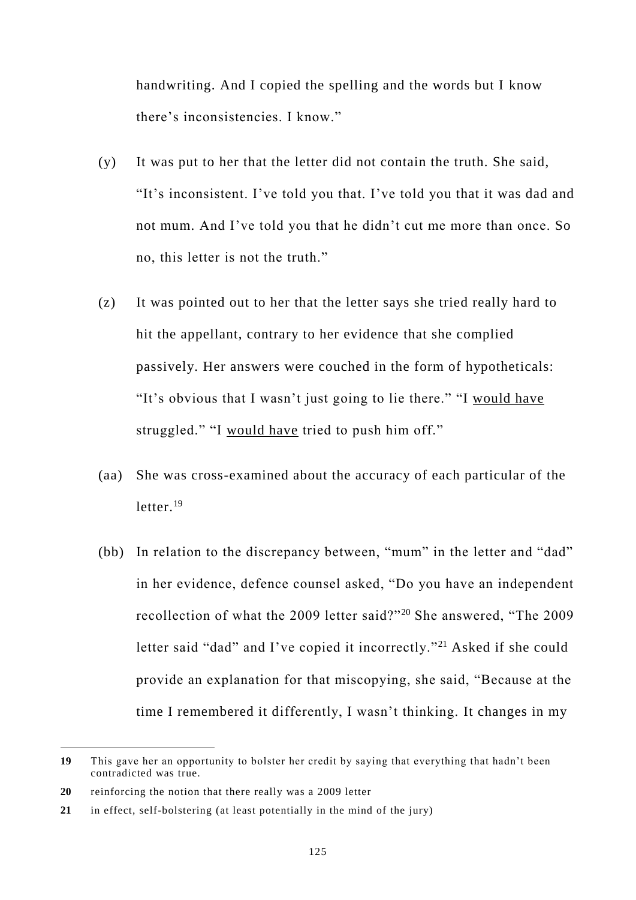handwriting. And I copied the spelling and the words but I know there's inconsistencies. I know."

(y) It was put to her that the letter did not contain the truth. She said, "It's inconsistent. I've told you that. I've told you that it was dad and not mum. And I've told you that he didn't cut me more than once. So no, this letter is not the truth."

(z) It was pointed out to her that the letter says she tried really hard to hit the appellant, contrary to her evidence that she complied passively. Her answers were couched in the form of hypotheticals: "It's obvious that I wasn't just going to lie there." "I <u>would have</u> struggled." "I <u>would have</u> tried to push him off."

(aa) She was cross-examined about the accuracy of each particular of the letter.[19]

(bb) In relation to the discrepancy between, "mum" in the letter and "dad" in her evidence, defence counsel asked, "Do you have an independent recollection of what the 2009 letter said?"[20] She answered, "The 2009 letter said "dad" and I've copied it incorrectly."[21] Asked if she could provide an explanation for that miscopying, she said, "Because at the time I remembered it differently, I wasn't thinking. It changes in my

---

**19** This gave her an opportunity to bolster her credit by saying that everything that hadn't been contradicted was true.

**20** reinforcing the notion that there really was a 2009 letter

**21** in effect, self-bolstering (at least potentially in the mind of the jury)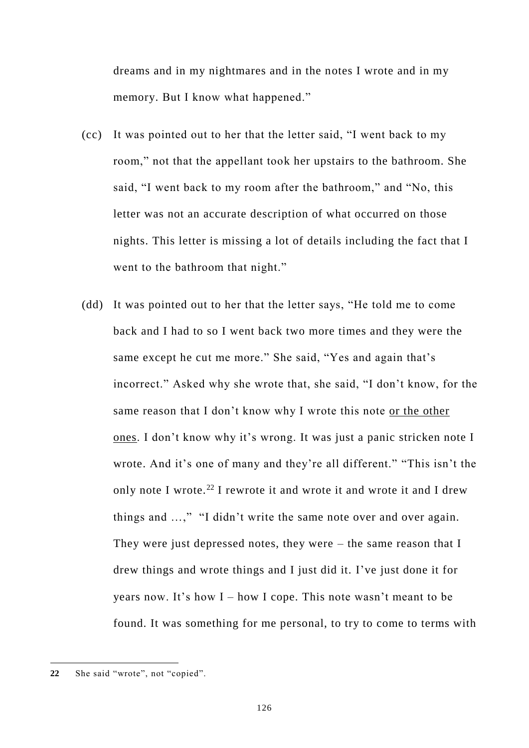dreams and in my nightmares and in the notes I wrote and in my memory. But I know what happened."

(cc) It was pointed out to her that the letter said, "I went back to my room," not that the appellant took her upstairs to the bathroom. She said, "I went back to my room after the bathroom," and "No, this letter was not an accurate description of what occurred on those nights. This letter is missing a lot of details including the fact that I went to the bathroom that night."

(dd) It was pointed out to her that the letter says, "He told me to come back and I had to so I went back two more times and they were the same except he cut me more." She said, "Yes and again that's incorrect." Asked why she wrote that, she said, "I don't know, for the same reason that I don't know why I wrote this note <u>or the other ones</u>. I don't know why it's wrong. It was just a panic stricken note I wrote. And it's one of many and they're all different." "This isn't the only note I wrote.[22] I rewrote it and wrote it and wrote it and I drew things and …," "I didn't write the same note over and over again. They were just depressed notes, they were – the same reason that I drew things and wrote things and I just did it. I've just done it for years now. It's how I – how I cope. This note wasn't meant to be found. It was something for me personal, to try to come to terms with

**22** She said "wrote", not "copied".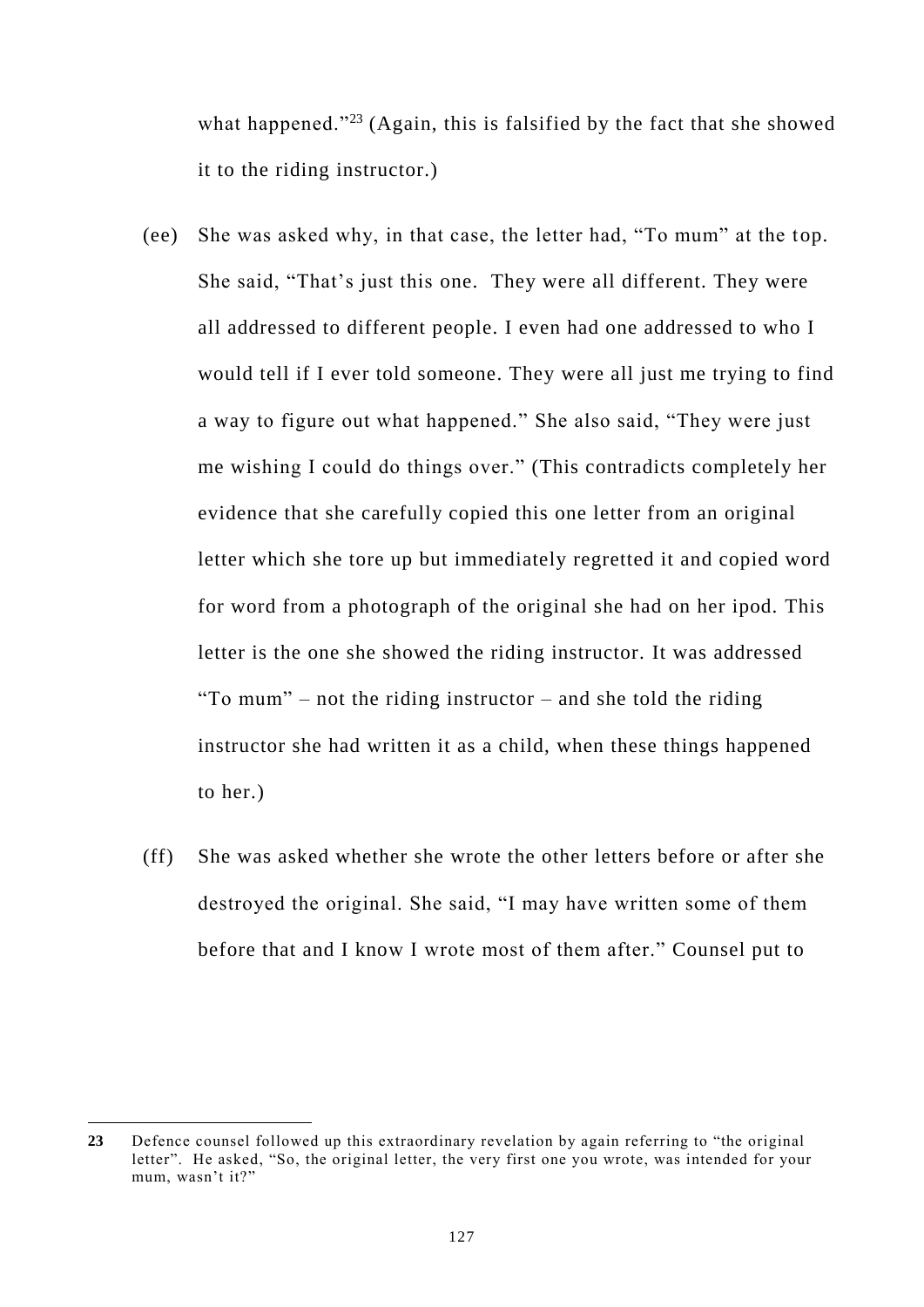what happened."[23] (Again, this is falsified by the fact that she showed it to the riding instructor.)

(ee) She was asked why, in that case, the letter had, "To mum" at the top. She said, "That's just this one. They were all different. They were all addressed to different people. I even had one addressed to who I would tell if I ever told someone. They were all just me trying to find a way to figure out what happened." She also said, "They were just me wishing I could do things over." (This contradicts completely her evidence that she carefully copied this one letter from an original letter which she tore up but immediately regretted it and copied word for word from a photograph of the original she had on her ipod. This letter is the one she showed the riding instructor. It was addressed "To mum" – not the riding instructor – and she told the riding instructor she had written it as a child, when these things happened to her.)

(ff) She was asked whether she wrote the other letters before or after she destroyed the original. She said, "I may have written some of them before that and I know I wrote most of them after." Counsel put to

---

**23** Defence counsel followed up this extraordinary revelation by again referring to "the original letter". He asked, "So, the original letter, the very first one you wrote, was intended for your mum, wasn't it?"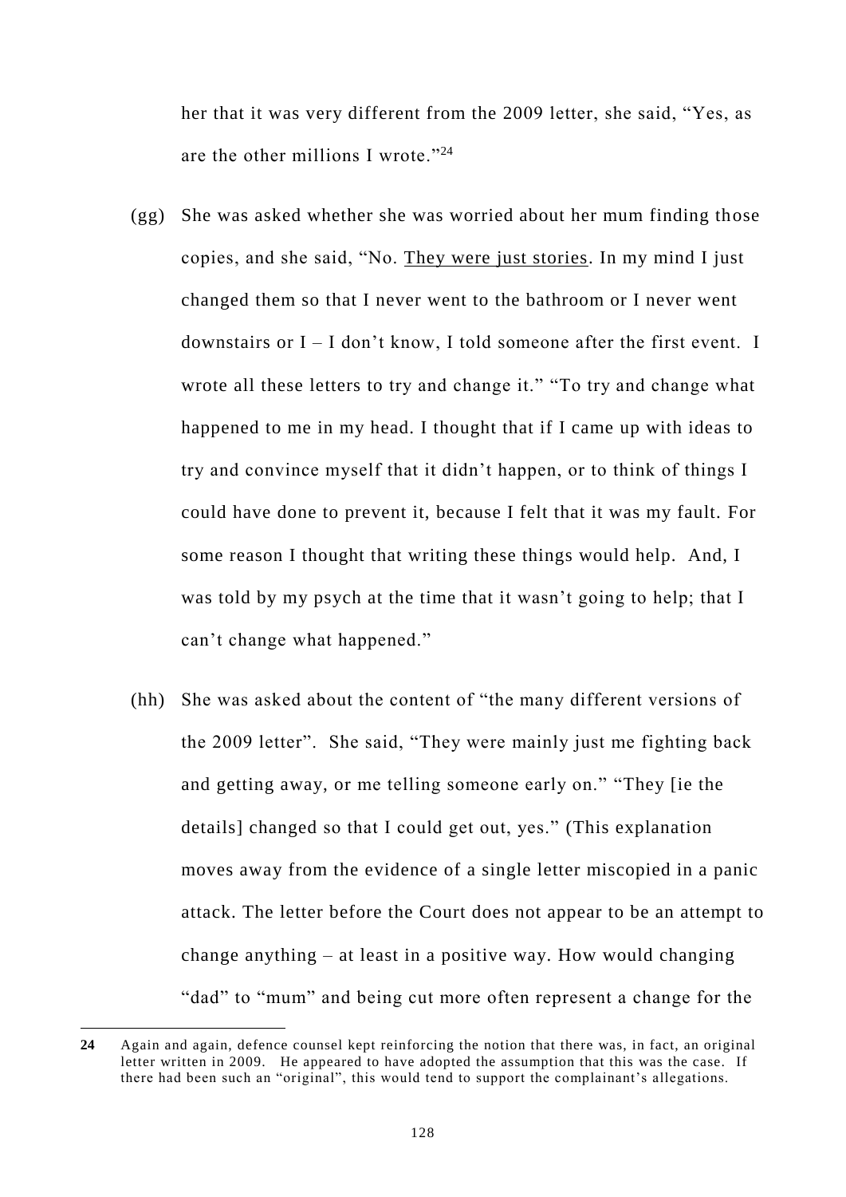her that it was very different from the 2009 letter, she said, "Yes, as are the other millions I wrote."[24]

(gg) She was asked whether she was worried about her mum finding those copies, and she said, "No. <u>They were just stories</u>. In my mind I just changed them so that I never went to the bathroom or I never went downstairs or I – I don't know, I told someone after the first event. I wrote all these letters to try and change it." "To try and change what happened to me in my head. I thought that if I came up with ideas to try and convince myself that it didn't happen, or to think of things I could have done to prevent it, because I felt that it was my fault. For some reason I thought that writing these things would help. And, I was told by my psych at the time that it wasn't going to help; that I can't change what happened."

(hh) She was asked about the content of "the many different versions of the 2009 letter". She said, "They were mainly just me fighting back and getting away, or me telling someone early on." "They [ie the details] changed so that I could get out, yes." (This explanation moves away from the evidence of a single letter miscopied in a panic attack. The letter before the Court does not appear to be an attempt to change anything – at least in a positive way. How would changing "dad" to "mum" and being cut more often represent a change for the

---

**24** Again and again, defence counsel kept reinforcing the notion that there was, in fact, an original letter written in 2009. He appeared to have adopted the assumption that this was the case. If there had been such an "original", this would tend to support the complainant's allegations.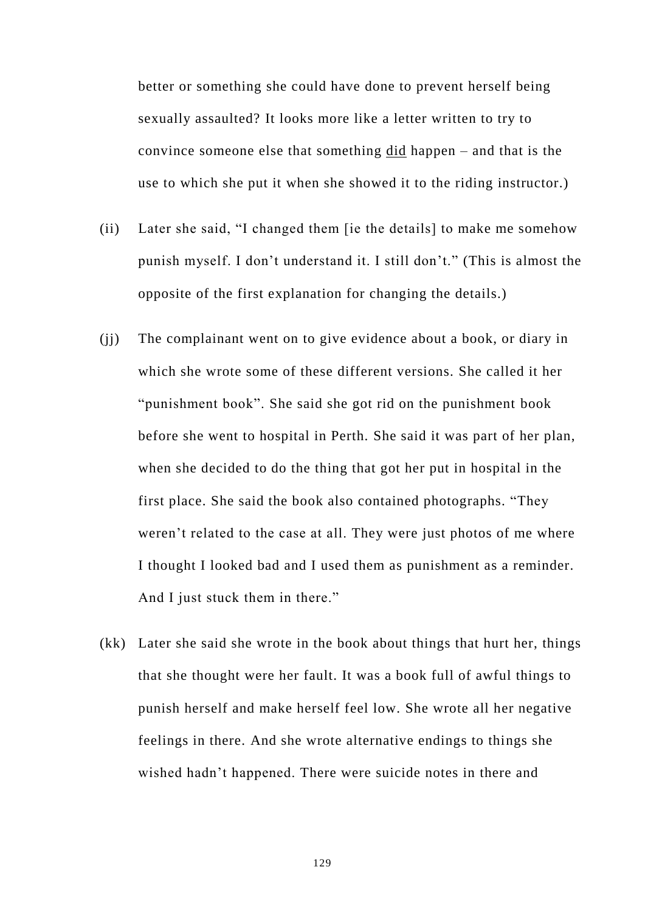better or something she could have done to prevent herself being sexually assaulted? It looks more like a letter written to try to convince someone else that something <u>did</u> happen – and that is the use to which she put it when she showed it to the riding instructor.)

(ii) Later she said, "I changed them [ie the details] to make me somehow punish myself. I don't understand it. I still don't." (This is almost the opposite of the first explanation for changing the details.)

(jj) The complainant went on to give evidence about a book, or diary in which she wrote some of these different versions. She called it her "punishment book". She said she got rid on the punishment book before she went to hospital in Perth. She said it was part of her plan, when she decided to do the thing that got her put in hospital in the first place. She said the book also contained photographs. "They weren't related to the case at all. They were just photos of me where I thought I looked bad and I used them as punishment as a reminder. And I just stuck them in there."

(kk) Later she said she wrote in the book about things that hurt her, things that she thought were her fault. It was a book full of awful things to punish herself and make herself feel low. She wrote all her negative feelings in there. And she wrote alternative endings to things she wished hadn't happened. There were suicide notes in there and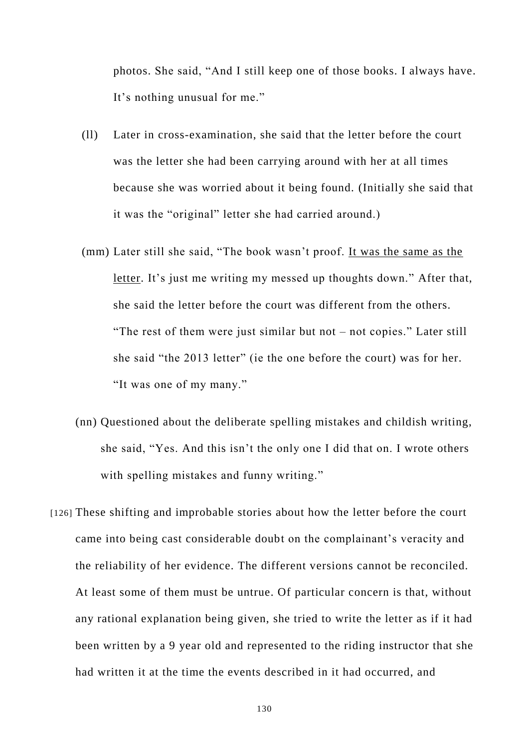photos. She said, "And I still keep one of those books. I always have. It's nothing unusual for me."

(ll) Later in cross-examination, she said that the letter before the court was the letter she had been carrying around with her at all times because she was worried about it being found. (Initially she said that it was the "original" letter she had carried around.)

(mm) Later still she said, "The book wasn't proof. <u>It was the same as the letter</u>. It's just me writing my messed up thoughts down." After that, she said the letter before the court was different from the others. "The rest of them were just similar but not – not copies." Later still she said "the 2013 letter" (ie the one before the court) was for her. "It was one of my many."

(nn) Questioned about the deliberate spelling mistakes and childish writing, she said, "Yes. And this isn't the only one I did that on. I wrote others with spelling mistakes and funny writing."

[126] These shifting and improbable stories about how the letter before the court came into being cast considerable doubt on the complainant's veracity and the reliability of her evidence. The different versions cannot be reconciled. At least some of them must be untrue. Of particular concern is that, without any rational explanation being given, she tried to write the letter as if it had been written by a 9 year old and represented to the riding instructor that she had written it at the time the events described in it had occurred, and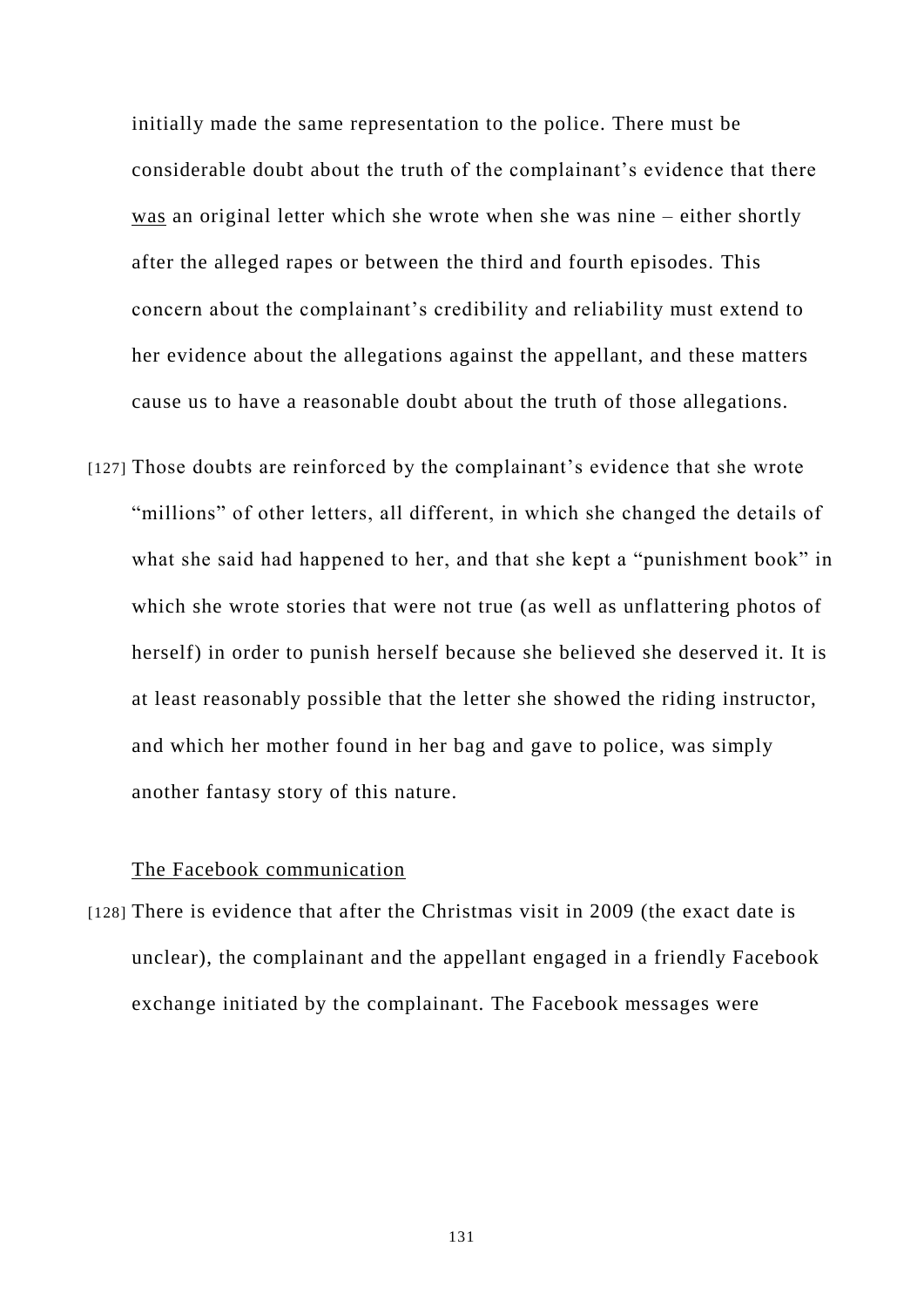initially made the same representation to the police. There must be considerable doubt about the truth of the complainant's evidence that there <u>was</u> an original letter which she wrote when she was nine – either shortly after the alleged rapes or between the third and fourth episodes. This concern about the complainant's credibility and reliability must extend to her evidence about the allegations against the appellant, and these matters cause us to have a reasonable doubt about the truth of those allegations.

[127] Those doubts are reinforced by the complainant's evidence that she wrote "millions" of other letters, all different, in which she changed the details of what she said had happened to her, and that she kept a "punishment book" in which she wrote stories that were not true (as well as unflattering photos of herself) in order to punish herself because she believed she deserved it. It is at least reasonably possible that the letter she showed the riding instructor, and which her mother found in her bag and gave to police, was simply another fantasy story of this nature.

<u>The Facebook communication</u>

[128] There is evidence that after the Christmas visit in 2009 (the exact date is unclear), the complainant and the appellant engaged in a friendly Facebook exchange initiated by the complainant. The Facebook messages were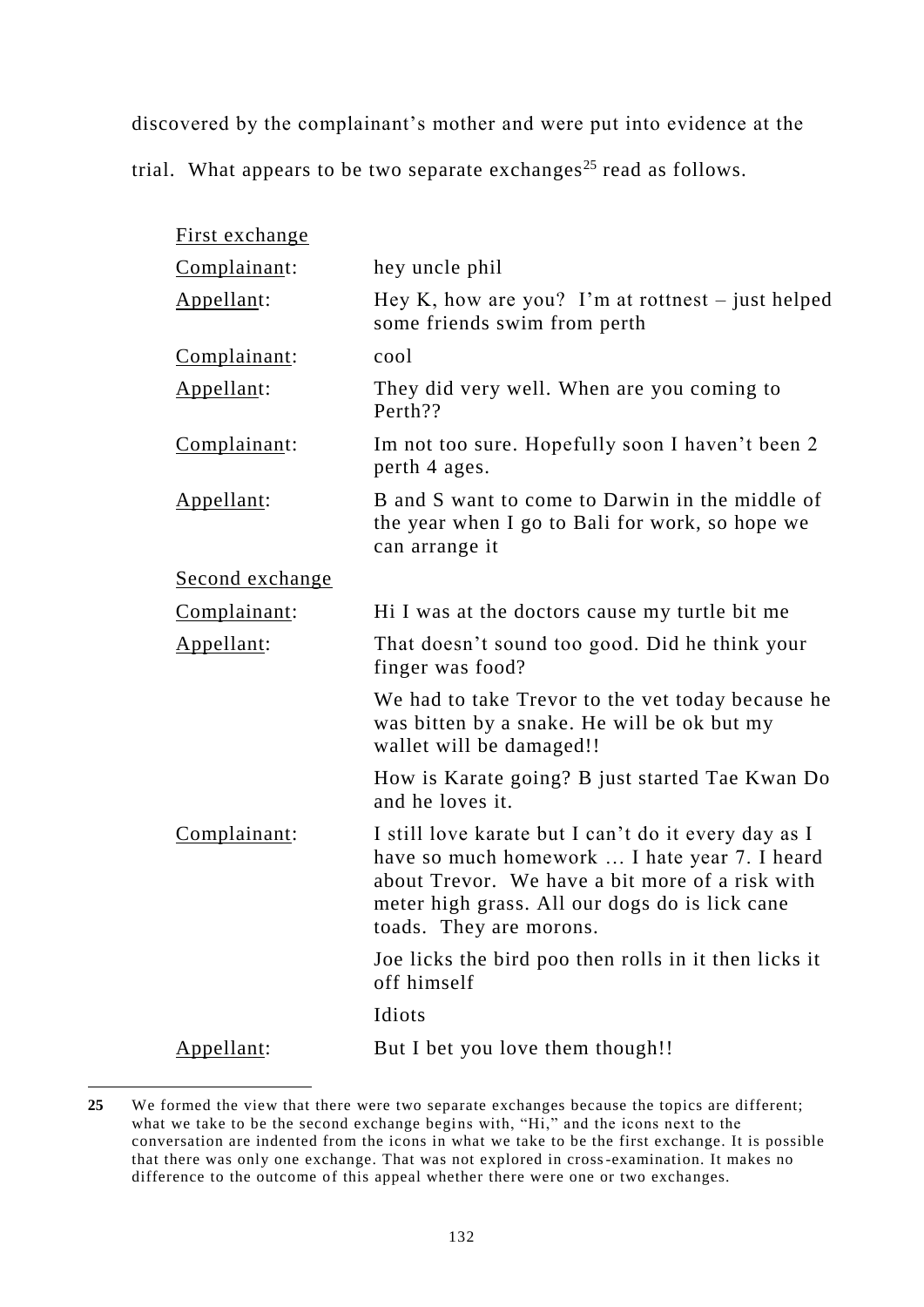discovered by the complainant's mother and were put into evidence at the trial. What appears to be two separate exchanges[25] read as follows.

| | |
|---|---|
| <u>First exchange</u> | |
| <u>Complainant</u>: | hey uncle phil |
| <u>Appellant</u>: | Hey K, how are you? I'm at rottnest – just helped some friends swim from perth |
| <u>Complainant</u>: | cool |
| <u>Appellant</u>: | They did very well. When are you coming to Perth?? |
| <u>Complainant</u>: | Im not too sure. Hopefully soon I haven't been 2 perth 4 ages. |
| <u>Appellant</u>: | B and S want to come to Darwin in the middle of the year when I go to Bali for work, so hope we can arrange it |
| <u>Second exchange</u> | |
| <u>Complainant</u>: | Hi I was at the doctors cause my turtle bit me |
| <u>Appellant</u>: | That doesn't sound too good. Did he think your finger was food? |
| | We had to take Trevor to the vet today because he was bitten by a snake. He will be ok but my wallet will be damaged!! |
| | How is Karate going? B just started Tae Kwan Do and he loves it. |
| <u>Complainant</u>: | I still love karate but I can't do it every day as I have so much homework … I hate year 7. I heard about Trevor. We have a bit more of a risk with meter high grass. All our dogs do is lick cane toads. They are morons. |
| | Joe licks the bird poo then rolls in it then licks it off himself |
| | Idiots |
| <u>Appellant</u>: | But I bet you love them though!! |

**25** We formed the view that there were two separate exchanges because the topics are different; what we take to be the second exchange begins with, "Hi," and the icons next to the conversation are indented from the icons in what we take to be the first exchange. It is possible that there was only one exchange. That was not explored in cross-examination. It makes no difference to the outcome of this appeal whether there were one or two exchanges.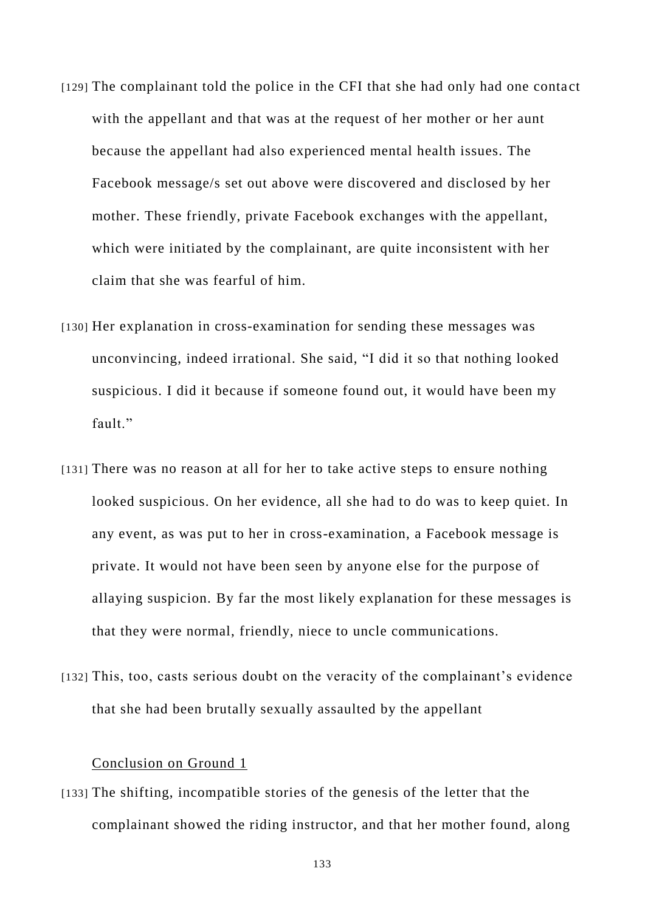[129] The complainant told the police in the CFI that she had only had one contact with the appellant and that was at the request of her mother or her aunt because the appellant had also experienced mental health issues. The Facebook message/s set out above were discovered and disclosed by her mother. These friendly, private Facebook exchanges with the appellant, which were initiated by the complainant, are quite inconsistent with her claim that she was fearful of him.

[130] Her explanation in cross-examination for sending these messages was unconvincing, indeed irrational. She said, "I did it so that nothing looked suspicious. I did it because if someone found out, it would have been my fault."

[131] There was no reason at all for her to take active steps to ensure nothing looked suspicious. On her evidence, all she had to do was to keep quiet. In any event, as was put to her in cross-examination, a Facebook message is private. It would not have been seen by anyone else for the purpose of allaying suspicion. By far the most likely explanation for these messages is that they were normal, friendly, niece to uncle communications.

[132] This, too, casts serious doubt on the veracity of the complainant's evidence that she had been brutally sexually assaulted by the appellant

<u>Conclusion on Ground 1</u>

[133] The shifting, incompatible stories of the genesis of the letter that the complainant showed the riding instructor, and that her mother found, along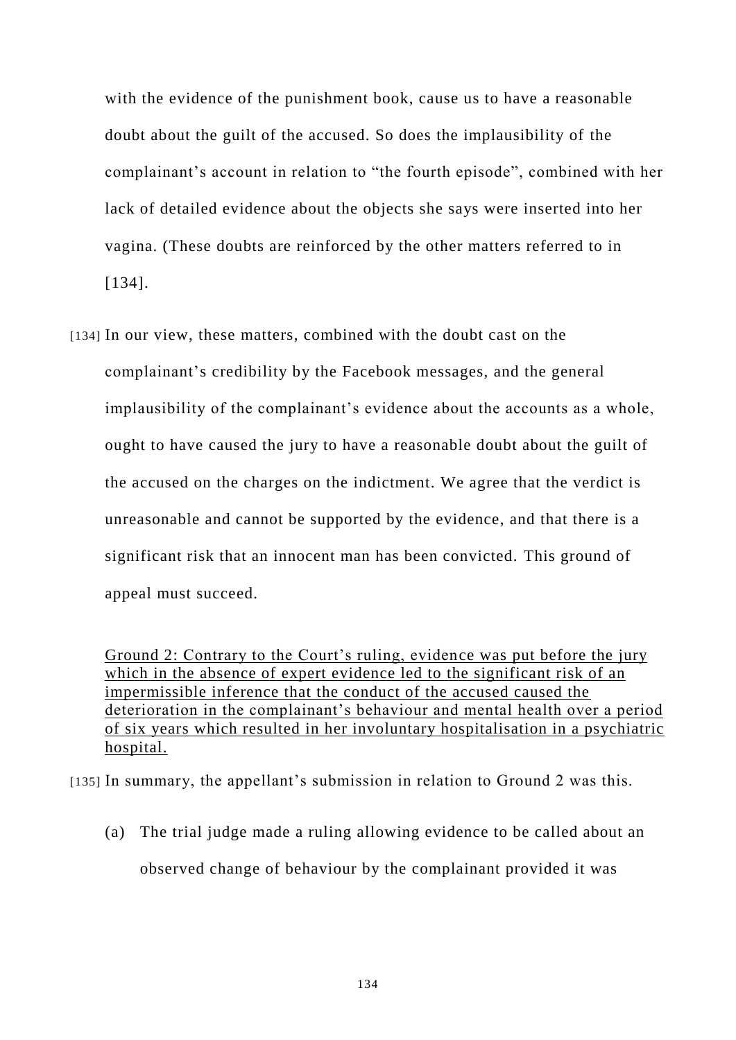with the evidence of the punishment book, cause us to have a reasonable doubt about the guilt of the accused. So does the implausibility of the complainant's account in relation to "the fourth episode", combined with her lack of detailed evidence about the objects she says were inserted into her vagina. (These doubts are reinforced by the other matters referred to in [134].

[134] In our view, these matters, combined with the doubt cast on the complainant's credibility by the Facebook messages, and the general implausibility of the complainant's evidence about the accounts as a whole, ought to have caused the jury to have a reasonable doubt about the guilt of the accused on the charges on the indictment. We agree that the verdict is unreasonable and cannot be supported by the evidence, and that there is a significant risk that an innocent man has been convicted. This ground of appeal must succeed.

<u>Ground 2: Contrary to the Court's ruling, evidence was put before the jury which in the absence of expert evidence led to the significant risk of an impermissible inference that the conduct of the accused caused the deterioration in the complainant's behaviour and mental health over a period of six years which resulted in her involuntary hospitalisation in a psychiatric hospital.</u>

[135] In summary, the appellant's submission in relation to Ground 2 was this.

(a) The trial judge made a ruling allowing evidence to be called about an observed change of behaviour by the complainant provided it was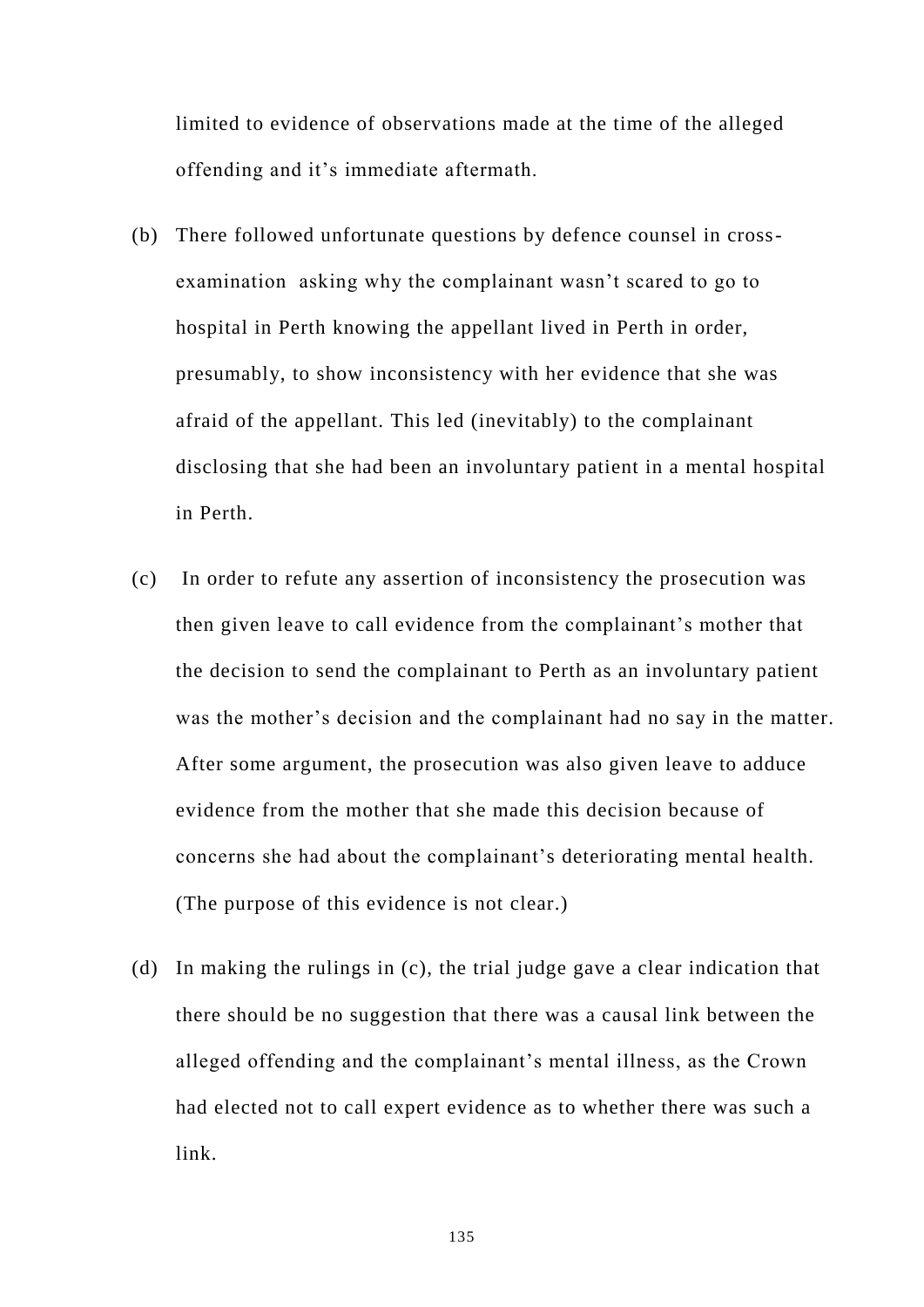limited to evidence of observations made at the time of the alleged offending and it's immediate aftermath.

(b) There followed unfortunate questions by defence counsel in cross-examination asking why the complainant wasn't scared to go to hospital in Perth knowing the appellant lived in Perth in order, presumably, to show inconsistency with her evidence that she was afraid of the appellant. This led (inevitably) to the complainant disclosing that she had been an involuntary patient in a mental hospital in Perth.

(c) In order to refute any assertion of inconsistency the prosecution was then given leave to call evidence from the complainant's mother that the decision to send the complainant to Perth as an involuntary patient was the mother's decision and the complainant had no say in the matter. After some argument, the prosecution was also given leave to adduce evidence from the mother that she made this decision because of concerns she had about the complainant's deteriorating mental health. (The purpose of this evidence is not clear.)

(d) In making the rulings in (c), the trial judge gave a clear indication that there should be no suggestion that there was a causal link between the alleged offending and the complainant's mental illness, as the Crown had elected not to call expert evidence as to whether there was such a link.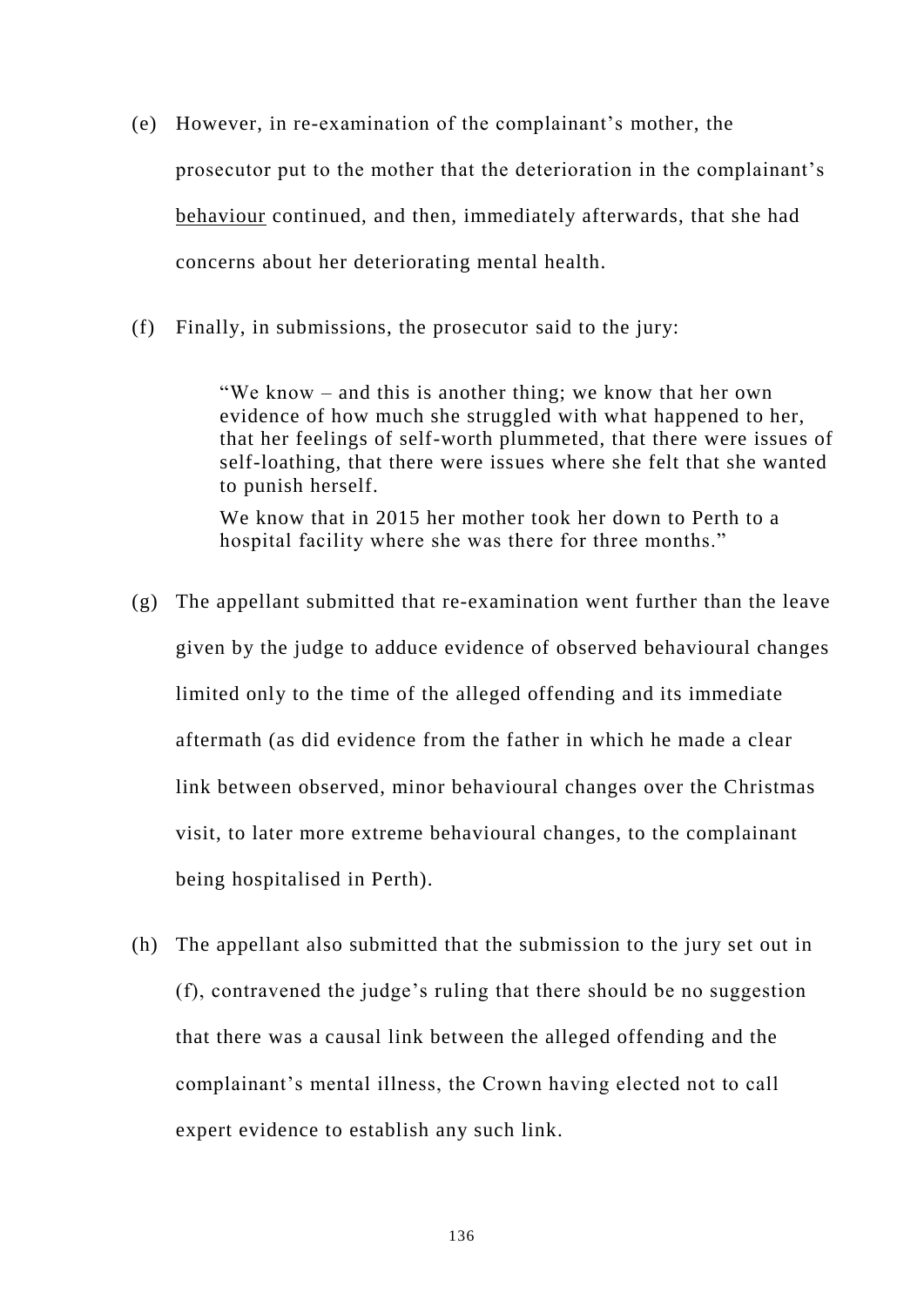(e) However, in re-examination of the complainant's mother, the prosecutor put to the mother that the deterioration in the complainant's <u>behaviour</u> continued, and then, immediately afterwards, that she had concerns about her deteriorating mental health.

(f) Finally, in submissions, the prosecutor said to the jury:

> "We know – and this is another thing; we know that her own evidence of how much she struggled with what happened to her, that her feelings of self-worth plummeted, that there were issues of self-loathing, that there were issues where she felt that she wanted to punish herself.
>
> We know that in 2015 her mother took her down to Perth to a hospital facility where she was there for three months."

(g) The appellant submitted that re-examination went further than the leave given by the judge to adduce evidence of observed behavioural changes limited only to the time of the alleged offending and its immediate aftermath (as did evidence from the father in which he made a clear link between observed, minor behavioural changes over the Christmas visit, to later more extreme behavioural changes, to the complainant being hospitalised in Perth).

(h) The appellant also submitted that the submission to the jury set out in (f), contravened the judge's ruling that there should be no suggestion that there was a causal link between the alleged offending and the complainant's mental illness, the Crown having elected not to call expert evidence to establish any such link.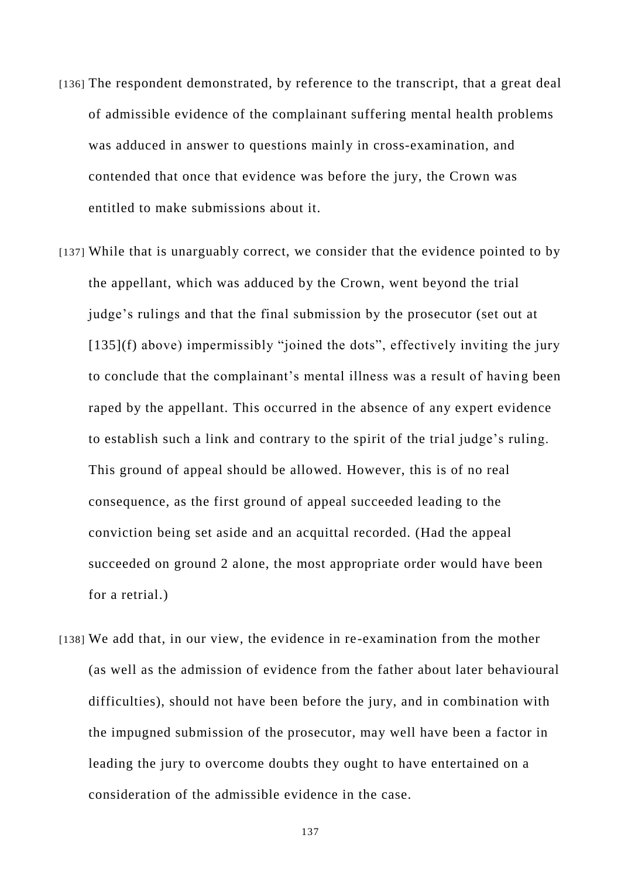[136] The respondent demonstrated, by reference to the transcript, that a great deal of admissible evidence of the complainant suffering mental health problems was adduced in answer to questions mainly in cross-examination, and contended that once that evidence was before the jury, the Crown was entitled to make submissions about it.

[137] While that is unarguably correct, we consider that the evidence pointed to by the appellant, which was adduced by the Crown, went beyond the trial judge's rulings and that the final submission by the prosecutor (set out at [135](f) above) impermissibly "joined the dots", effectively inviting the jury to conclude that the complainant's mental illness was a result of having been raped by the appellant. This occurred in the absence of any expert evidence to establish such a link and contrary to the spirit of the trial judge's ruling. This ground of appeal should be allowed. However, this is of no real consequence, as the first ground of appeal succeeded leading to the conviction being set aside and an acquittal recorded. (Had the appeal succeeded on ground 2 alone, the most appropriate order would have been for a retrial.)

[138] We add that, in our view, the evidence in re-examination from the mother (as well as the admission of evidence from the father about later behavioural difficulties), should not have been before the jury, and in combination with the impugned submission of the prosecutor, may well have been a factor in leading the jury to overcome doubts they ought to have entertained on a consideration of the admissible evidence in the case.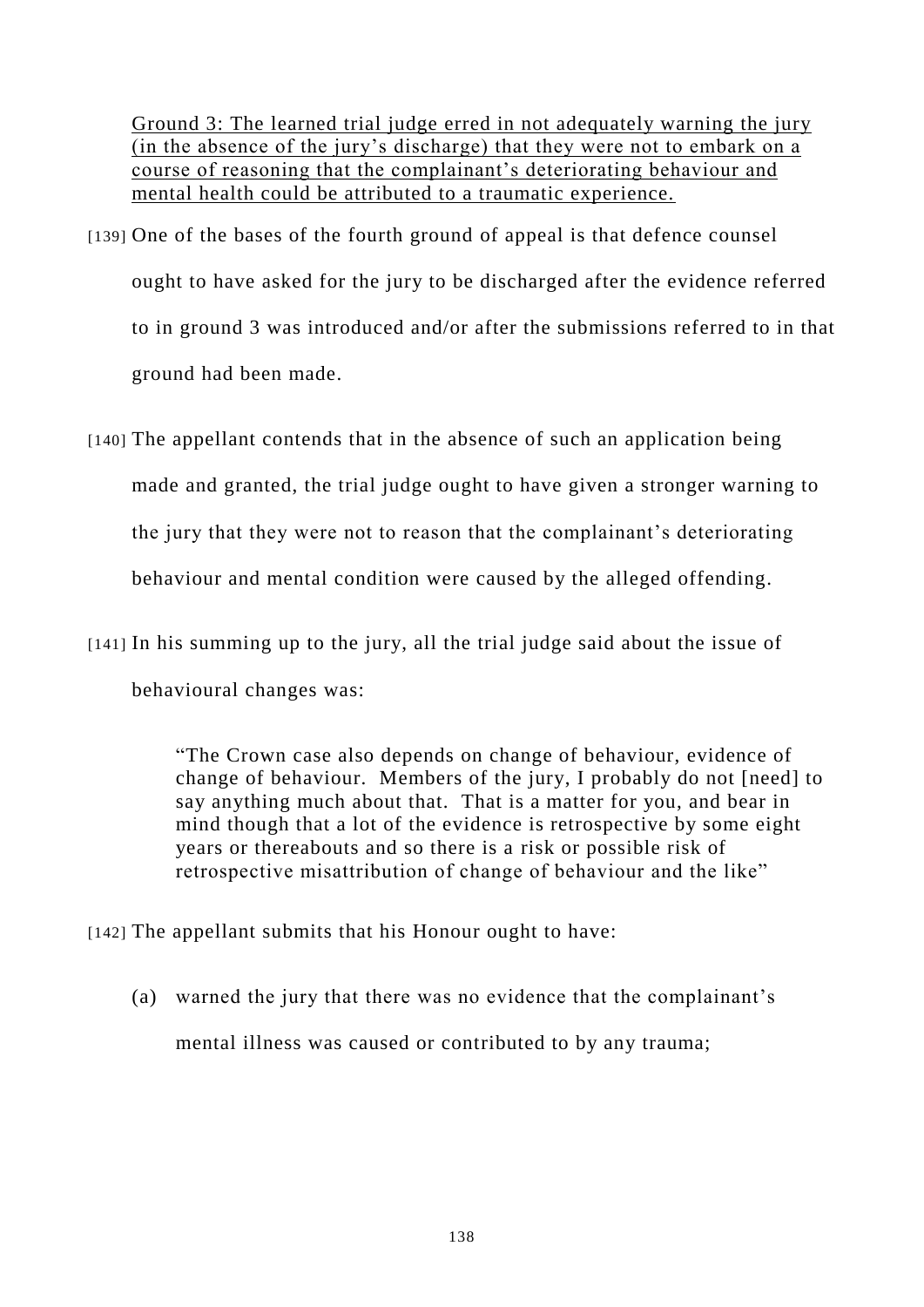<u>Ground 3: The learned trial judge erred in not adequately warning the jury (in the absence of the jury's discharge) that they were not to embark on a course of reasoning that the complainant's deteriorating behaviour and mental health could be attributed to a traumatic experience.</u>

[139] One of the bases of the fourth ground of appeal is that defence counsel ought to have asked for the jury to be discharged after the evidence referred to in ground 3 was introduced and/or after the submissions referred to in that ground had been made.

[140] The appellant contends that in the absence of such an application being made and granted, the trial judge ought to have given a stronger warning to the jury that they were not to reason that the complainant's deteriorating behaviour and mental condition were caused by the alleged offending.

[141] In his summing up to the jury, all the trial judge said about the issue of behavioural changes was:

> "The Crown case also depends on change of behaviour, evidence of change of behaviour. Members of the jury, I probably do not [need] to say anything much about that. That is a matter for you, and bear in mind though that a lot of the evidence is retrospective by some eight years or thereabouts and so there is a risk or possible risk of retrospective misattribution of change of behaviour and the like"

[142] The appellant submits that his Honour ought to have:

(a) warned the jury that there was no evidence that the complainant's mental illness was caused or contributed to by any trauma;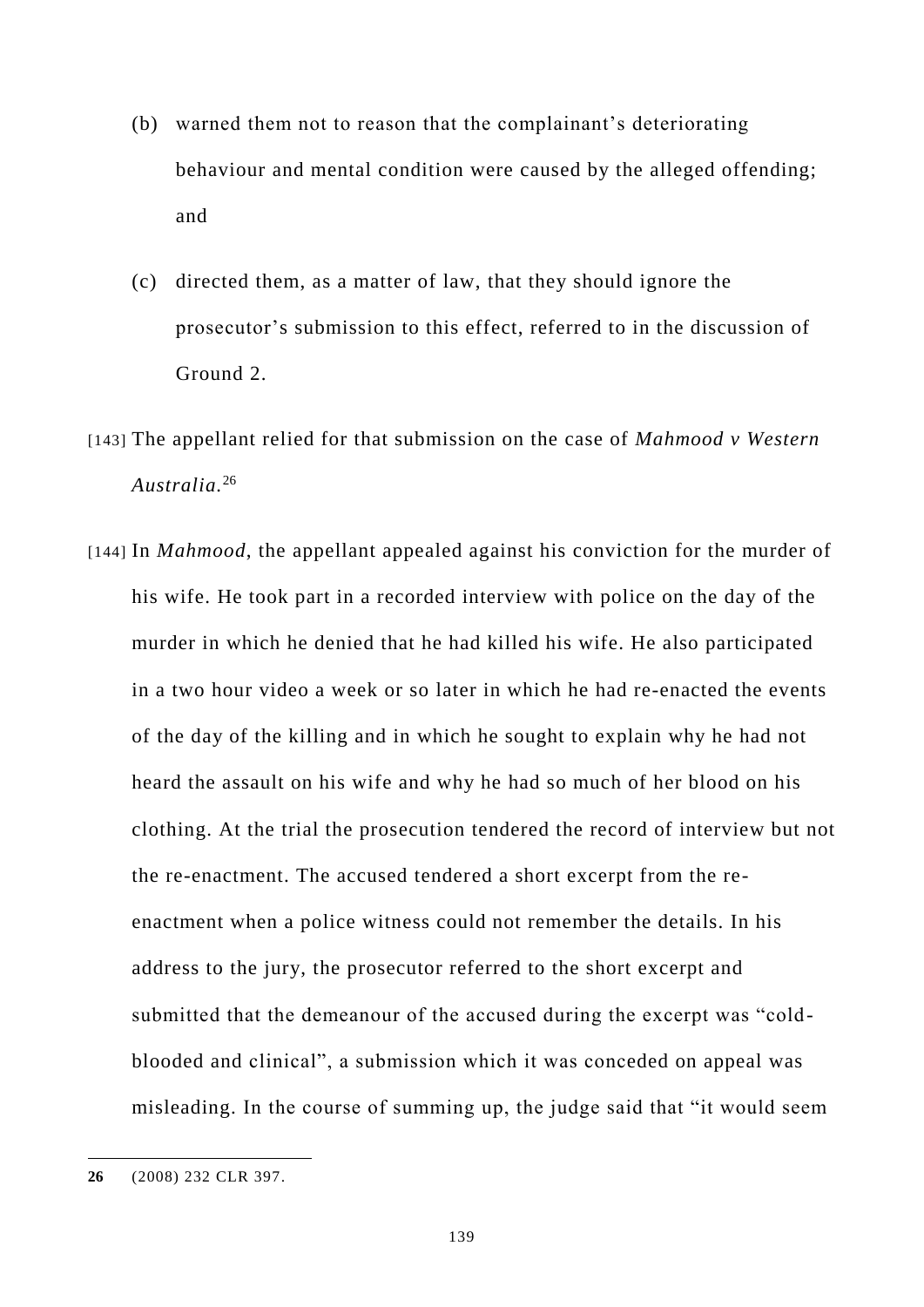(b) warned them not to reason that the complainant's deteriorating behaviour and mental condition were caused by the alleged offending; and

(c) directed them, as a matter of law, that they should ignore the prosecutor's submission to this effect, referred to in the discussion of Ground 2.

[143] The appellant relied for that submission on the case of *Mahmood v Western Australia.*[26]

[144] In *Mahmood*, the appellant appealed against his conviction for the murder of his wife. He took part in a recorded interview with police on the day of the murder in which he denied that he had killed his wife. He also participated in a two hour video a week or so later in which he had re-enacted the events of the day of the killing and in which he sought to explain why he had not heard the assault on his wife and why he had so much of her blood on his clothing. At the trial the prosecution tendered the record of interview but not the re-enactment. The accused tendered a short excerpt from the re-enactment when a police witness could not remember the details. In his address to the jury, the prosecutor referred to the short excerpt and submitted that the demeanour of the accused during the excerpt was "cold-blooded and clinical", a submission which it was conceded on appeal was misleading. In the course of summing up, the judge said that "it would seem

---

**26** (2008) 232 CLR 397.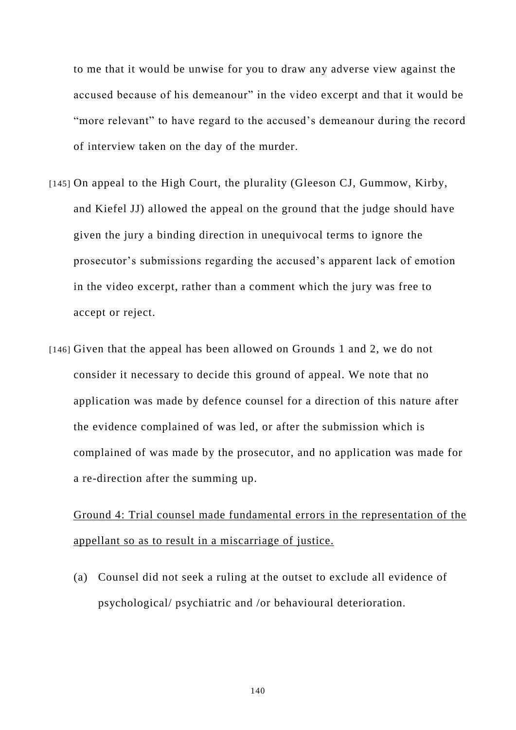to me that it would be unwise for you to draw any adverse view against the accused because of his demeanour" in the video excerpt and that it would be "more relevant" to have regard to the accused's demeanour during the record of interview taken on the day of the murder.

[145] On appeal to the High Court, the plurality (Gleeson CJ, Gummow, Kirby, and Kiefel JJ) allowed the appeal on the ground that the judge should have given the jury a binding direction in unequivocal terms to ignore the prosecutor's submissions regarding the accused's apparent lack of emotion in the video excerpt, rather than a comment which the jury was free to accept or reject.

[146] Given that the appeal has been allowed on Grounds 1 and 2, we do not consider it necessary to decide this ground of appeal. We note that no application was made by defence counsel for a direction of this nature after the evidence complained of was led, or after the submission which is complained of was made by the prosecutor, and no application was made for a re-direction after the summing up.

<u>Ground 4: Trial counsel made fundamental errors in the representation of the appellant so as to result in a miscarriage of justice.</u>

(a) Counsel did not seek a ruling at the outset to exclude all evidence of psychological/ psychiatric and /or behavioural deterioration.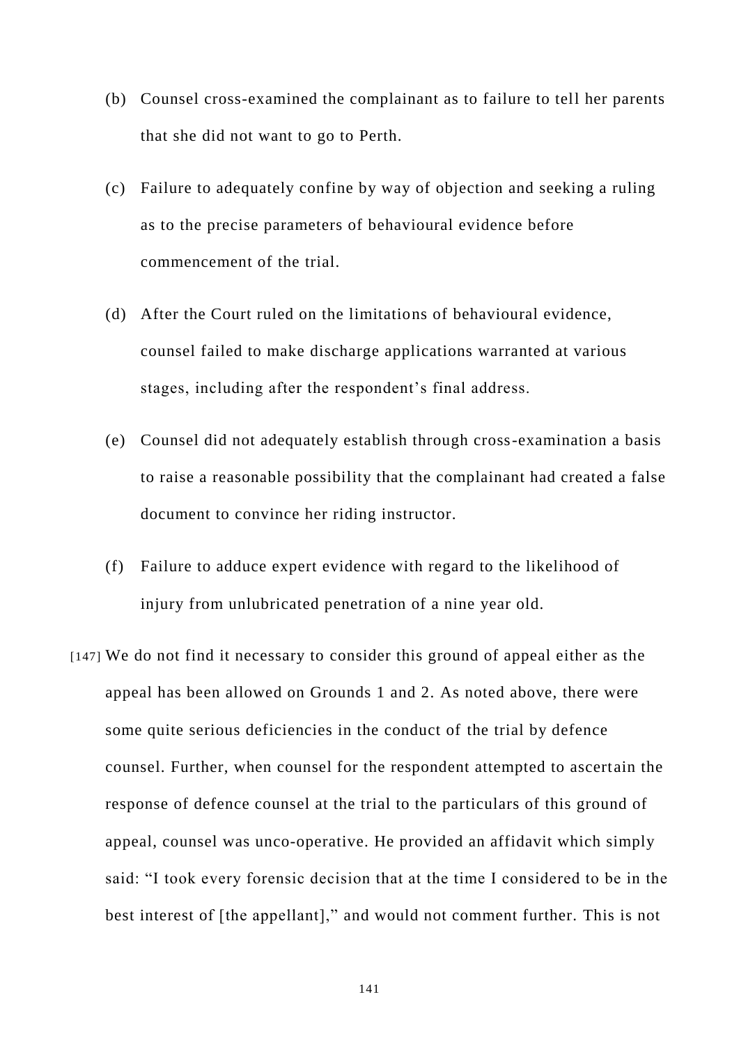(b) Counsel cross-examined the complainant as to failure to tell her parents that she did not want to go to Perth.

(c) Failure to adequately confine by way of objection and seeking a ruling as to the precise parameters of behavioural evidence before commencement of the trial.

(d) After the Court ruled on the limitations of behavioural evidence, counsel failed to make discharge applications warranted at various stages, including after the respondent's final address.

(e) Counsel did not adequately establish through cross-examination a basis to raise a reasonable possibility that the complainant had created a false document to convince her riding instructor.

(f) Failure to adduce expert evidence with regard to the likelihood of injury from unlubricated penetration of a nine year old.

[147] We do not find it necessary to consider this ground of appeal either as the appeal has been allowed on Grounds 1 and 2. As noted above, there were some quite serious deficiencies in the conduct of the trial by defence counsel. Further, when counsel for the respondent attempted to ascertain the response of defence counsel at the trial to the particulars of this ground of appeal, counsel was unco-operative. He provided an affidavit which simply said: "I took every forensic decision that at the time I considered to be in the best interest of [the appellant]," and would not comment further. This is not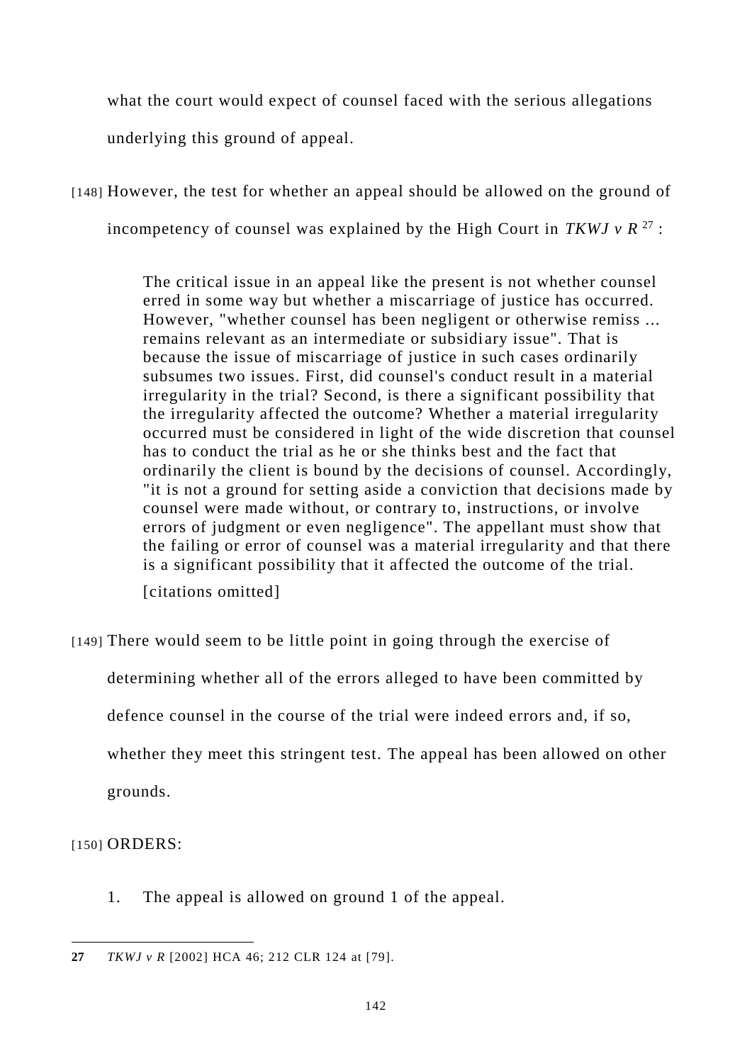what the court would expect of counsel faced with the serious allegations underlying this ground of appeal.

[148] However, the test for whether an appeal should be allowed on the ground of incompetency of counsel was explained by the High Court in *TKWJ v R*[27]:

> The critical issue in an appeal like the present is not whether counsel erred in some way but whether a miscarriage of justice has occurred. However, "whether counsel has been negligent or otherwise remiss ... remains relevant as an intermediate or subsidiary issue". That is because the issue of miscarriage of justice in such cases ordinarily subsumes two issues. First, did counsel's conduct result in a material irregularity in the trial? Second, is there a significant possibility that the irregularity affected the outcome? Whether a material irregularity occurred must be considered in light of the wide discretion that counsel has to conduct the trial as he or she thinks best and the fact that ordinarily the client is bound by the decisions of counsel. Accordingly, "it is not a ground for setting aside a conviction that decisions made by counsel were made without, or contrary to, instructions, or involve errors of judgment or even negligence". The appellant must show that the failing or error of counsel was a material irregularity and that there is a significant possibility that it affected the outcome of the trial.
>
> [citations omitted]

[149] There would seem to be little point in going through the exercise of determining whether all of the errors alleged to have been committed by defence counsel in the course of the trial were indeed errors and, if so, whether they meet this stringent test. The appeal has been allowed on other grounds.

[150] ORDERS:

1. The appeal is allowed on ground 1 of the appeal.

---

**27** *TKWJ v R* [2002] HCA 46; 212 CLR 124 at [79].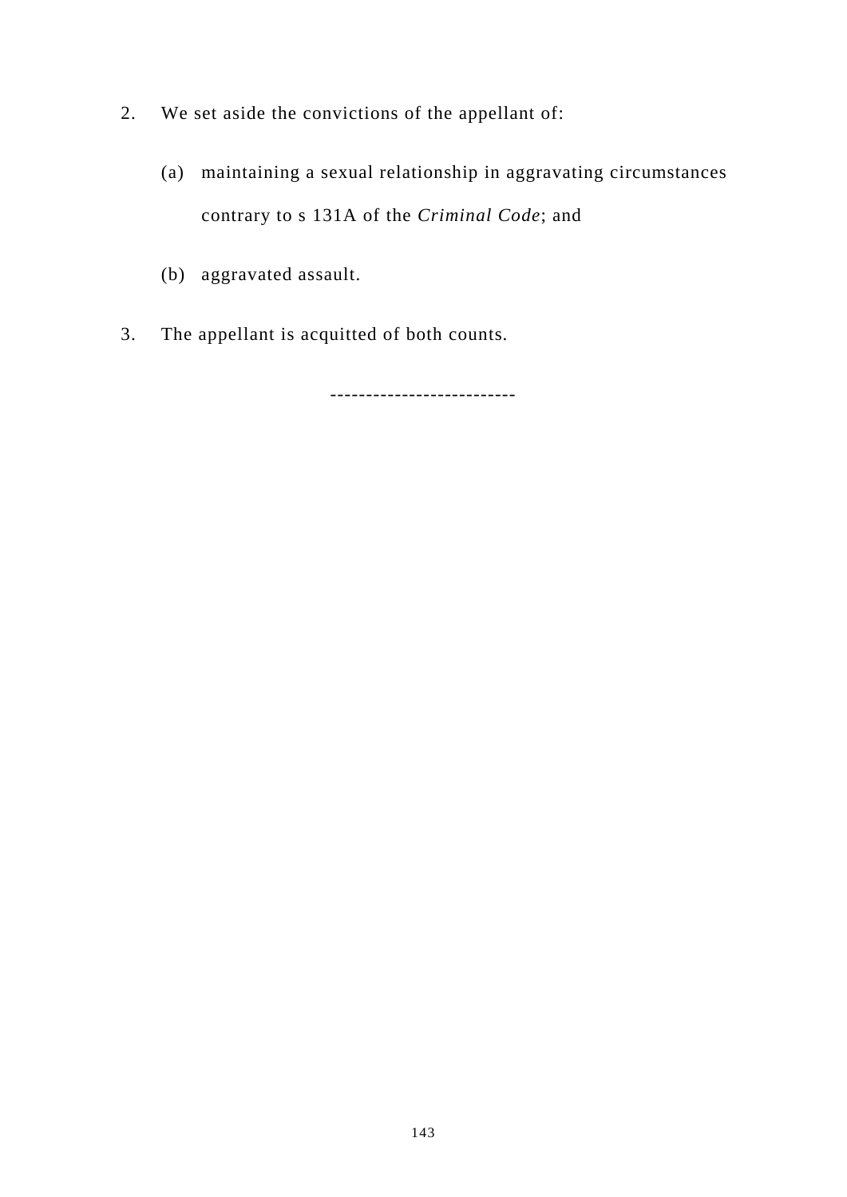2. We set aside the convictions of the appellant of:

   (a) maintaining a sexual relationship in aggravating circumstances contrary to s 131A of the *Criminal Code*; and

   (b) aggravated assault.

3. The appellant is acquitted of both counts.

--------------------------